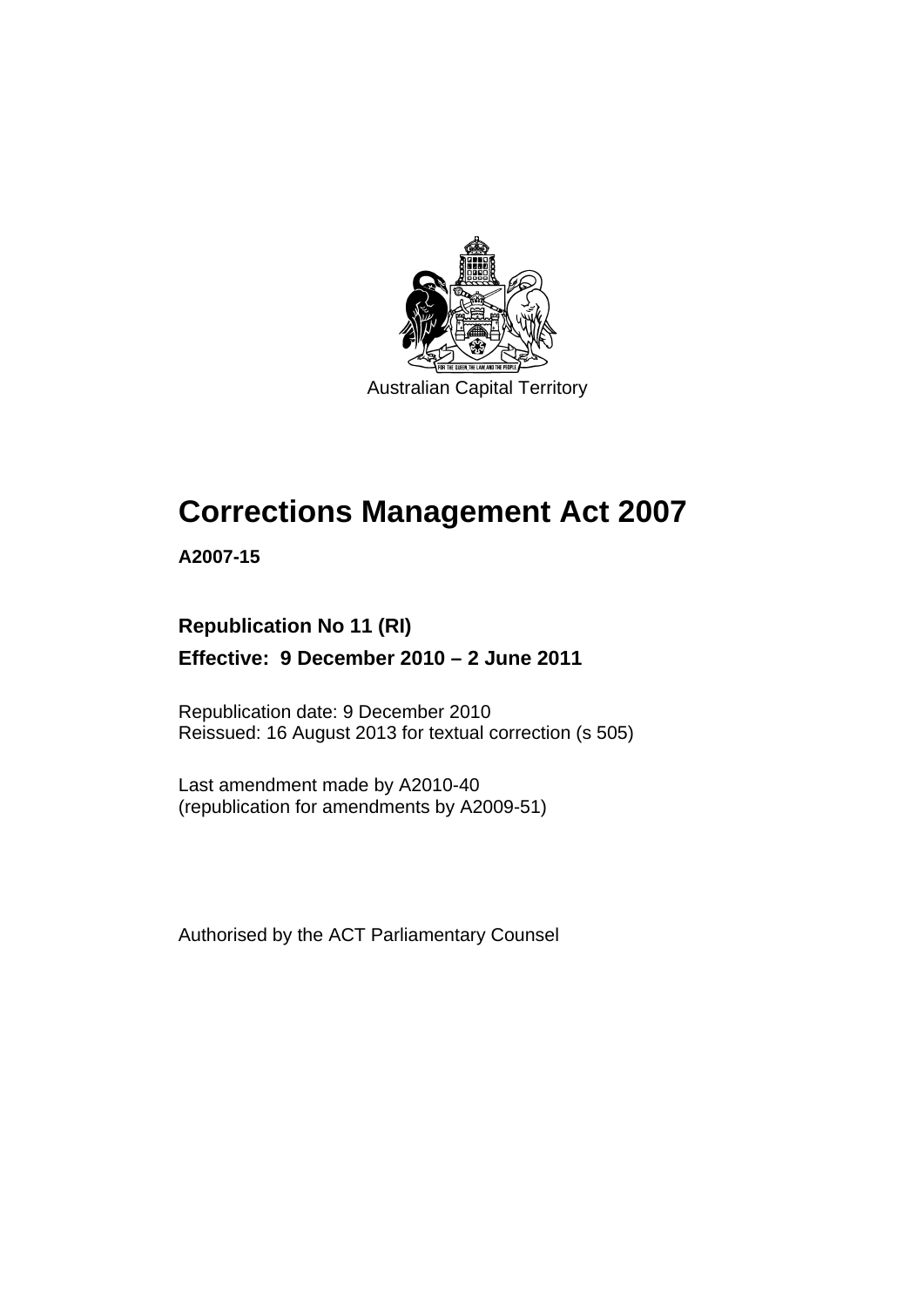Australian Capital Territory

# Corrections Management Act 2007

**A2007-15**

**Republication No 11 (RI)**

**Effective: 9 December 2010 – 2 June 2011**

Republication date: 9 December 2010
Reissued: 16 August 2013 for textual correction (s 505)

Last amendment made by A2010-40
(republication for amendments by A2009-51)

Authorised by the ACT Parliamentary Counsel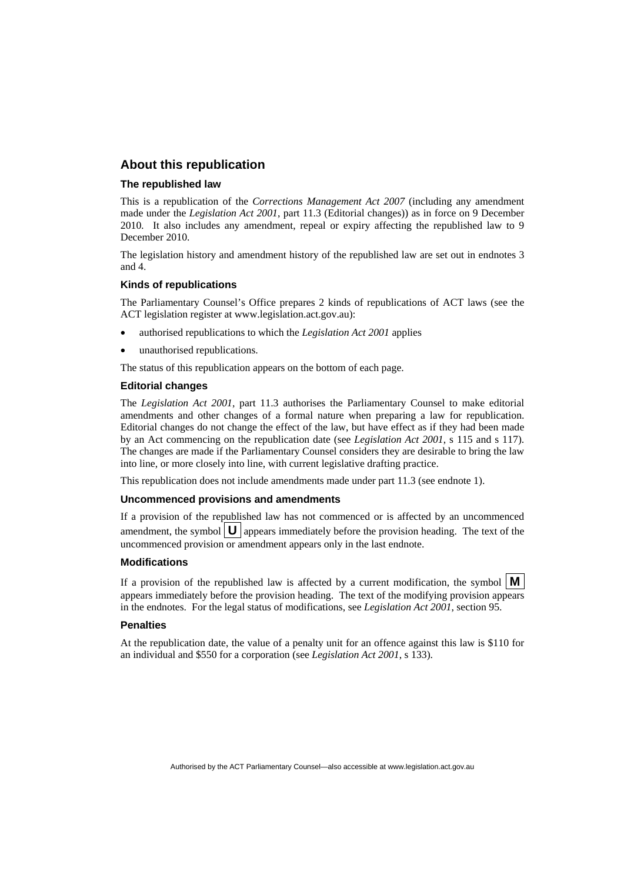## About this republication

### The republished law

This is a republication of the *Corrections Management Act 2007* (including any amendment made under the *Legislation Act 2001*, part 11.3 (Editorial changes)) as in force on 9 December 2010. It also includes any amendment, repeal or expiry affecting the republished law to 9 December 2010.

The legislation history and amendment history of the republished law are set out in endnotes 3 and 4.

### Kinds of republications

The Parliamentary Counsel's Office prepares 2 kinds of republications of ACT laws (see the ACT legislation register at www.legislation.act.gov.au):

- authorised republications to which the *Legislation Act 2001* applies
- unauthorised republications.

The status of this republication appears on the bottom of each page.

### Editorial changes

The *Legislation Act 2001*, part 11.3 authorises the Parliamentary Counsel to make editorial amendments and other changes of a formal nature when preparing a law for republication. Editorial changes do not change the effect of the law, but have effect as if they had been made by an Act commencing on the republication date (see *Legislation Act 2001*, s 115 and s 117). The changes are made if the Parliamentary Counsel considers they are desirable to bring the law into line, or more closely into line, with current legislative drafting practice.

This republication does not include amendments made under part 11.3 (see endnote 1).

### Uncommenced provisions and amendments

If a provision of the republished law has not commenced or is affected by an uncommenced amendment, the symbol **U** appears immediately before the provision heading. The text of the uncommenced provision or amendment appears only in the last endnote.

### Modifications

If a provision of the republished law is affected by a current modification, the symbol **M** appears immediately before the provision heading. The text of the modifying provision appears in the endnotes. For the legal status of modifications, see *Legislation Act 2001*, section 95.

### Penalties

At the republication date, the value of a penalty unit for an offence against this law is $110 for an individual and $550 for a corporation (see *Legislation Act 2001*, s 133).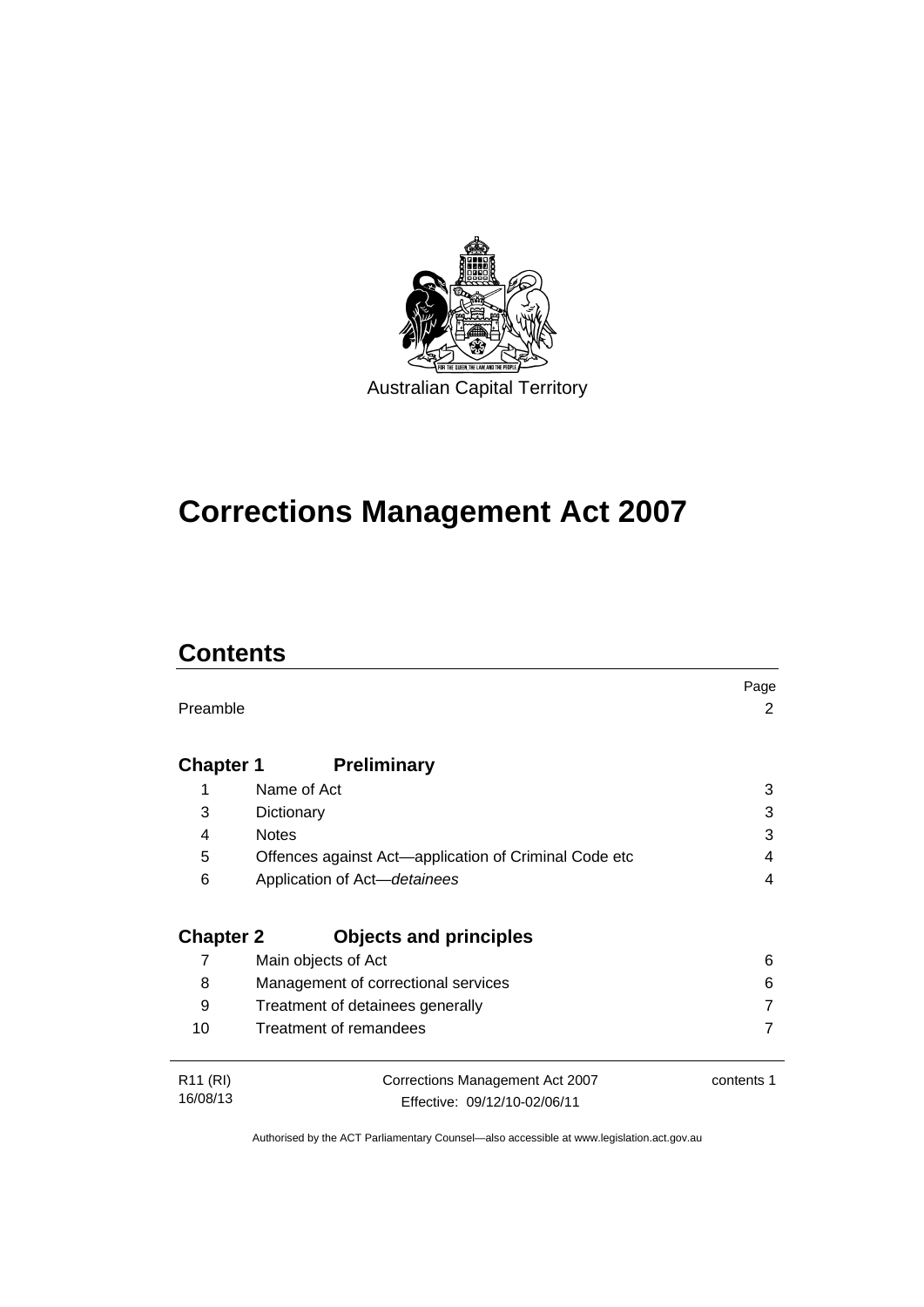Australian Capital Territory

# Corrections Management Act 2007

## Contents

| | | Page |
|---|---|---|
| Preamble | | 2 |
| **Chapter 1** | **Preliminary** | |
| 1 | Name of Act | 3 |
| 3 | Dictionary | 3 |
| 4 | Notes | 3 |
| 5 | Offences against Act—application of Criminal Code etc | 4 |
| 6 | Application of Act—*detainees* | 4 |
| **Chapter 2** | **Objects and principles** | |
| 7 | Main objects of Act | 6 |
| 8 | Management of correctional services | 6 |
| 9 | Treatment of detainees generally | 7 |
| 10 | Treatment of remandees | 7 |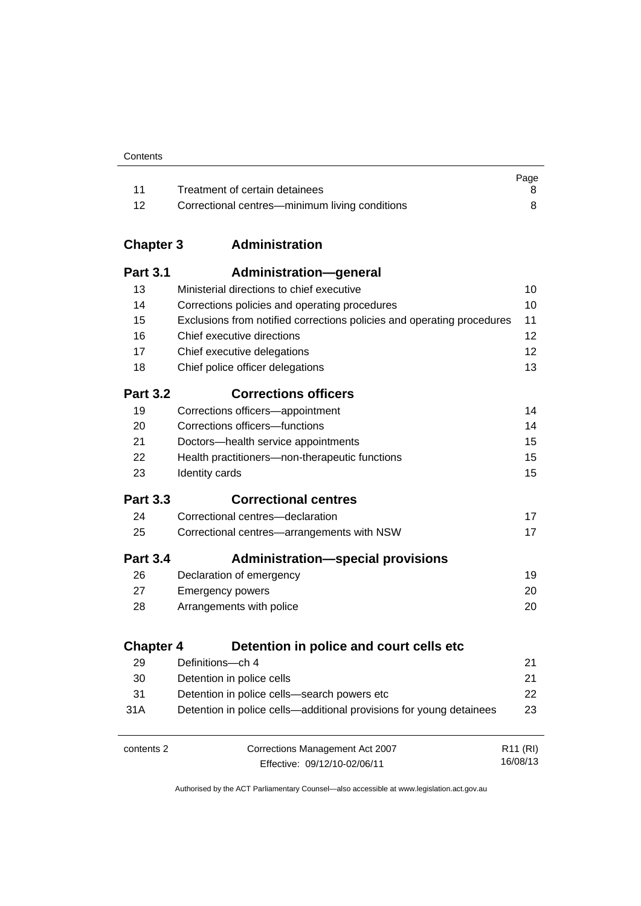| | | Page |
|---|---|---|
| 11 | Treatment of certain detainees | 8 |
| 12 | Correctional centres—minimum living conditions | 8 |

## Chapter 3 Administration

### Part 3.1 Administration—general

| | | |
|---|---|---|
| 13 | Ministerial directions to chief executive | 10 |
| 14 | Corrections policies and operating procedures | 10 |
| 15 | Exclusions from notified corrections policies and operating procedures | 11 |
| 16 | Chief executive directions | 12 |
| 17 | Chief executive delegations | 12 |
| 18 | Chief police officer delegations | 13 |

### Part 3.2 Corrections officers

| | | |
|---|---|---|
| 19 | Corrections officers—appointment | 14 |
| 20 | Corrections officers—functions | 14 |
| 21 | Doctors—health service appointments | 15 |
| 22 | Health practitioners—non-therapeutic functions | 15 |
| 23 | Identity cards | 15 |

### Part 3.3 Correctional centres

| | | |
|---|---|---|
| 24 | Correctional centres—declaration | 17 |
| 25 | Correctional centres—arrangements with NSW | 17 |

### Part 3.4 Administration—special provisions

| | | |
|---|---|---|
| 26 | Declaration of emergency | 19 |
| 27 | Emergency powers | 20 |
| 28 | Arrangements with police | 20 |

## Chapter 4 Detention in police and court cells etc

| | | |
|---|---|---|
| 29 | Definitions—ch 4 | 21 |
| 30 | Detention in police cells | 21 |
| 31 | Detention in police cells—search powers etc | 22 |
| 31A | Detention in police cells—additional provisions for young detainees | 23 |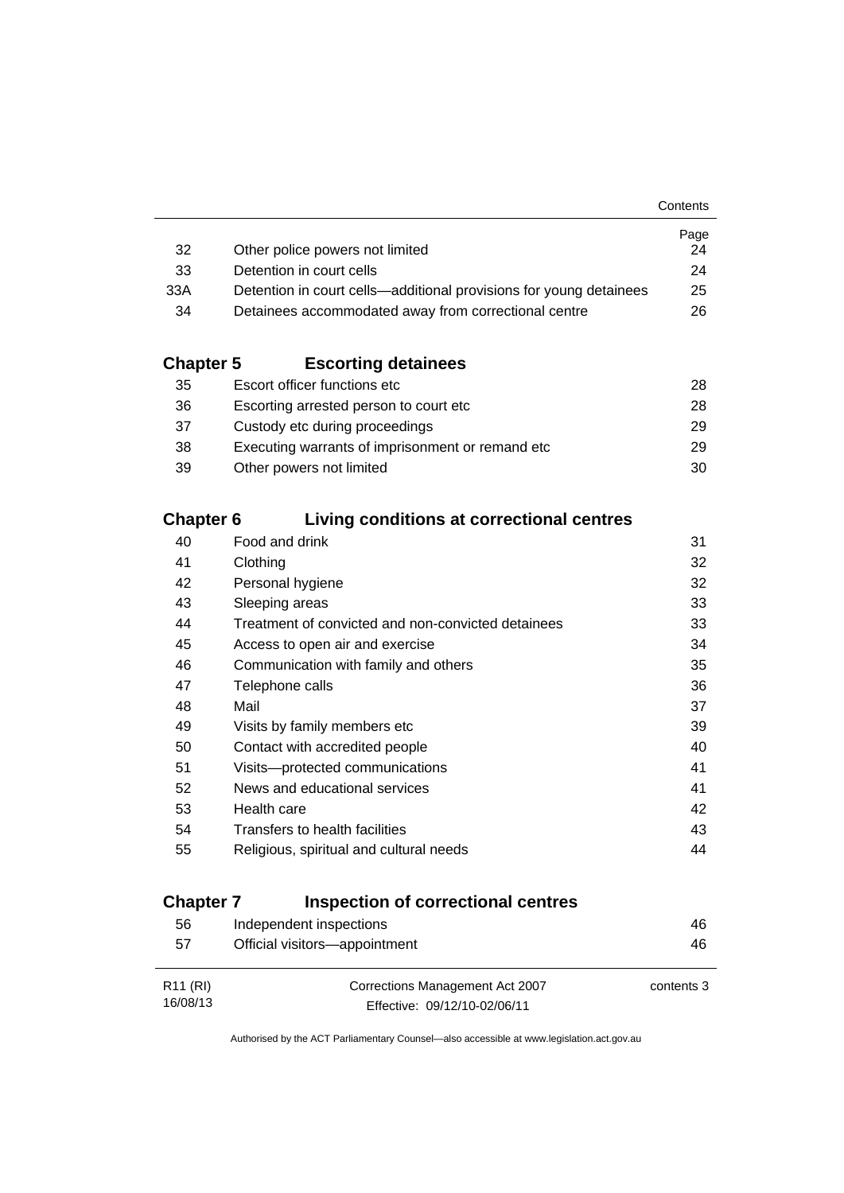| | | Page |
|---|---|---|
| 32 | Other police powers not limited | 24 |
| 33 | Detention in court cells | 24 |
| 33A | Detention in court cells—additional provisions for young detainees | 25 |
| 34 | Detainees accommodated away from correctional centre | 26 |

## Chapter 5 Escorting detainees

| | | |
|---|---|---|
| 35 | Escort officer functions etc | 28 |
| 36 | Escorting arrested person to court etc | 28 |
| 37 | Custody etc during proceedings | 29 |
| 38 | Executing warrants of imprisonment or remand etc | 29 |
| 39 | Other powers not limited | 30 |

## Chapter 6 Living conditions at correctional centres

| | | |
|---|---|---|
| 40 | Food and drink | 31 |
| 41 | Clothing | 32 |
| 42 | Personal hygiene | 32 |
| 43 | Sleeping areas | 33 |
| 44 | Treatment of convicted and non-convicted detainees | 33 |
| 45 | Access to open air and exercise | 34 |
| 46 | Communication with family and others | 35 |
| 47 | Telephone calls | 36 |
| 48 | Mail | 37 |
| 49 | Visits by family members etc | 39 |
| 50 | Contact with accredited people | 40 |
| 51 | Visits—protected communications | 41 |
| 52 | News and educational services | 41 |
| 53 | Health care | 42 |
| 54 | Transfers to health facilities | 43 |
| 55 | Religious, spiritual and cultural needs | 44 |

## Chapter 7 Inspection of correctional centres

| | | |
|---|---|---|
| 56 | Independent inspections | 46 |
| 57 | Official visitors—appointment | 46 |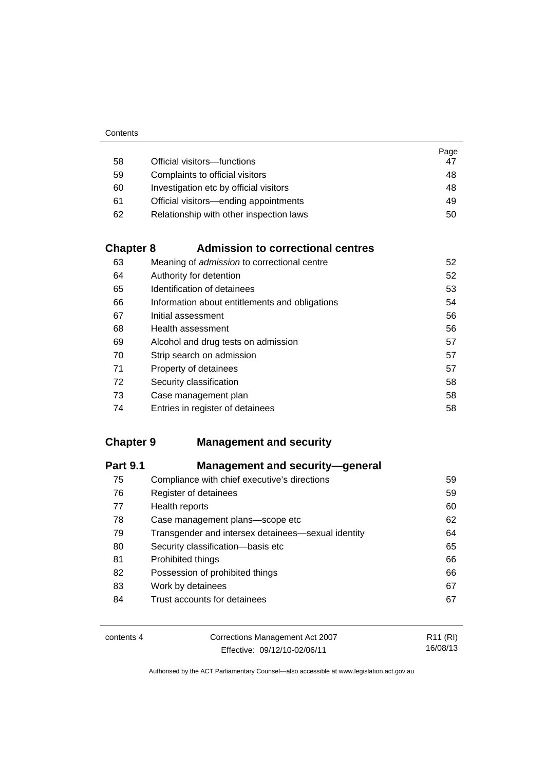| | | Page |
|---|---|---|
| 58 | Official visitors—functions | 47 |
| 59 | Complaints to official visitors | 48 |
| 60 | Investigation etc by official visitors | 48 |
| 61 | Official visitors—ending appointments | 49 |
| 62 | Relationship with other inspection laws | 50 |

## Chapter 8 Admission to correctional centres

| | | |
|---|---|---|
| 63 | Meaning of *admission* to correctional centre | 52 |
| 64 | Authority for detention | 52 |
| 65 | Identification of detainees | 53 |
| 66 | Information about entitlements and obligations | 54 |
| 67 | Initial assessment | 56 |
| 68 | Health assessment | 56 |
| 69 | Alcohol and drug tests on admission | 57 |
| 70 | Strip search on admission | 57 |
| 71 | Property of detainees | 57 |
| 72 | Security classification | 58 |
| 73 | Case management plan | 58 |
| 74 | Entries in register of detainees | 58 |

## Chapter 9 Management and security

### Part 9.1 Management and security—general

| | | |
|---|---|---|
| 75 | Compliance with chief executive's directions | 59 |
| 76 | Register of detainees | 59 |
| 77 | Health reports | 60 |
| 78 | Case management plans—scope etc | 62 |
| 79 | Transgender and intersex detainees—sexual identity | 64 |
| 80 | Security classification—basis etc | 65 |
| 81 | Prohibited things | 66 |
| 82 | Possession of prohibited things | 66 |
| 83 | Work by detainees | 67 |
| 84 | Trust accounts for detainees | 67 |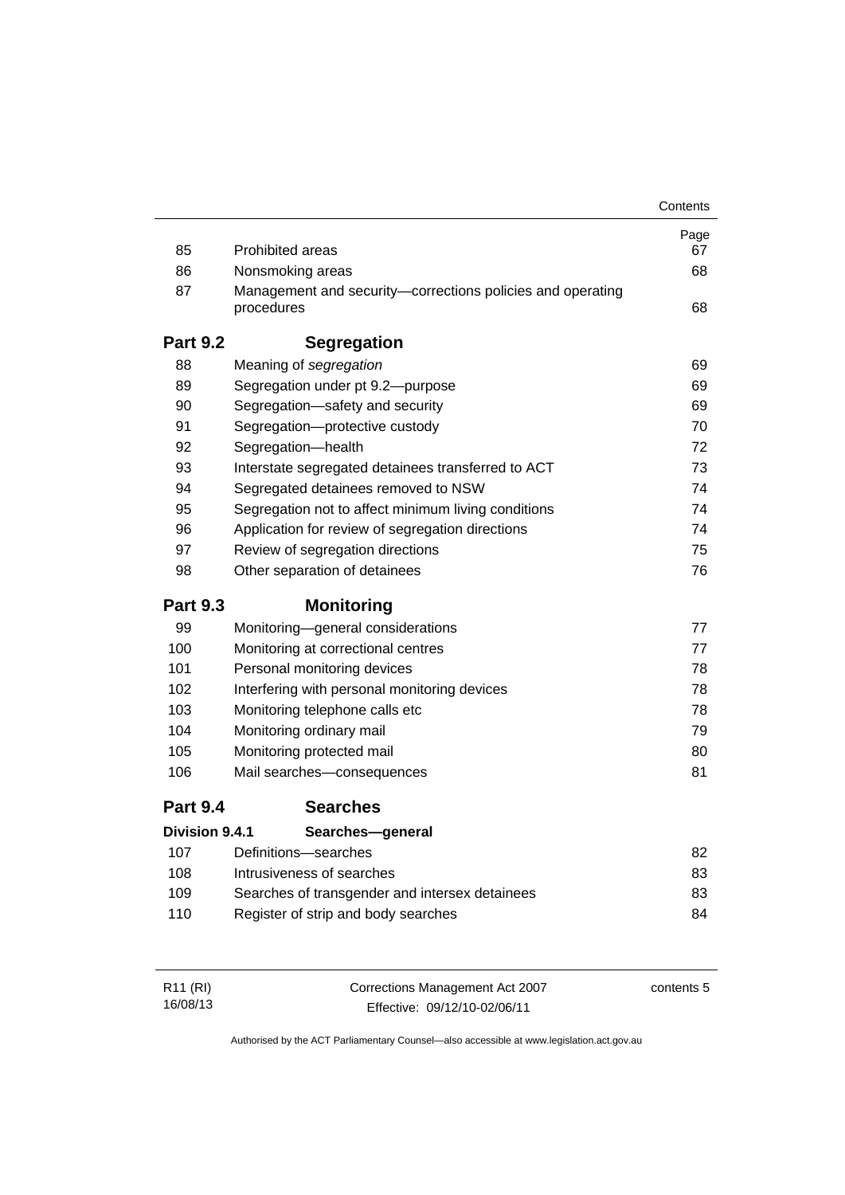| | | Page |
|---|---|---|
| 85 | Prohibited areas | 67 |
| 86 | Nonsmoking areas | 68 |
| 87 | Management and security—corrections policies and operating procedures | 68 |

## Part 9.2 Segregation

| | | |
|---|---|---|
| 88 | Meaning of *segregation* | 69 |
| 89 | Segregation under pt 9.2—purpose | 69 |
| 90 | Segregation—safety and security | 69 |
| 91 | Segregation—protective custody | 70 |
| 92 | Segregation—health | 72 |
| 93 | Interstate segregated detainees transferred to ACT | 73 |
| 94 | Segregated detainees removed to NSW | 74 |
| 95 | Segregation not to affect minimum living conditions | 74 |
| 96 | Application for review of segregation directions | 74 |
| 97 | Review of segregation directions | 75 |
| 98 | Other separation of detainees | 76 |

## Part 9.3 Monitoring

| | | |
|---|---|---|
| 99 | Monitoring—general considerations | 77 |
| 100 | Monitoring at correctional centres | 77 |
| 101 | Personal monitoring devices | 78 |
| 102 | Interfering with personal monitoring devices | 78 |
| 103 | Monitoring telephone calls etc | 78 |
| 104 | Monitoring ordinary mail | 79 |
| 105 | Monitoring protected mail | 80 |
| 106 | Mail searches—consequences | 81 |

## Part 9.4 Searches

### Division 9.4.1 Searches—general

| | | |
|---|---|---|
| 107 | Definitions—searches | 82 |
| 108 | Intrusiveness of searches | 83 |
| 109 | Searches of transgender and intersex detainees | 83 |
| 110 | Register of strip and body searches | 84 |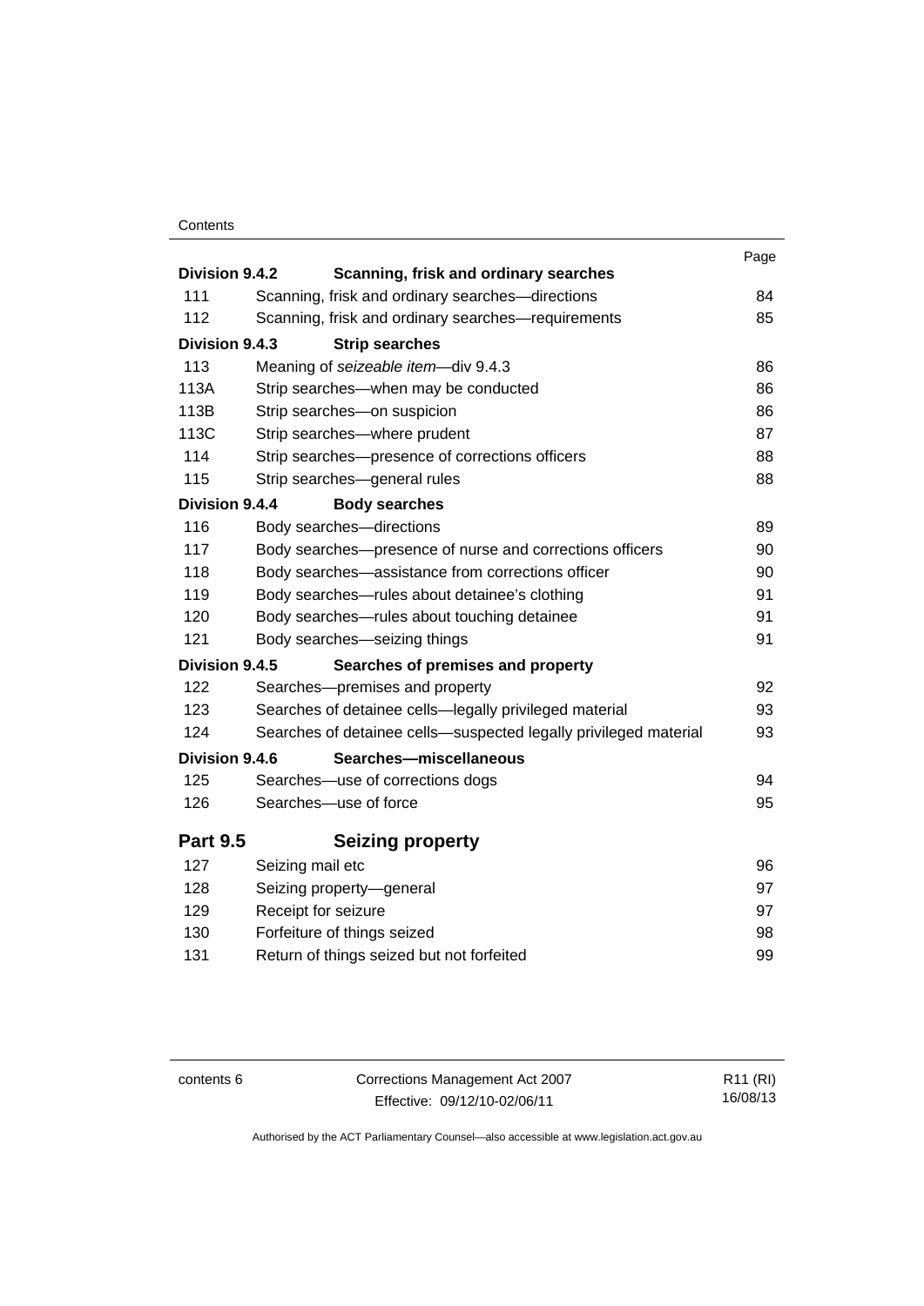| | | Page |
|---|---|---|
| **Division 9.4.2** | **Scanning, frisk and ordinary searches** | |
| 111 | Scanning, frisk and ordinary searches—directions | 84 |
| 112 | Scanning, frisk and ordinary searches—requirements | 85 |
| **Division 9.4.3** | **Strip searches** | |
| 113 | Meaning of *seizeable item*—div 9.4.3 | 86 |
| 113A | Strip searches—when may be conducted | 86 |
| 113B | Strip searches—on suspicion | 86 |
| 113C | Strip searches—where prudent | 87 |
| 114 | Strip searches—presence of corrections officers | 88 |
| 115 | Strip searches—general rules | 88 |
| **Division 9.4.4** | **Body searches** | |
| 116 | Body searches—directions | 89 |
| 117 | Body searches—presence of nurse and corrections officers | 90 |
| 118 | Body searches—assistance from corrections officer | 90 |
| 119 | Body searches—rules about detainee's clothing | 91 |
| 120 | Body searches—rules about touching detainee | 91 |
| 121 | Body searches—seizing things | 91 |
| **Division 9.4.5** | **Searches of premises and property** | |
| 122 | Searches—premises and property | 92 |
| 123 | Searches of detainee cells—legally privileged material | 93 |
| 124 | Searches of detainee cells—suspected legally privileged material | 93 |
| **Division 9.4.6** | **Searches—miscellaneous** | |
| 125 | Searches—use of corrections dogs | 94 |
| 126 | Searches—use of force | 95 |
| **Part 9.5** | **Seizing property** | |
| 127 | Seizing mail etc | 96 |
| 128 | Seizing property—general | 97 |
| 129 | Receipt for seizure | 97 |
| 130 | Forfeiture of things seized | 98 |
| 131 | Return of things seized but not forfeited | 99 |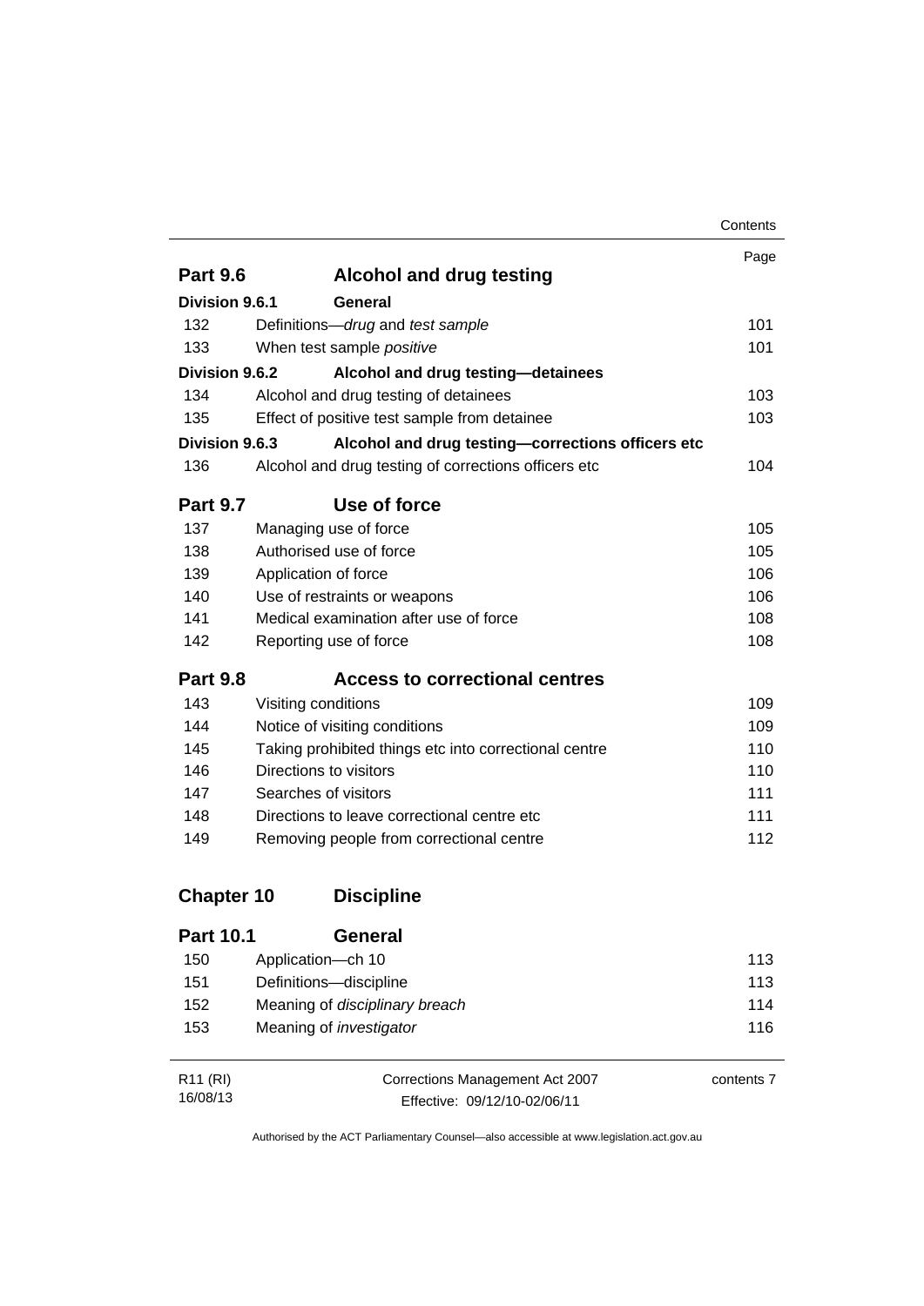| | | Page |
|---|---|---|
| **Part 9.6** | **Alcohol and drug testing** | |
| **Division 9.6.1** | **General** | |
| 132 | Definitions—*drug* and *test sample* | 101 |
| 133 | When test sample *positive* | 101 |
| **Division 9.6.2** | **Alcohol and drug testing—detainees** | |
| 134 | Alcohol and drug testing of detainees | 103 |
| 135 | Effect of positive test sample from detainee | 103 |
| **Division 9.6.3** | **Alcohol and drug testing—corrections officers etc** | |
| 136 | Alcohol and drug testing of corrections officers etc | 104 |
| **Part 9.7** | **Use of force** | |
| 137 | Managing use of force | 105 |
| 138 | Authorised use of force | 105 |
| 139 | Application of force | 106 |
| 140 | Use of restraints or weapons | 106 |
| 141 | Medical examination after use of force | 108 |
| 142 | Reporting use of force | 108 |
| **Part 9.8** | **Access to correctional centres** | |
| 143 | Visiting conditions | 109 |
| 144 | Notice of visiting conditions | 109 |
| 145 | Taking prohibited things etc into correctional centre | 110 |
| 146 | Directions to visitors | 110 |
| 147 | Searches of visitors | 111 |
| 148 | Directions to leave correctional centre etc | 111 |
| 149 | Removing people from correctional centre | 112 |
| **Chapter 10** | **Discipline** | |
| **Part 10.1** | **General** | |
| 150 | Application—ch 10 | 113 |
| 151 | Definitions—discipline | 113 |
| 152 | Meaning of *disciplinary breach* | 114 |
| 153 | Meaning of *investigator* | 116 |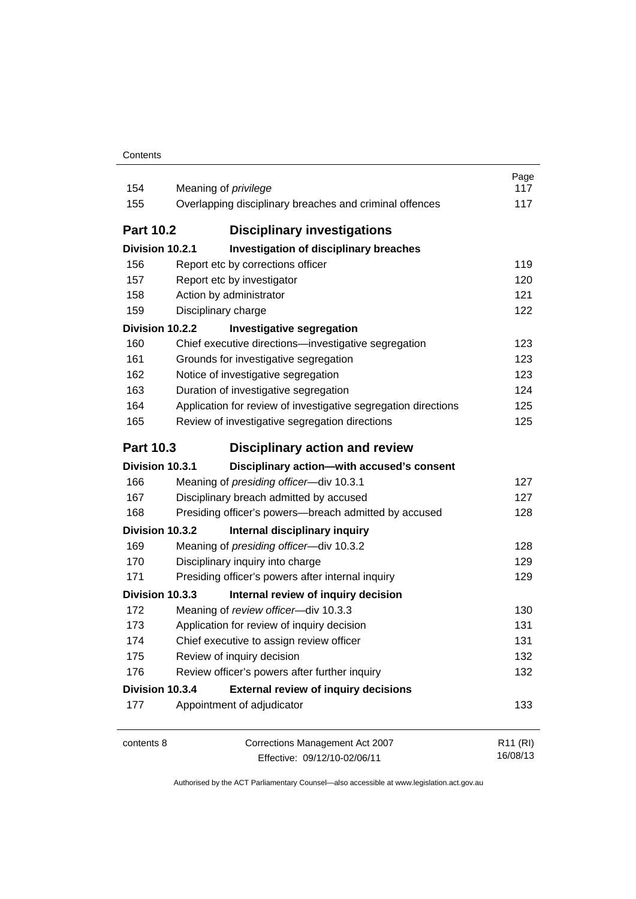| | | Page |
|---|---|---|
| 154 | Meaning of *privilege* | 117 |
| 155 | Overlapping disciplinary breaches and criminal offences | 117 |
| **Part 10.2** | **Disciplinary investigations** | |
| **Division 10.2.1** | **Investigation of disciplinary breaches** | |
| 156 | Report etc by corrections officer | 119 |
| 157 | Report etc by investigator | 120 |
| 158 | Action by administrator | 121 |
| 159 | Disciplinary charge | 122 |
| **Division 10.2.2** | **Investigative segregation** | |
| 160 | Chief executive directions—investigative segregation | 123 |
| 161 | Grounds for investigative segregation | 123 |
| 162 | Notice of investigative segregation | 123 |
| 163 | Duration of investigative segregation | 124 |
| 164 | Application for review of investigative segregation directions | 125 |
| 165 | Review of investigative segregation directions | 125 |
| **Part 10.3** | **Disciplinary action and review** | |
| **Division 10.3.1** | **Disciplinary action—with accused's consent** | |
| 166 | Meaning of *presiding officer*—div 10.3.1 | 127 |
| 167 | Disciplinary breach admitted by accused | 127 |
| 168 | Presiding officer's powers—breach admitted by accused | 128 |
| **Division 10.3.2** | **Internal disciplinary inquiry** | |
| 169 | Meaning of *presiding officer*—div 10.3.2 | 128 |
| 170 | Disciplinary inquiry into charge | 129 |
| 171 | Presiding officer's powers after internal inquiry | 129 |
| **Division 10.3.3** | **Internal review of inquiry decision** | |
| 172 | Meaning of *review officer*—div 10.3.3 | 130 |
| 173 | Application for review of inquiry decision | 131 |
| 174 | Chief executive to assign review officer | 131 |
| 175 | Review of inquiry decision | 132 |
| 176 | Review officer's powers after further inquiry | 132 |
| **Division 10.3.4** | **External review of inquiry decisions** | |
| 177 | Appointment of adjudicator | 133 |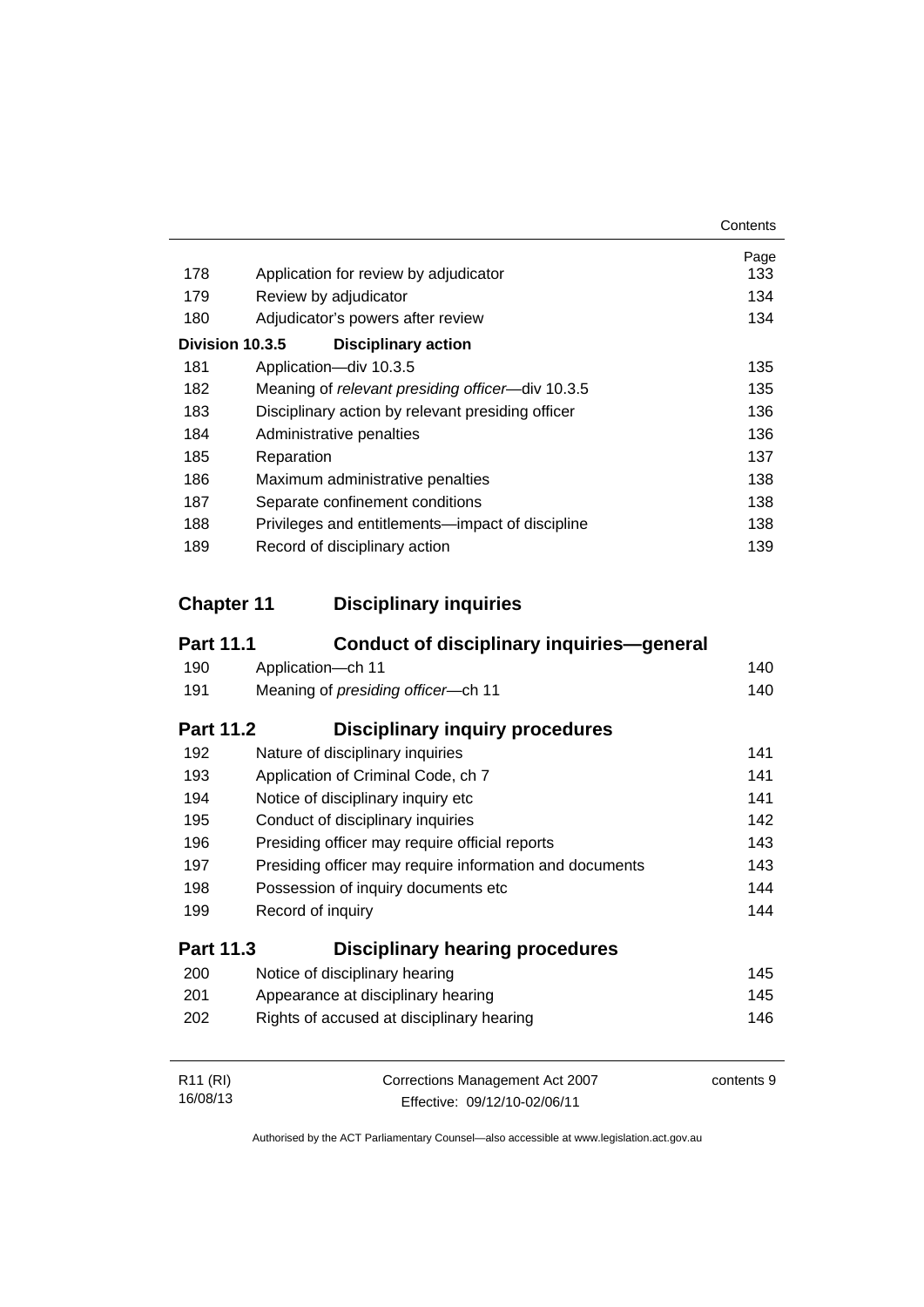| | | Page |
|---|---|---|
| 178 | Application for review by adjudicator | 133 |
| 179 | Review by adjudicator | 134 |
| 180 | Adjudicator's powers after review | 134 |
| **Division 10.3.5** | **Disciplinary action** | |
| 181 | Application—div 10.3.5 | 135 |
| 182 | Meaning of *relevant presiding officer*—div 10.3.5 | 135 |
| 183 | Disciplinary action by relevant presiding officer | 136 |
| 184 | Administrative penalties | 136 |
| 185 | Reparation | 137 |
| 186 | Maximum administrative penalties | 138 |
| 187 | Separate confinement conditions | 138 |
| 188 | Privileges and entitlements—impact of discipline | 138 |
| 189 | Record of disciplinary action | 139 |

## Chapter 11 Disciplinary inquiries

### Part 11.1 Conduct of disciplinary inquiries—general

| | | |
|---|---|---|
| 190 | Application—ch 11 | 140 |
| 191 | Meaning of *presiding officer*—ch 11 | 140 |

### Part 11.2 Disciplinary inquiry procedures

| | | |
|---|---|---|
| 192 | Nature of disciplinary inquiries | 141 |
| 193 | Application of Criminal Code, ch 7 | 141 |
| 194 | Notice of disciplinary inquiry etc | 141 |
| 195 | Conduct of disciplinary inquiries | 142 |
| 196 | Presiding officer may require official reports | 143 |
| 197 | Presiding officer may require information and documents | 143 |
| 198 | Possession of inquiry documents etc | 144 |
| 199 | Record of inquiry | 144 |

### Part 11.3 Disciplinary hearing procedures

| | | |
|---|---|---|
| 200 | Notice of disciplinary hearing | 145 |
| 201 | Appearance at disciplinary hearing | 145 |
| 202 | Rights of accused at disciplinary hearing | 146 |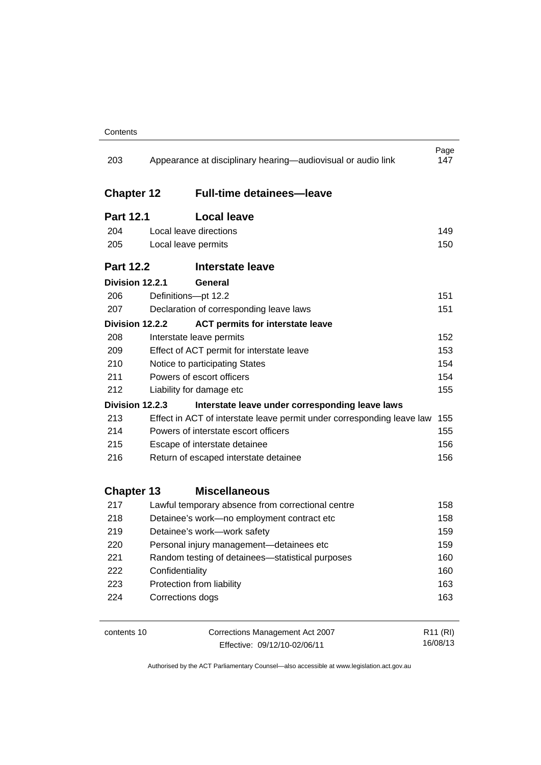| | | Page |
|---|---|---|
| 203 | Appearance at disciplinary hearing—audiovisual or audio link | 147 |

## Chapter 12 Full-time detainees—leave

### Part 12.1 Local leave

| | | |
|---|---|---|
| 204 | Local leave directions | 149 |
| 205 | Local leave permits | 150 |

### Part 12.2 Interstate leave

**Division 12.2.1 General**

| | | |
|---|---|---|
| 206 | Definitions—pt 12.2 | 151 |
| 207 | Declaration of corresponding leave laws | 151 |

**Division 12.2.2 ACT permits for interstate leave**

| | | |
|---|---|---|
| 208 | Interstate leave permits | 152 |
| 209 | Effect of ACT permit for interstate leave | 153 |
| 210 | Notice to participating States | 154 |
| 211 | Powers of escort officers | 154 |
| 212 | Liability for damage etc | 155 |

**Division 12.2.3 Interstate leave under corresponding leave laws**

| | | |
|---|---|---|
| 213 | Effect in ACT of interstate leave permit under corresponding leave law | 155 |
| 214 | Powers of interstate escort officers | 155 |
| 215 | Escape of interstate detainee | 156 |
| 216 | Return of escaped interstate detainee | 156 |

## Chapter 13 Miscellaneous

| | | |
|---|---|---|
| 217 | Lawful temporary absence from correctional centre | 158 |
| 218 | Detainee's work—no employment contract etc | 158 |
| 219 | Detainee's work—work safety | 159 |
| 220 | Personal injury management—detainees etc | 159 |
| 221 | Random testing of detainees—statistical purposes | 160 |
| 222 | Confidentiality | 160 |
| 223 | Protection from liability | 163 |
| 224 | Corrections dogs | 163 |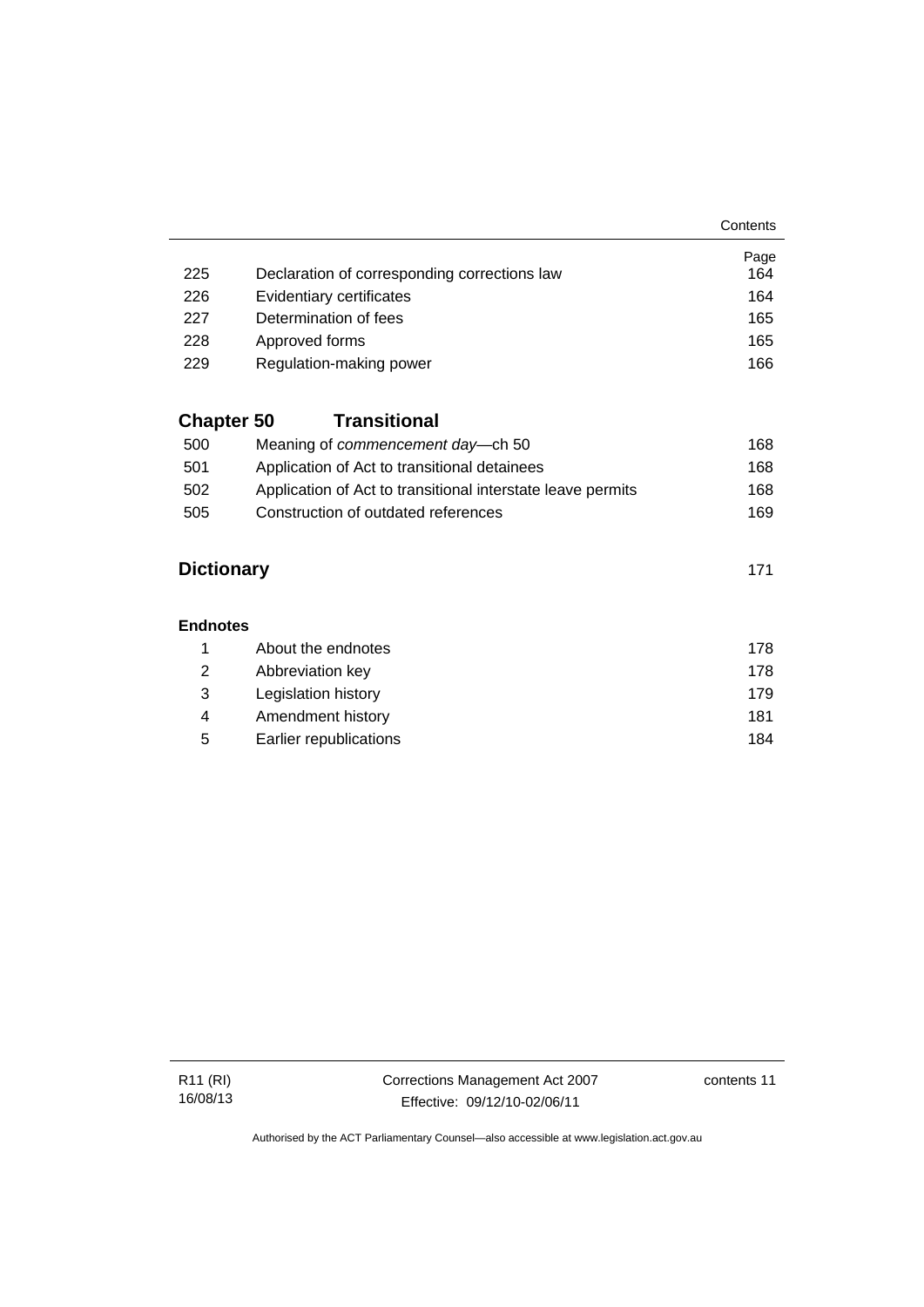| | | Page |
|---|---|---|
| 225 | Declaration of corresponding corrections law | 164 |
| 226 | Evidentiary certificates | 164 |
| 227 | Determination of fees | 165 |
| 228 | Approved forms | 165 |
| 229 | Regulation-making power | 166 |

## Chapter 50 Transitional

| | | |
|---|---|---|
| 500 | Meaning of *commencement day*—ch 50 | 168 |
| 501 | Application of Act to transitional detainees | 168 |
| 502 | Application of Act to transitional interstate leave permits | 168 |
| 505 | Construction of outdated references | 169 |

## Dictionary 171

### Endnotes

| | | |
|---|---|---|
| 1 | About the endnotes | 178 |
| 2 | Abbreviation key | 178 |
| 3 | Legislation history | 179 |
| 4 | Amendment history | 181 |
| 5 | Earlier republications | 184 |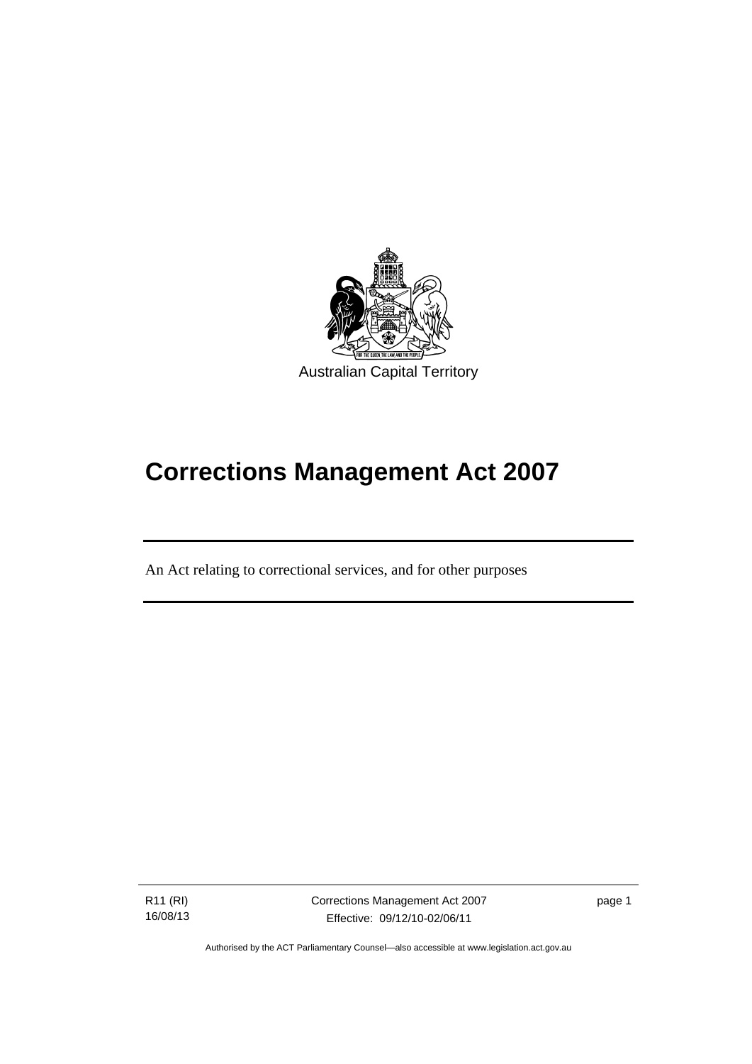Australian Capital Territory

# Corrections Management Act 2007

An Act relating to correctional services, and for other purposes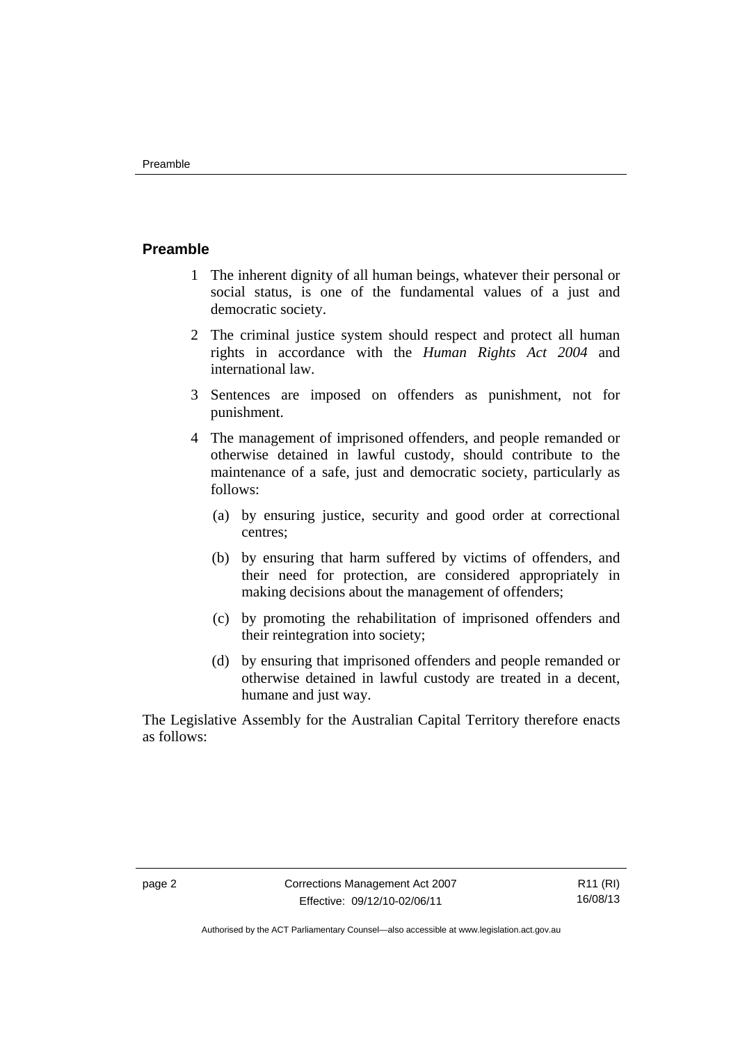## Preamble

1 The inherent dignity of all human beings, whatever their personal or social status, is one of the fundamental values of a just and democratic society.

2 The criminal justice system should respect and protect all human rights in accordance with the *Human Rights Act 2004* and international law.

3 Sentences are imposed on offenders as punishment, not for punishment.

4 The management of imprisoned offenders, and people remanded or otherwise detained in lawful custody, should contribute to the maintenance of a safe, just and democratic society, particularly as follows:

   (a) by ensuring justice, security and good order at correctional centres;

   (b) by ensuring that harm suffered by victims of offenders, and their need for protection, are considered appropriately in making decisions about the management of offenders;

   (c) by promoting the rehabilitation of imprisoned offenders and their reintegration into society;

   (d) by ensuring that imprisoned offenders and people remanded or otherwise detained in lawful custody are treated in a decent, humane and just way.

The Legislative Assembly for the Australian Capital Territory therefore enacts as follows: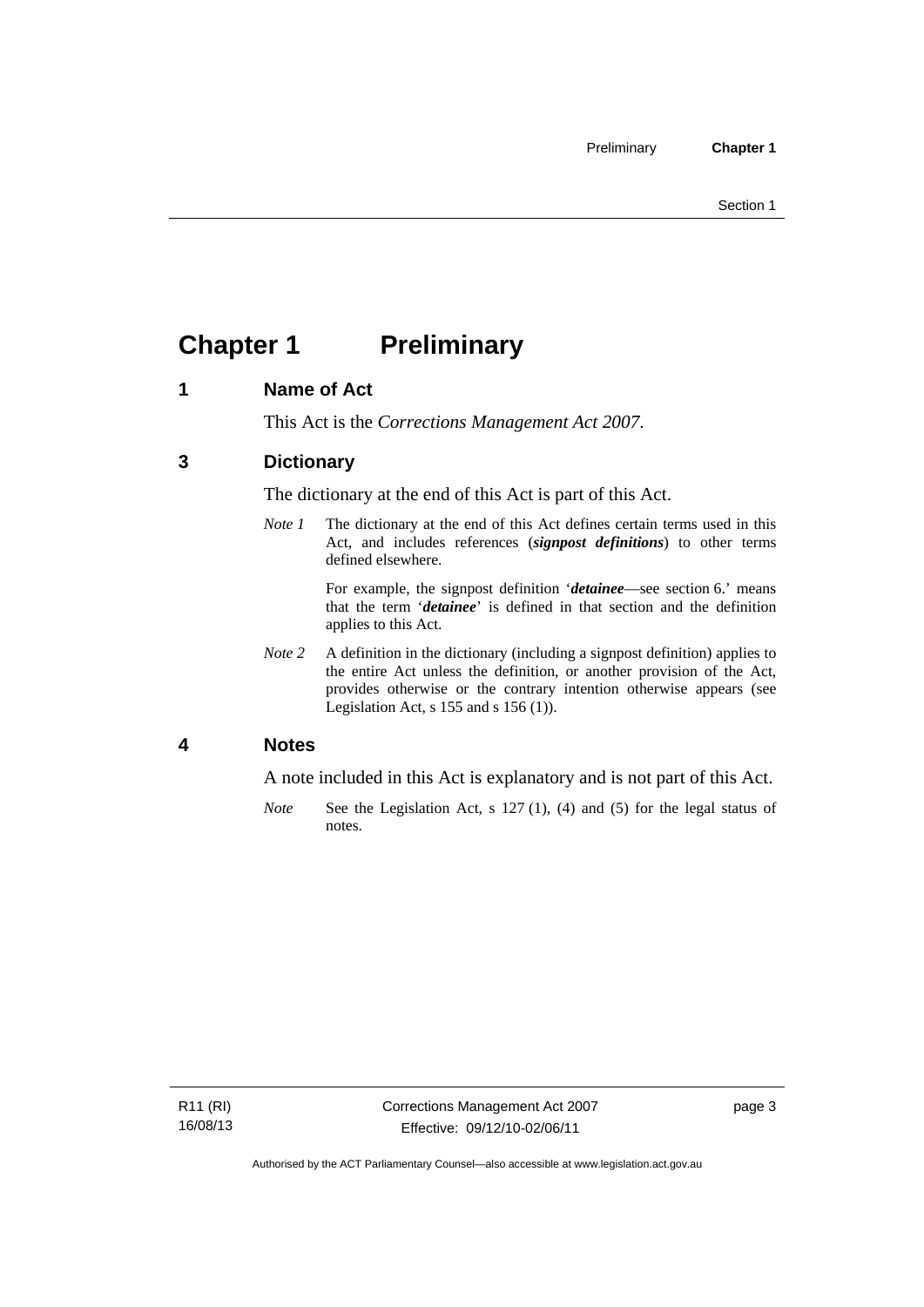# Chapter 1 Preliminary

## 1 Name of Act

This Act is the *Corrections Management Act 2007*.

## 3 Dictionary

The dictionary at the end of this Act is part of this Act.

*Note 1* The dictionary at the end of this Act defines certain terms used in this Act, and includes references (***signpost definitions***) to other terms defined elsewhere.

For example, the signpost definition '***detainee***—see section 6.' means that the term '***detainee***' is defined in that section and the definition applies to this Act.

*Note 2* A definition in the dictionary (including a signpost definition) applies to the entire Act unless the definition, or another provision of the Act, provides otherwise or the contrary intention otherwise appears (see Legislation Act, s 155 and s 156 (1)).

## 4 Notes

A note included in this Act is explanatory and is not part of this Act.

*Note* See the Legislation Act, s 127 (1), (4) and (5) for the legal status of notes.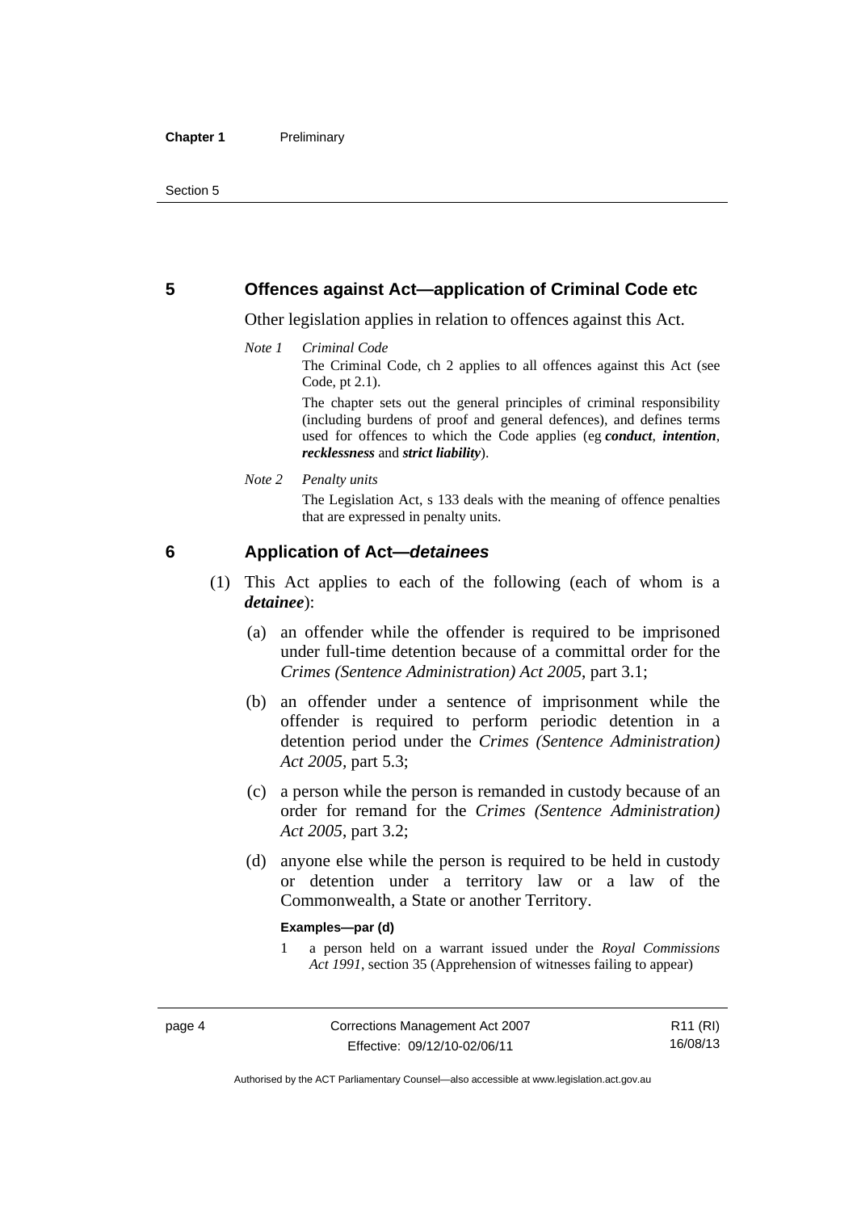## 5 Offences against Act—application of Criminal Code etc

Other legislation applies in relation to offences against this Act.

*Note 1* *Criminal Code*

The Criminal Code, ch 2 applies to all offences against this Act (see Code, pt 2.1).

The chapter sets out the general principles of criminal responsibility (including burdens of proof and general defences), and defines terms used for offences to which the Code applies (eg ***conduct***, ***intention***, ***recklessness*** and ***strict liability***).

*Note 2* *Penalty units*

The Legislation Act, s 133 deals with the meaning of offence penalties that are expressed in penalty units.

## 6 Application of Act—*detainees*

(1) This Act applies to each of the following (each of whom is a ***detainee***):

(a) an offender while the offender is required to be imprisoned under full-time detention because of a committal order for the *Crimes (Sentence Administration) Act 2005*, part 3.1;

(b) an offender under a sentence of imprisonment while the offender is required to perform periodic detention in a detention period under the *Crimes (Sentence Administration) Act 2005*, part 5.3;

(c) a person while the person is remanded in custody because of an order for remand for the *Crimes (Sentence Administration) Act 2005*, part 3.2;

(d) anyone else while the person is required to be held in custody or detention under a territory law or a law of the Commonwealth, a State or another Territory.

**Examples—par (d)**

1 a person held on a warrant issued under the *Royal Commissions Act 1991*, section 35 (Apprehension of witnesses failing to appear)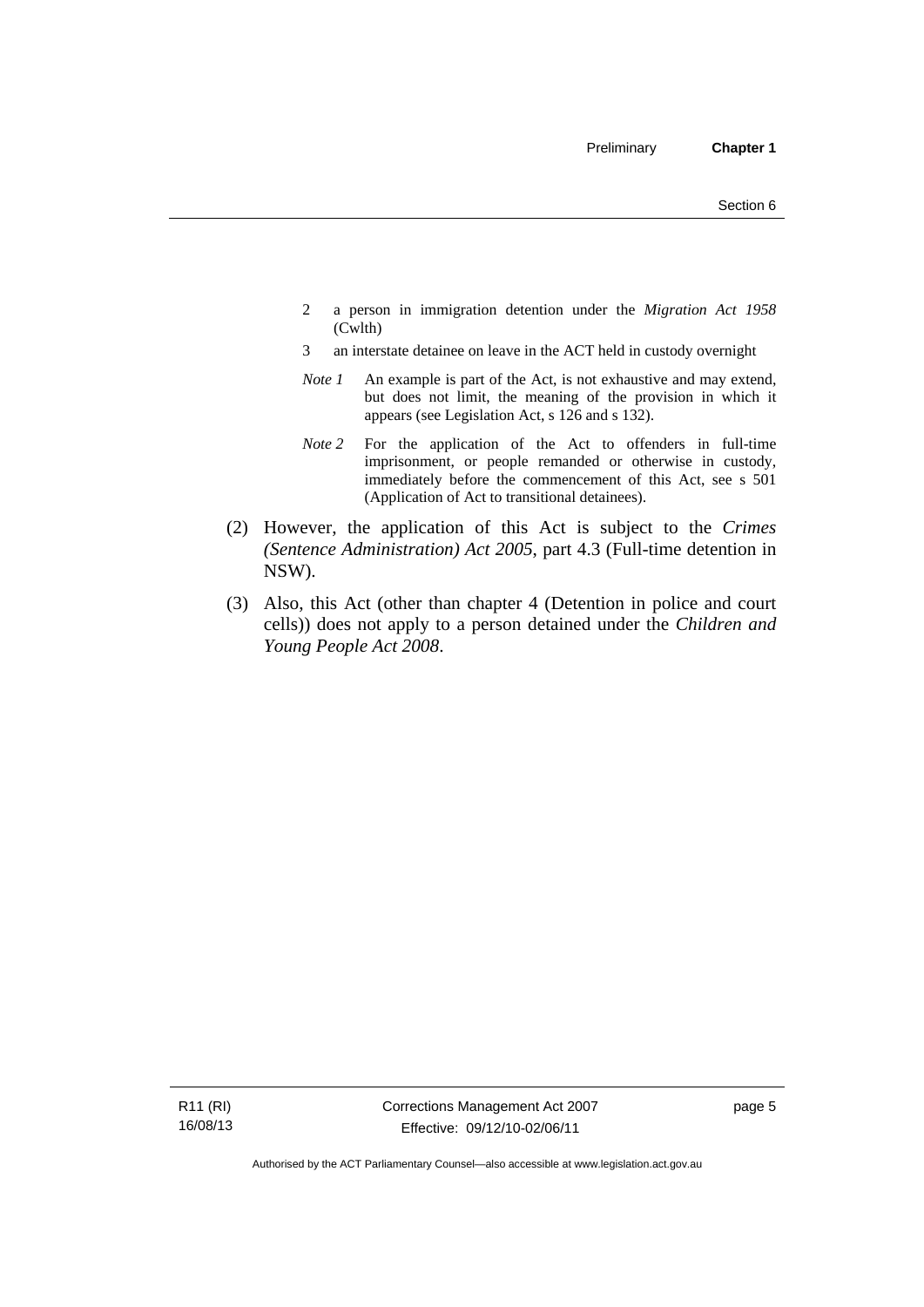2 a person in immigration detention under the *Migration Act 1958* (Cwlth)

3 an interstate detainee on leave in the ACT held in custody overnight

*Note 1* An example is part of the Act, is not exhaustive and may extend, but does not limit, the meaning of the provision in which it appears (see Legislation Act, s 126 and s 132).

*Note 2* For the application of the Act to offenders in full-time imprisonment, or people remanded or otherwise in custody, immediately before the commencement of this Act, see s 501 (Application of Act to transitional detainees).

(2) However, the application of this Act is subject to the *Crimes (Sentence Administration) Act 2005*, part 4.3 (Full-time detention in NSW).

(3) Also, this Act (other than chapter 4 (Detention in police and court cells)) does not apply to a person detained under the *Children and Young People Act 2008*.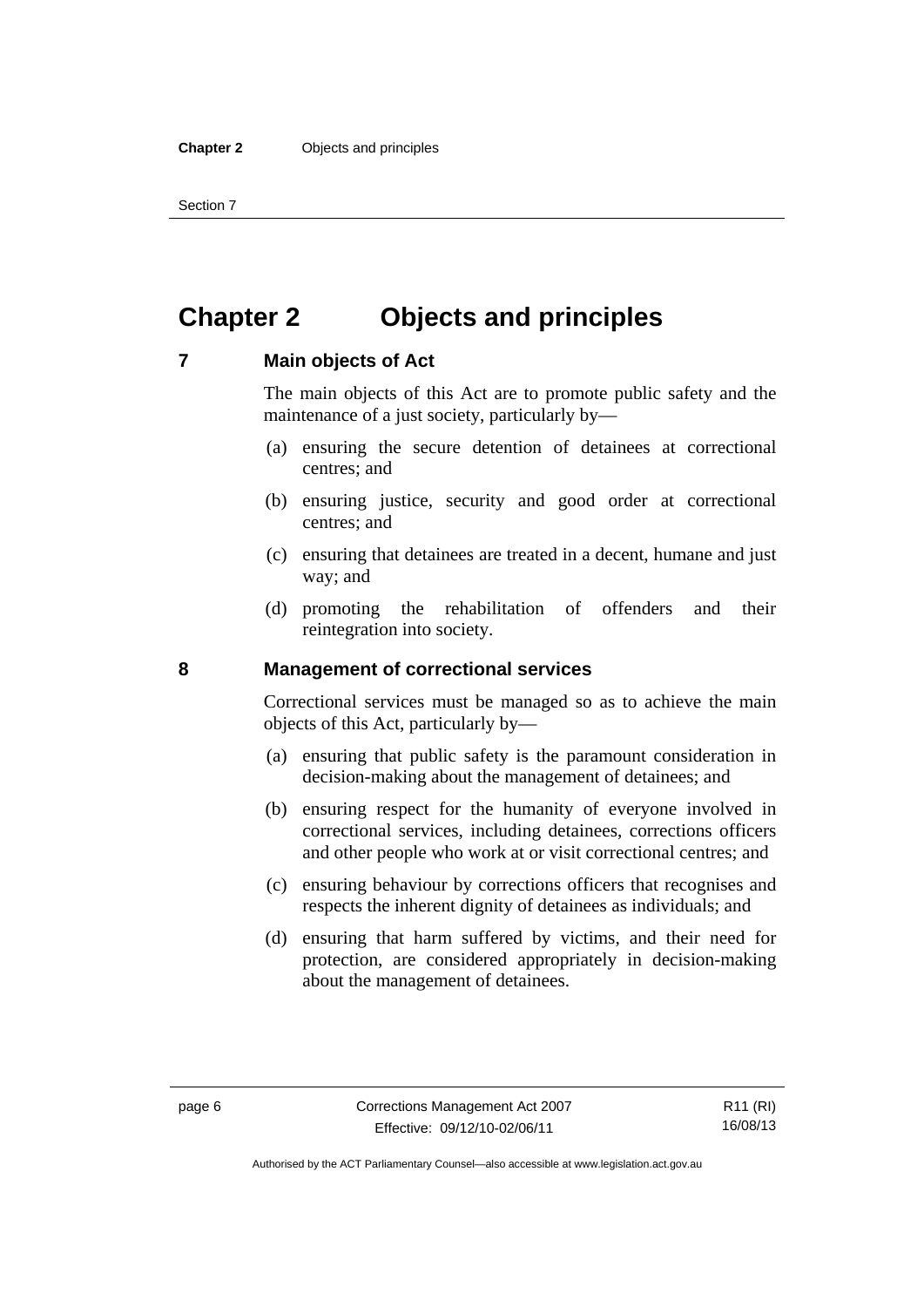# Chapter 2 Objects and principles

## 7 Main objects of Act

The main objects of this Act are to promote public safety and the maintenance of a just society, particularly by—

(a) ensuring the secure detention of detainees at correctional centres; and

(b) ensuring justice, security and good order at correctional centres; and

(c) ensuring that detainees are treated in a decent, humane and just way; and

(d) promoting the rehabilitation of offenders and their reintegration into society.

## 8 Management of correctional services

Correctional services must be managed so as to achieve the main objects of this Act, particularly by—

(a) ensuring that public safety is the paramount consideration in decision-making about the management of detainees; and

(b) ensuring respect for the humanity of everyone involved in correctional services, including detainees, corrections officers and other people who work at or visit correctional centres; and

(c) ensuring behaviour by corrections officers that recognises and respects the inherent dignity of detainees as individuals; and

(d) ensuring that harm suffered by victims, and their need for protection, are considered appropriately in decision-making about the management of detainees.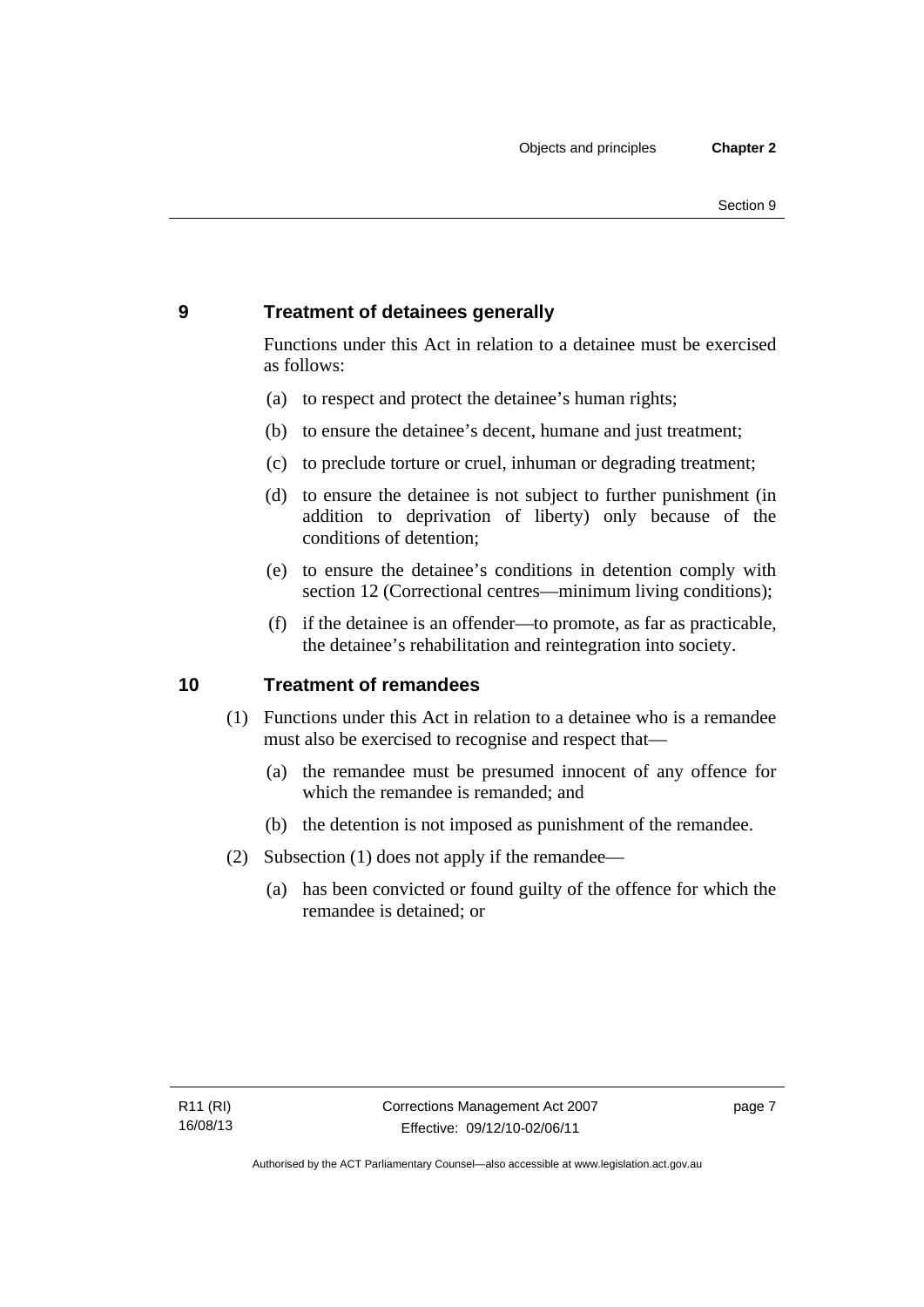## 9 Treatment of detainees generally

Functions under this Act in relation to a detainee must be exercised as follows:

(a) to respect and protect the detainee's human rights;

(b) to ensure the detainee's decent, humane and just treatment;

(c) to preclude torture or cruel, inhuman or degrading treatment;

(d) to ensure the detainee is not subject to further punishment (in addition to deprivation of liberty) only because of the conditions of detention;

(e) to ensure the detainee's conditions in detention comply with section 12 (Correctional centres—minimum living conditions);

(f) if the detainee is an offender—to promote, as far as practicable, the detainee's rehabilitation and reintegration into society.

## 10 Treatment of remandees

(1) Functions under this Act in relation to a detainee who is a remandee must also be exercised to recognise and respect that—

(a) the remandee must be presumed innocent of any offence for which the remandee is remanded; and

(b) the detention is not imposed as punishment of the remandee.

(2) Subsection (1) does not apply if the remandee—

(a) has been convicted or found guilty of the offence for which the remandee is detained; or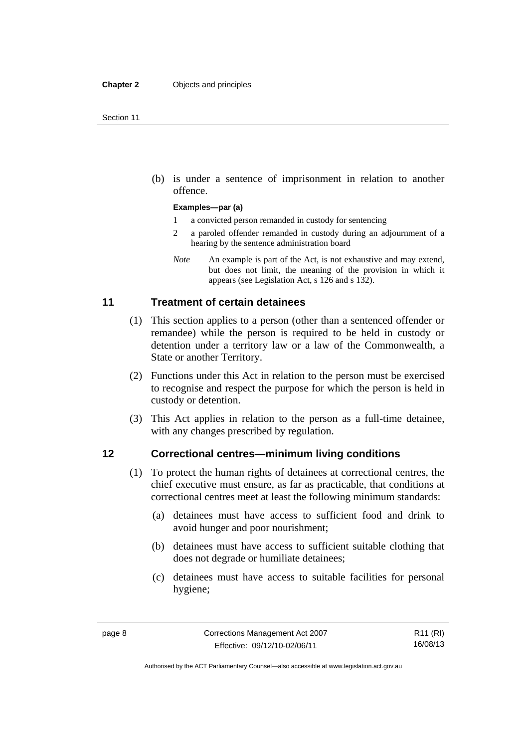(b) is under a sentence of imprisonment in relation to another offence.

**Examples—par (a)**

1 a convicted person remanded in custody for sentencing

2 a paroled offender remanded in custody during an adjournment of a hearing by the sentence administration board

*Note* An example is part of the Act, is not exhaustive and may extend, but does not limit, the meaning of the provision in which it appears (see Legislation Act, s 126 and s 132).

## 11 Treatment of certain detainees

(1) This section applies to a person (other than a sentenced offender or remandee) while the person is required to be held in custody or detention under a territory law or a law of the Commonwealth, a State or another Territory.

(2) Functions under this Act in relation to the person must be exercised to recognise and respect the purpose for which the person is held in custody or detention.

(3) This Act applies in relation to the person as a full-time detainee, with any changes prescribed by regulation.

## 12 Correctional centres—minimum living conditions

(1) To protect the human rights of detainees at correctional centres, the chief executive must ensure, as far as practicable, that conditions at correctional centres meet at least the following minimum standards:

(a) detainees must have access to sufficient food and drink to avoid hunger and poor nourishment;

(b) detainees must have access to sufficient suitable clothing that does not degrade or humiliate detainees;

(c) detainees must have access to suitable facilities for personal hygiene;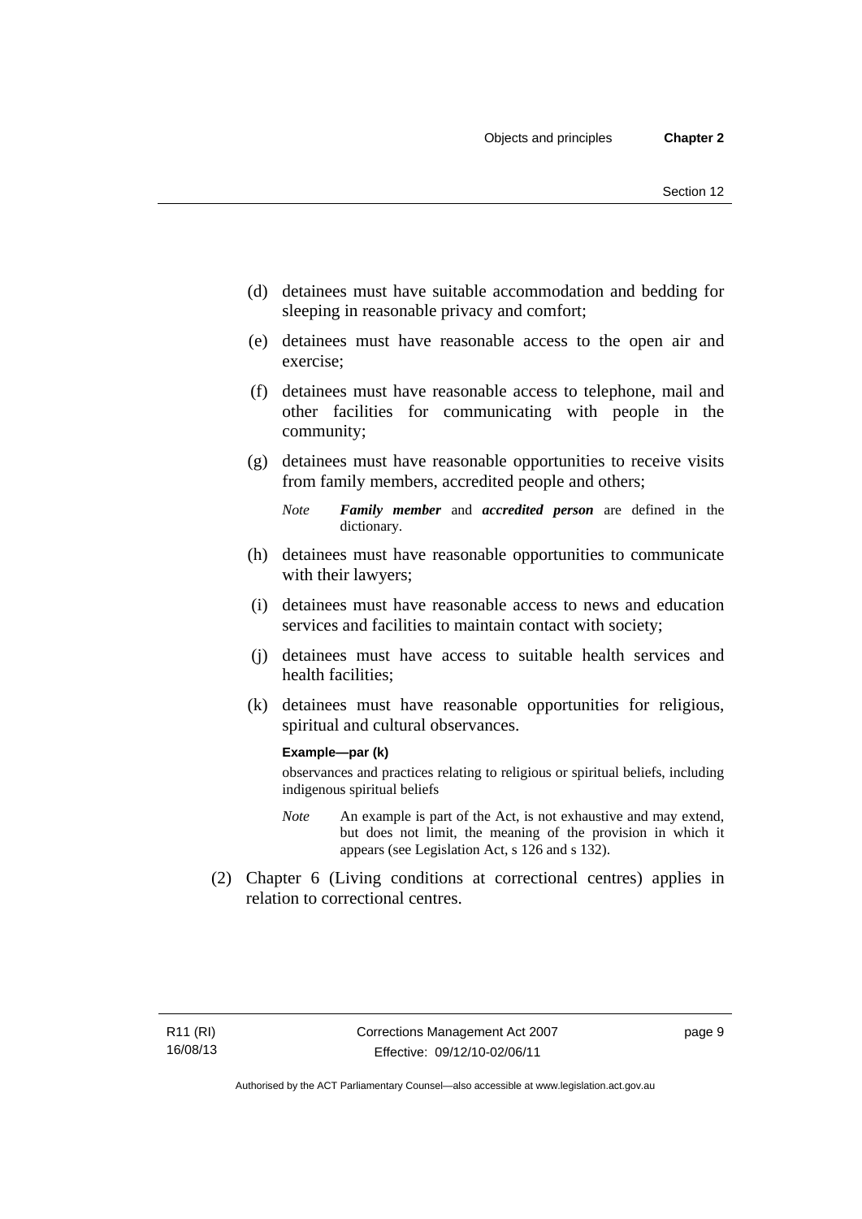(d) detainees must have suitable accommodation and bedding for sleeping in reasonable privacy and comfort;

(e) detainees must have reasonable access to the open air and exercise;

(f) detainees must have reasonable access to telephone, mail and other facilities for communicating with people in the community;

(g) detainees must have reasonable opportunities to receive visits from family members, accredited people and others;

*Note* ***Family member*** and ***accredited person*** are defined in the dictionary.

(h) detainees must have reasonable opportunities to communicate with their lawyers;

(i) detainees must have reasonable access to news and education services and facilities to maintain contact with society;

(j) detainees must have access to suitable health services and health facilities;

(k) detainees must have reasonable opportunities for religious, spiritual and cultural observances.

**Example—par (k)**

observances and practices relating to religious or spiritual beliefs, including indigenous spiritual beliefs

*Note* An example is part of the Act, is not exhaustive and may extend, but does not limit, the meaning of the provision in which it appears (see Legislation Act, s 126 and s 132).

(2) Chapter 6 (Living conditions at correctional centres) applies in relation to correctional centres.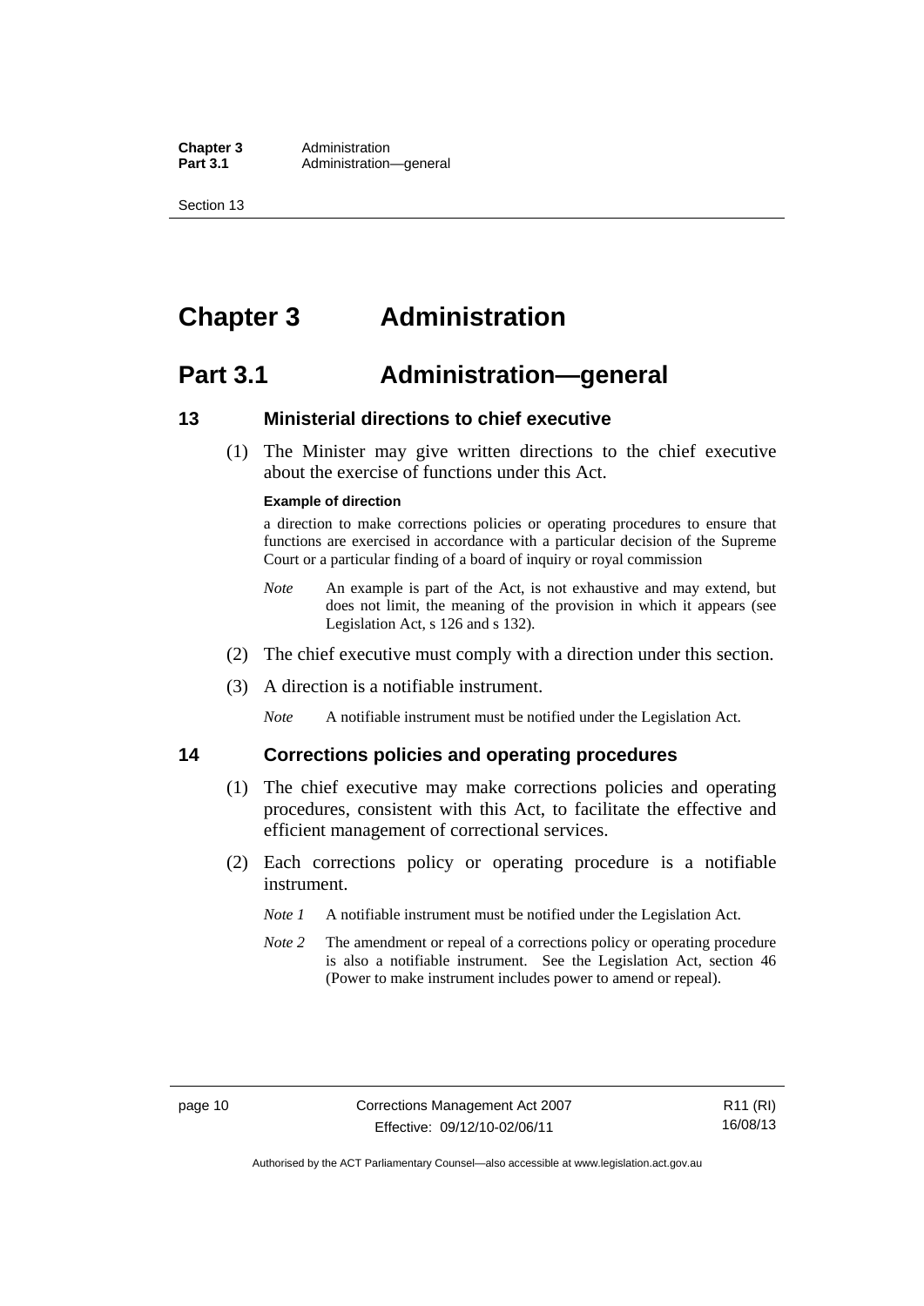# Chapter 3 Administration

## Part 3.1 Administration—general

### 13 Ministerial directions to chief executive

(1) The Minister may give written directions to the chief executive about the exercise of functions under this Act.

**Example of direction**

a direction to make corrections policies or operating procedures to ensure that functions are exercised in accordance with a particular decision of the Supreme Court or a particular finding of a board of inquiry or royal commission

*Note* An example is part of the Act, is not exhaustive and may extend, but does not limit, the meaning of the provision in which it appears (see Legislation Act, s 126 and s 132).

(2) The chief executive must comply with a direction under this section.

(3) A direction is a notifiable instrument.

*Note* A notifiable instrument must be notified under the Legislation Act.

### 14 Corrections policies and operating procedures

(1) The chief executive may make corrections policies and operating procedures, consistent with this Act, to facilitate the effective and efficient management of correctional services.

(2) Each corrections policy or operating procedure is a notifiable instrument.

*Note 1* A notifiable instrument must be notified under the Legislation Act.

*Note 2* The amendment or repeal of a corrections policy or operating procedure is also a notifiable instrument. See the Legislation Act, section 46 (Power to make instrument includes power to amend or repeal).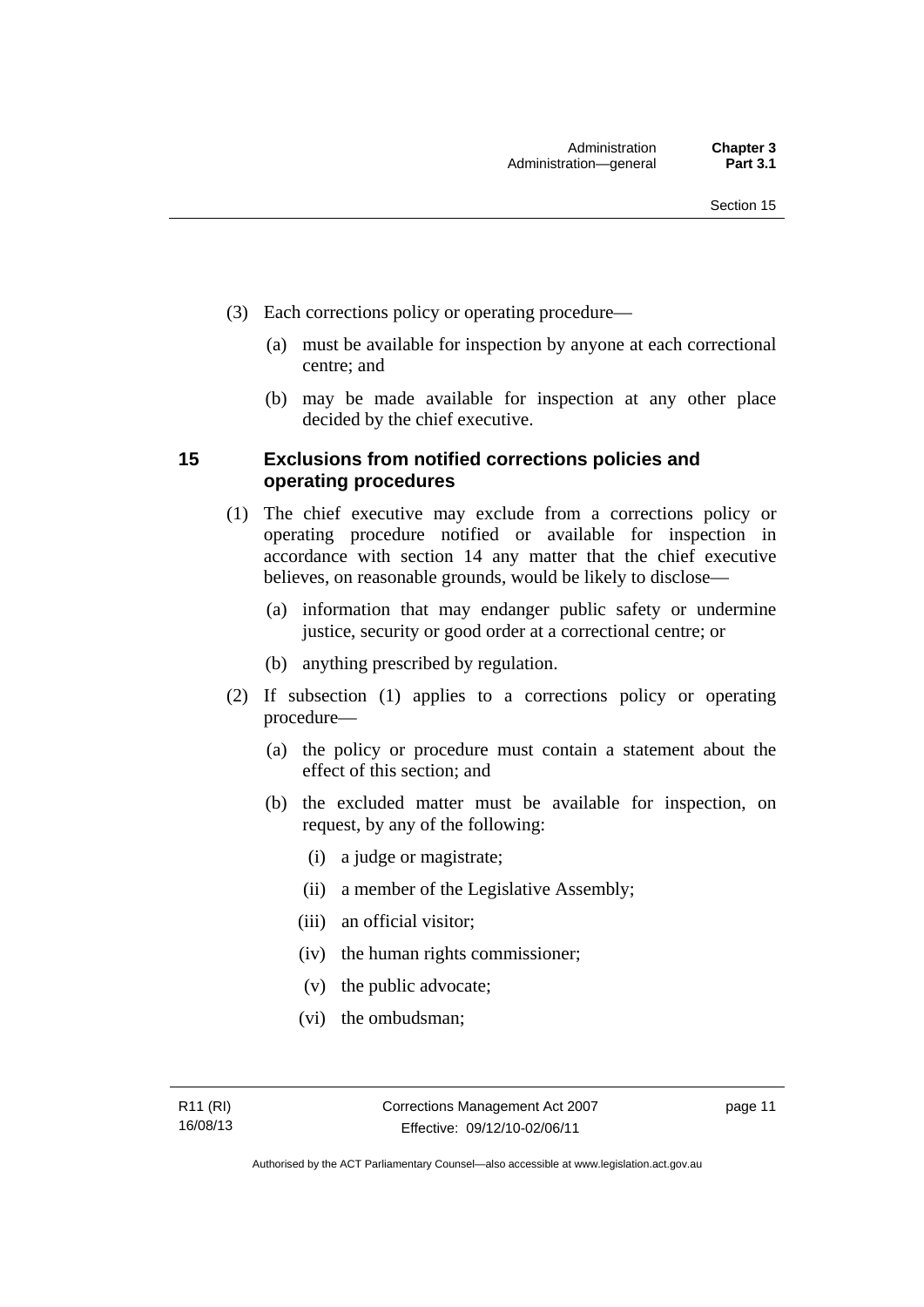(3) Each corrections policy or operating procedure—

(a) must be available for inspection by anyone at each correctional centre; and

(b) may be made available for inspection at any other place decided by the chief executive.

## 15 Exclusions from notified corrections policies and operating procedures

(1) The chief executive may exclude from a corrections policy or operating procedure notified or available for inspection in accordance with section 14 any matter that the chief executive believes, on reasonable grounds, would be likely to disclose—

(a) information that may endanger public safety or undermine justice, security or good order at a correctional centre; or

(b) anything prescribed by regulation.

(2) If subsection (1) applies to a corrections policy or operating procedure—

(a) the policy or procedure must contain a statement about the effect of this section; and

(b) the excluded matter must be available for inspection, on request, by any of the following:

(i) a judge or magistrate;

(ii) a member of the Legislative Assembly;

(iii) an official visitor;

(iv) the human rights commissioner;

(v) the public advocate;

(vi) the ombudsman;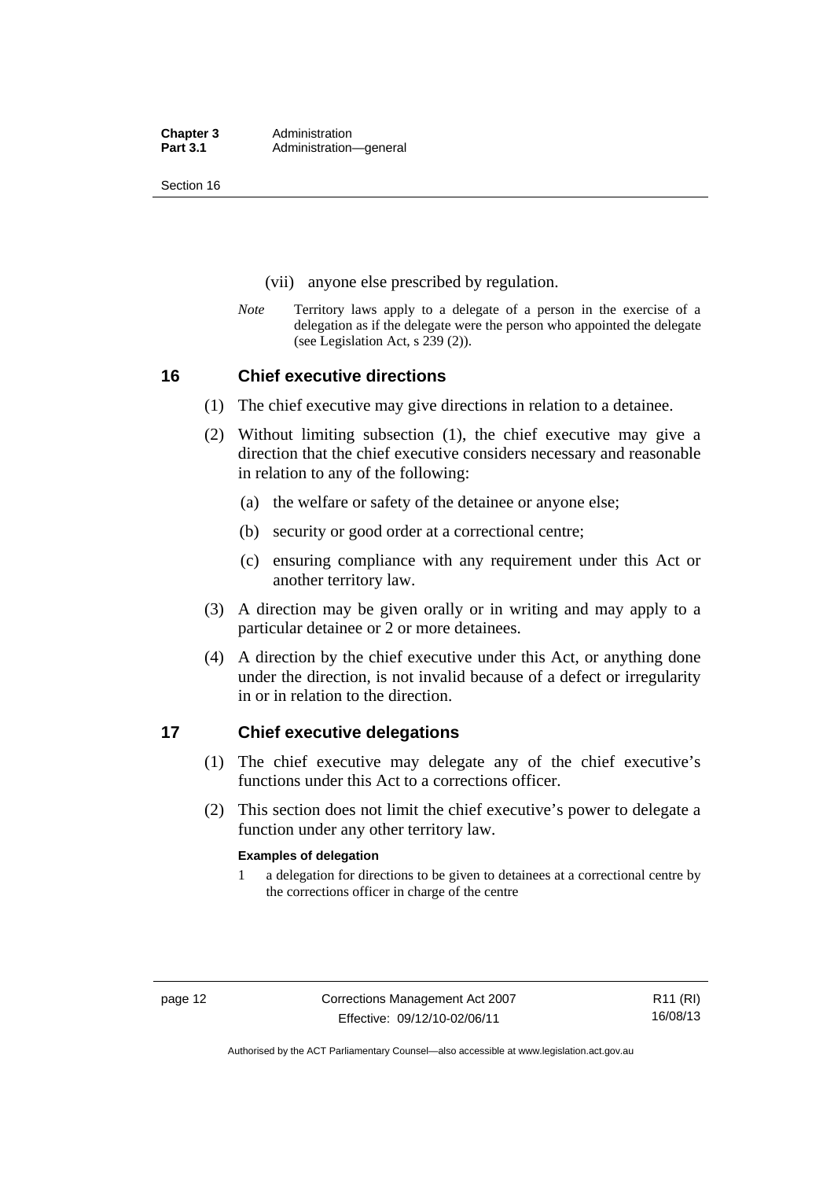(vii) anyone else prescribed by regulation.

*Note* Territory laws apply to a delegate of a person in the exercise of a delegation as if the delegate were the person who appointed the delegate (see Legislation Act, s 239 (2)).

## 16 Chief executive directions

(1) The chief executive may give directions in relation to a detainee.

(2) Without limiting subsection (1), the chief executive may give a direction that the chief executive considers necessary and reasonable in relation to any of the following:

(a) the welfare or safety of the detainee or anyone else;

(b) security or good order at a correctional centre;

(c) ensuring compliance with any requirement under this Act or another territory law.

(3) A direction may be given orally or in writing and may apply to a particular detainee or 2 or more detainees.

(4) A direction by the chief executive under this Act, or anything done under the direction, is not invalid because of a defect or irregularity in or in relation to the direction.

## 17 Chief executive delegations

(1) The chief executive may delegate any of the chief executive's functions under this Act to a corrections officer.

(2) This section does not limit the chief executive's power to delegate a function under any other territory law.

**Examples of delegation**

1 a delegation for directions to be given to detainees at a correctional centre by the corrections officer in charge of the centre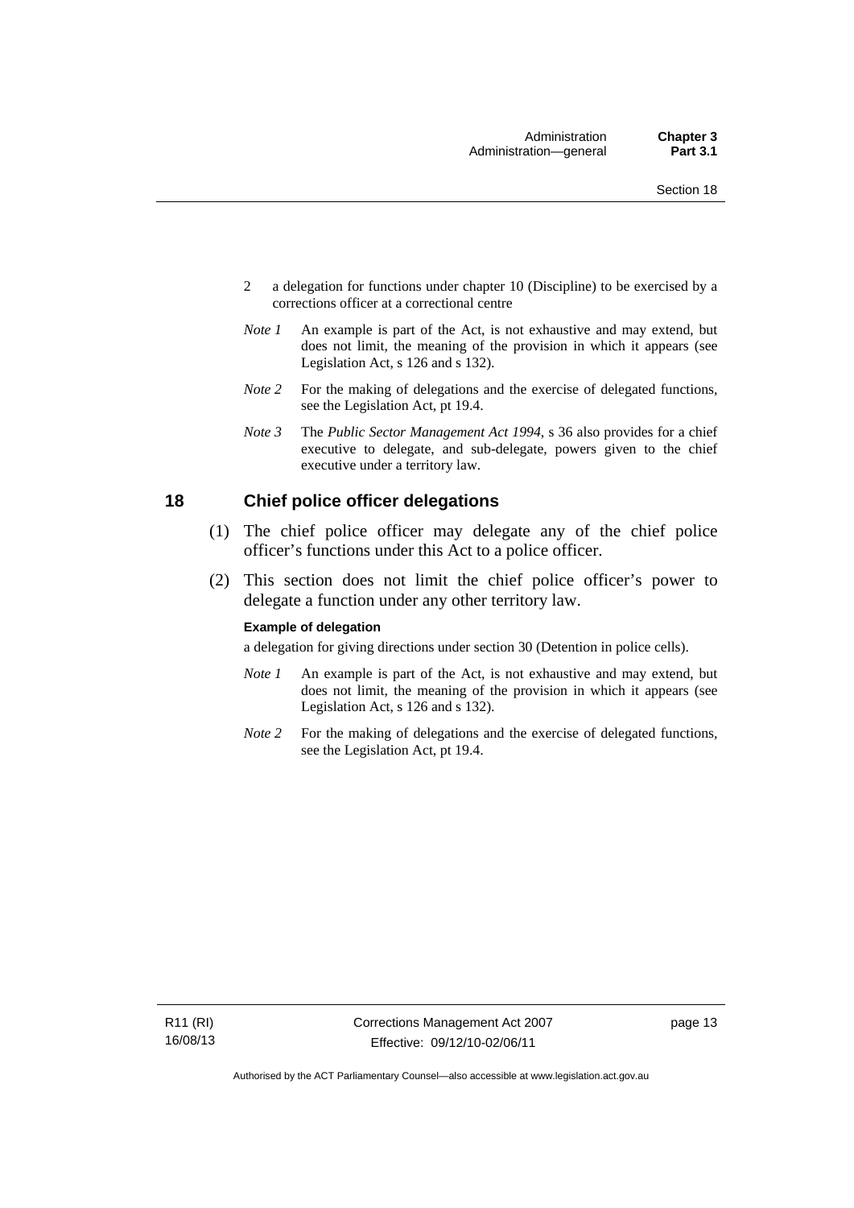2 a delegation for functions under chapter 10 (Discipline) to be exercised by a corrections officer at a correctional centre

*Note 1* An example is part of the Act, is not exhaustive and may extend, but does not limit, the meaning of the provision in which it appears (see Legislation Act, s 126 and s 132).

*Note 2* For the making of delegations and the exercise of delegated functions, see the Legislation Act, pt 19.4.

*Note 3* The *Public Sector Management Act 1994*, s 36 also provides for a chief executive to delegate, and sub-delegate, powers given to the chief executive under a territory law.

## 18 Chief police officer delegations

(1) The chief police officer may delegate any of the chief police officer's functions under this Act to a police officer.

(2) This section does not limit the chief police officer's power to delegate a function under any other territory law.

**Example of delegation**

a delegation for giving directions under section 30 (Detention in police cells).

*Note 1* An example is part of the Act, is not exhaustive and may extend, but does not limit, the meaning of the provision in which it appears (see Legislation Act, s 126 and s 132).

*Note 2* For the making of delegations and the exercise of delegated functions, see the Legislation Act, pt 19.4.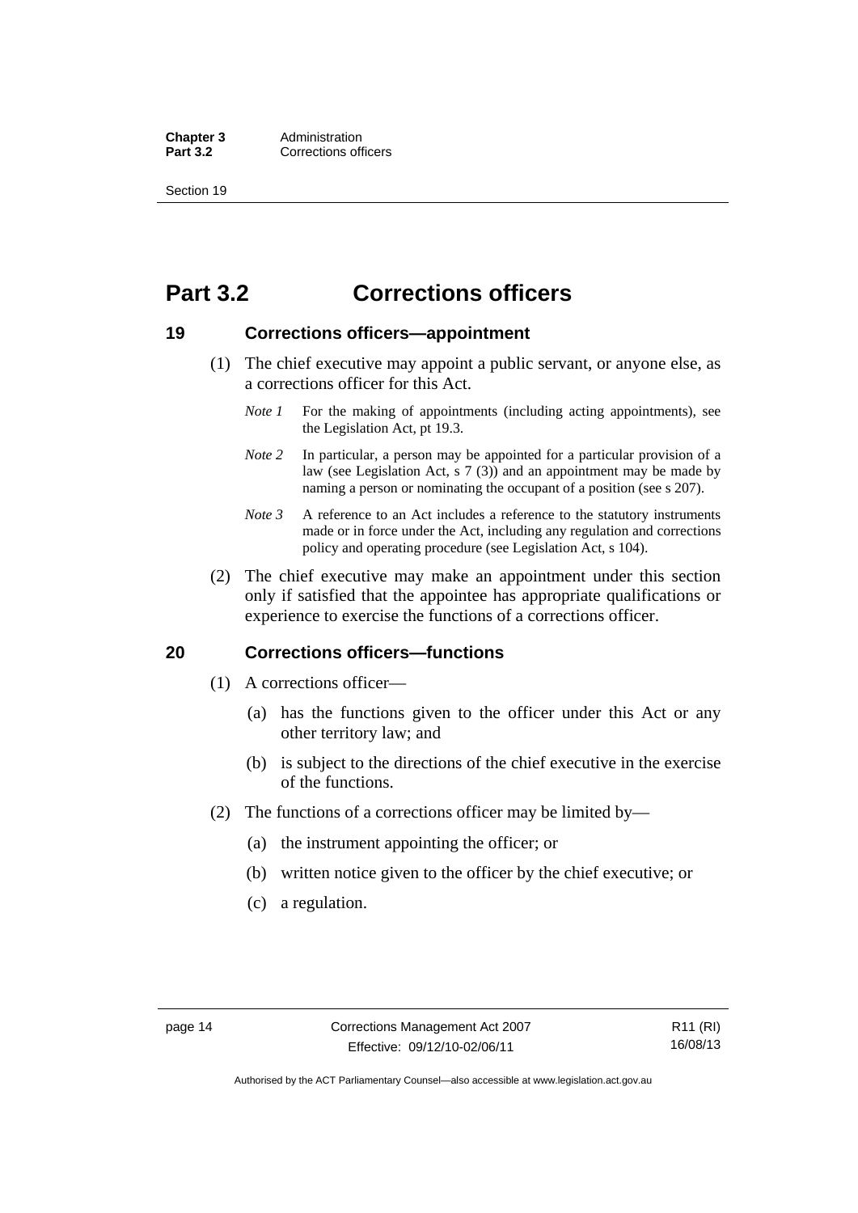# Part 3.2 Corrections officers

## 19 Corrections officers—appointment

(1) The chief executive may appoint a public servant, or anyone else, as a corrections officer for this Act.

*Note 1* For the making of appointments (including acting appointments), see the Legislation Act, pt 19.3.

*Note 2* In particular, a person may be appointed for a particular provision of a law (see Legislation Act, s 7 (3)) and an appointment may be made by naming a person or nominating the occupant of a position (see s 207).

*Note 3* A reference to an Act includes a reference to the statutory instruments made or in force under the Act, including any regulation and corrections policy and operating procedure (see Legislation Act, s 104).

(2) The chief executive may make an appointment under this section only if satisfied that the appointee has appropriate qualifications or experience to exercise the functions of a corrections officer.

## 20 Corrections officers—functions

(1) A corrections officer—

(a) has the functions given to the officer under this Act or any other territory law; and

(b) is subject to the directions of the chief executive in the exercise of the functions.

(2) The functions of a corrections officer may be limited by—

(a) the instrument appointing the officer; or

(b) written notice given to the officer by the chief executive; or

(c) a regulation.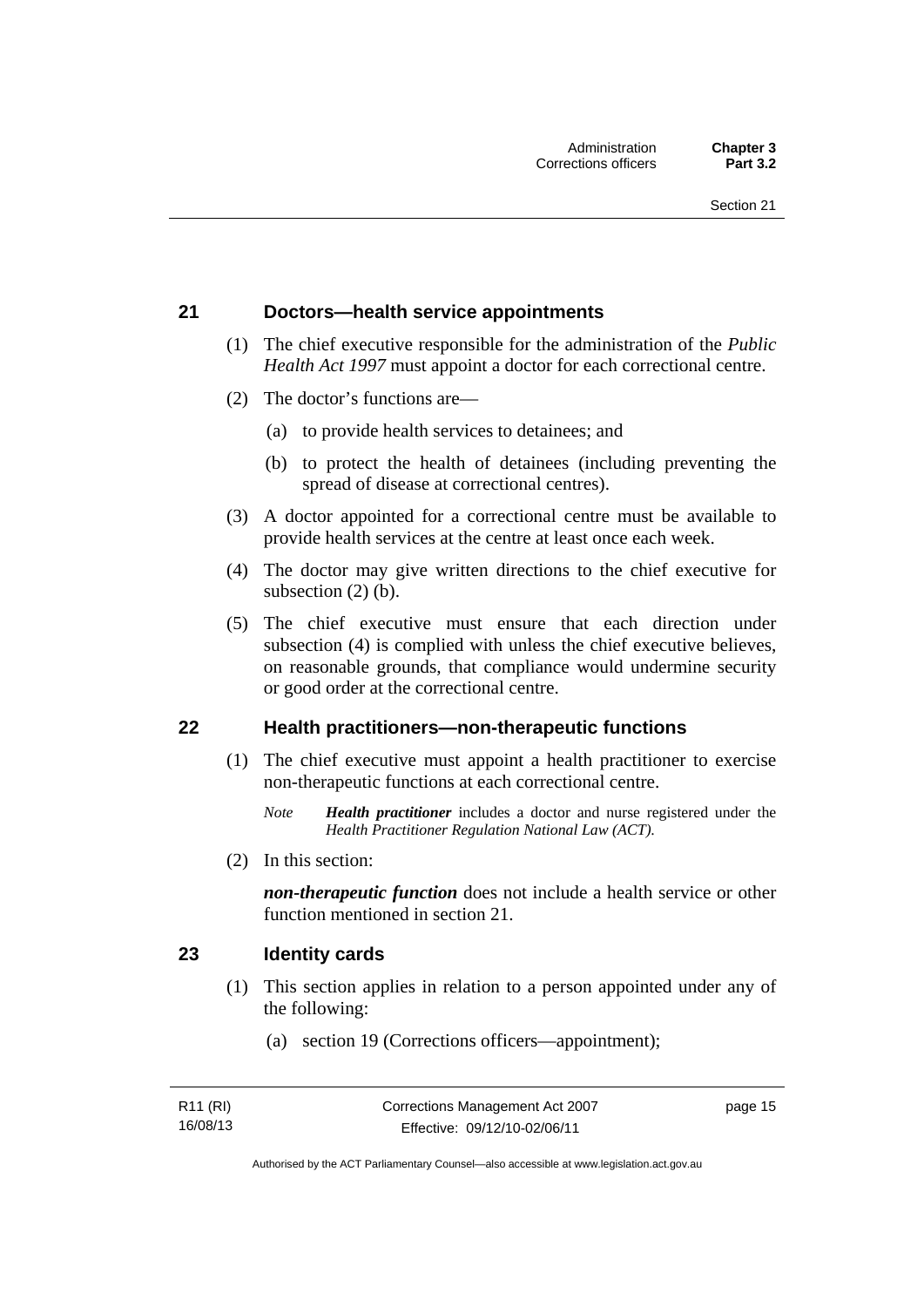## 21 Doctors—health service appointments

(1) The chief executive responsible for the administration of the *Public Health Act 1997* must appoint a doctor for each correctional centre.

(2) The doctor's functions are—

(a) to provide health services to detainees; and

(b) to protect the health of detainees (including preventing the spread of disease at correctional centres).

(3) A doctor appointed for a correctional centre must be available to provide health services at the centre at least once each week.

(4) The doctor may give written directions to the chief executive for subsection (2) (b).

(5) The chief executive must ensure that each direction under subsection (4) is complied with unless the chief executive believes, on reasonable grounds, that compliance would undermine security or good order at the correctional centre.

## 22 Health practitioners—non-therapeutic functions

(1) The chief executive must appoint a health practitioner to exercise non-therapeutic functions at each correctional centre.

*Note* ***Health practitioner*** includes a doctor and nurse registered under the *Health Practitioner Regulation National Law (ACT).*

(2) In this section:

***non-therapeutic function*** does not include a health service or other function mentioned in section 21.

## 23 Identity cards

(1) This section applies in relation to a person appointed under any of the following:

(a) section 19 (Corrections officers—appointment);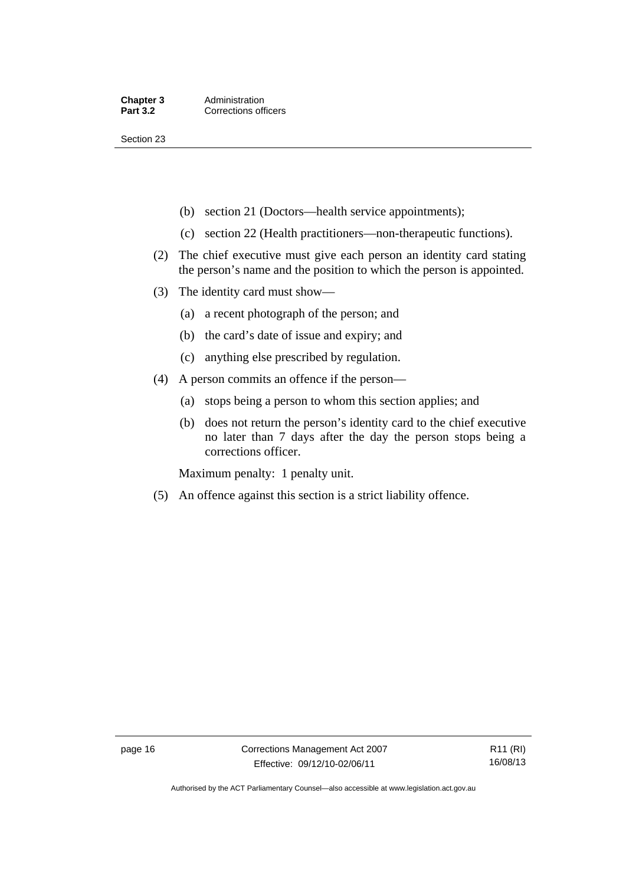(b) section 21 (Doctors—health service appointments);

(c) section 22 (Health practitioners—non-therapeutic functions).

(2) The chief executive must give each person an identity card stating the person's name and the position to which the person is appointed.

(3) The identity card must show—

(a) a recent photograph of the person; and

(b) the card's date of issue and expiry; and

(c) anything else prescribed by regulation.

(4) A person commits an offence if the person—

(a) stops being a person to whom this section applies; and

(b) does not return the person's identity card to the chief executive no later than 7 days after the day the person stops being a corrections officer.

Maximum penalty: 1 penalty unit.

(5) An offence against this section is a strict liability offence.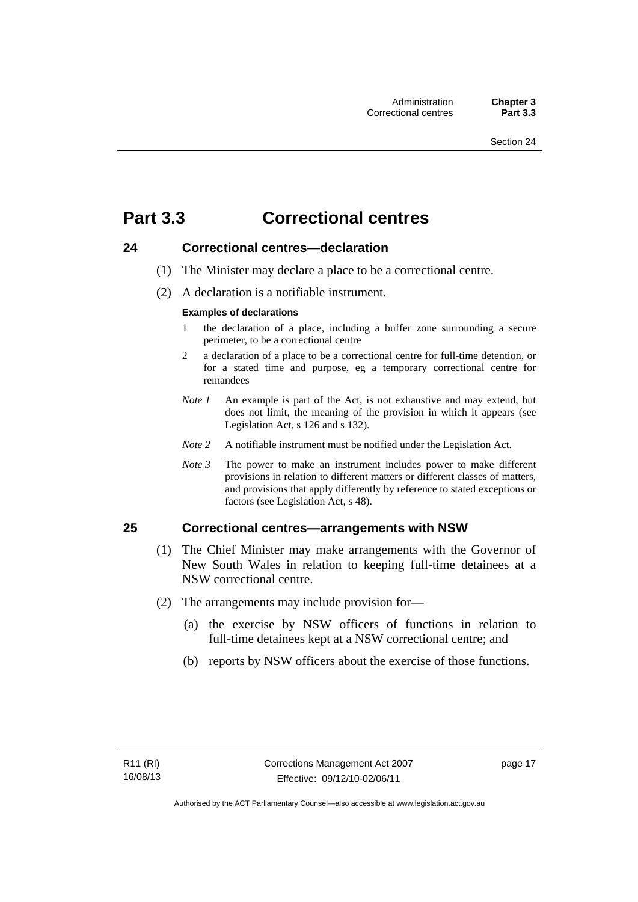# Part 3.3 Correctional centres

## 24 Correctional centres—declaration

(1) The Minister may declare a place to be a correctional centre.

(2) A declaration is a notifiable instrument.

**Examples of declarations**

1 the declaration of a place, including a buffer zone surrounding a secure perimeter, to be a correctional centre

2 a declaration of a place to be a correctional centre for full-time detention, or for a stated time and purpose, eg a temporary correctional centre for remandees

*Note 1* An example is part of the Act, is not exhaustive and may extend, but does not limit, the meaning of the provision in which it appears (see Legislation Act, s 126 and s 132).

*Note 2* A notifiable instrument must be notified under the Legislation Act.

*Note 3* The power to make an instrument includes power to make different provisions in relation to different matters or different classes of matters, and provisions that apply differently by reference to stated exceptions or factors (see Legislation Act, s 48).

## 25 Correctional centres—arrangements with NSW

(1) The Chief Minister may make arrangements with the Governor of New South Wales in relation to keeping full-time detainees at a NSW correctional centre.

(2) The arrangements may include provision for—

(a) the exercise by NSW officers of functions in relation to full-time detainees kept at a NSW correctional centre; and

(b) reports by NSW officers about the exercise of those functions.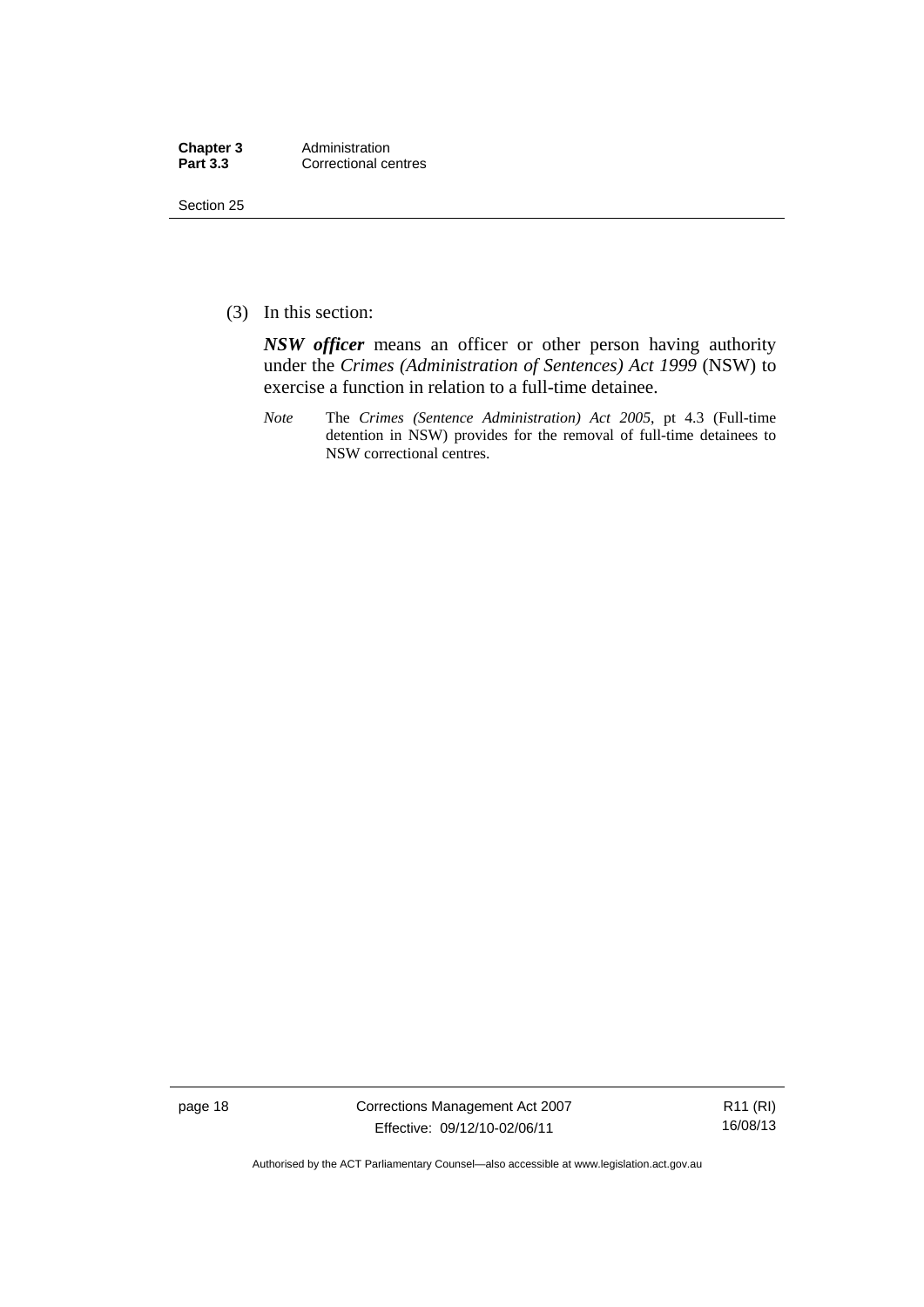(3) In this section:

***NSW officer*** means an officer or other person having authority under the *Crimes (Administration of Sentences) Act 1999* (NSW) to exercise a function in relation to a full-time detainee.

*Note* The *Crimes (Sentence Administration) Act 2005*, pt 4.3 (Full-time detention in NSW) provides for the removal of full-time detainees to NSW correctional centres.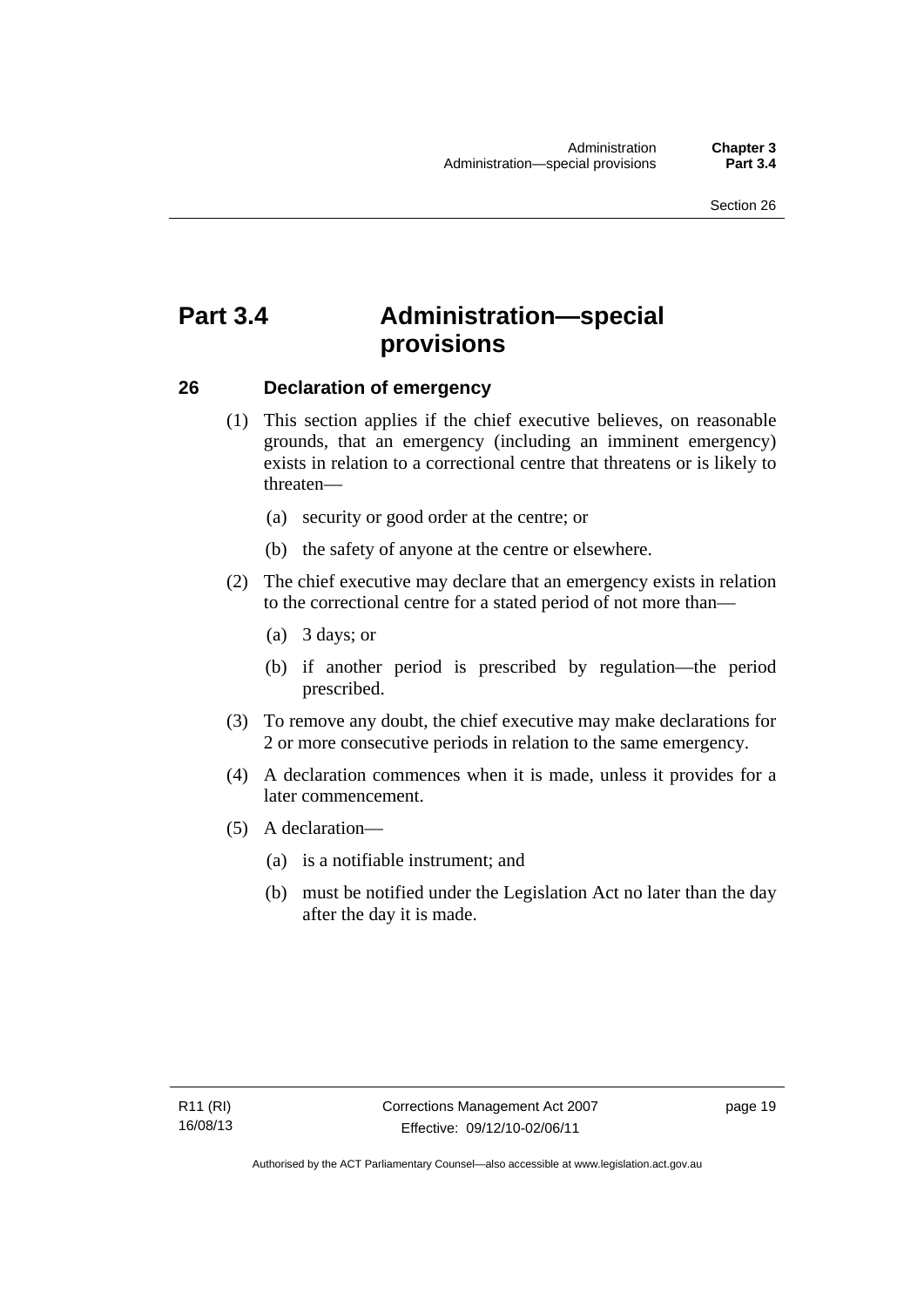# Part 3.4 Administration—special provisions

## 26 Declaration of emergency

(1) This section applies if the chief executive believes, on reasonable grounds, that an emergency (including an imminent emergency) exists in relation to a correctional centre that threatens or is likely to threaten—

(a) security or good order at the centre; or

(b) the safety of anyone at the centre or elsewhere.

(2) The chief executive may declare that an emergency exists in relation to the correctional centre for a stated period of not more than—

(a) 3 days; or

(b) if another period is prescribed by regulation—the period prescribed.

(3) To remove any doubt, the chief executive may make declarations for 2 or more consecutive periods in relation to the same emergency.

(4) A declaration commences when it is made, unless it provides for a later commencement.

(5) A declaration—

(a) is a notifiable instrument; and

(b) must be notified under the Legislation Act no later than the day after the day it is made.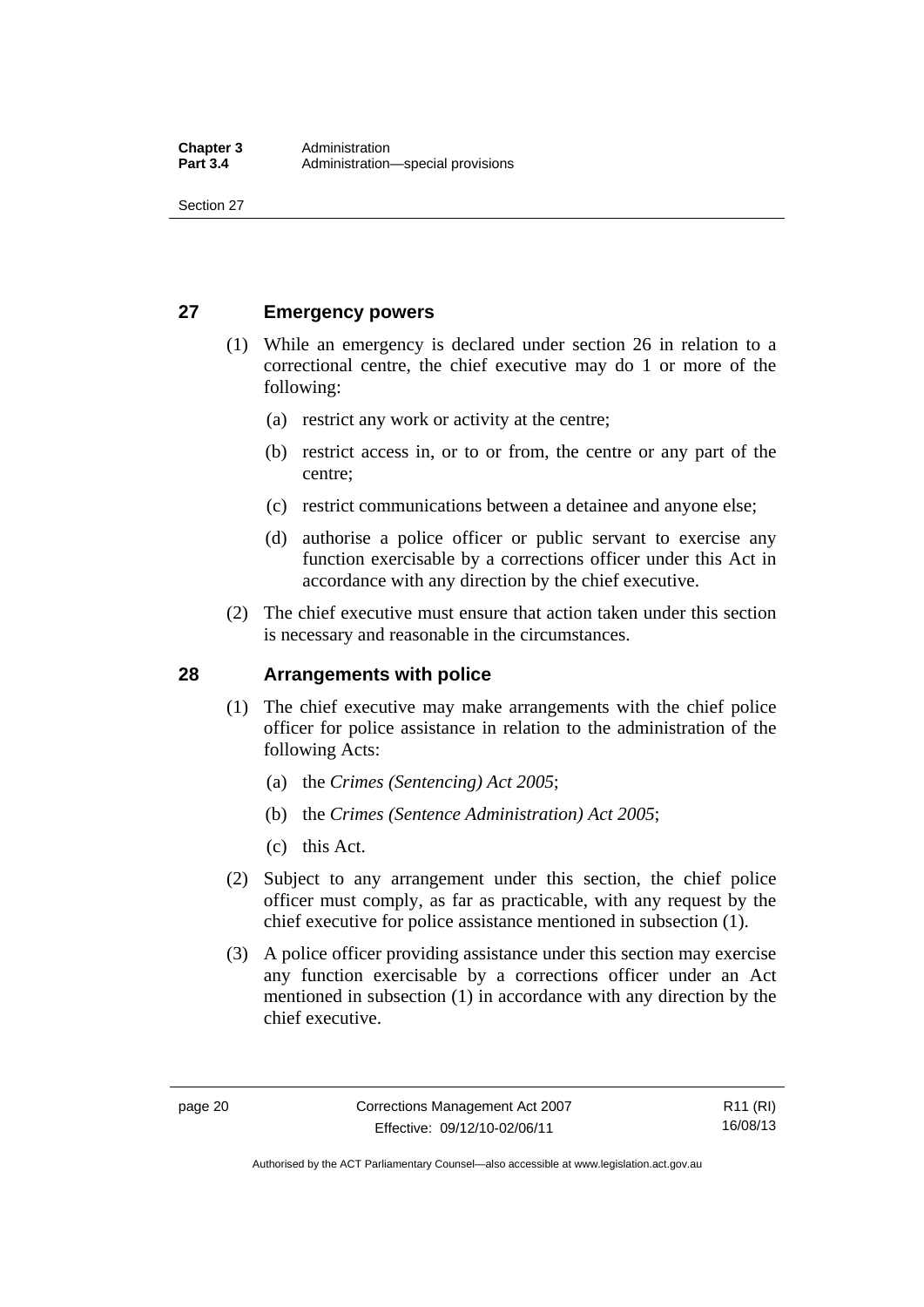## 27 Emergency powers

(1) While an emergency is declared under section 26 in relation to a correctional centre, the chief executive may do 1 or more of the following:

(a) restrict any work or activity at the centre;

(b) restrict access in, or to or from, the centre or any part of the centre;

(c) restrict communications between a detainee and anyone else;

(d) authorise a police officer or public servant to exercise any function exercisable by a corrections officer under this Act in accordance with any direction by the chief executive.

(2) The chief executive must ensure that action taken under this section is necessary and reasonable in the circumstances.

## 28 Arrangements with police

(1) The chief executive may make arrangements with the chief police officer for police assistance in relation to the administration of the following Acts:

(a) the *Crimes (Sentencing) Act 2005*;

(b) the *Crimes (Sentence Administration) Act 2005*;

(c) this Act.

(2) Subject to any arrangement under this section, the chief police officer must comply, as far as practicable, with any request by the chief executive for police assistance mentioned in subsection (1).

(3) A police officer providing assistance under this section may exercise any function exercisable by a corrections officer under an Act mentioned in subsection (1) in accordance with any direction by the chief executive.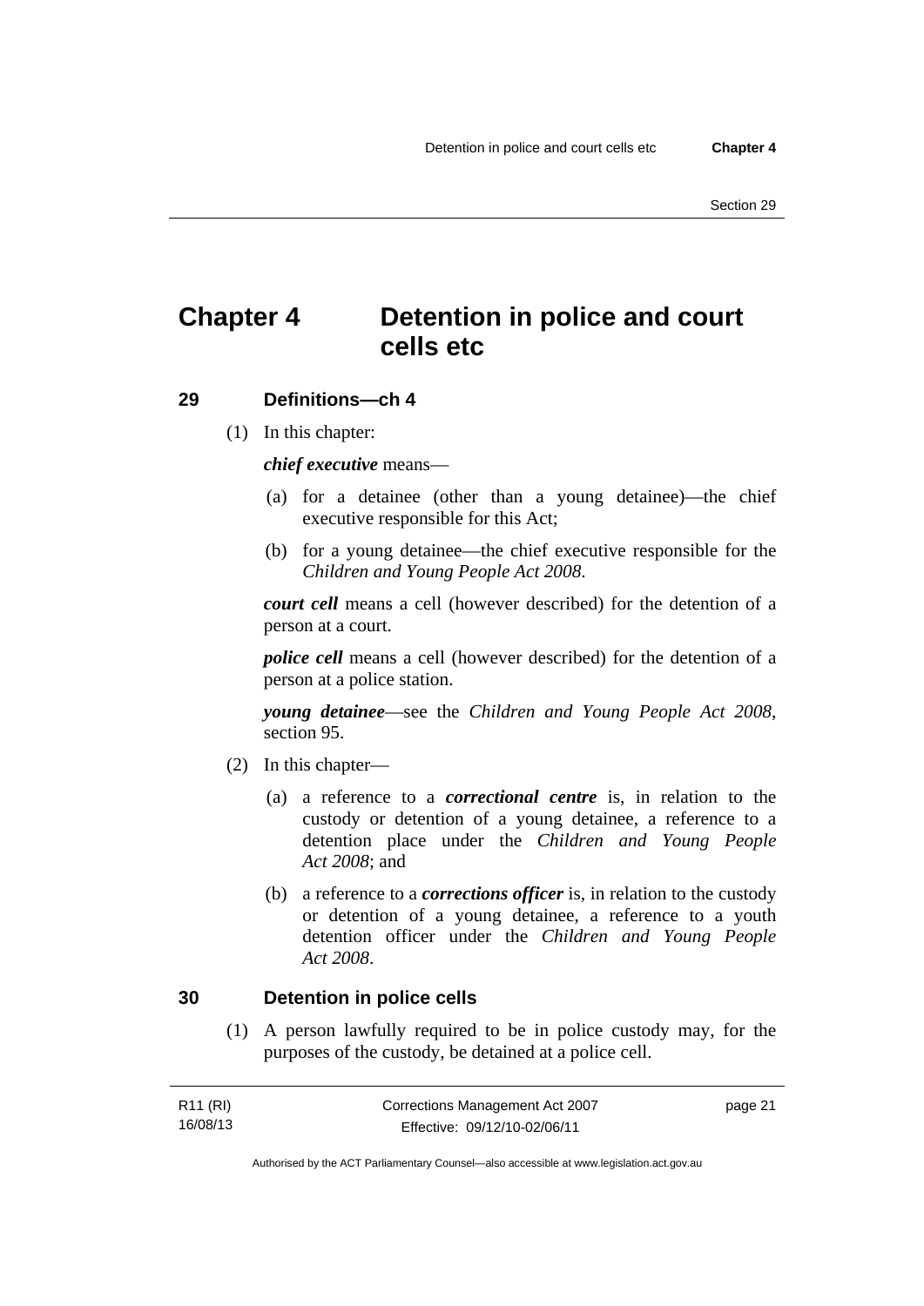# Chapter 4 Detention in police and court cells etc

## 29 Definitions—ch 4

(1) In this chapter:

***chief executive*** means—

(a) for a detainee (other than a young detainee)—the chief executive responsible for this Act;

(b) for a young detainee—the chief executive responsible for the *Children and Young People Act 2008*.

***court cell*** means a cell (however described) for the detention of a person at a court.

***police cell*** means a cell (however described) for the detention of a person at a police station.

***young detainee***—see the *Children and Young People Act 2008*, section 95.

(2) In this chapter—

(a) a reference to a ***correctional centre*** is, in relation to the custody or detention of a young detainee, a reference to a detention place under the *Children and Young People Act 2008*; and

(b) a reference to a ***corrections officer*** is, in relation to the custody or detention of a young detainee, a reference to a youth detention officer under the *Children and Young People Act 2008*.

## 30 Detention in police cells

(1) A person lawfully required to be in police custody may, for the purposes of the custody, be detained at a police cell.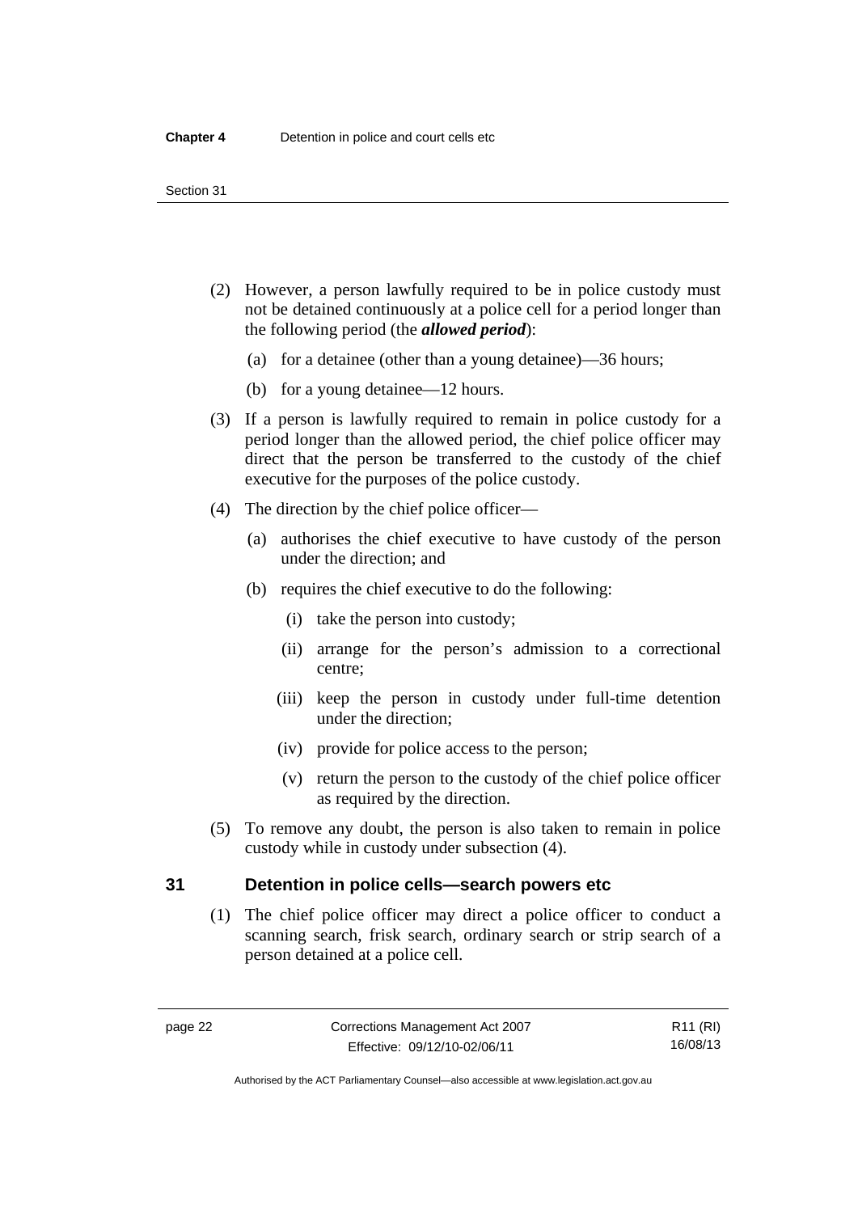(2) However, a person lawfully required to be in police custody must not be detained continuously at a police cell for a period longer than the following period (the ***allowed period***):

  (a) for a detainee (other than a young detainee)—36 hours;

  (b) for a young detainee—12 hours.

(3) If a person is lawfully required to remain in police custody for a period longer than the allowed period, the chief police officer may direct that the person be transferred to the custody of the chief executive for the purposes of the police custody.

(4) The direction by the chief police officer—

  (a) authorises the chief executive to have custody of the person under the direction; and

  (b) requires the chief executive to do the following:

    (i) take the person into custody;

    (ii) arrange for the person's admission to a correctional centre;

    (iii) keep the person in custody under full-time detention under the direction;

    (iv) provide for police access to the person;

    (v) return the person to the custody of the chief police officer as required by the direction.

(5) To remove any doubt, the person is also taken to remain in police custody while in custody under subsection (4).

## 31 Detention in police cells—search powers etc

(1) The chief police officer may direct a police officer to conduct a scanning search, frisk search, ordinary search or strip search of a person detained at a police cell.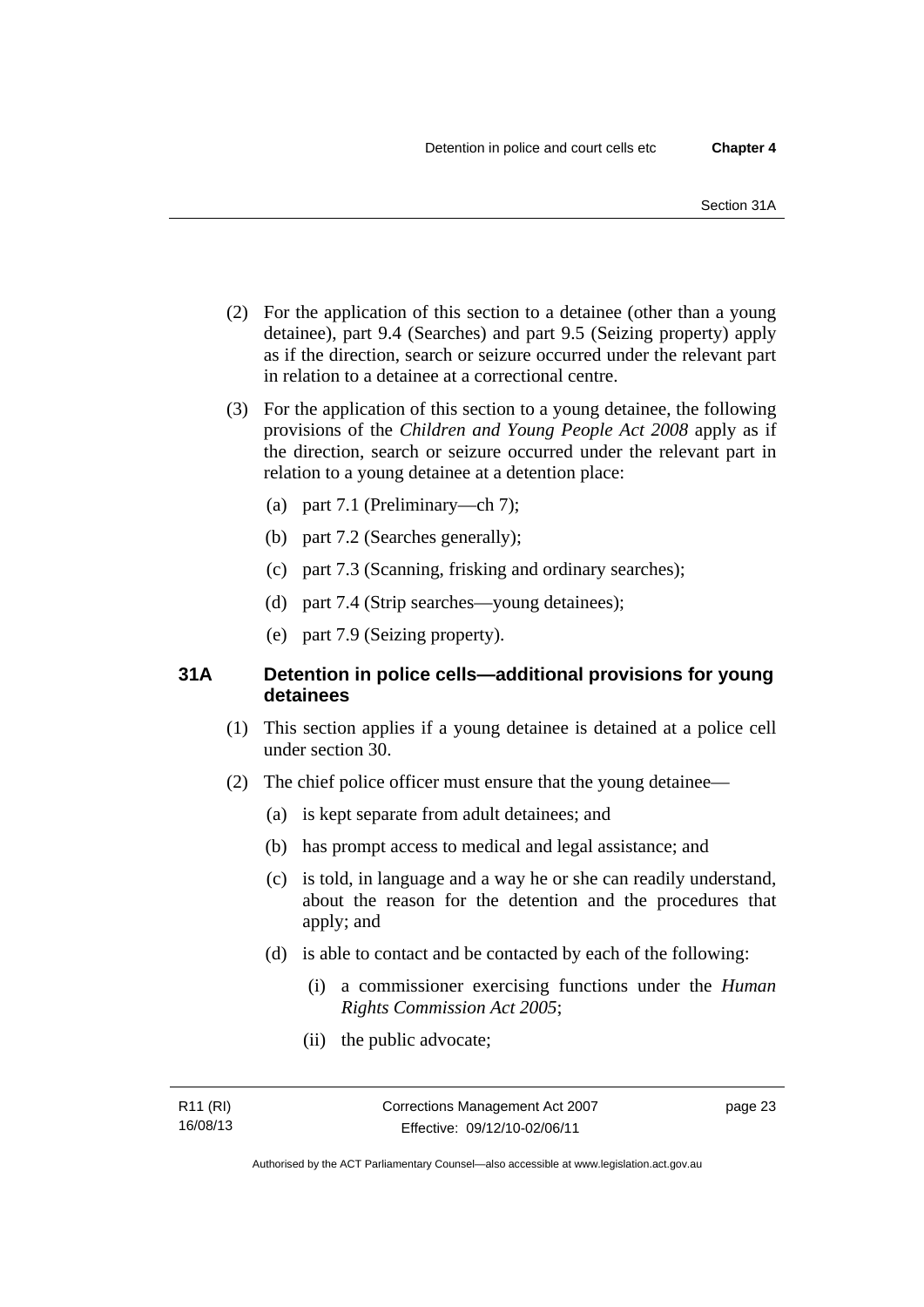(2) For the application of this section to a detainee (other than a young detainee), part 9.4 (Searches) and part 9.5 (Seizing property) apply as if the direction, search or seizure occurred under the relevant part in relation to a detainee at a correctional centre.

(3) For the application of this section to a young detainee, the following provisions of the *Children and Young People Act 2008* apply as if the direction, search or seizure occurred under the relevant part in relation to a young detainee at a detention place:

(a) part 7.1 (Preliminary—ch 7);

(b) part 7.2 (Searches generally);

(c) part 7.3 (Scanning, frisking and ordinary searches);

(d) part 7.4 (Strip searches—young detainees);

(e) part 7.9 (Seizing property).

### 31A Detention in police cells—additional provisions for young detainees

(1) This section applies if a young detainee is detained at a police cell under section 30.

(2) The chief police officer must ensure that the young detainee—

(a) is kept separate from adult detainees; and

(b) has prompt access to medical and legal assistance; and

(c) is told, in language and a way he or she can readily understand, about the reason for the detention and the procedures that apply; and

(d) is able to contact and be contacted by each of the following:

(i) a commissioner exercising functions under the *Human Rights Commission Act 2005*;

(ii) the public advocate;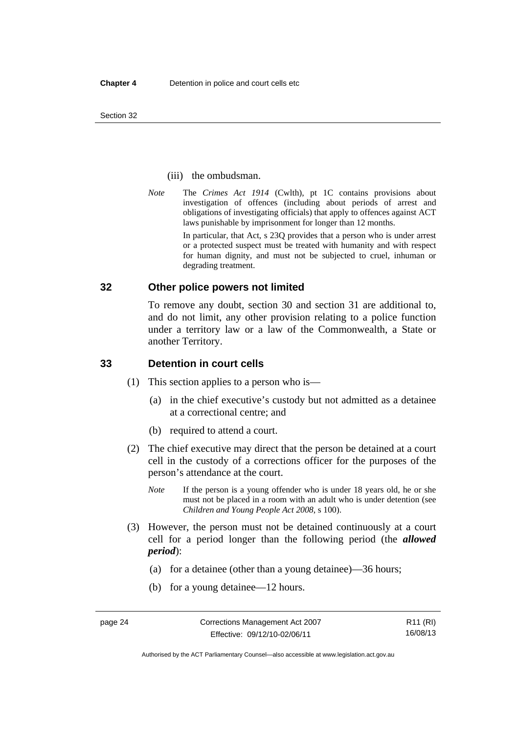(iii) the ombudsman.

*Note* The *Crimes Act 1914* (Cwlth), pt 1C contains provisions about investigation of offences (including about periods of arrest and obligations of investigating officials) that apply to offences against ACT laws punishable by imprisonment for longer than 12 months.

In particular, that Act, s 23Q provides that a person who is under arrest or a protected suspect must be treated with humanity and with respect for human dignity, and must not be subjected to cruel, inhuman or degrading treatment.

## 32 Other police powers not limited

To remove any doubt, section 30 and section 31 are additional to, and do not limit, any other provision relating to a police function under a territory law or a law of the Commonwealth, a State or another Territory.

## 33 Detention in court cells

(1) This section applies to a person who is—

(a) in the chief executive's custody but not admitted as a detainee at a correctional centre; and

(b) required to attend a court.

(2) The chief executive may direct that the person be detained at a court cell in the custody of a corrections officer for the purposes of the person's attendance at the court.

*Note* If the person is a young offender who is under 18 years old, he or she must not be placed in a room with an adult who is under detention (see *Children and Young People Act 2008*, s 100).

(3) However, the person must not be detained continuously at a court cell for a period longer than the following period (the ***allowed period***):

(a) for a detainee (other than a young detainee)—36 hours;

(b) for a young detainee—12 hours.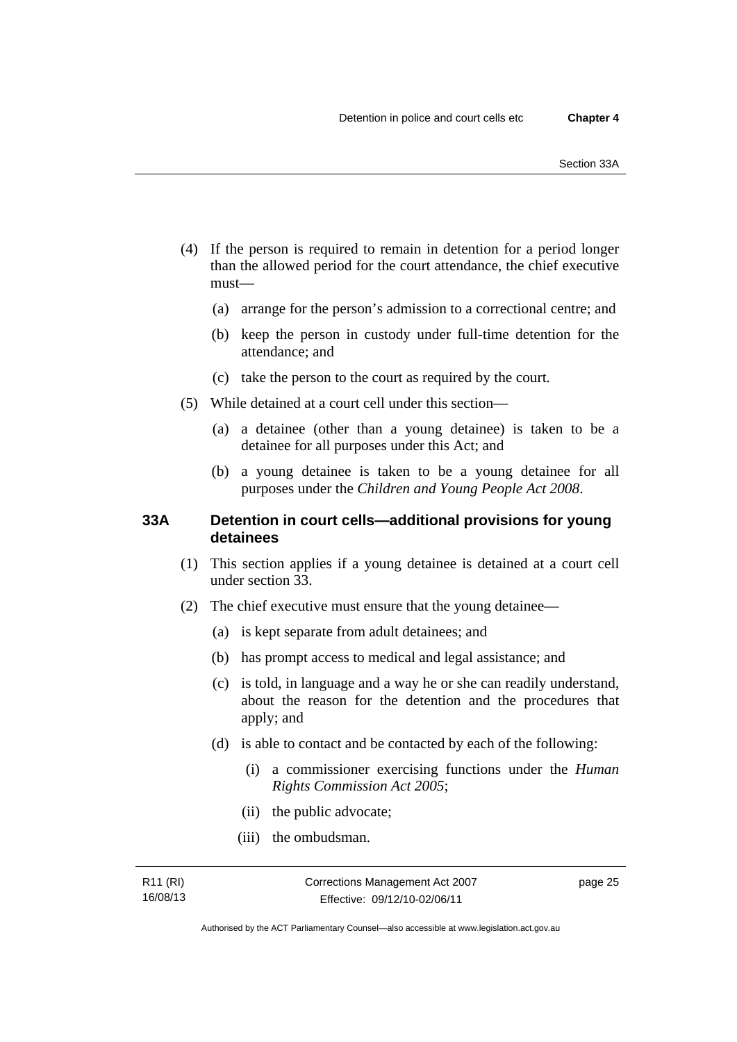(4) If the person is required to remain in detention for a period longer than the allowed period for the court attendance, the chief executive must—

  (a) arrange for the person's admission to a correctional centre; and

  (b) keep the person in custody under full-time detention for the attendance; and

  (c) take the person to the court as required by the court.

(5) While detained at a court cell under this section—

  (a) a detainee (other than a young detainee) is taken to be a detainee for all purposes under this Act; and

  (b) a young detainee is taken to be a young detainee for all purposes under the *Children and Young People Act 2008*.

### 33A Detention in court cells—additional provisions for young detainees

(1) This section applies if a young detainee is detained at a court cell under section 33.

(2) The chief executive must ensure that the young detainee—

  (a) is kept separate from adult detainees; and

  (b) has prompt access to medical and legal assistance; and

  (c) is told, in language and a way he or she can readily understand, about the reason for the detention and the procedures that apply; and

  (d) is able to contact and be contacted by each of the following:

    (i) a commissioner exercising functions under the *Human Rights Commission Act 2005*;

    (ii) the public advocate;

    (iii) the ombudsman.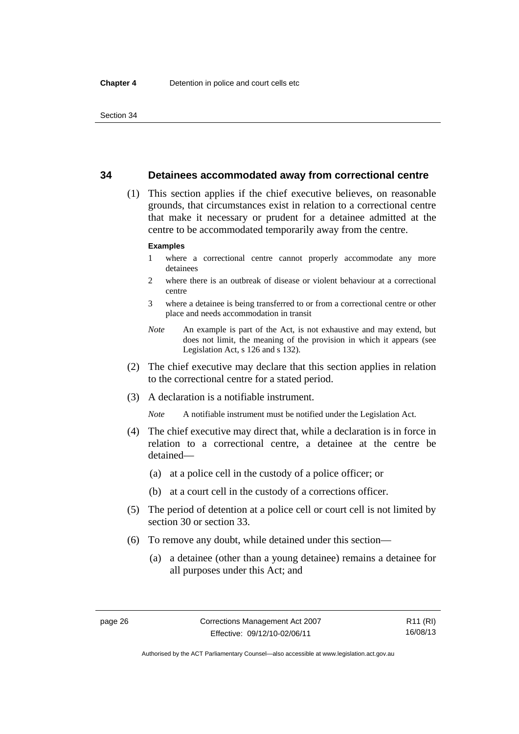## 34 Detainees accommodated away from correctional centre

(1) This section applies if the chief executive believes, on reasonable grounds, that circumstances exist in relation to a correctional centre that make it necessary or prudent for a detainee admitted at the centre to be accommodated temporarily away from the centre.

**Examples**

1 where a correctional centre cannot properly accommodate any more detainees

2 where there is an outbreak of disease or violent behaviour at a correctional centre

3 where a detainee is being transferred to or from a correctional centre or other place and needs accommodation in transit

*Note* An example is part of the Act, is not exhaustive and may extend, but does not limit, the meaning of the provision in which it appears (see Legislation Act, s 126 and s 132).

(2) The chief executive may declare that this section applies in relation to the correctional centre for a stated period.

(3) A declaration is a notifiable instrument.

*Note* A notifiable instrument must be notified under the Legislation Act.

(4) The chief executive may direct that, while a declaration is in force in relation to a correctional centre, a detainee at the centre be detained—

(a) at a police cell in the custody of a police officer; or

(b) at a court cell in the custody of a corrections officer.

(5) The period of detention at a police cell or court cell is not limited by section 30 or section 33.

(6) To remove any doubt, while detained under this section—

(a) a detainee (other than a young detainee) remains a detainee for all purposes under this Act; and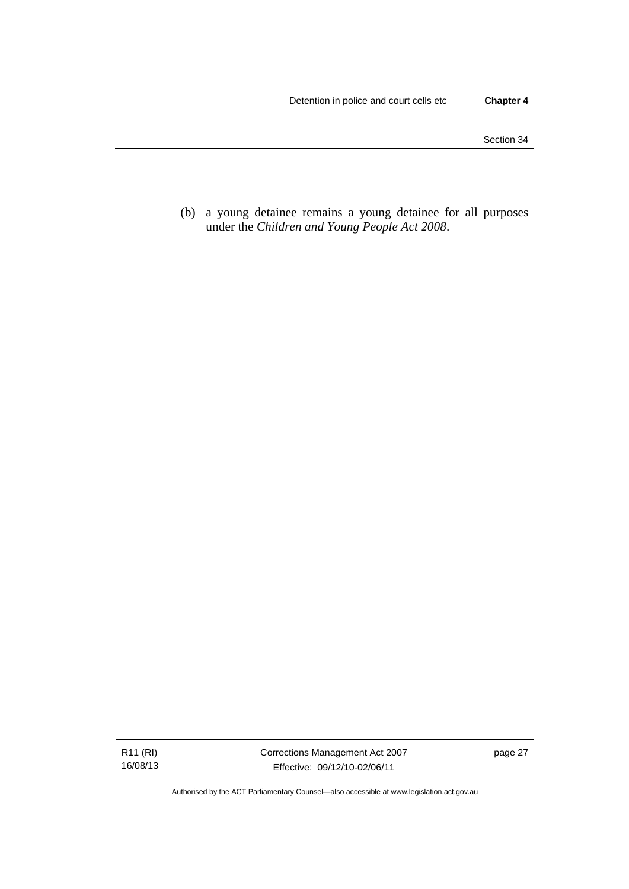(b) a young detainee remains a young detainee for all purposes under the *Children and Young People Act 2008*.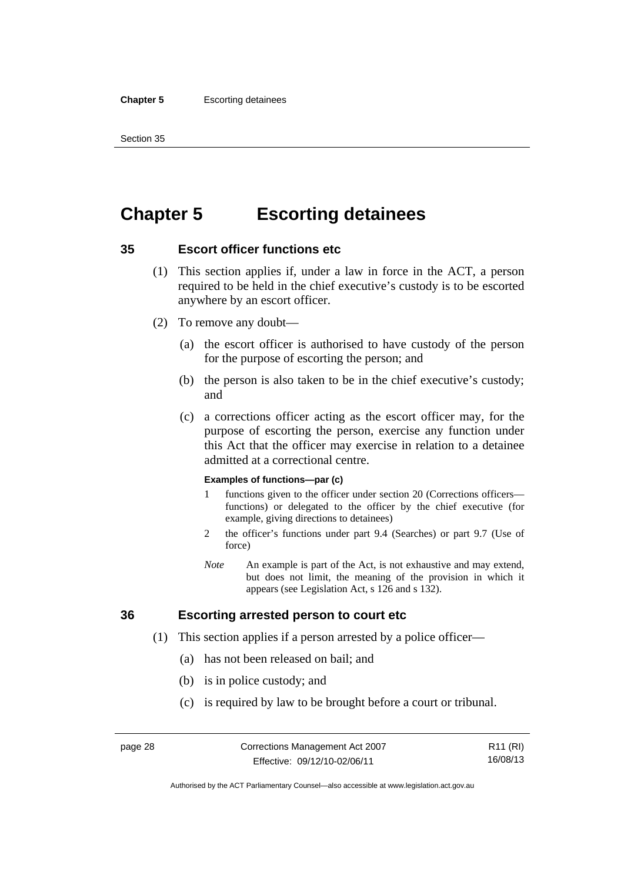# Chapter 5 Escorting detainees

## 35 Escort officer functions etc

(1) This section applies if, under a law in force in the ACT, a person required to be held in the chief executive's custody is to be escorted anywhere by an escort officer.

(2) To remove any doubt—

(a) the escort officer is authorised to have custody of the person for the purpose of escorting the person; and

(b) the person is also taken to be in the chief executive's custody; and

(c) a corrections officer acting as the escort officer may, for the purpose of escorting the person, exercise any function under this Act that the officer may exercise in relation to a detainee admitted at a correctional centre.

**Examples of functions—par (c)**

1 functions given to the officer under section 20 (Corrections officers—functions) or delegated to the officer by the chief executive (for example, giving directions to detainees)

2 the officer's functions under part 9.4 (Searches) or part 9.7 (Use of force)

*Note* An example is part of the Act, is not exhaustive and may extend, but does not limit, the meaning of the provision in which it appears (see Legislation Act, s 126 and s 132).

## 36 Escorting arrested person to court etc

(1) This section applies if a person arrested by a police officer—

(a) has not been released on bail; and

(b) is in police custody; and

(c) is required by law to be brought before a court or tribunal.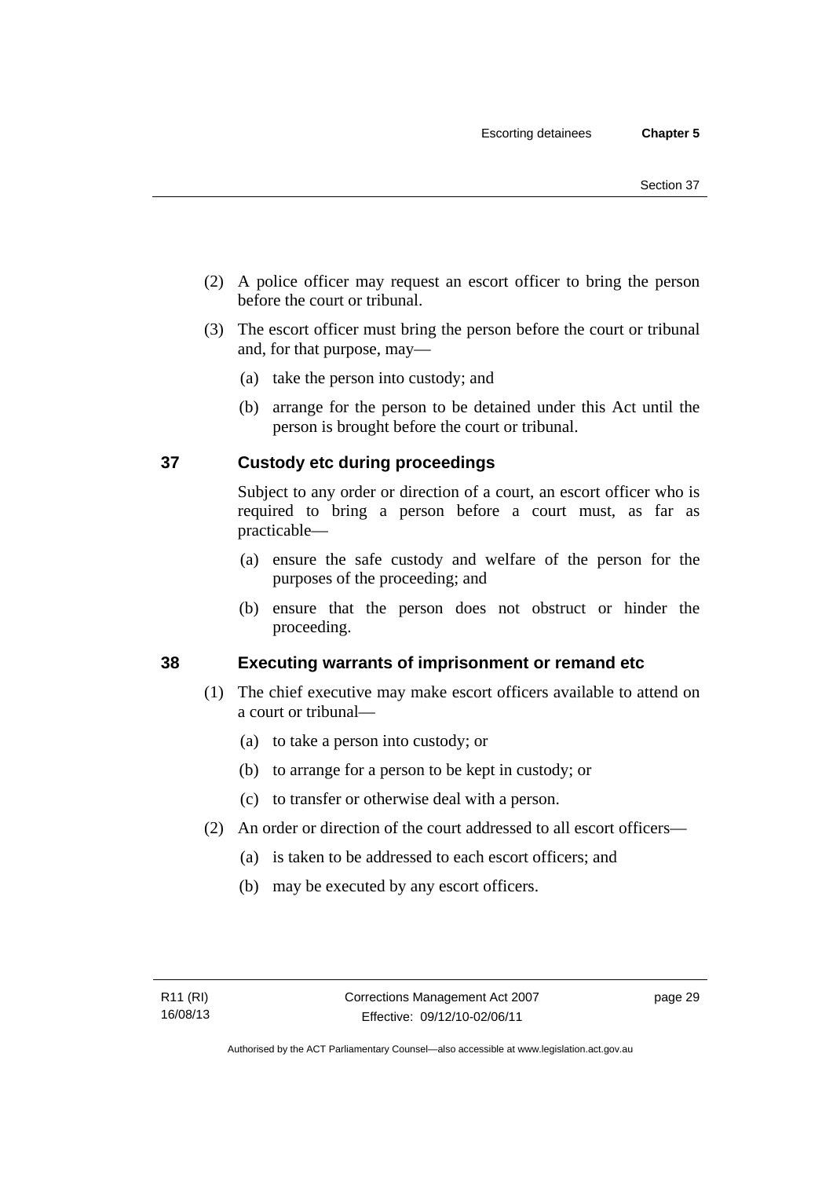(2) A police officer may request an escort officer to bring the person before the court or tribunal.

(3) The escort officer must bring the person before the court or tribunal and, for that purpose, may—

(a) take the person into custody; and

(b) arrange for the person to be detained under this Act until the person is brought before the court or tribunal.

## 37 Custody etc during proceedings

Subject to any order or direction of a court, an escort officer who is required to bring a person before a court must, as far as practicable—

(a) ensure the safe custody and welfare of the person for the purposes of the proceeding; and

(b) ensure that the person does not obstruct or hinder the proceeding.

## 38 Executing warrants of imprisonment or remand etc

(1) The chief executive may make escort officers available to attend on a court or tribunal—

(a) to take a person into custody; or

(b) to arrange for a person to be kept in custody; or

(c) to transfer or otherwise deal with a person.

(2) An order or direction of the court addressed to all escort officers—

(a) is taken to be addressed to each escort officers; and

(b) may be executed by any escort officers.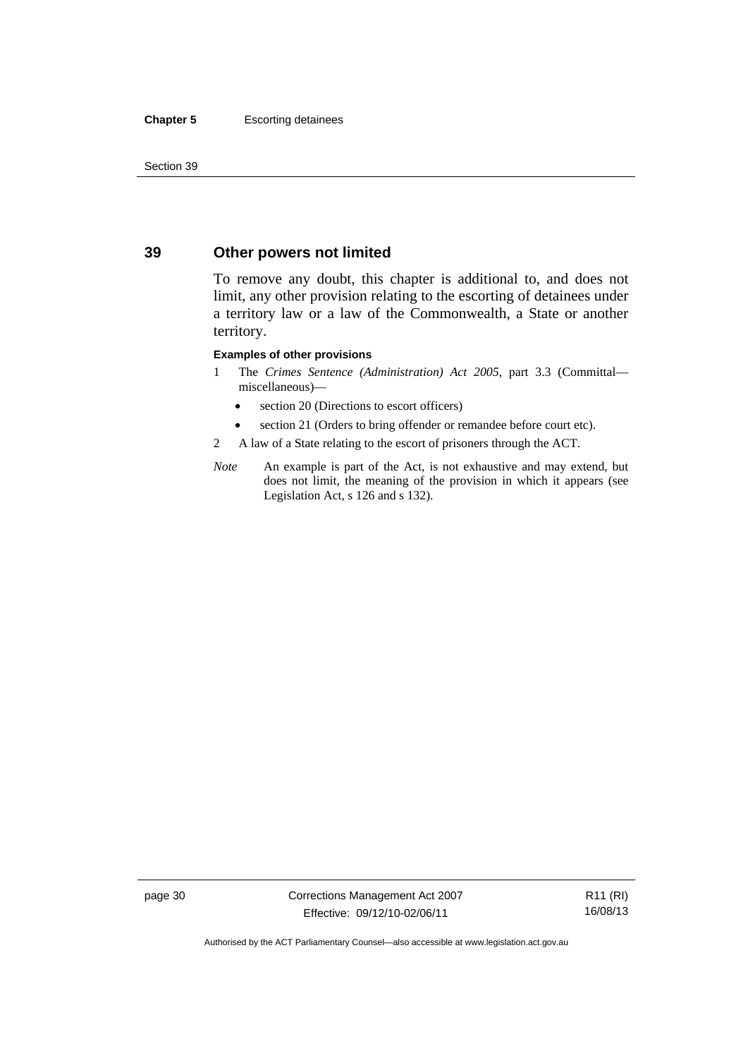## 39 Other powers not limited

To remove any doubt, this chapter is additional to, and does not limit, any other provision relating to the escorting of detainees under a territory law or a law of the Commonwealth, a State or another territory.

**Examples of other provisions**

1 The *Crimes Sentence (Administration) Act 2005*, part 3.3 (Committal—miscellaneous)—

- section 20 (Directions to escort officers)
- section 21 (Orders to bring offender or remandee before court etc).

2 A law of a State relating to the escort of prisoners through the ACT.

*Note* An example is part of the Act, is not exhaustive and may extend, but does not limit, the meaning of the provision in which it appears (see Legislation Act, s 126 and s 132).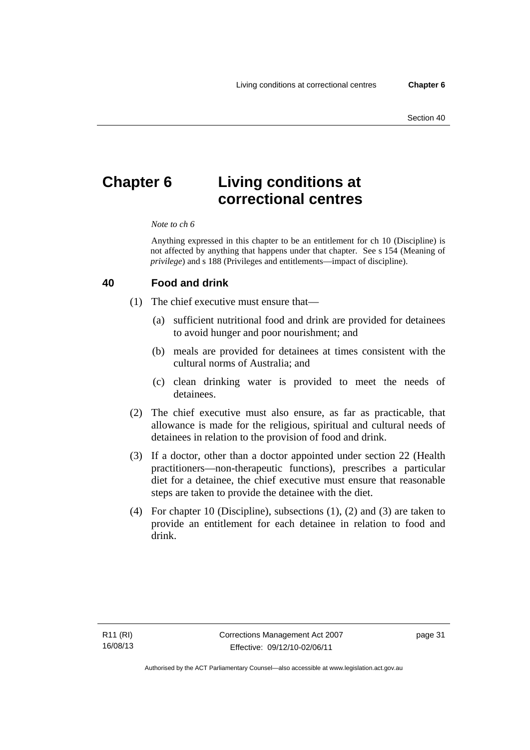# Chapter 6 Living conditions at correctional centres

*Note to ch 6*

Anything expressed in this chapter to be an entitlement for ch 10 (Discipline) is not affected by anything that happens under that chapter. See s 154 (Meaning of *privilege*) and s 188 (Privileges and entitlements—impact of discipline).

## 40 Food and drink

(1) The chief executive must ensure that—

(a) sufficient nutritional food and drink are provided for detainees to avoid hunger and poor nourishment; and

(b) meals are provided for detainees at times consistent with the cultural norms of Australia; and

(c) clean drinking water is provided to meet the needs of detainees.

(2) The chief executive must also ensure, as far as practicable, that allowance is made for the religious, spiritual and cultural needs of detainees in relation to the provision of food and drink.

(3) If a doctor, other than a doctor appointed under section 22 (Health practitioners—non-therapeutic functions), prescribes a particular diet for a detainee, the chief executive must ensure that reasonable steps are taken to provide the detainee with the diet.

(4) For chapter 10 (Discipline), subsections (1), (2) and (3) are taken to provide an entitlement for each detainee in relation to food and drink.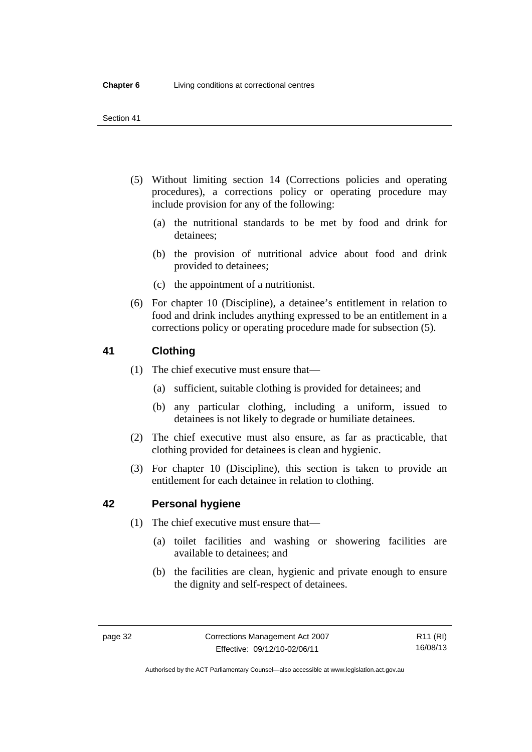(5) Without limiting section 14 (Corrections policies and operating procedures), a corrections policy or operating procedure may include provision for any of the following:

(a) the nutritional standards to be met by food and drink for detainees;

(b) the provision of nutritional advice about food and drink provided to detainees;

(c) the appointment of a nutritionist.

(6) For chapter 10 (Discipline), a detainee's entitlement in relation to food and drink includes anything expressed to be an entitlement in a corrections policy or operating procedure made for subsection (5).

## 41 Clothing

(1) The chief executive must ensure that—

(a) sufficient, suitable clothing is provided for detainees; and

(b) any particular clothing, including a uniform, issued to detainees is not likely to degrade or humiliate detainees.

(2) The chief executive must also ensure, as far as practicable, that clothing provided for detainees is clean and hygienic.

(3) For chapter 10 (Discipline), this section is taken to provide an entitlement for each detainee in relation to clothing.

## 42 Personal hygiene

(1) The chief executive must ensure that—

(a) toilet facilities and washing or showering facilities are available to detainees; and

(b) the facilities are clean, hygienic and private enough to ensure the dignity and self-respect of detainees.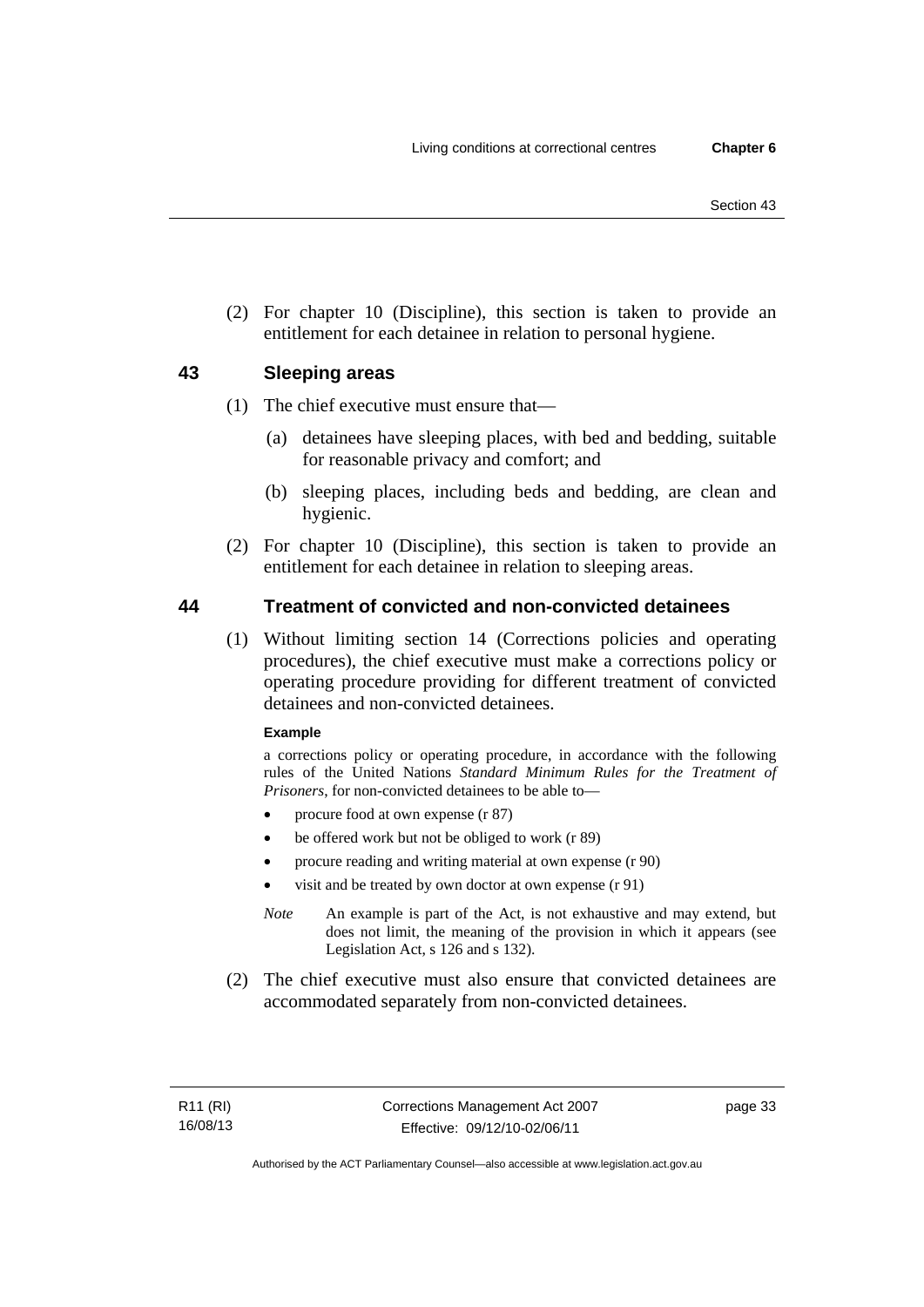(2) For chapter 10 (Discipline), this section is taken to provide an entitlement for each detainee in relation to personal hygiene.

## 43 Sleeping areas

(1) The chief executive must ensure that—

(a) detainees have sleeping places, with bed and bedding, suitable for reasonable privacy and comfort; and

(b) sleeping places, including beds and bedding, are clean and hygienic.

(2) For chapter 10 (Discipline), this section is taken to provide an entitlement for each detainee in relation to sleeping areas.

## 44 Treatment of convicted and non-convicted detainees

(1) Without limiting section 14 (Corrections policies and operating procedures), the chief executive must make a corrections policy or operating procedure providing for different treatment of convicted detainees and non-convicted detainees.

**Example**

a corrections policy or operating procedure, in accordance with the following rules of the United Nations *Standard Minimum Rules for the Treatment of Prisoners*, for non-convicted detainees to be able to—

- procure food at own expense (r 87)
- be offered work but not be obliged to work (r 89)
- procure reading and writing material at own expense (r 90)
- visit and be treated by own doctor at own expense (r 91)

*Note* An example is part of the Act, is not exhaustive and may extend, but does not limit, the meaning of the provision in which it appears (see Legislation Act, s 126 and s 132).

(2) The chief executive must also ensure that convicted detainees are accommodated separately from non-convicted detainees.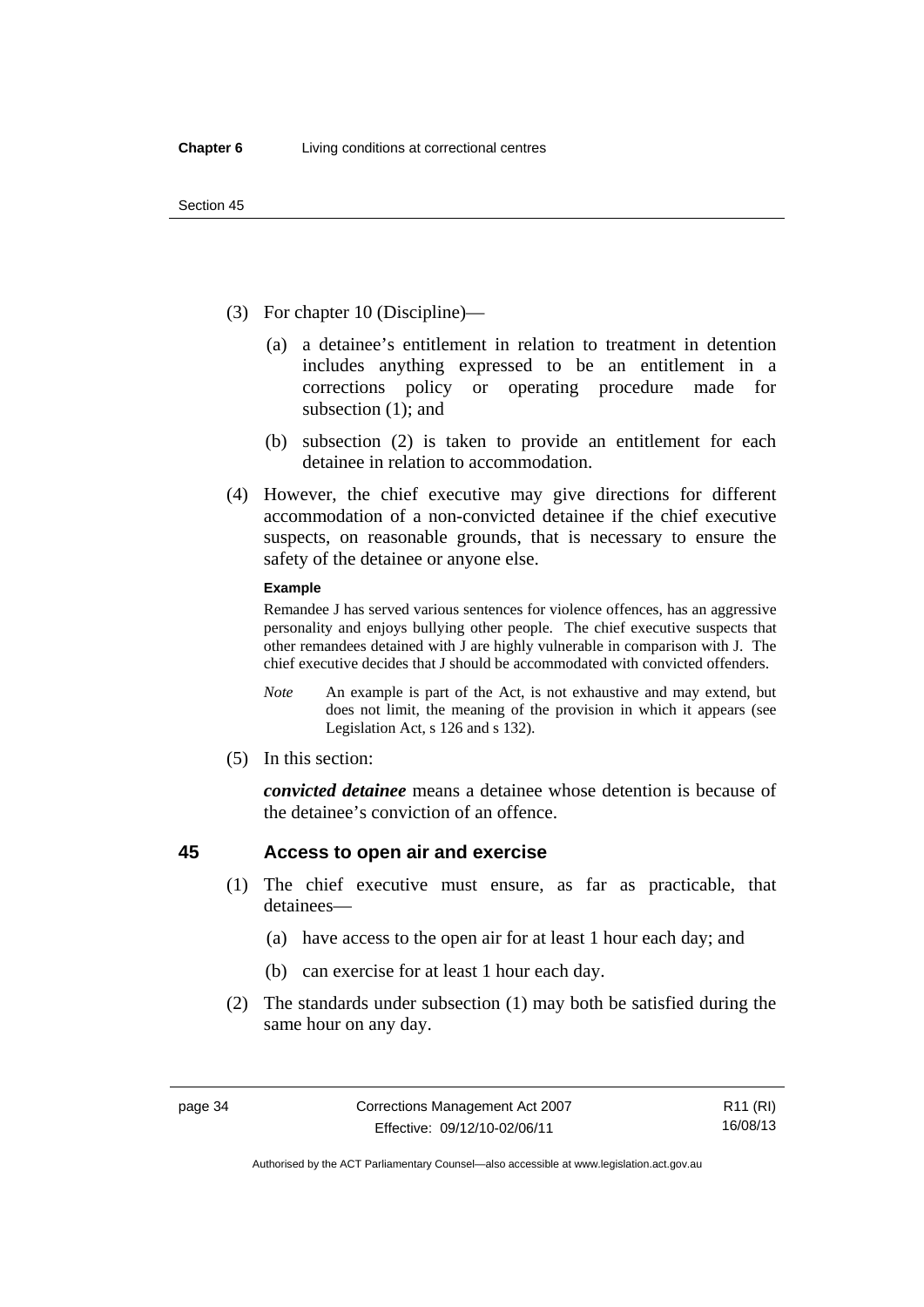(3) For chapter 10 (Discipline)—

(a) a detainee's entitlement in relation to treatment in detention includes anything expressed to be an entitlement in a corrections policy or operating procedure made for subsection (1); and

(b) subsection (2) is taken to provide an entitlement for each detainee in relation to accommodation.

(4) However, the chief executive may give directions for different accommodation of a non-convicted detainee if the chief executive suspects, on reasonable grounds, that is necessary to ensure the safety of the detainee or anyone else.

**Example**

Remandee J has served various sentences for violence offences, has an aggressive personality and enjoys bullying other people. The chief executive suspects that other remandees detained with J are highly vulnerable in comparison with J. The chief executive decides that J should be accommodated with convicted offenders.

*Note* An example is part of the Act, is not exhaustive and may extend, but does not limit, the meaning of the provision in which it appears (see Legislation Act, s 126 and s 132).

(5) In this section:

***convicted detainee*** means a detainee whose detention is because of the detainee's conviction of an offence.

## 45 Access to open air and exercise

(1) The chief executive must ensure, as far as practicable, that detainees—

(a) have access to the open air for at least 1 hour each day; and

(b) can exercise for at least 1 hour each day.

(2) The standards under subsection (1) may both be satisfied during the same hour on any day.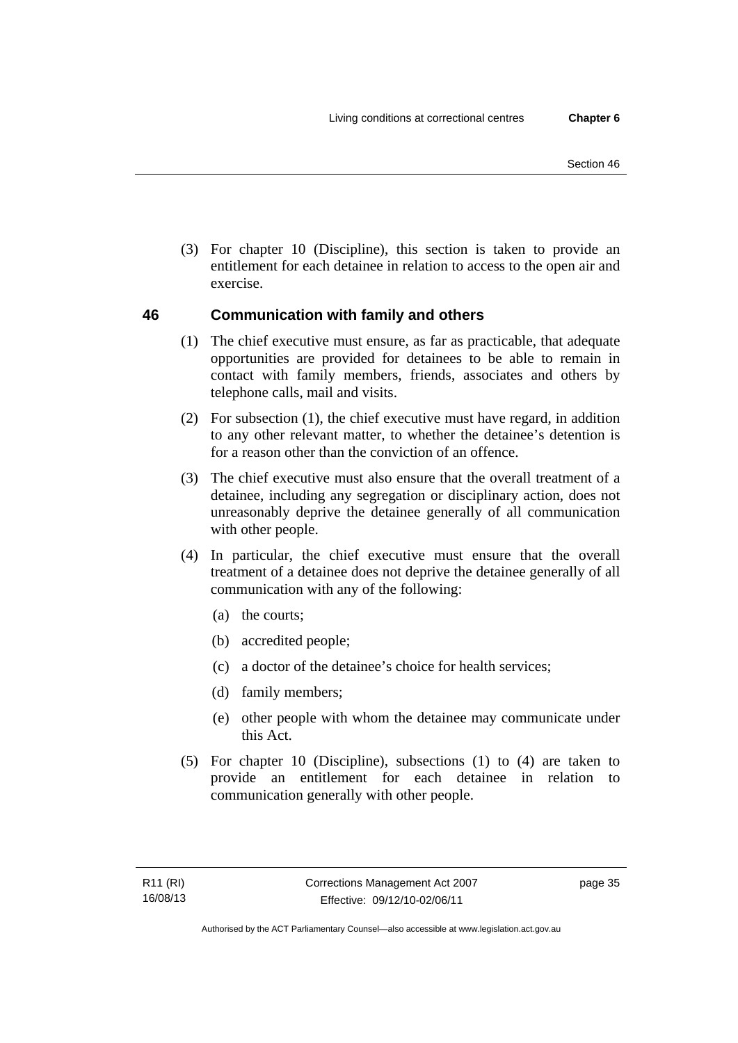(3) For chapter 10 (Discipline), this section is taken to provide an entitlement for each detainee in relation to access to the open air and exercise.

## 46 Communication with family and others

(1) The chief executive must ensure, as far as practicable, that adequate opportunities are provided for detainees to be able to remain in contact with family members, friends, associates and others by telephone calls, mail and visits.

(2) For subsection (1), the chief executive must have regard, in addition to any other relevant matter, to whether the detainee's detention is for a reason other than the conviction of an offence.

(3) The chief executive must also ensure that the overall treatment of a detainee, including any segregation or disciplinary action, does not unreasonably deprive the detainee generally of all communication with other people.

(4) In particular, the chief executive must ensure that the overall treatment of a detainee does not deprive the detainee generally of all communication with any of the following:

- (a) the courts;
- (b) accredited people;
- (c) a doctor of the detainee's choice for health services;
- (d) family members;
- (e) other people with whom the detainee may communicate under this Act.

(5) For chapter 10 (Discipline), subsections (1) to (4) are taken to provide an entitlement for each detainee in relation to communication generally with other people.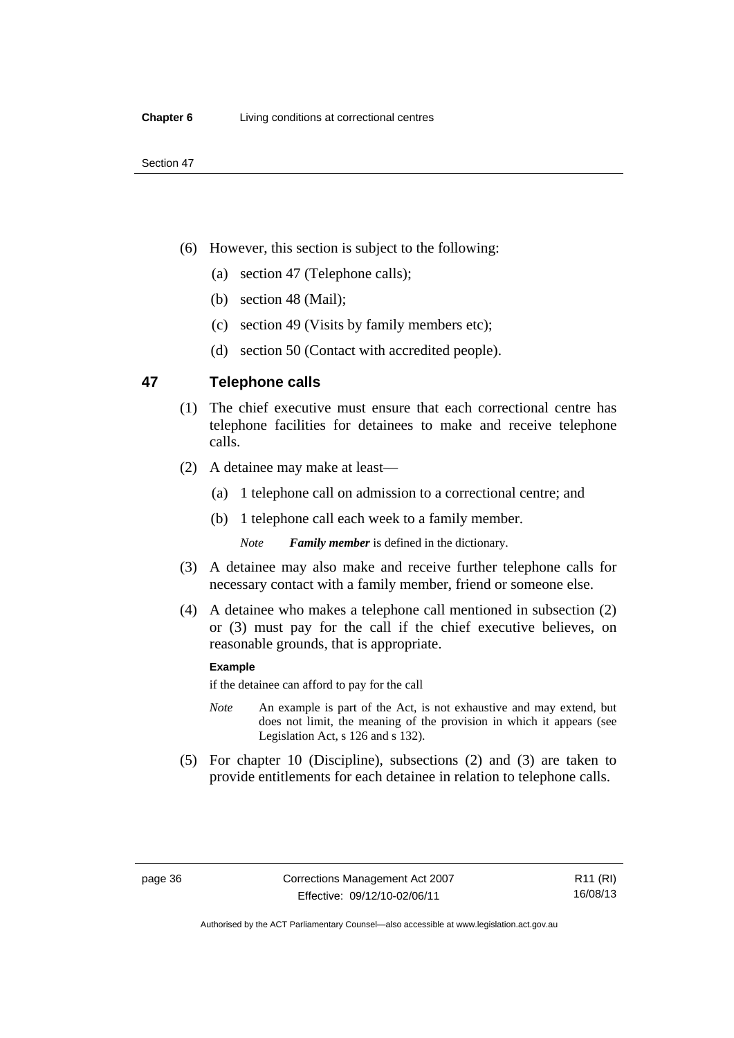(6) However, this section is subject to the following:

(a) section 47 (Telephone calls);

(b) section 48 (Mail);

(c) section 49 (Visits by family members etc);

(d) section 50 (Contact with accredited people).

## 47 Telephone calls

(1) The chief executive must ensure that each correctional centre has telephone facilities for detainees to make and receive telephone calls.

(2) A detainee may make at least—

(a) 1 telephone call on admission to a correctional centre; and

(b) 1 telephone call each week to a family member.

*Note* ***Family member*** is defined in the dictionary.

(3) A detainee may also make and receive further telephone calls for necessary contact with a family member, friend or someone else.

(4) A detainee who makes a telephone call mentioned in subsection (2) or (3) must pay for the call if the chief executive believes, on reasonable grounds, that is appropriate.

**Example**

if the detainee can afford to pay for the call

*Note* An example is part of the Act, is not exhaustive and may extend, but does not limit, the meaning of the provision in which it appears (see Legislation Act, s 126 and s 132).

(5) For chapter 10 (Discipline), subsections (2) and (3) are taken to provide entitlements for each detainee in relation to telephone calls.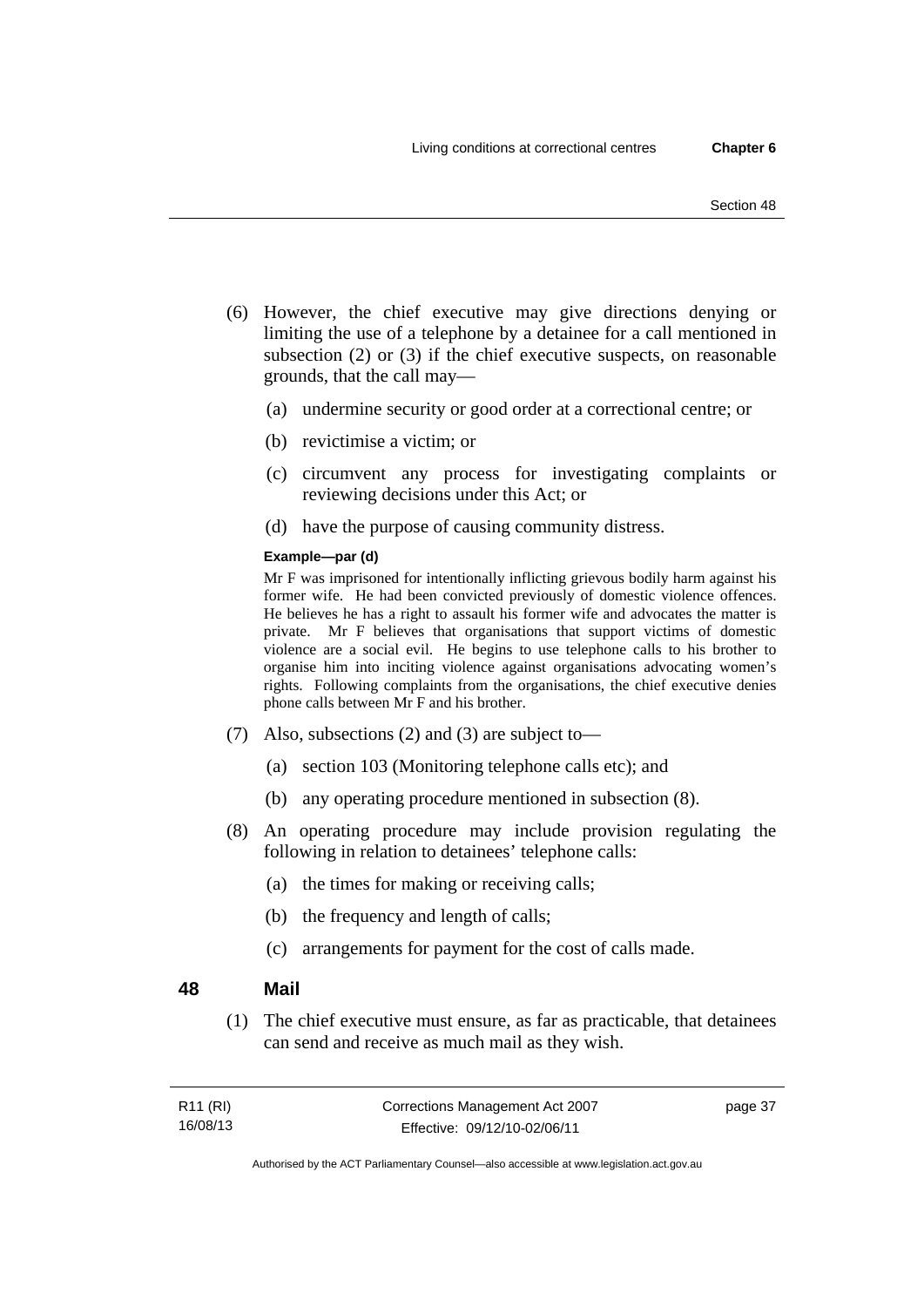(6) However, the chief executive may give directions denying or limiting the use of a telephone by a detainee for a call mentioned in subsection (2) or (3) if the chief executive suspects, on reasonable grounds, that the call may—

(a) undermine security or good order at a correctional centre; or

(b) revictimise a victim; or

(c) circumvent any process for investigating complaints or reviewing decisions under this Act; or

(d) have the purpose of causing community distress.

**Example—par (d)**

Mr F was imprisoned for intentionally inflicting grievous bodily harm against his former wife. He had been convicted previously of domestic violence offences. He believes he has a right to assault his former wife and advocates the matter is private. Mr F believes that organisations that support victims of domestic violence are a social evil. He begins to use telephone calls to his brother to organise him into inciting violence against organisations advocating women's rights. Following complaints from the organisations, the chief executive denies phone calls between Mr F and his brother.

(7) Also, subsections (2) and (3) are subject to—

(a) section 103 (Monitoring telephone calls etc); and

(b) any operating procedure mentioned in subsection (8).

(8) An operating procedure may include provision regulating the following in relation to detainees' telephone calls:

(a) the times for making or receiving calls;

(b) the frequency and length of calls;

(c) arrangements for payment for the cost of calls made.

## 48 Mail

(1) The chief executive must ensure, as far as practicable, that detainees can send and receive as much mail as they wish.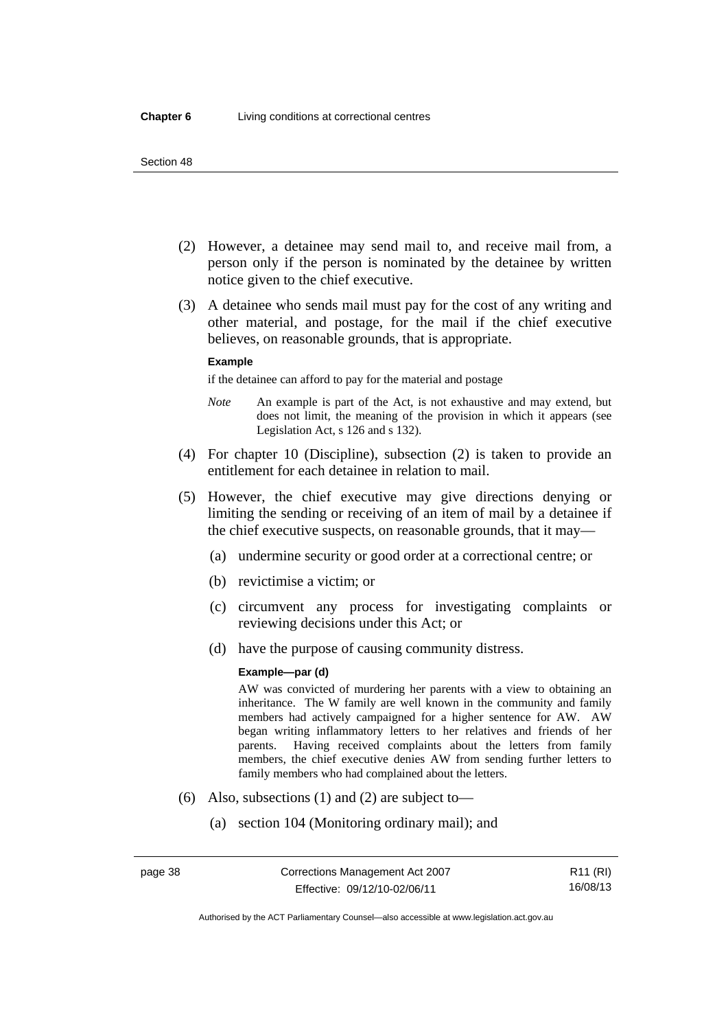(2) However, a detainee may send mail to, and receive mail from, a person only if the person is nominated by the detainee by written notice given to the chief executive.

(3) A detainee who sends mail must pay for the cost of any writing and other material, and postage, for the mail if the chief executive believes, on reasonable grounds, that is appropriate.

**Example**

if the detainee can afford to pay for the material and postage

*Note* An example is part of the Act, is not exhaustive and may extend, but does not limit, the meaning of the provision in which it appears (see Legislation Act, s 126 and s 132).

(4) For chapter 10 (Discipline), subsection (2) is taken to provide an entitlement for each detainee in relation to mail.

(5) However, the chief executive may give directions denying or limiting the sending or receiving of an item of mail by a detainee if the chief executive suspects, on reasonable grounds, that it may—

(a) undermine security or good order at a correctional centre; or

(b) revictimise a victim; or

(c) circumvent any process for investigating complaints or reviewing decisions under this Act; or

(d) have the purpose of causing community distress.

**Example—par (d)**

AW was convicted of murdering her parents with a view to obtaining an inheritance. The W family are well known in the community and family members had actively campaigned for a higher sentence for AW. AW began writing inflammatory letters to her relatives and friends of her parents. Having received complaints about the letters from family members, the chief executive denies AW from sending further letters to family members who had complained about the letters.

(6) Also, subsections (1) and (2) are subject to—

(a) section 104 (Monitoring ordinary mail); and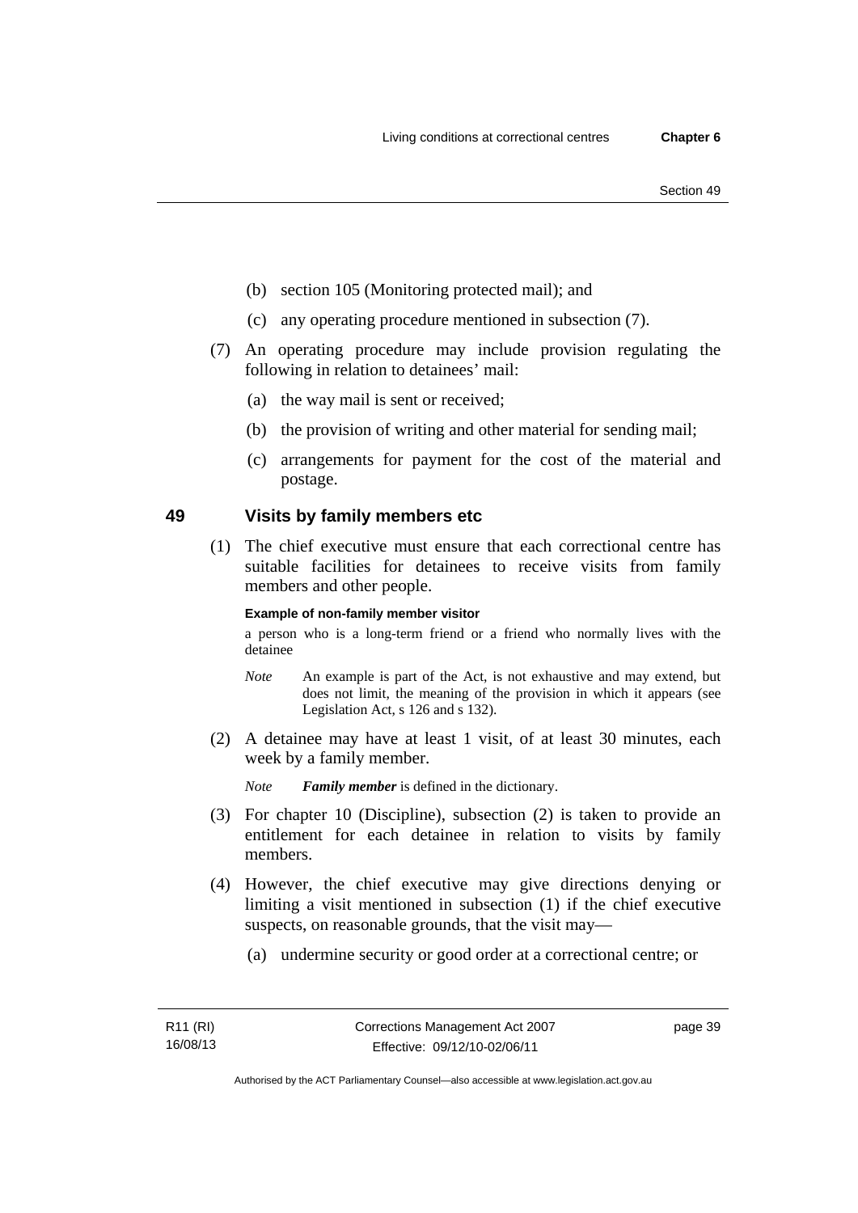(b) section 105 (Monitoring protected mail); and

(c) any operating procedure mentioned in subsection (7).

(7) An operating procedure may include provision regulating the following in relation to detainees' mail:

(a) the way mail is sent or received;

(b) the provision of writing and other material for sending mail;

(c) arrangements for payment for the cost of the material and postage.

## 49 Visits by family members etc

(1) The chief executive must ensure that each correctional centre has suitable facilities for detainees to receive visits from family members and other people.

**Example of non-family member visitor**

a person who is a long-term friend or a friend who normally lives with the detainee

*Note* An example is part of the Act, is not exhaustive and may extend, but does not limit, the meaning of the provision in which it appears (see Legislation Act, s 126 and s 132).

(2) A detainee may have at least 1 visit, of at least 30 minutes, each week by a family member.

*Note* ***Family member*** is defined in the dictionary.

(3) For chapter 10 (Discipline), subsection (2) is taken to provide an entitlement for each detainee in relation to visits by family members.

(4) However, the chief executive may give directions denying or limiting a visit mentioned in subsection (1) if the chief executive suspects, on reasonable grounds, that the visit may—

(a) undermine security or good order at a correctional centre; or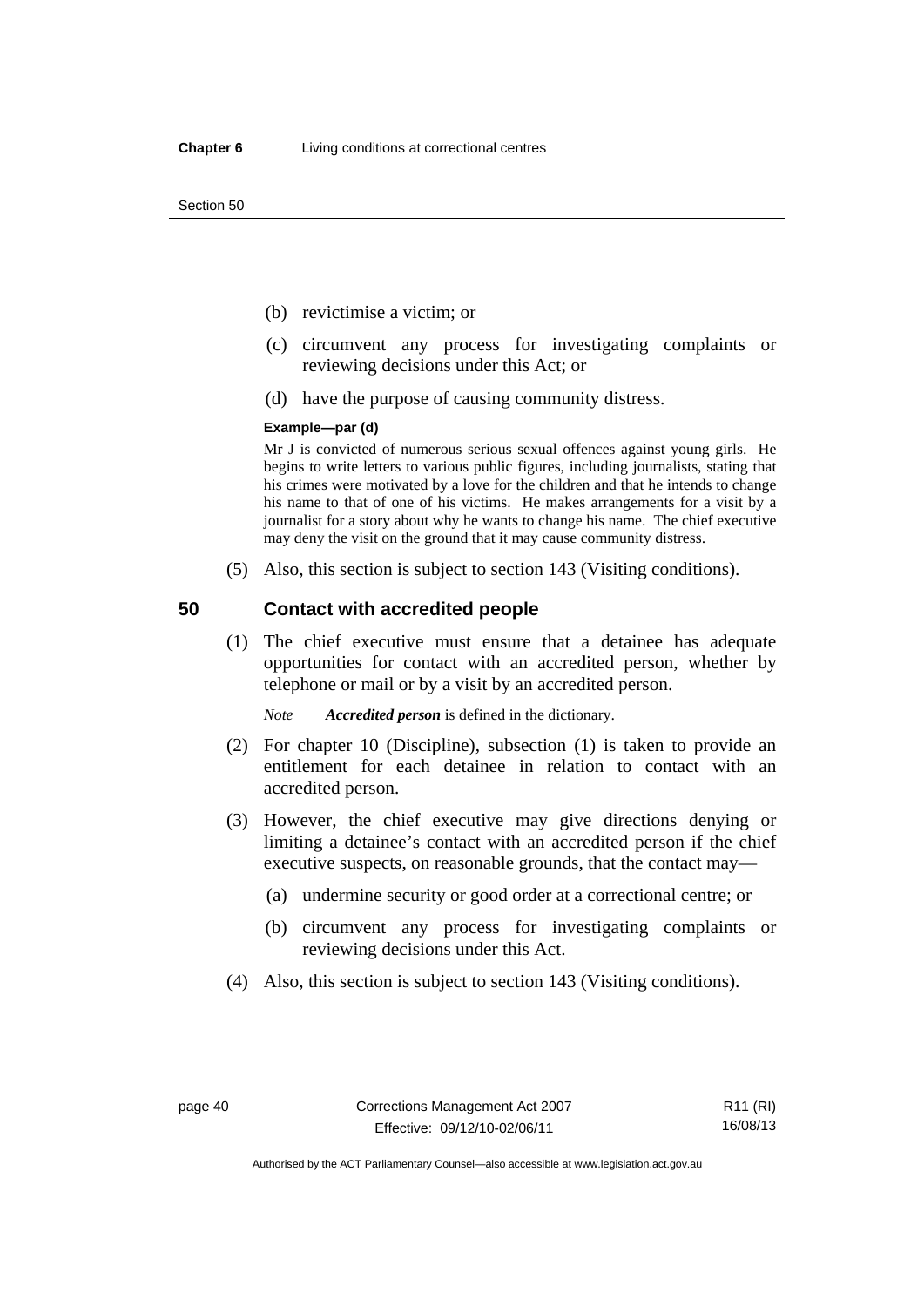(b) revictimise a victim; or

(c) circumvent any process for investigating complaints or reviewing decisions under this Act; or

(d) have the purpose of causing community distress.

**Example—par (d)**

Mr J is convicted of numerous serious sexual offences against young girls. He begins to write letters to various public figures, including journalists, stating that his crimes were motivated by a love for the children and that he intends to change his name to that of one of his victims. He makes arrangements for a visit by a journalist for a story about why he wants to change his name. The chief executive may deny the visit on the ground that it may cause community distress.

(5) Also, this section is subject to section 143 (Visiting conditions).

## 50 Contact with accredited people

(1) The chief executive must ensure that a detainee has adequate opportunities for contact with an accredited person, whether by telephone or mail or by a visit by an accredited person.

*Note* ***Accredited person*** is defined in the dictionary.

(2) For chapter 10 (Discipline), subsection (1) is taken to provide an entitlement for each detainee in relation to contact with an accredited person.

(3) However, the chief executive may give directions denying or limiting a detainee's contact with an accredited person if the chief executive suspects, on reasonable grounds, that the contact may—

(a) undermine security or good order at a correctional centre; or

(b) circumvent any process for investigating complaints or reviewing decisions under this Act.

(4) Also, this section is subject to section 143 (Visiting conditions).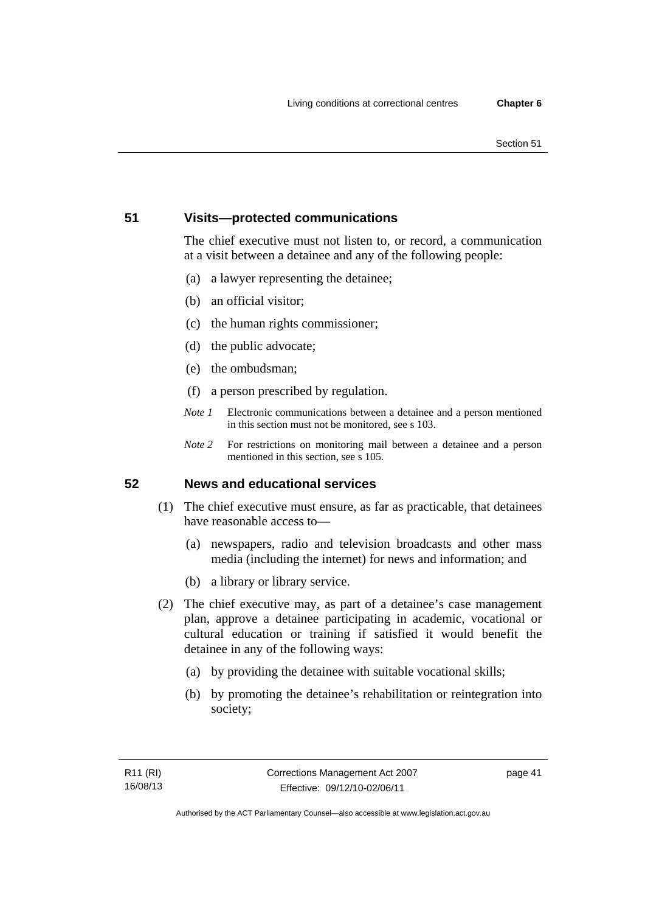## 51 Visits—protected communications

The chief executive must not listen to, or record, a communication at a visit between a detainee and any of the following people:

(a) a lawyer representing the detainee;

(b) an official visitor;

(c) the human rights commissioner;

(d) the public advocate;

(e) the ombudsman;

(f) a person prescribed by regulation.

*Note 1* Electronic communications between a detainee and a person mentioned in this section must not be monitored, see s 103.

*Note 2* For restrictions on monitoring mail between a detainee and a person mentioned in this section, see s 105.

## 52 News and educational services

(1) The chief executive must ensure, as far as practicable, that detainees have reasonable access to—

(a) newspapers, radio and television broadcasts and other mass media (including the internet) for news and information; and

(b) a library or library service.

(2) The chief executive may, as part of a detainee's case management plan, approve a detainee participating in academic, vocational or cultural education or training if satisfied it would benefit the detainee in any of the following ways:

(a) by providing the detainee with suitable vocational skills;

(b) by promoting the detainee's rehabilitation or reintegration into society;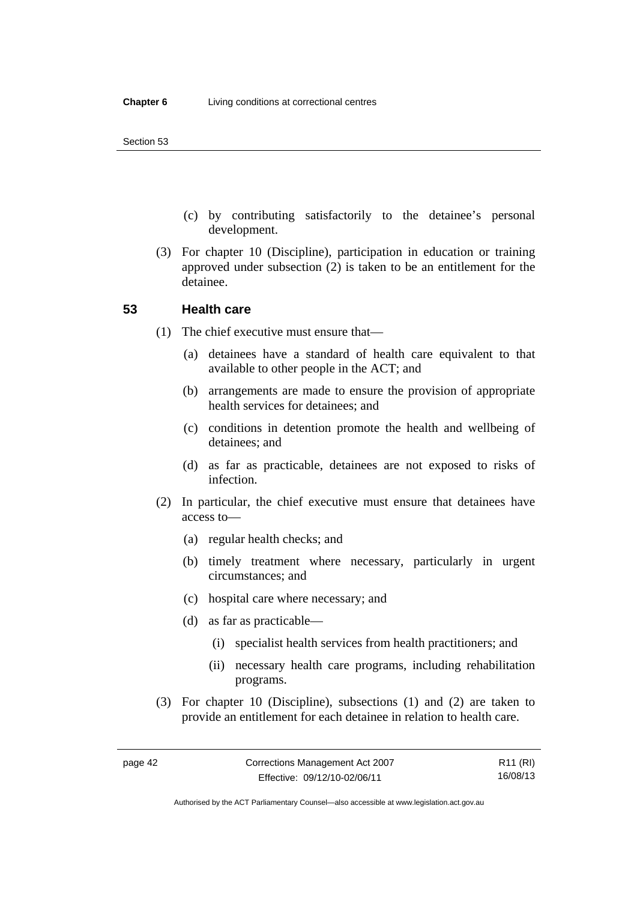(c) by contributing satisfactorily to the detainee's personal development.

(3) For chapter 10 (Discipline), participation in education or training approved under subsection (2) is taken to be an entitlement for the detainee.

## 53 Health care

(1) The chief executive must ensure that—

(a) detainees have a standard of health care equivalent to that available to other people in the ACT; and

(b) arrangements are made to ensure the provision of appropriate health services for detainees; and

(c) conditions in detention promote the health and wellbeing of detainees; and

(d) as far as practicable, detainees are not exposed to risks of infection.

(2) In particular, the chief executive must ensure that detainees have access to—

(a) regular health checks; and

(b) timely treatment where necessary, particularly in urgent circumstances; and

(c) hospital care where necessary; and

(d) as far as practicable—

(i) specialist health services from health practitioners; and

(ii) necessary health care programs, including rehabilitation programs.

(3) For chapter 10 (Discipline), subsections (1) and (2) are taken to provide an entitlement for each detainee in relation to health care.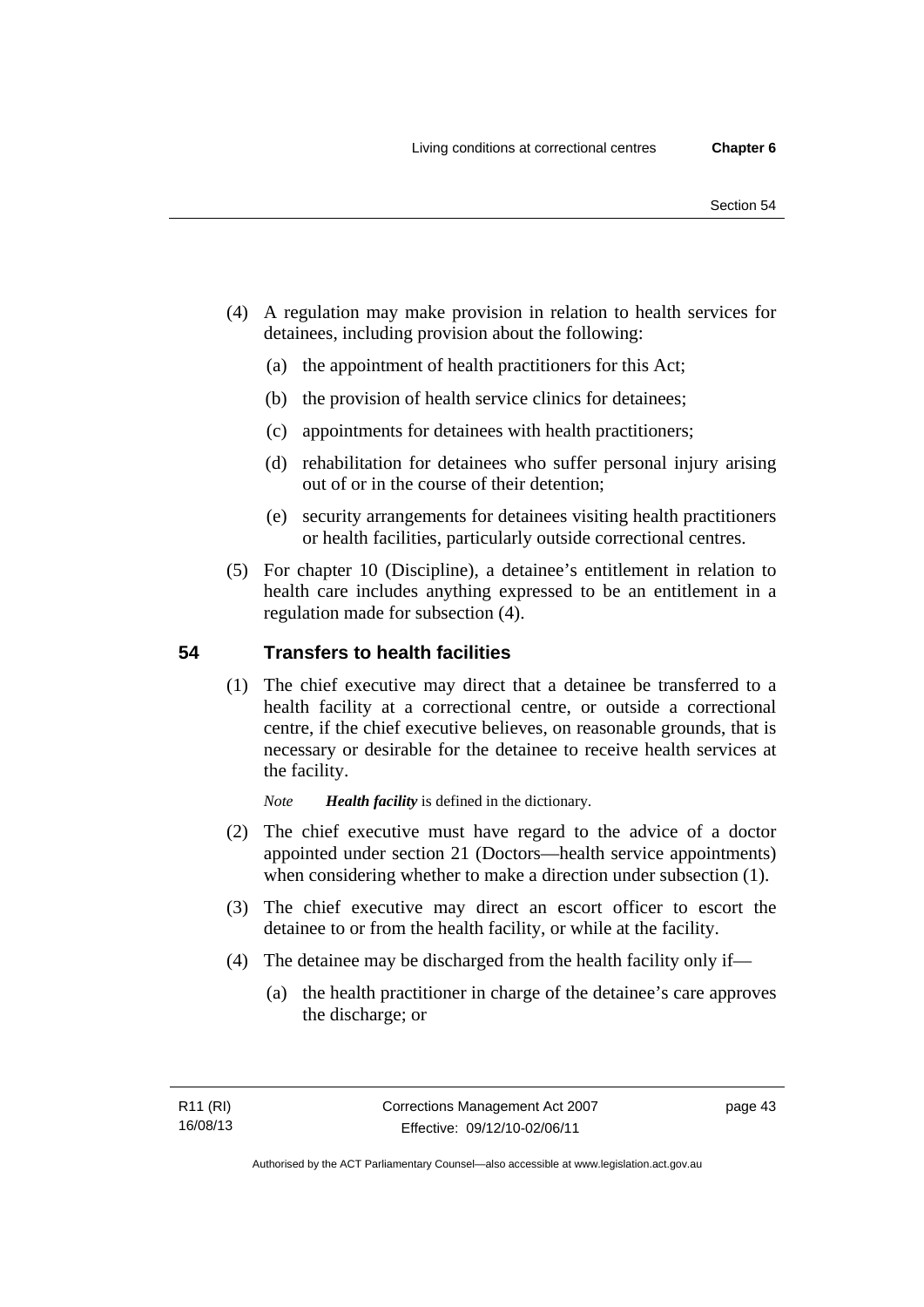(4) A regulation may make provision in relation to health services for detainees, including provision about the following:

  (a) the appointment of health practitioners for this Act;

  (b) the provision of health service clinics for detainees;

  (c) appointments for detainees with health practitioners;

  (d) rehabilitation for detainees who suffer personal injury arising out of or in the course of their detention;

  (e) security arrangements for detainees visiting health practitioners or health facilities, particularly outside correctional centres.

(5) For chapter 10 (Discipline), a detainee's entitlement in relation to health care includes anything expressed to be an entitlement in a regulation made for subsection (4).

## 54 Transfers to health facilities

(1) The chief executive may direct that a detainee be transferred to a health facility at a correctional centre, or outside a correctional centre, if the chief executive believes, on reasonable grounds, that is necessary or desirable for the detainee to receive health services at the facility.

*Note* ***Health facility*** is defined in the dictionary.

(2) The chief executive must have regard to the advice of a doctor appointed under section 21 (Doctors—health service appointments) when considering whether to make a direction under subsection (1).

(3) The chief executive may direct an escort officer to escort the detainee to or from the health facility, or while at the facility.

(4) The detainee may be discharged from the health facility only if—

  (a) the health practitioner in charge of the detainee's care approves the discharge; or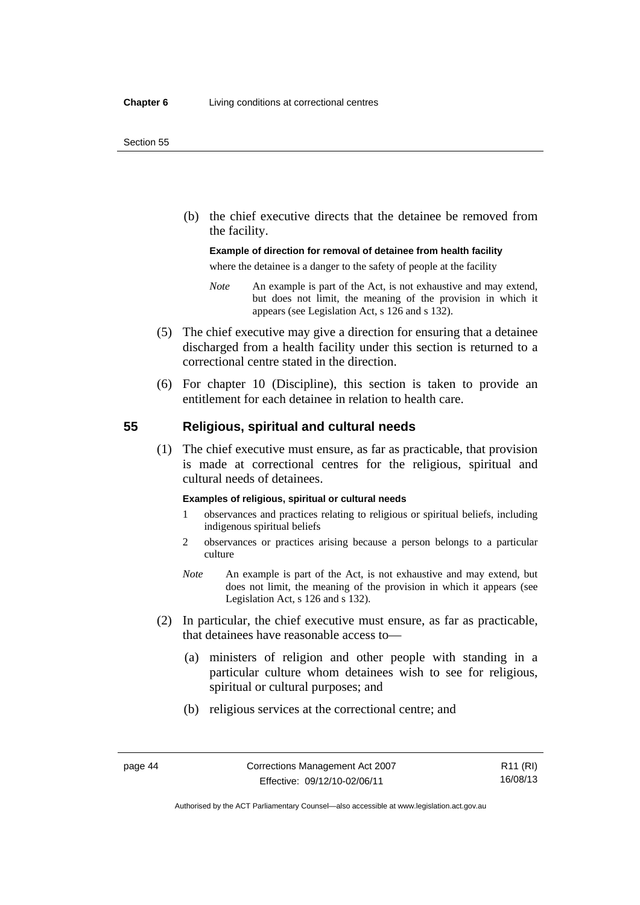(b) the chief executive directs that the detainee be removed from the facility.

**Example of direction for removal of detainee from health facility**

where the detainee is a danger to the safety of people at the facility

*Note* An example is part of the Act, is not exhaustive and may extend, but does not limit, the meaning of the provision in which it appears (see Legislation Act, s 126 and s 132).

(5) The chief executive may give a direction for ensuring that a detainee discharged from a health facility under this section is returned to a correctional centre stated in the direction.

(6) For chapter 10 (Discipline), this section is taken to provide an entitlement for each detainee in relation to health care.

## 55 Religious, spiritual and cultural needs

(1) The chief executive must ensure, as far as practicable, that provision is made at correctional centres for the religious, spiritual and cultural needs of detainees.

**Examples of religious, spiritual or cultural needs**

1 observances and practices relating to religious or spiritual beliefs, including indigenous spiritual beliefs

2 observances or practices arising because a person belongs to a particular culture

*Note* An example is part of the Act, is not exhaustive and may extend, but does not limit, the meaning of the provision in which it appears (see Legislation Act, s 126 and s 132).

(2) In particular, the chief executive must ensure, as far as practicable, that detainees have reasonable access to—

(a) ministers of religion and other people with standing in a particular culture whom detainees wish to see for religious, spiritual or cultural purposes; and

(b) religious services at the correctional centre; and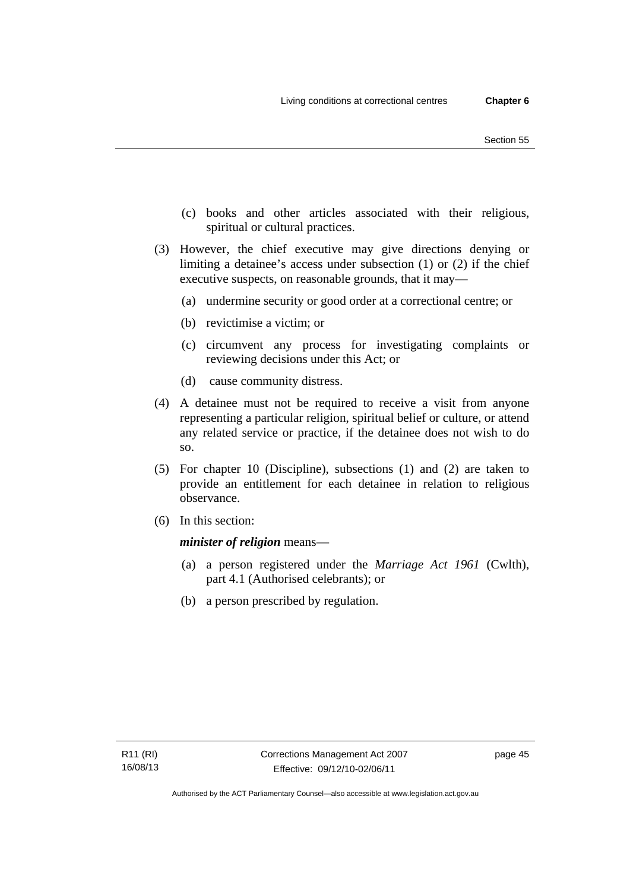(c) books and other articles associated with their religious, spiritual or cultural practices.

(3) However, the chief executive may give directions denying or limiting a detainee's access under subsection (1) or (2) if the chief executive suspects, on reasonable grounds, that it may—

(a) undermine security or good order at a correctional centre; or

(b) revictimise a victim; or

(c) circumvent any process for investigating complaints or reviewing decisions under this Act; or

(d) cause community distress.

(4) A detainee must not be required to receive a visit from anyone representing a particular religion, spiritual belief or culture, or attend any related service or practice, if the detainee does not wish to do so.

(5) For chapter 10 (Discipline), subsections (1) and (2) are taken to provide an entitlement for each detainee in relation to religious observance.

(6) In this section:

***minister of religion*** means—

(a) a person registered under the *Marriage Act 1961* (Cwlth), part 4.1 (Authorised celebrants); or

(b) a person prescribed by regulation.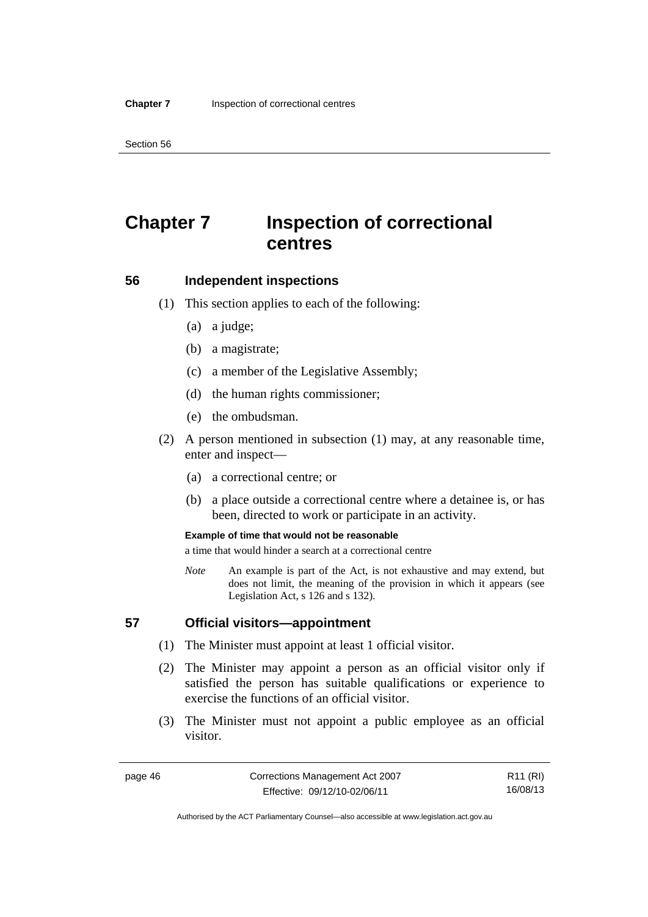# Chapter 7 Inspection of correctional centres

## 56 Independent inspections

(1) This section applies to each of the following:

(a) a judge;

(b) a magistrate;

(c) a member of the Legislative Assembly;

(d) the human rights commissioner;

(e) the ombudsman.

(2) A person mentioned in subsection (1) may, at any reasonable time, enter and inspect—

(a) a correctional centre; or

(b) a place outside a correctional centre where a detainee is, or has been, directed to work or participate in an activity.

**Example of time that would not be reasonable**

a time that would hinder a search at a correctional centre

*Note* An example is part of the Act, is not exhaustive and may extend, but does not limit, the meaning of the provision in which it appears (see Legislation Act, s 126 and s 132).

## 57 Official visitors—appointment

(1) The Minister must appoint at least 1 official visitor.

(2) The Minister may appoint a person as an official visitor only if satisfied the person has suitable qualifications or experience to exercise the functions of an official visitor.

(3) The Minister must not appoint a public employee as an official visitor.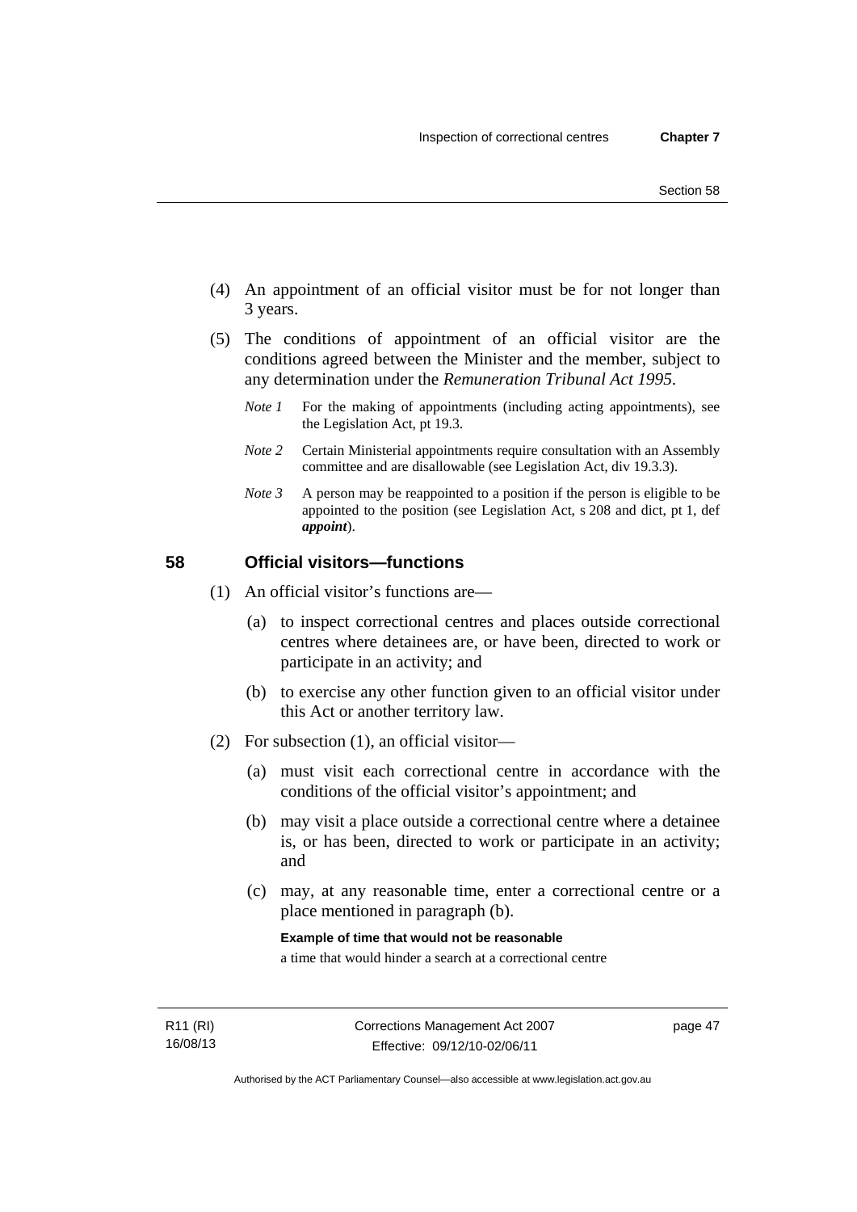(4) An appointment of an official visitor must be for not longer than 3 years.

(5) The conditions of appointment of an official visitor are the conditions agreed between the Minister and the member, subject to any determination under the *Remuneration Tribunal Act 1995*.

*Note 1* For the making of appointments (including acting appointments), see the Legislation Act, pt 19.3.

*Note 2* Certain Ministerial appointments require consultation with an Assembly committee and are disallowable (see Legislation Act, div 19.3.3).

*Note 3* A person may be reappointed to a position if the person is eligible to be appointed to the position (see Legislation Act, s 208 and dict, pt 1, def ***appoint***).

## 58 Official visitors—functions

(1) An official visitor's functions are—

(a) to inspect correctional centres and places outside correctional centres where detainees are, or have been, directed to work or participate in an activity; and

(b) to exercise any other function given to an official visitor under this Act or another territory law.

(2) For subsection (1), an official visitor—

(a) must visit each correctional centre in accordance with the conditions of the official visitor's appointment; and

(b) may visit a place outside a correctional centre where a detainee is, or has been, directed to work or participate in an activity; and

(c) may, at any reasonable time, enter a correctional centre or a place mentioned in paragraph (b).

**Example of time that would not be reasonable**

a time that would hinder a search at a correctional centre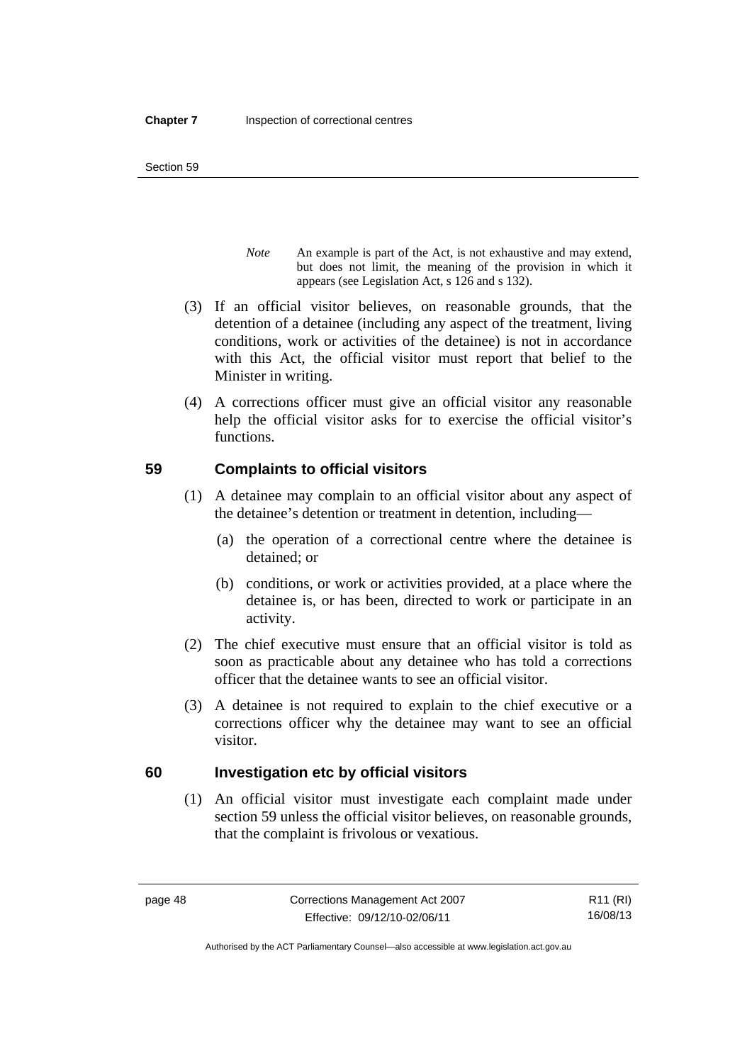*Note* An example is part of the Act, is not exhaustive and may extend, but does not limit, the meaning of the provision in which it appears (see Legislation Act, s 126 and s 132).

(3) If an official visitor believes, on reasonable grounds, that the detention of a detainee (including any aspect of the treatment, living conditions, work or activities of the detainee) is not in accordance with this Act, the official visitor must report that belief to the Minister in writing.

(4) A corrections officer must give an official visitor any reasonable help the official visitor asks for to exercise the official visitor's functions.

## 59 Complaints to official visitors

(1) A detainee may complain to an official visitor about any aspect of the detainee's detention or treatment in detention, including—

(a) the operation of a correctional centre where the detainee is detained; or

(b) conditions, or work or activities provided, at a place where the detainee is, or has been, directed to work or participate in an activity.

(2) The chief executive must ensure that an official visitor is told as soon as practicable about any detainee who has told a corrections officer that the detainee wants to see an official visitor.

(3) A detainee is not required to explain to the chief executive or a corrections officer why the detainee may want to see an official visitor.

## 60 Investigation etc by official visitors

(1) An official visitor must investigate each complaint made under section 59 unless the official visitor believes, on reasonable grounds, that the complaint is frivolous or vexatious.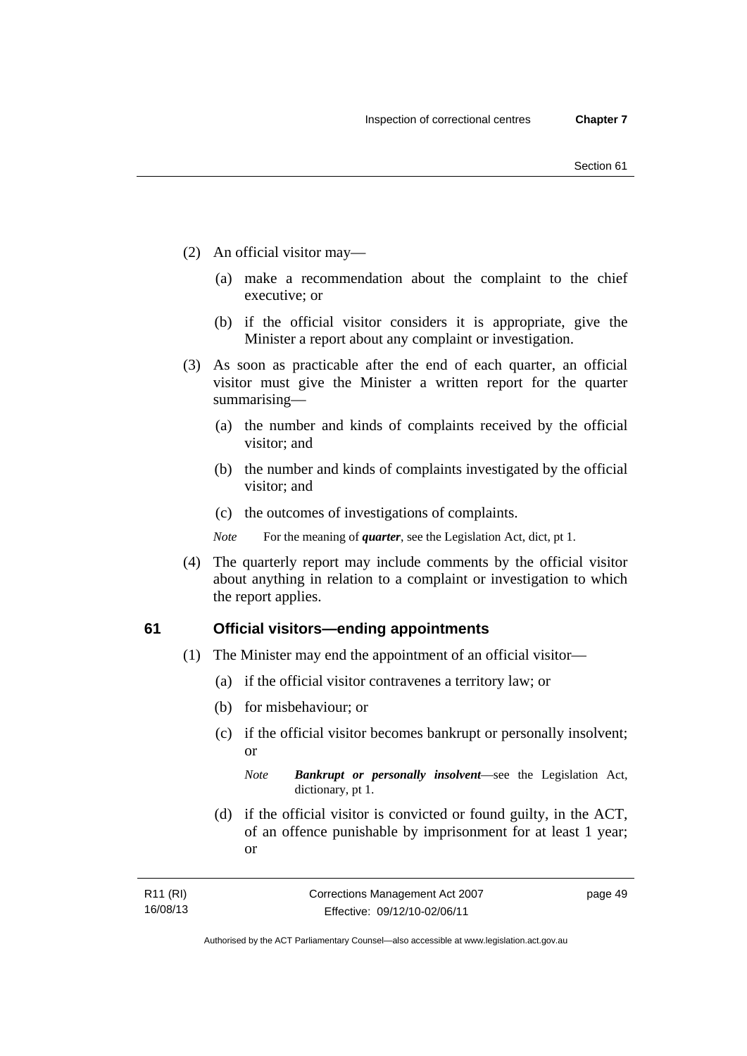(2) An official visitor may—

(a) make a recommendation about the complaint to the chief executive; or

(b) if the official visitor considers it is appropriate, give the Minister a report about any complaint or investigation.

(3) As soon as practicable after the end of each quarter, an official visitor must give the Minister a written report for the quarter summarising—

(a) the number and kinds of complaints received by the official visitor; and

(b) the number and kinds of complaints investigated by the official visitor; and

(c) the outcomes of investigations of complaints.

*Note* For the meaning of ***quarter***, see the Legislation Act, dict, pt 1.

(4) The quarterly report may include comments by the official visitor about anything in relation to a complaint or investigation to which the report applies.

## 61 Official visitors—ending appointments

(1) The Minister may end the appointment of an official visitor—

(a) if the official visitor contravenes a territory law; or

(b) for misbehaviour; or

(c) if the official visitor becomes bankrupt or personally insolvent; or

*Note* ***Bankrupt or personally insolvent***—see the Legislation Act, dictionary, pt 1.

(d) if the official visitor is convicted or found guilty, in the ACT, of an offence punishable by imprisonment for at least 1 year; or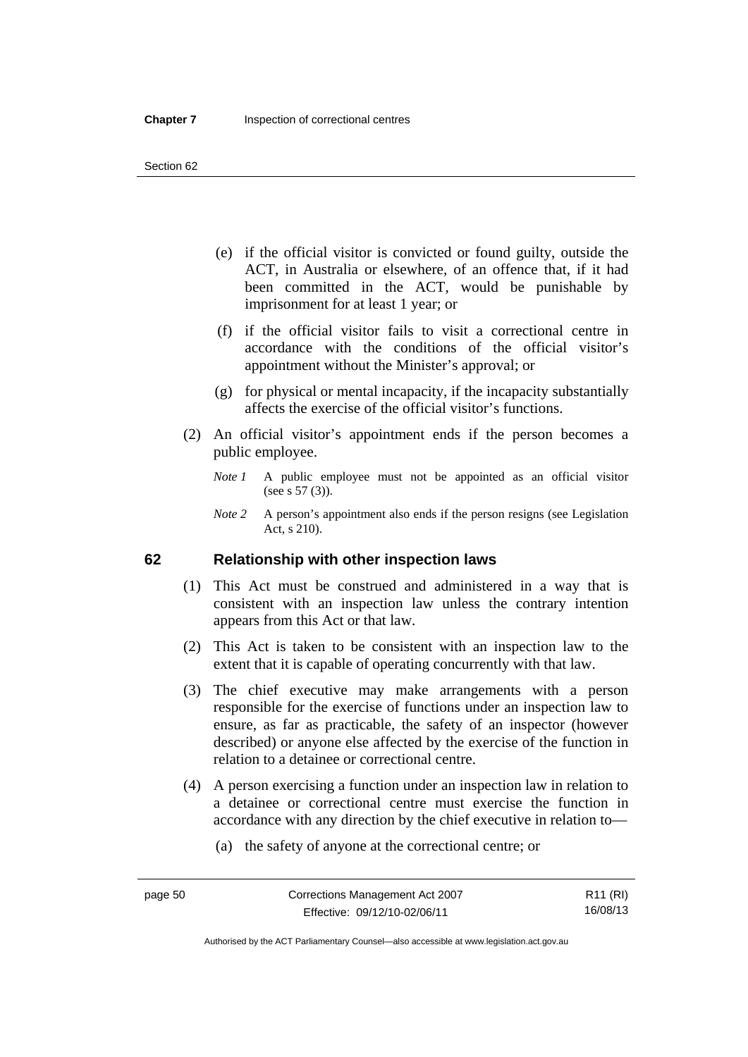(e) if the official visitor is convicted or found guilty, outside the ACT, in Australia or elsewhere, of an offence that, if it had been committed in the ACT, would be punishable by imprisonment for at least 1 year; or

(f) if the official visitor fails to visit a correctional centre in accordance with the conditions of the official visitor's appointment without the Minister's approval; or

(g) for physical or mental incapacity, if the incapacity substantially affects the exercise of the official visitor's functions.

(2) An official visitor's appointment ends if the person becomes a public employee.

*Note 1* A public employee must not be appointed as an official visitor (see s 57 (3)).

*Note 2* A person's appointment also ends if the person resigns (see Legislation Act, s 210).

## 62 Relationship with other inspection laws

(1) This Act must be construed and administered in a way that is consistent with an inspection law unless the contrary intention appears from this Act or that law.

(2) This Act is taken to be consistent with an inspection law to the extent that it is capable of operating concurrently with that law.

(3) The chief executive may make arrangements with a person responsible for the exercise of functions under an inspection law to ensure, as far as practicable, the safety of an inspector (however described) or anyone else affected by the exercise of the function in relation to a detainee or correctional centre.

(4) A person exercising a function under an inspection law in relation to a detainee or correctional centre must exercise the function in accordance with any direction by the chief executive in relation to—

(a) the safety of anyone at the correctional centre; or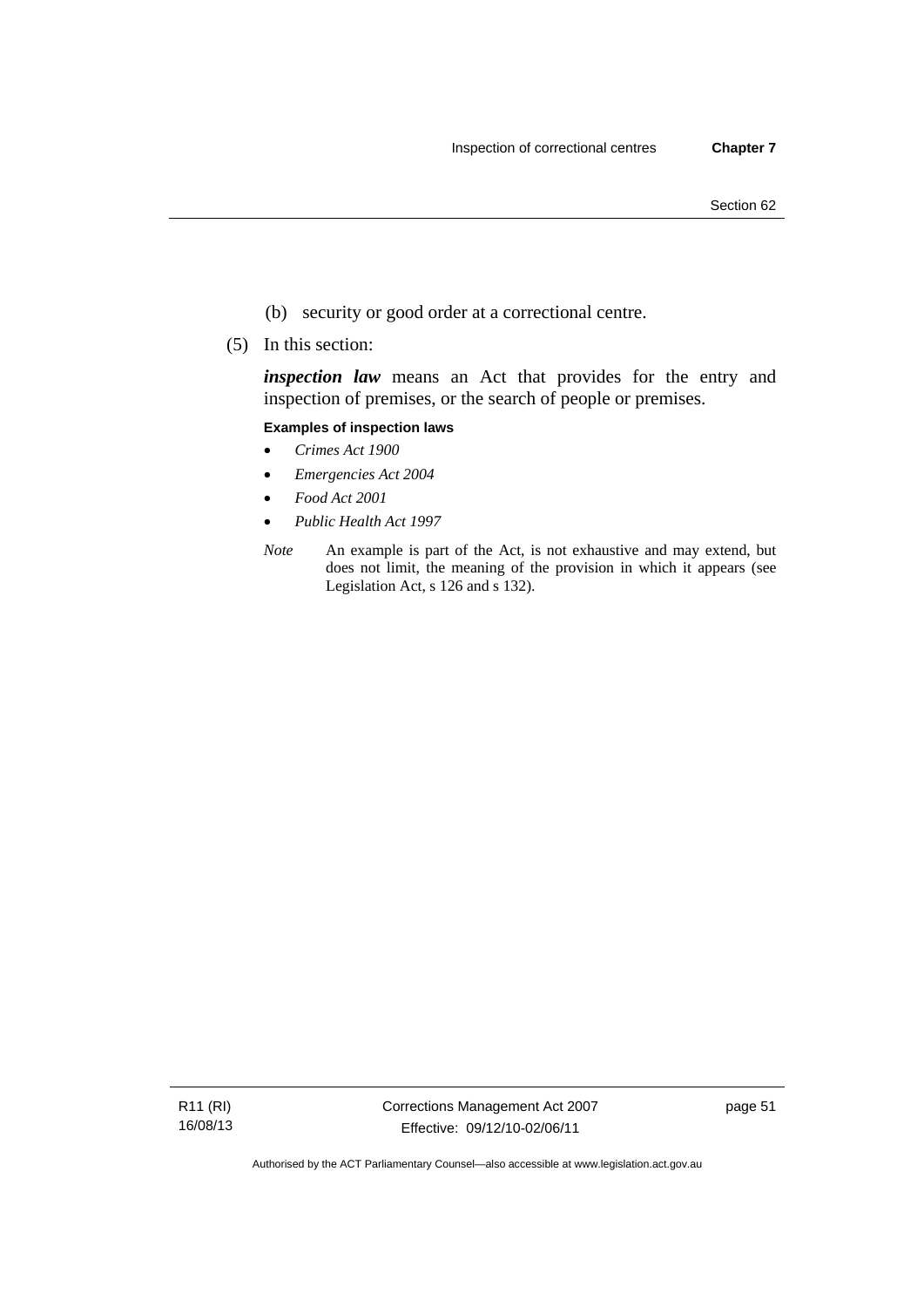(b) security or good order at a correctional centre.

(5) In this section:

***inspection law*** means an Act that provides for the entry and inspection of premises, or the search of people or premises.

**Examples of inspection laws**

- *Crimes Act 1900*
- *Emergencies Act 2004*
- *Food Act 2001*
- *Public Health Act 1997*

*Note* An example is part of the Act, is not exhaustive and may extend, but does not limit, the meaning of the provision in which it appears (see Legislation Act, s 126 and s 132).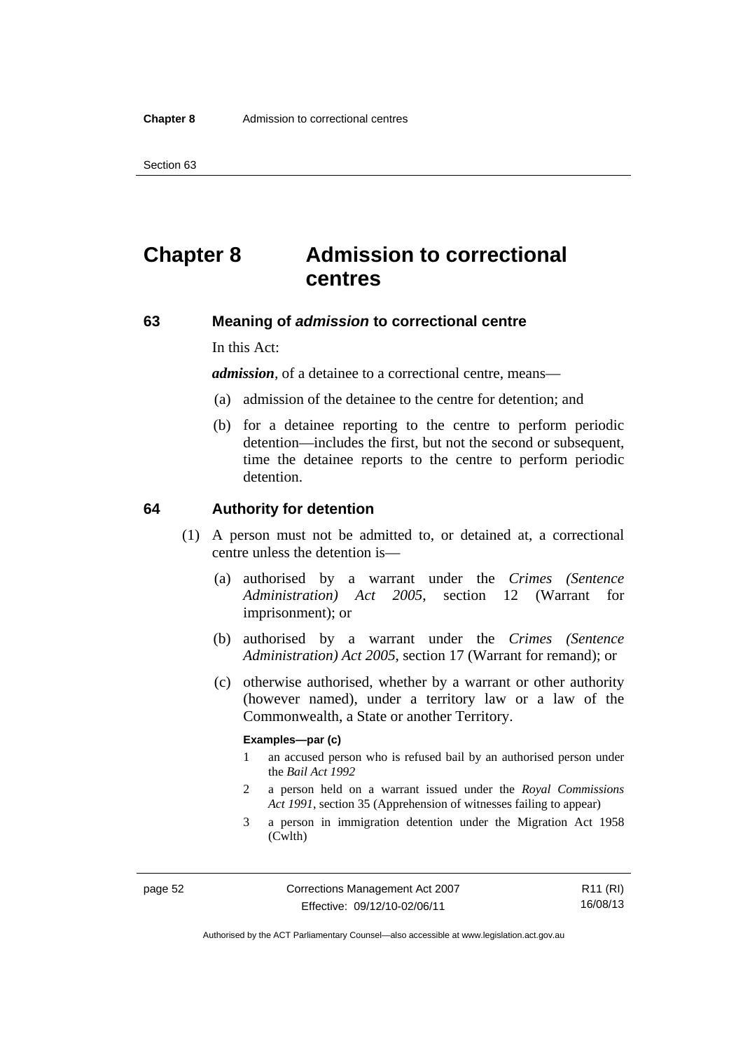# Chapter 8 Admission to correctional centres

## 63 Meaning of *admission* to correctional centre

In this Act:

***admission***, of a detainee to a correctional centre, means—

(a) admission of the detainee to the centre for detention; and

(b) for a detainee reporting to the centre to perform periodic detention—includes the first, but not the second or subsequent, time the detainee reports to the centre to perform periodic detention.

## 64 Authority for detention

(1) A person must not be admitted to, or detained at, a correctional centre unless the detention is—

(a) authorised by a warrant under the *Crimes (Sentence Administration) Act 2005*, section 12 (Warrant for imprisonment); or

(b) authorised by a warrant under the *Crimes (Sentence Administration) Act 2005*, section 17 (Warrant for remand); or

(c) otherwise authorised, whether by a warrant or other authority (however named), under a territory law or a law of the Commonwealth, a State or another Territory.

**Examples—par (c)**

1 an accused person who is refused bail by an authorised person under the *Bail Act 1992*

2 a person held on a warrant issued under the *Royal Commissions Act 1991*, section 35 (Apprehension of witnesses failing to appear)

3 a person in immigration detention under the Migration Act 1958 (Cwlth)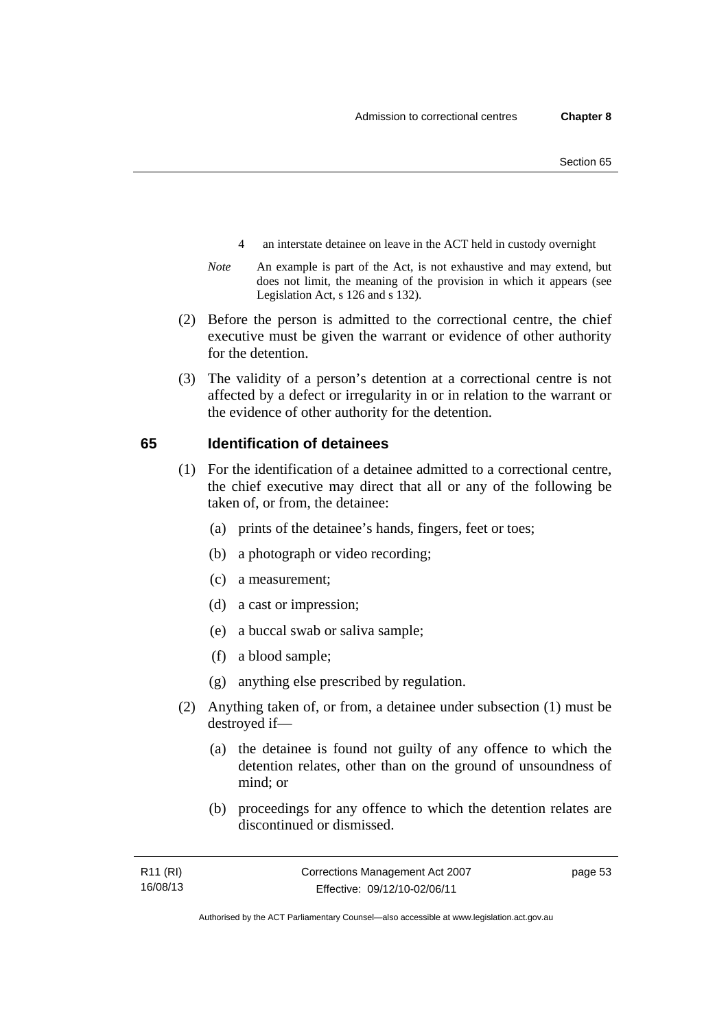4 an interstate detainee on leave in the ACT held in custody overnight

*Note* An example is part of the Act, is not exhaustive and may extend, but does not limit, the meaning of the provision in which it appears (see Legislation Act, s 126 and s 132).

(2) Before the person is admitted to the correctional centre, the chief executive must be given the warrant or evidence of other authority for the detention.

(3) The validity of a person's detention at a correctional centre is not affected by a defect or irregularity in or in relation to the warrant or the evidence of other authority for the detention.

## 65 Identification of detainees

(1) For the identification of a detainee admitted to a correctional centre, the chief executive may direct that all or any of the following be taken of, or from, the detainee:

(a) prints of the detainee's hands, fingers, feet or toes;

(b) a photograph or video recording;

(c) a measurement;

(d) a cast or impression;

(e) a buccal swab or saliva sample;

(f) a blood sample;

(g) anything else prescribed by regulation.

(2) Anything taken of, or from, a detainee under subsection (1) must be destroyed if—

(a) the detainee is found not guilty of any offence to which the detention relates, other than on the ground of unsoundness of mind; or

(b) proceedings for any offence to which the detention relates are discontinued or dismissed.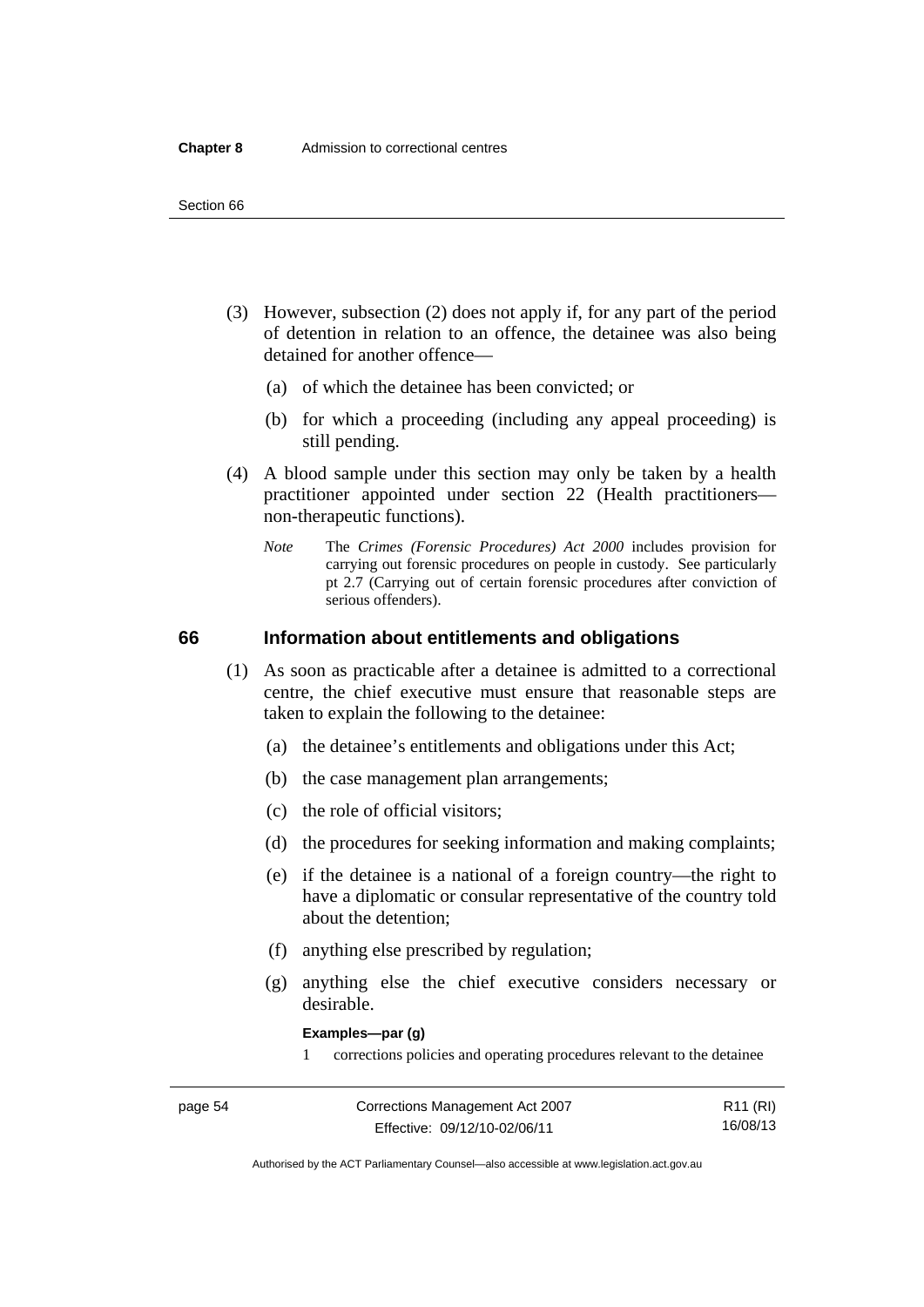(3) However, subsection (2) does not apply if, for any part of the period of detention in relation to an offence, the detainee was also being detained for another offence—

(a) of which the detainee has been convicted; or

(b) for which a proceeding (including any appeal proceeding) is still pending.

(4) A blood sample under this section may only be taken by a health practitioner appointed under section 22 (Health practitioners—non-therapeutic functions).

*Note* The *Crimes (Forensic Procedures) Act 2000* includes provision for carrying out forensic procedures on people in custody. See particularly pt 2.7 (Carrying out of certain forensic procedures after conviction of serious offenders).

## 66 Information about entitlements and obligations

(1) As soon as practicable after a detainee is admitted to a correctional centre, the chief executive must ensure that reasonable steps are taken to explain the following to the detainee:

(a) the detainee's entitlements and obligations under this Act;

(b) the case management plan arrangements;

(c) the role of official visitors;

(d) the procedures for seeking information and making complaints;

(e) if the detainee is a national of a foreign country—the right to have a diplomatic or consular representative of the country told about the detention;

(f) anything else prescribed by regulation;

(g) anything else the chief executive considers necessary or desirable.

**Examples—par (g)**

1 corrections policies and operating procedures relevant to the detainee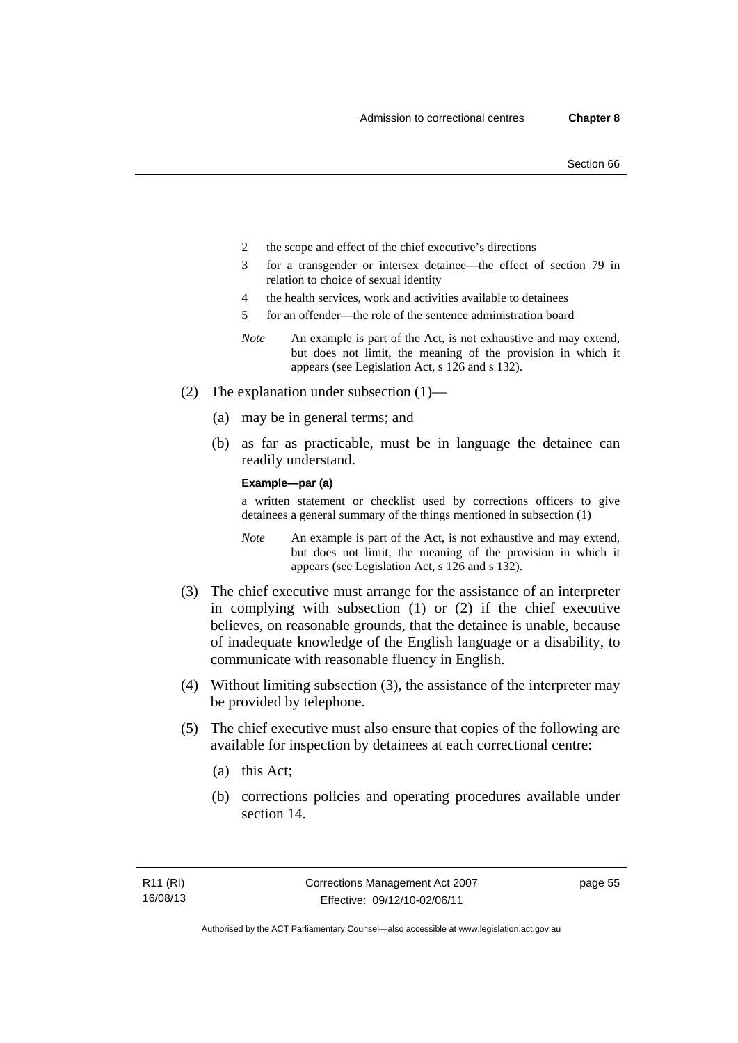2 the scope and effect of the chief executive's directions

3 for a transgender or intersex detainee—the effect of section 79 in relation to choice of sexual identity

4 the health services, work and activities available to detainees

5 for an offender—the role of the sentence administration board

*Note* An example is part of the Act, is not exhaustive and may extend, but does not limit, the meaning of the provision in which it appears (see Legislation Act, s 126 and s 132).

(2) The explanation under subsection (1)—

(a) may be in general terms; and

(b) as far as practicable, must be in language the detainee can readily understand.

**Example—par (a)**

a written statement or checklist used by corrections officers to give detainees a general summary of the things mentioned in subsection (1)

*Note* An example is part of the Act, is not exhaustive and may extend, but does not limit, the meaning of the provision in which it appears (see Legislation Act, s 126 and s 132).

(3) The chief executive must arrange for the assistance of an interpreter in complying with subsection (1) or (2) if the chief executive believes, on reasonable grounds, that the detainee is unable, because of inadequate knowledge of the English language or a disability, to communicate with reasonable fluency in English.

(4) Without limiting subsection (3), the assistance of the interpreter may be provided by telephone.

(5) The chief executive must also ensure that copies of the following are available for inspection by detainees at each correctional centre:

(a) this Act;

(b) corrections policies and operating procedures available under section 14.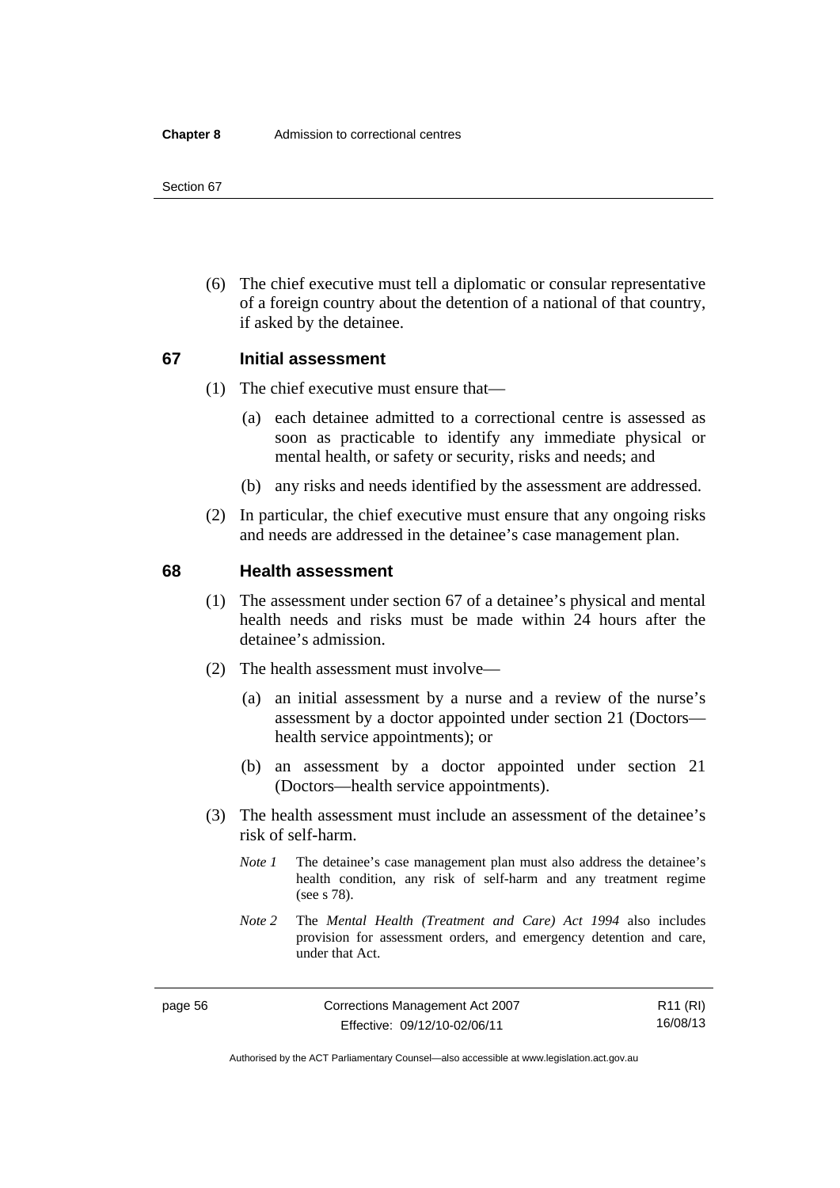(6) The chief executive must tell a diplomatic or consular representative of a foreign country about the detention of a national of that country, if asked by the detainee.

## 67 Initial assessment

(1) The chief executive must ensure that—

(a) each detainee admitted to a correctional centre is assessed as soon as practicable to identify any immediate physical or mental health, or safety or security, risks and needs; and

(b) any risks and needs identified by the assessment are addressed.

(2) In particular, the chief executive must ensure that any ongoing risks and needs are addressed in the detainee's case management plan.

## 68 Health assessment

(1) The assessment under section 67 of a detainee's physical and mental health needs and risks must be made within 24 hours after the detainee's admission.

(2) The health assessment must involve—

(a) an initial assessment by a nurse and a review of the nurse's assessment by a doctor appointed under section 21 (Doctors—health service appointments); or

(b) an assessment by a doctor appointed under section 21 (Doctors—health service appointments).

(3) The health assessment must include an assessment of the detainee's risk of self-harm.

*Note 1* The detainee's case management plan must also address the detainee's health condition, any risk of self-harm and any treatment regime (see s 78).

*Note 2* The *Mental Health (Treatment and Care) Act 1994* also includes provision for assessment orders, and emergency detention and care, under that Act.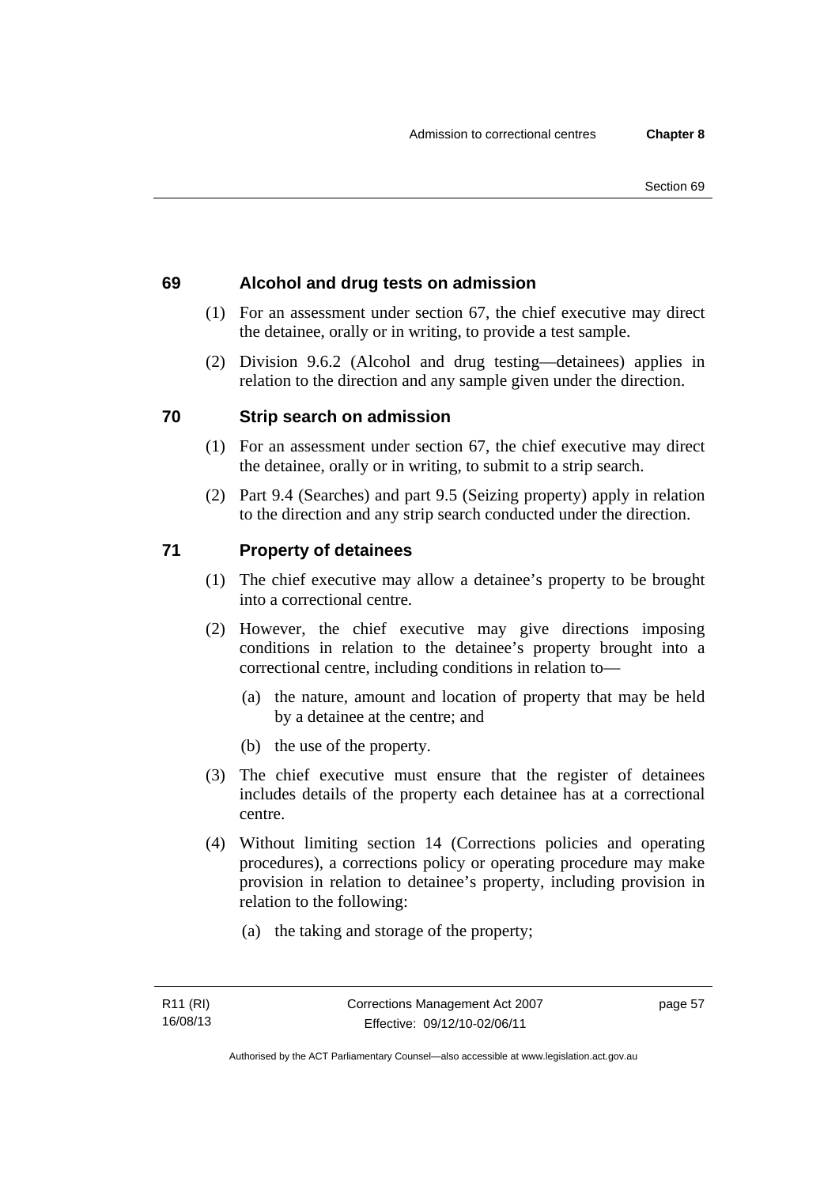### 69 Alcohol and drug tests on admission

(1) For an assessment under section 67, the chief executive may direct the detainee, orally or in writing, to provide a test sample.

(2) Division 9.6.2 (Alcohol and drug testing—detainees) applies in relation to the direction and any sample given under the direction.

### 70 Strip search on admission

(1) For an assessment under section 67, the chief executive may direct the detainee, orally or in writing, to submit to a strip search.

(2) Part 9.4 (Searches) and part 9.5 (Seizing property) apply in relation to the direction and any strip search conducted under the direction.

### 71 Property of detainees

(1) The chief executive may allow a detainee's property to be brought into a correctional centre.

(2) However, the chief executive may give directions imposing conditions in relation to the detainee's property brought into a correctional centre, including conditions in relation to—

- (a) the nature, amount and location of property that may be held by a detainee at the centre; and
- (b) the use of the property.

(3) The chief executive must ensure that the register of detainees includes details of the property each detainee has at a correctional centre.

(4) Without limiting section 14 (Corrections policies and operating procedures), a corrections policy or operating procedure may make provision in relation to detainee's property, including provision in relation to the following:

- (a) the taking and storage of the property;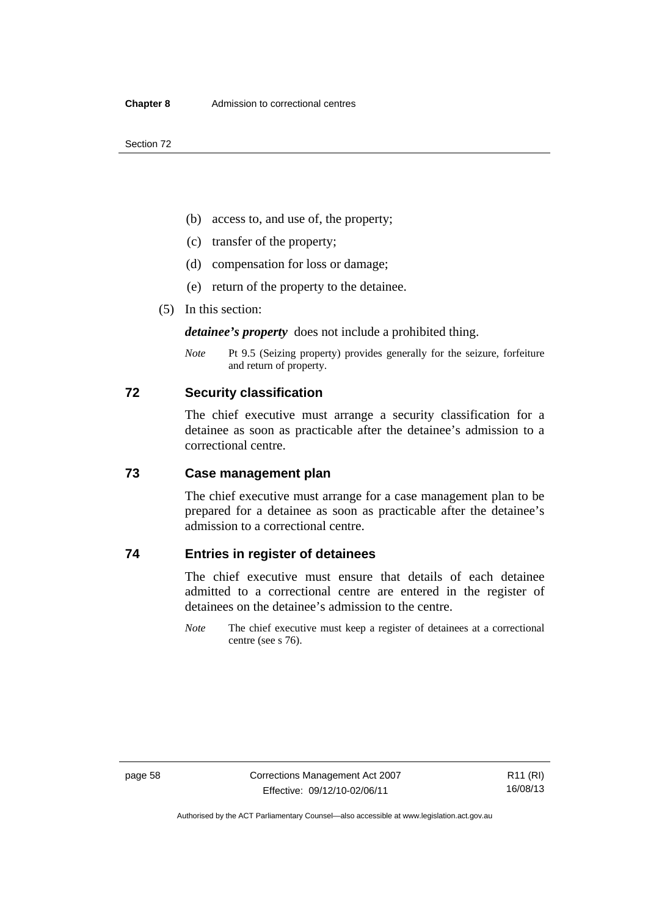(b) access to, and use of, the property;

(c) transfer of the property;

(d) compensation for loss or damage;

(e) return of the property to the detainee.

(5) In this section:

***detainee's property*** does not include a prohibited thing.

*Note* Pt 9.5 (Seizing property) provides generally for the seizure, forfeiture and return of property.

## 72 Security classification

The chief executive must arrange a security classification for a detainee as soon as practicable after the detainee's admission to a correctional centre.

## 73 Case management plan

The chief executive must arrange for a case management plan to be prepared for a detainee as soon as practicable after the detainee's admission to a correctional centre.

## 74 Entries in register of detainees

The chief executive must ensure that details of each detainee admitted to a correctional centre are entered in the register of detainees on the detainee's admission to the centre.

*Note* The chief executive must keep a register of detainees at a correctional centre (see s 76).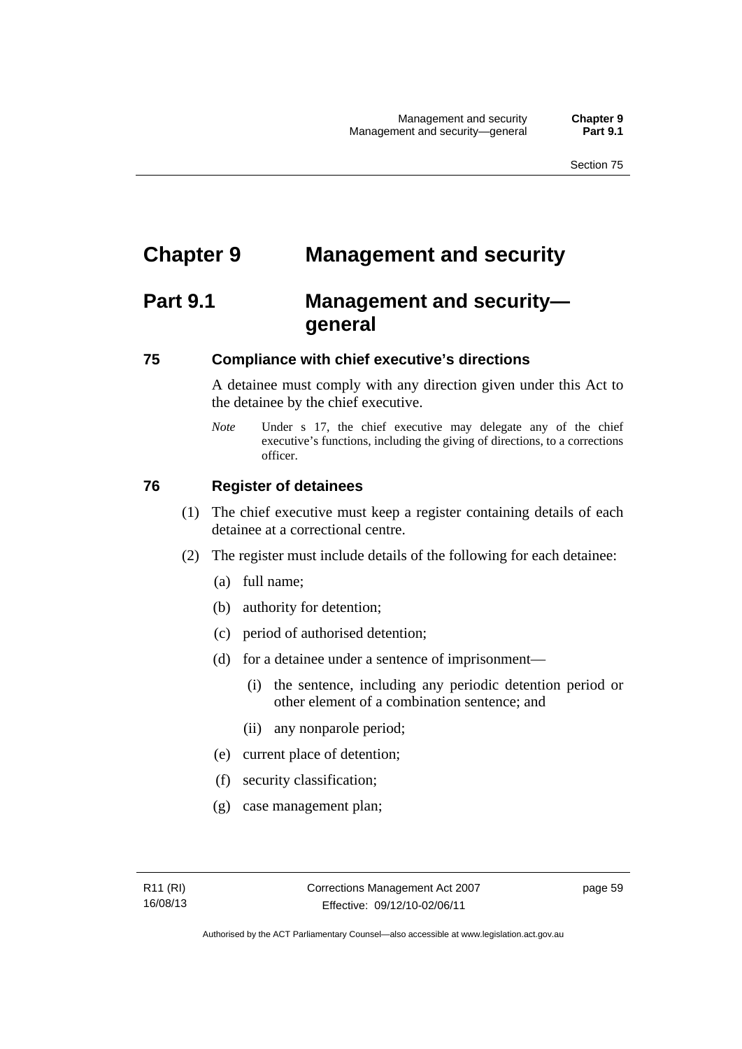# Chapter 9 Management and security

## Part 9.1 Management and security—general

### 75 Compliance with chief executive's directions

A detainee must comply with any direction given under this Act to the detainee by the chief executive.

*Note* Under s 17, the chief executive may delegate any of the chief executive's functions, including the giving of directions, to a corrections officer.

### 76 Register of detainees

(1) The chief executive must keep a register containing details of each detainee at a correctional centre.

(2) The register must include details of the following for each detainee:

(a) full name;

(b) authority for detention;

(c) period of authorised detention;

(d) for a detainee under a sentence of imprisonment—

(i) the sentence, including any periodic detention period or other element of a combination sentence; and

(ii) any nonparole period;

(e) current place of detention;

(f) security classification;

(g) case management plan;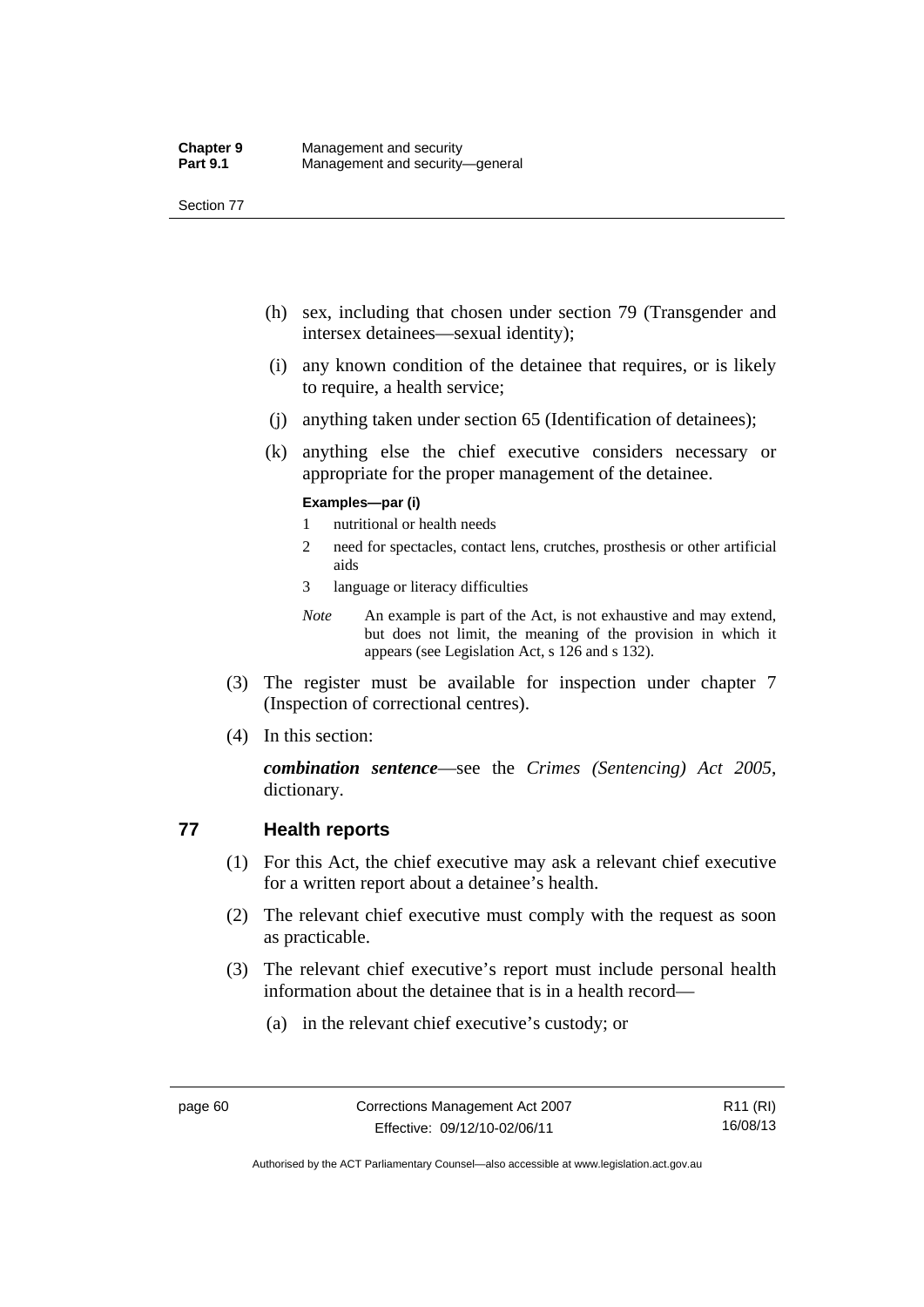(h) sex, including that chosen under section 79 (Transgender and intersex detainees—sexual identity);

(i) any known condition of the detainee that requires, or is likely to require, a health service;

(j) anything taken under section 65 (Identification of detainees);

(k) anything else the chief executive considers necessary or appropriate for the proper management of the detainee.

**Examples—par (i)**

1 nutritional or health needs

2 need for spectacles, contact lens, crutches, prosthesis or other artificial aids

3 language or literacy difficulties

*Note* An example is part of the Act, is not exhaustive and may extend, but does not limit, the meaning of the provision in which it appears (see Legislation Act, s 126 and s 132).

(3) The register must be available for inspection under chapter 7 (Inspection of correctional centres).

(4) In this section:

***combination sentence***—see the *Crimes (Sentencing) Act 2005*, dictionary.

## 77 Health reports

(1) For this Act, the chief executive may ask a relevant chief executive for a written report about a detainee's health.

(2) The relevant chief executive must comply with the request as soon as practicable.

(3) The relevant chief executive's report must include personal health information about the detainee that is in a health record—

(a) in the relevant chief executive's custody; or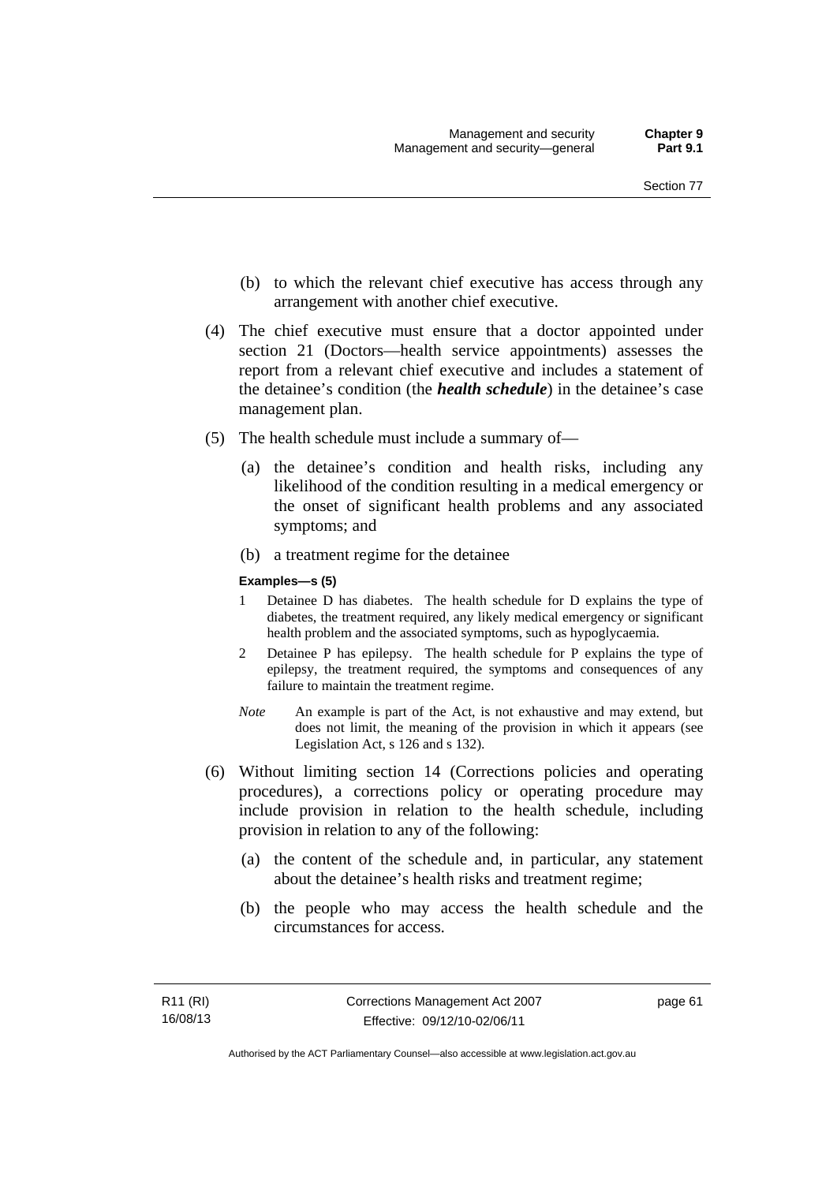(b) to which the relevant chief executive has access through any arrangement with another chief executive.

(4) The chief executive must ensure that a doctor appointed under section 21 (Doctors—health service appointments) assesses the report from a relevant chief executive and includes a statement of the detainee's condition (the ***health schedule***) in the detainee's case management plan.

(5) The health schedule must include a summary of—

(a) the detainee's condition and health risks, including any likelihood of the condition resulting in a medical emergency or the onset of significant health problems and any associated symptoms; and

(b) a treatment regime for the detainee

**Examples—s (5)**

1 Detainee D has diabetes. The health schedule for D explains the type of diabetes, the treatment required, any likely medical emergency or significant health problem and the associated symptoms, such as hypoglycaemia.

2 Detainee P has epilepsy. The health schedule for P explains the type of epilepsy, the treatment required, the symptoms and consequences of any failure to maintain the treatment regime.

*Note* An example is part of the Act, is not exhaustive and may extend, but does not limit, the meaning of the provision in which it appears (see Legislation Act, s 126 and s 132).

(6) Without limiting section 14 (Corrections policies and operating procedures), a corrections policy or operating procedure may include provision in relation to the health schedule, including provision in relation to any of the following:

(a) the content of the schedule and, in particular, any statement about the detainee's health risks and treatment regime;

(b) the people who may access the health schedule and the circumstances for access.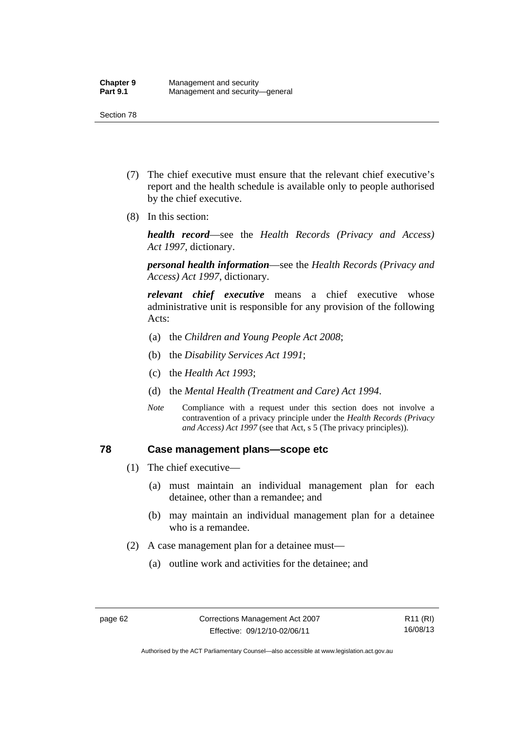(7) The chief executive must ensure that the relevant chief executive's report and the health schedule is available only to people authorised by the chief executive.

(8) In this section:

***health record***—see the *Health Records (Privacy and Access) Act 1997*, dictionary.

***personal health information***—see the *Health Records (Privacy and Access) Act 1997*, dictionary.

***relevant chief executive*** means a chief executive whose administrative unit is responsible for any provision of the following Acts:

(a) the *Children and Young People Act 2008*;

(b) the *Disability Services Act 1991*;

(c) the *Health Act 1993*;

(d) the *Mental Health (Treatment and Care) Act 1994*.

*Note* Compliance with a request under this section does not involve a contravention of a privacy principle under the *Health Records (Privacy and Access) Act 1997* (see that Act, s 5 (The privacy principles)).

### 78 Case management plans—scope etc

(1) The chief executive—

(a) must maintain an individual management plan for each detainee, other than a remandee; and

(b) may maintain an individual management plan for a detainee who is a remandee.

(2) A case management plan for a detainee must—

(a) outline work and activities for the detainee; and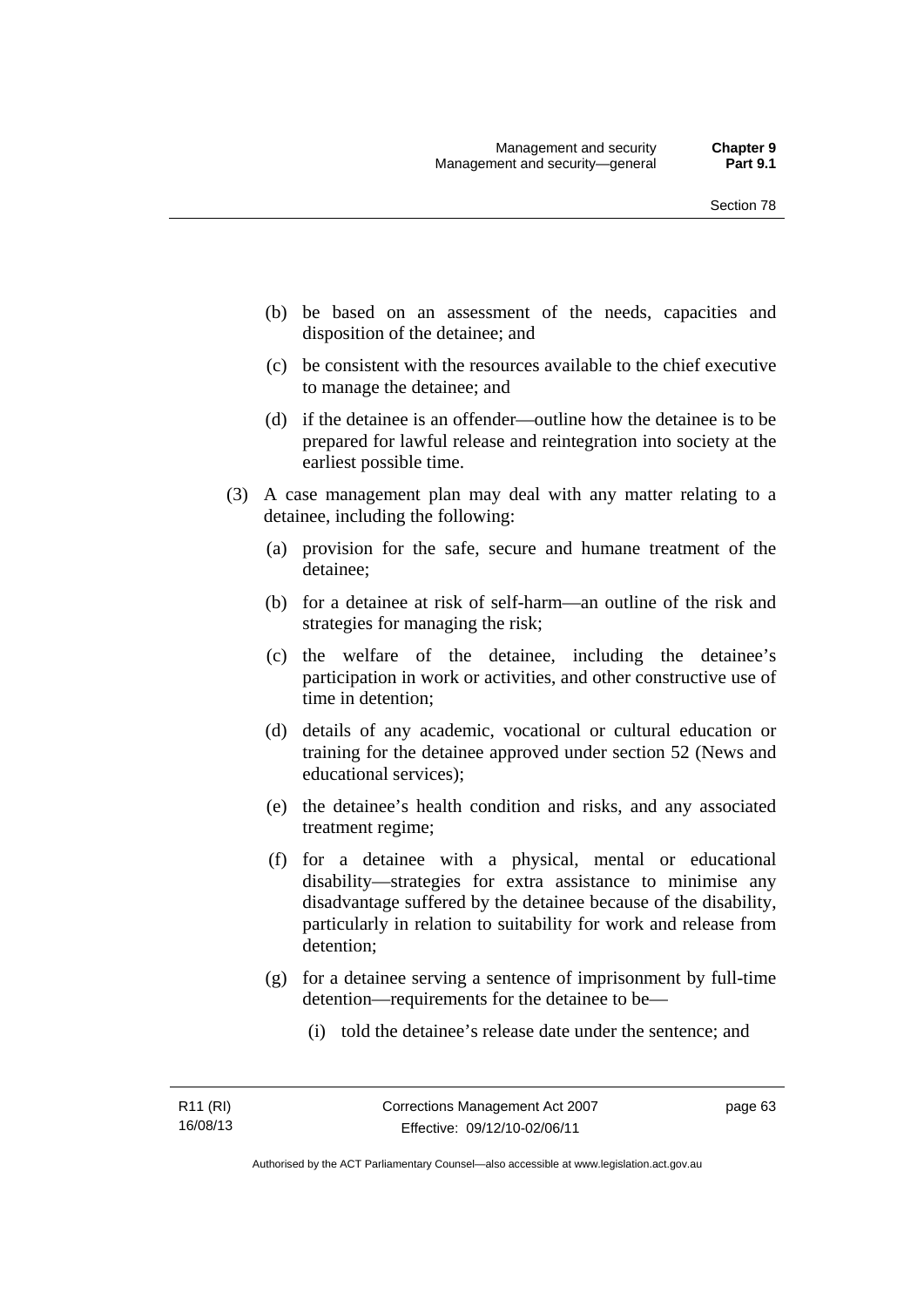(b) be based on an assessment of the needs, capacities and disposition of the detainee; and

(c) be consistent with the resources available to the chief executive to manage the detainee; and

(d) if the detainee is an offender—outline how the detainee is to be prepared for lawful release and reintegration into society at the earliest possible time.

(3) A case management plan may deal with any matter relating to a detainee, including the following:

(a) provision for the safe, secure and humane treatment of the detainee;

(b) for a detainee at risk of self-harm—an outline of the risk and strategies for managing the risk;

(c) the welfare of the detainee, including the detainee's participation in work or activities, and other constructive use of time in detention;

(d) details of any academic, vocational or cultural education or training for the detainee approved under section 52 (News and educational services);

(e) the detainee's health condition and risks, and any associated treatment regime;

(f) for a detainee with a physical, mental or educational disability—strategies for extra assistance to minimise any disadvantage suffered by the detainee because of the disability, particularly in relation to suitability for work and release from detention;

(g) for a detainee serving a sentence of imprisonment by full-time detention—requirements for the detainee to be—

(i) told the detainee's release date under the sentence; and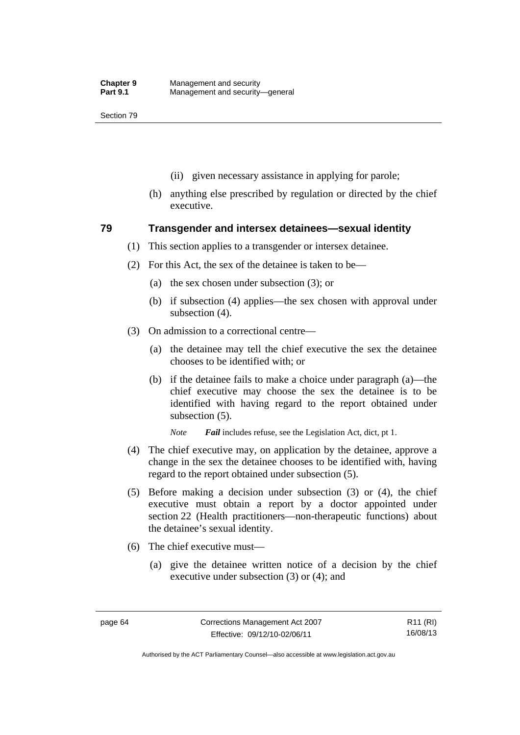(ii) given necessary assistance in applying for parole;

(h) anything else prescribed by regulation or directed by the chief executive.

## 79 Transgender and intersex detainees—sexual identity

(1) This section applies to a transgender or intersex detainee.

(2) For this Act, the sex of the detainee is taken to be—

(a) the sex chosen under subsection (3); or

(b) if subsection (4) applies—the sex chosen with approval under subsection (4).

(3) On admission to a correctional centre—

(a) the detainee may tell the chief executive the sex the detainee chooses to be identified with; or

(b) if the detainee fails to make a choice under paragraph (a)—the chief executive may choose the sex the detainee is to be identified with having regard to the report obtained under subsection (5).

*Note* ***Fail*** includes refuse, see the Legislation Act, dict, pt 1.

(4) The chief executive may, on application by the detainee, approve a change in the sex the detainee chooses to be identified with, having regard to the report obtained under subsection (5).

(5) Before making a decision under subsection (3) or (4), the chief executive must obtain a report by a doctor appointed under section 22 (Health practitioners—non-therapeutic functions) about the detainee's sexual identity.

(6) The chief executive must—

(a) give the detainee written notice of a decision by the chief executive under subsection (3) or (4); and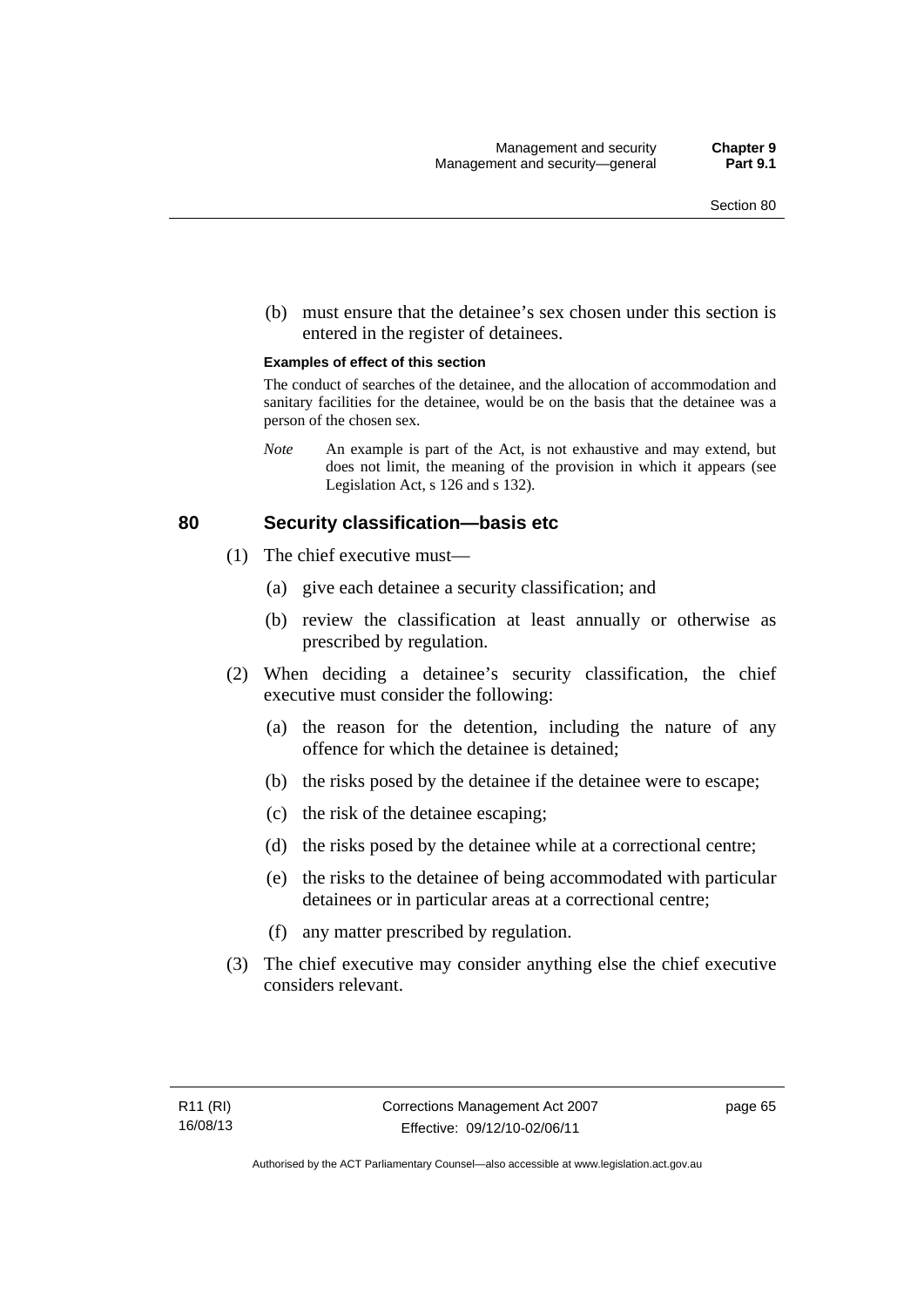(b) must ensure that the detainee's sex chosen under this section is entered in the register of detainees.

**Examples of effect of this section**

The conduct of searches of the detainee, and the allocation of accommodation and sanitary facilities for the detainee, would be on the basis that the detainee was a person of the chosen sex.

*Note* An example is part of the Act, is not exhaustive and may extend, but does not limit, the meaning of the provision in which it appears (see Legislation Act, s 126 and s 132).

## 80 Security classification—basis etc

(1) The chief executive must—

(a) give each detainee a security classification; and

(b) review the classification at least annually or otherwise as prescribed by regulation.

(2) When deciding a detainee's security classification, the chief executive must consider the following:

(a) the reason for the detention, including the nature of any offence for which the detainee is detained;

(b) the risks posed by the detainee if the detainee were to escape;

(c) the risk of the detainee escaping;

(d) the risks posed by the detainee while at a correctional centre;

(e) the risks to the detainee of being accommodated with particular detainees or in particular areas at a correctional centre;

(f) any matter prescribed by regulation.

(3) The chief executive may consider anything else the chief executive considers relevant.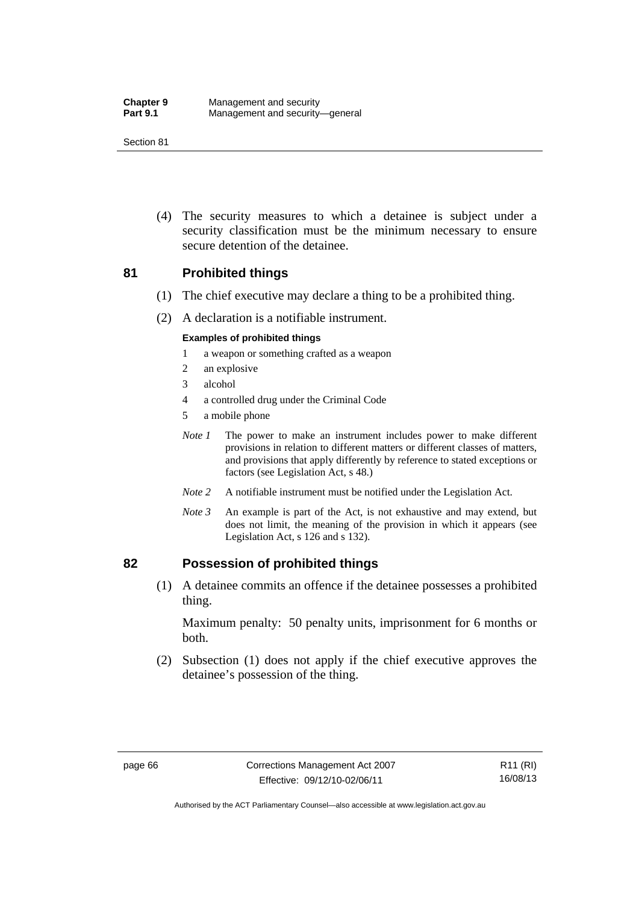(4) The security measures to which a detainee is subject under a security classification must be the minimum necessary to ensure secure detention of the detainee.

## 81 Prohibited things

(1) The chief executive may declare a thing to be a prohibited thing.

(2) A declaration is a notifiable instrument.

**Examples of prohibited things**

1 a weapon or something crafted as a weapon
2 an explosive
3 alcohol
4 a controlled drug under the Criminal Code
5 a mobile phone

*Note 1* The power to make an instrument includes power to make different provisions in relation to different matters or different classes of matters, and provisions that apply differently by reference to stated exceptions or factors (see Legislation Act, s 48.)

*Note 2* A notifiable instrument must be notified under the Legislation Act.

*Note 3* An example is part of the Act, is not exhaustive and may extend, but does not limit, the meaning of the provision in which it appears (see Legislation Act, s 126 and s 132).

## 82 Possession of prohibited things

(1) A detainee commits an offence if the detainee possesses a prohibited thing.

Maximum penalty: 50 penalty units, imprisonment for 6 months or both.

(2) Subsection (1) does not apply if the chief executive approves the detainee's possession of the thing.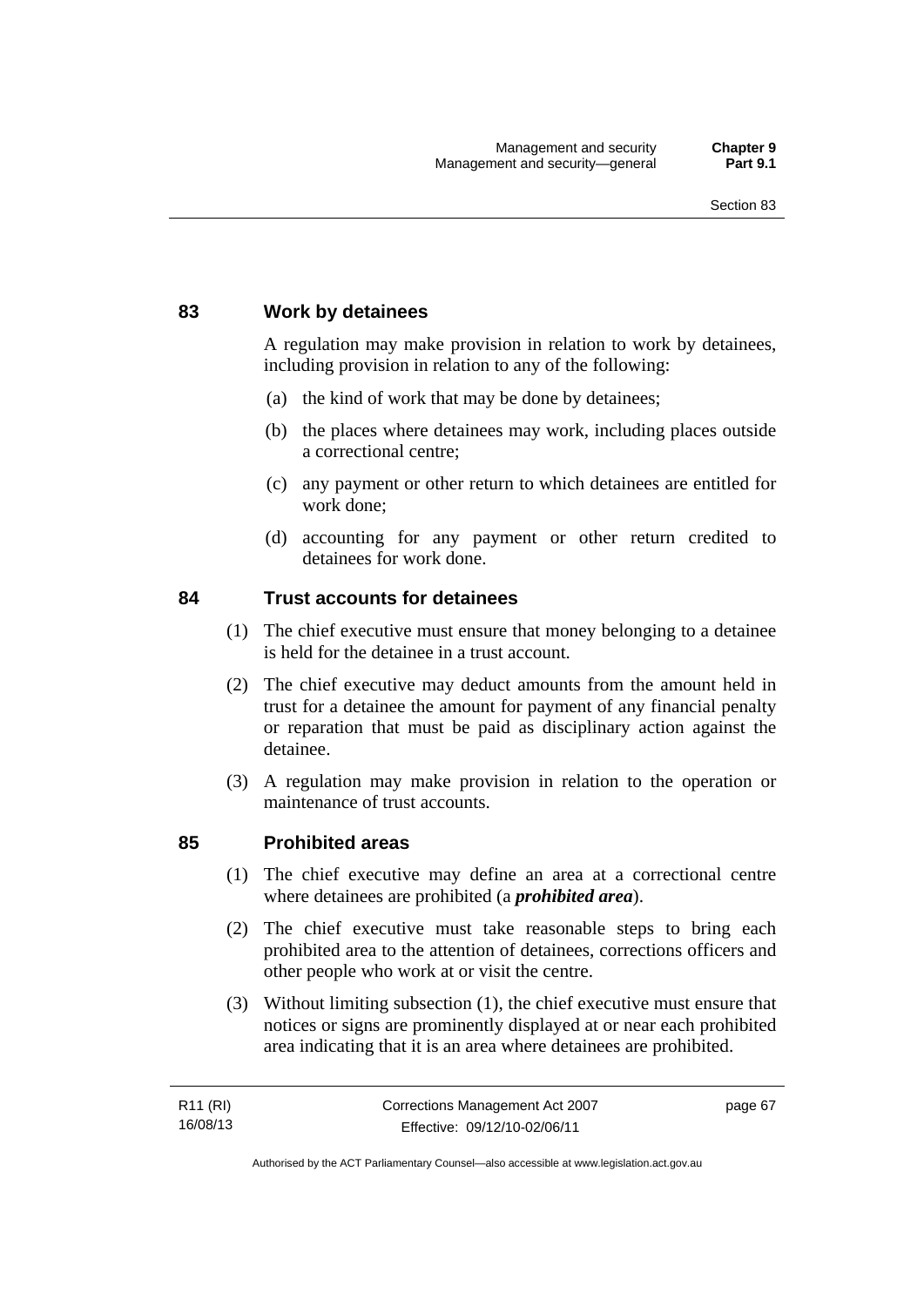## 83 Work by detainees

A regulation may make provision in relation to work by detainees, including provision in relation to any of the following:

(a) the kind of work that may be done by detainees;

(b) the places where detainees may work, including places outside a correctional centre;

(c) any payment or other return to which detainees are entitled for work done;

(d) accounting for any payment or other return credited to detainees for work done.

## 84 Trust accounts for detainees

(1) The chief executive must ensure that money belonging to a detainee is held for the detainee in a trust account.

(2) The chief executive may deduct amounts from the amount held in trust for a detainee the amount for payment of any financial penalty or reparation that must be paid as disciplinary action against the detainee.

(3) A regulation may make provision in relation to the operation or maintenance of trust accounts.

## 85 Prohibited areas

(1) The chief executive may define an area at a correctional centre where detainees are prohibited (a ***prohibited area***).

(2) The chief executive must take reasonable steps to bring each prohibited area to the attention of detainees, corrections officers and other people who work at or visit the centre.

(3) Without limiting subsection (1), the chief executive must ensure that notices or signs are prominently displayed at or near each prohibited area indicating that it is an area where detainees are prohibited.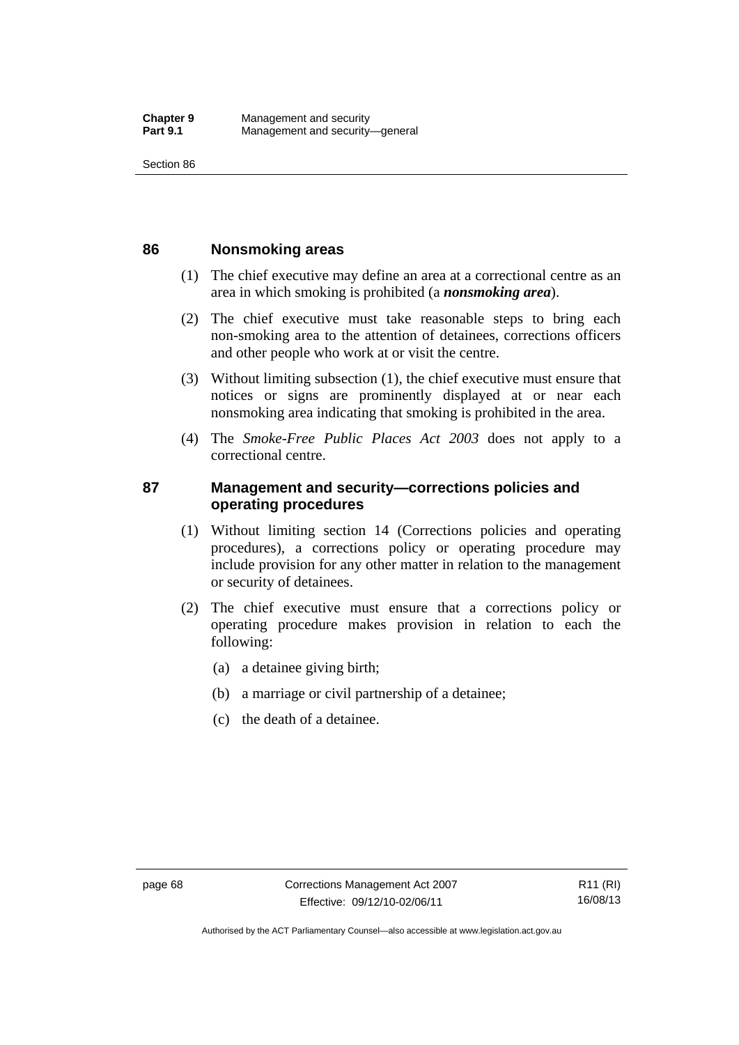## 86 Nonsmoking areas

(1) The chief executive may define an area at a correctional centre as an area in which smoking is prohibited (a ***nonsmoking area***).

(2) The chief executive must take reasonable steps to bring each non-smoking area to the attention of detainees, corrections officers and other people who work at or visit the centre.

(3) Without limiting subsection (1), the chief executive must ensure that notices or signs are prominently displayed at or near each nonsmoking area indicating that smoking is prohibited in the area.

(4) The *Smoke-Free Public Places Act 2003* does not apply to a correctional centre.

## 87 Management and security—corrections policies and operating procedures

(1) Without limiting section 14 (Corrections policies and operating procedures), a corrections policy or operating procedure may include provision for any other matter in relation to the management or security of detainees.

(2) The chief executive must ensure that a corrections policy or operating procedure makes provision in relation to each the following:

(a) a detainee giving birth;

(b) a marriage or civil partnership of a detainee;

(c) the death of a detainee.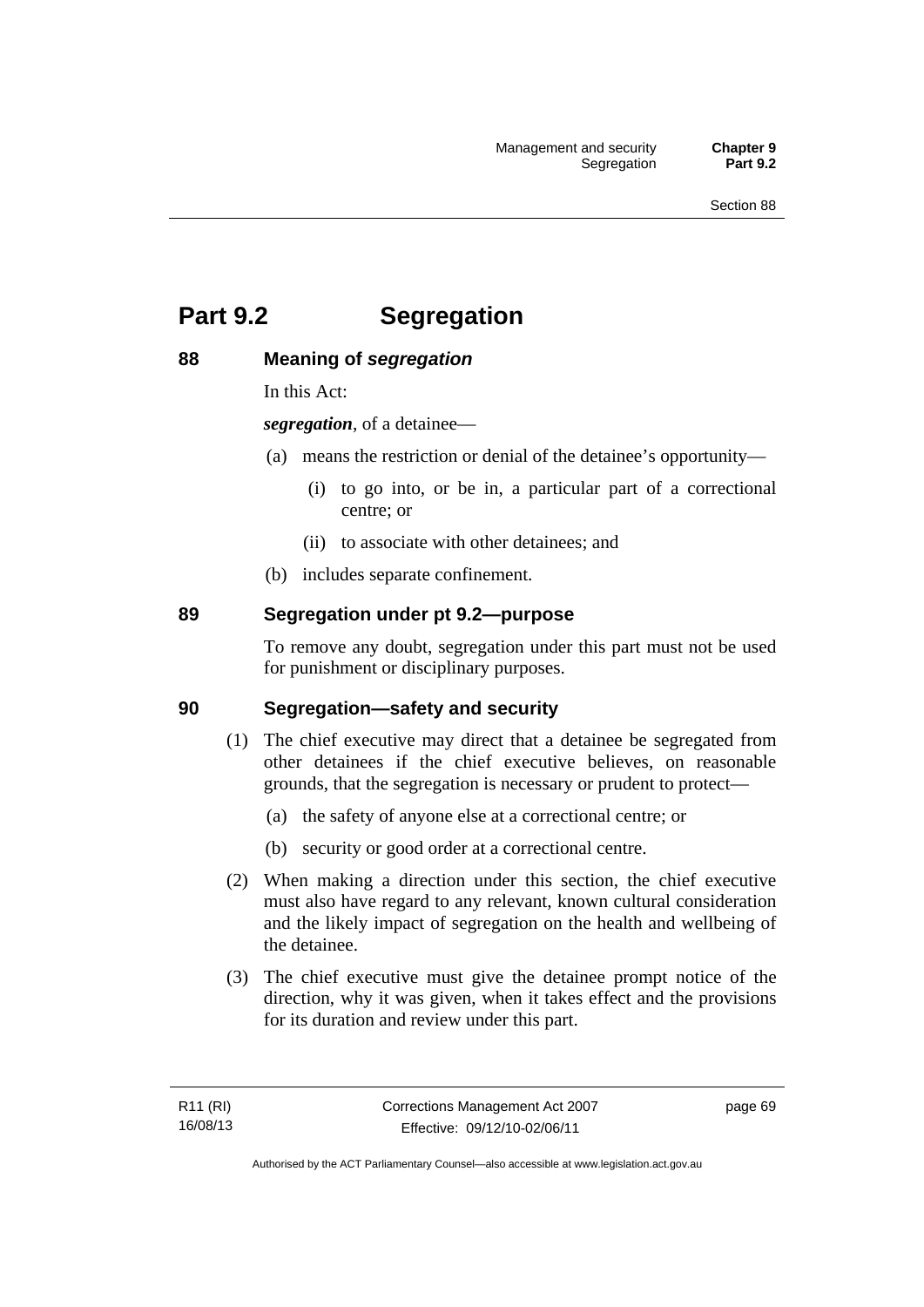# Part 9.2 Segregation

## 88 Meaning of *segregation*

In this Act:

***segregation***, of a detainee—

(a) means the restriction or denial of the detainee's opportunity—

  (i) to go into, or be in, a particular part of a correctional centre; or

  (ii) to associate with other detainees; and

(b) includes separate confinement.

## 89 Segregation under pt 9.2—purpose

To remove any doubt, segregation under this part must not be used for punishment or disciplinary purposes.

## 90 Segregation—safety and security

(1) The chief executive may direct that a detainee be segregated from other detainees if the chief executive believes, on reasonable grounds, that the segregation is necessary or prudent to protect—

  (a) the safety of anyone else at a correctional centre; or

  (b) security or good order at a correctional centre.

(2) When making a direction under this section, the chief executive must also have regard to any relevant, known cultural consideration and the likely impact of segregation on the health and wellbeing of the detainee.

(3) The chief executive must give the detainee prompt notice of the direction, why it was given, when it takes effect and the provisions for its duration and review under this part.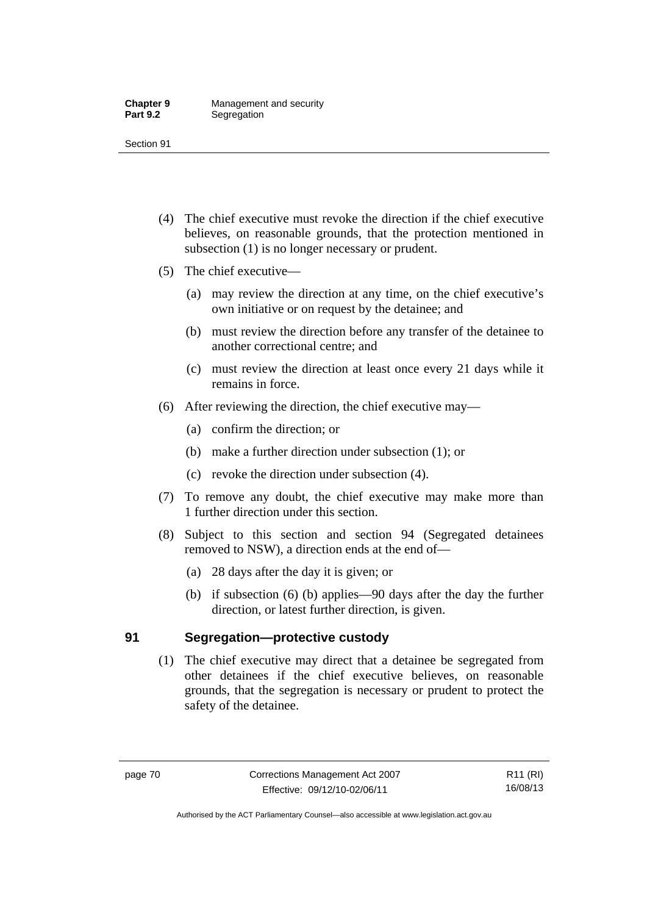(4) The chief executive must revoke the direction if the chief executive believes, on reasonable grounds, that the protection mentioned in subsection (1) is no longer necessary or prudent.

(5) The chief executive—

(a) may review the direction at any time, on the chief executive's own initiative or on request by the detainee; and

(b) must review the direction before any transfer of the detainee to another correctional centre; and

(c) must review the direction at least once every 21 days while it remains in force.

(6) After reviewing the direction, the chief executive may—

(a) confirm the direction; or

(b) make a further direction under subsection (1); or

(c) revoke the direction under subsection (4).

(7) To remove any doubt, the chief executive may make more than 1 further direction under this section.

(8) Subject to this section and section 94 (Segregated detainees removed to NSW), a direction ends at the end of—

(a) 28 days after the day it is given; or

(b) if subsection (6) (b) applies—90 days after the day the further direction, or latest further direction, is given.

## 91 Segregation—protective custody

(1) The chief executive may direct that a detainee be segregated from other detainees if the chief executive believes, on reasonable grounds, that the segregation is necessary or prudent to protect the safety of the detainee.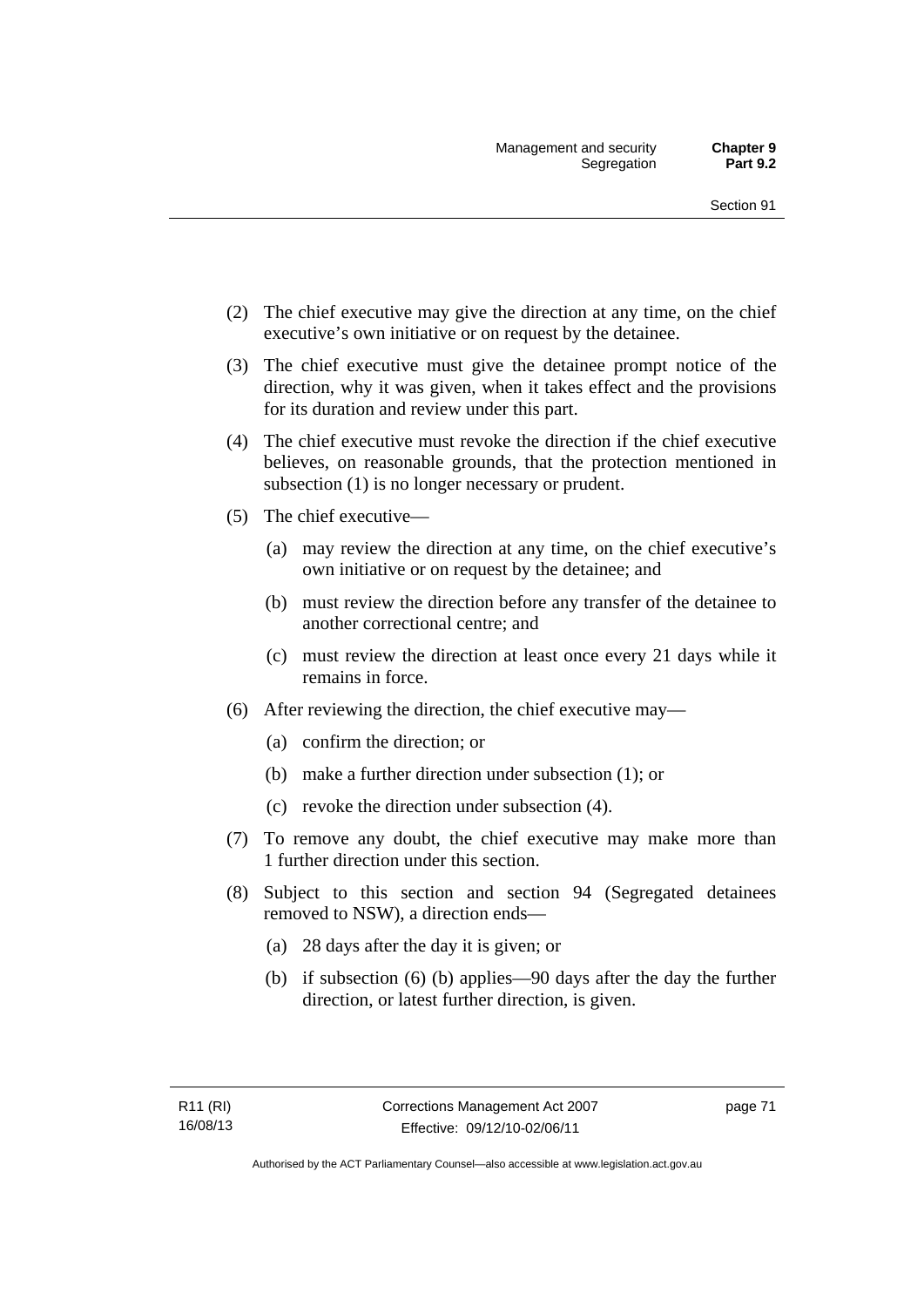(2) The chief executive may give the direction at any time, on the chief executive's own initiative or on request by the detainee.

(3) The chief executive must give the detainee prompt notice of the direction, why it was given, when it takes effect and the provisions for its duration and review under this part.

(4) The chief executive must revoke the direction if the chief executive believes, on reasonable grounds, that the protection mentioned in subsection (1) is no longer necessary or prudent.

(5) The chief executive—

(a) may review the direction at any time, on the chief executive's own initiative or on request by the detainee; and

(b) must review the direction before any transfer of the detainee to another correctional centre; and

(c) must review the direction at least once every 21 days while it remains in force.

(6) After reviewing the direction, the chief executive may—

(a) confirm the direction; or

(b) make a further direction under subsection (1); or

(c) revoke the direction under subsection (4).

(7) To remove any doubt, the chief executive may make more than 1 further direction under this section.

(8) Subject to this section and section 94 (Segregated detainees removed to NSW), a direction ends—

(a) 28 days after the day it is given; or

(b) if subsection (6) (b) applies—90 days after the day the further direction, or latest further direction, is given.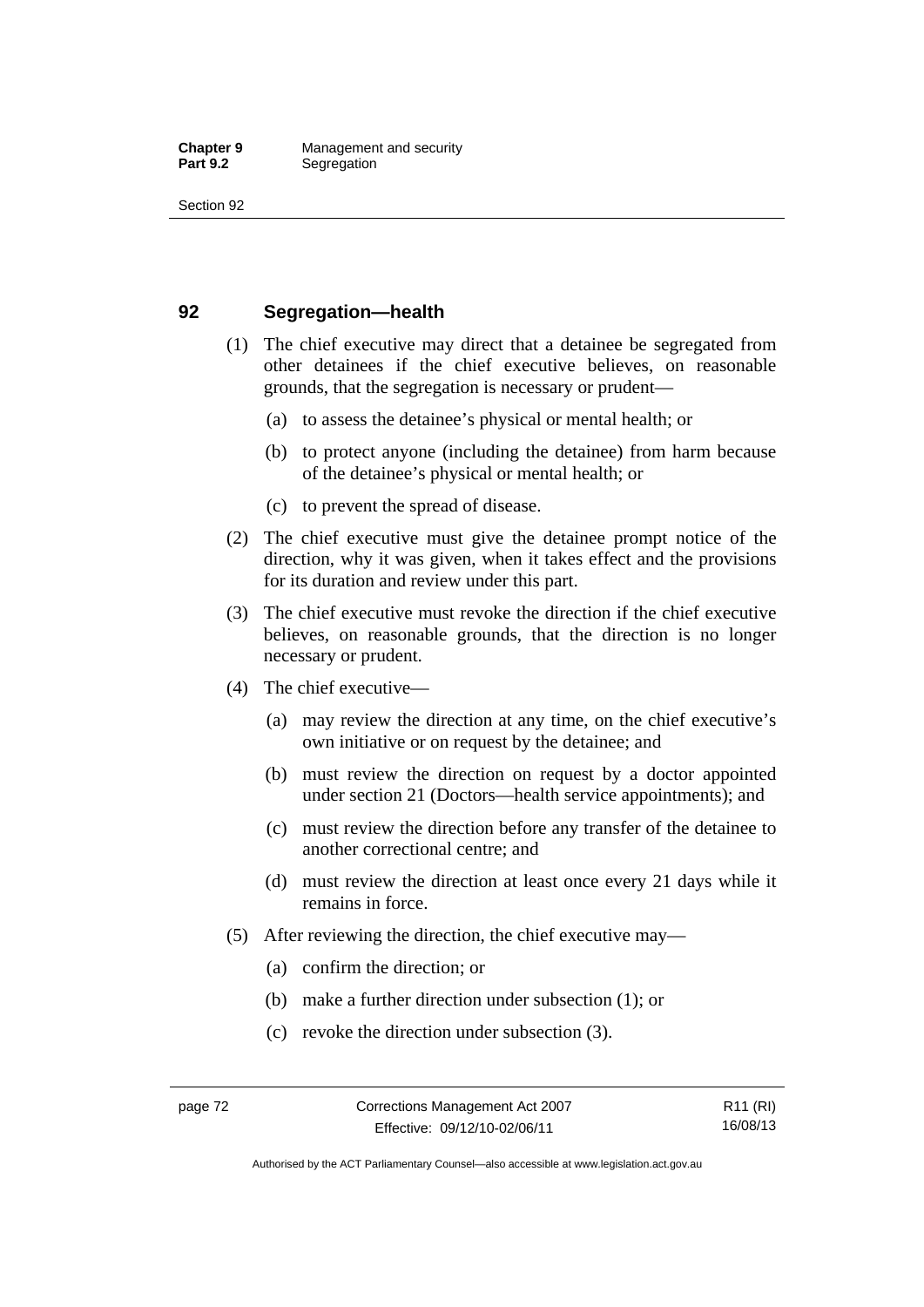## 92 Segregation—health

(1) The chief executive may direct that a detainee be segregated from other detainees if the chief executive believes, on reasonable grounds, that the segregation is necessary or prudent—

(a) to assess the detainee's physical or mental health; or

(b) to protect anyone (including the detainee) from harm because of the detainee's physical or mental health; or

(c) to prevent the spread of disease.

(2) The chief executive must give the detainee prompt notice of the direction, why it was given, when it takes effect and the provisions for its duration and review under this part.

(3) The chief executive must revoke the direction if the chief executive believes, on reasonable grounds, that the direction is no longer necessary or prudent.

(4) The chief executive—

(a) may review the direction at any time, on the chief executive's own initiative or on request by the detainee; and

(b) must review the direction on request by a doctor appointed under section 21 (Doctors—health service appointments); and

(c) must review the direction before any transfer of the detainee to another correctional centre; and

(d) must review the direction at least once every 21 days while it remains in force.

(5) After reviewing the direction, the chief executive may—

(a) confirm the direction; or

(b) make a further direction under subsection (1); or

(c) revoke the direction under subsection (3).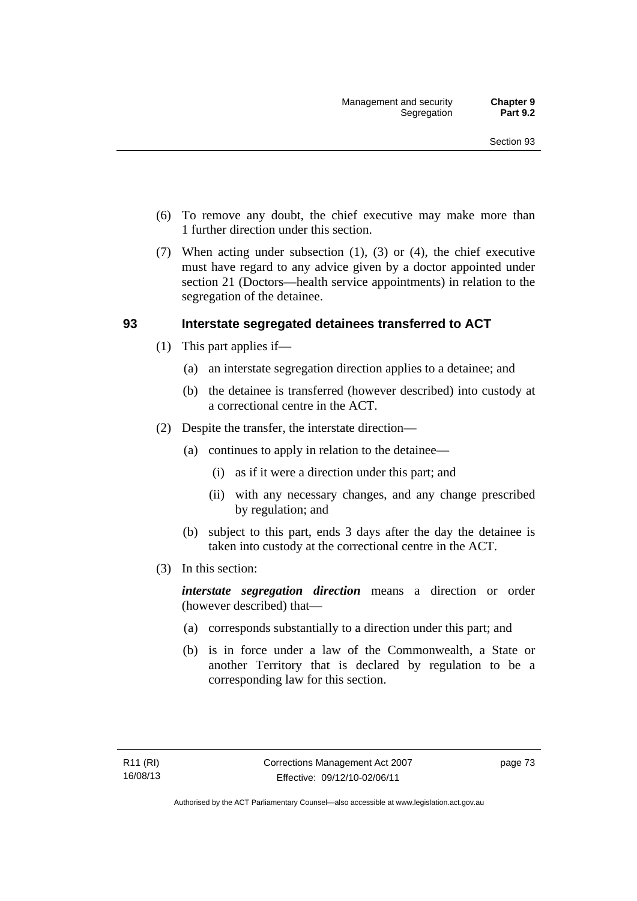(6) To remove any doubt, the chief executive may make more than 1 further direction under this section.

(7) When acting under subsection (1), (3) or (4), the chief executive must have regard to any advice given by a doctor appointed under section 21 (Doctors—health service appointments) in relation to the segregation of the detainee.

## 93 Interstate segregated detainees transferred to ACT

(1) This part applies if—

- (a) an interstate segregation direction applies to a detainee; and
- (b) the detainee is transferred (however described) into custody at a correctional centre in the ACT.

(2) Despite the transfer, the interstate direction—

- (a) continues to apply in relation to the detainee—
  - (i) as if it were a direction under this part; and
  - (ii) with any necessary changes, and any change prescribed by regulation; and
- (b) subject to this part, ends 3 days after the day the detainee is taken into custody at the correctional centre in the ACT.

(3) In this section:

***interstate segregation direction*** means a direction or order (however described) that—

- (a) corresponds substantially to a direction under this part; and
- (b) is in force under a law of the Commonwealth, a State or another Territory that is declared by regulation to be a corresponding law for this section.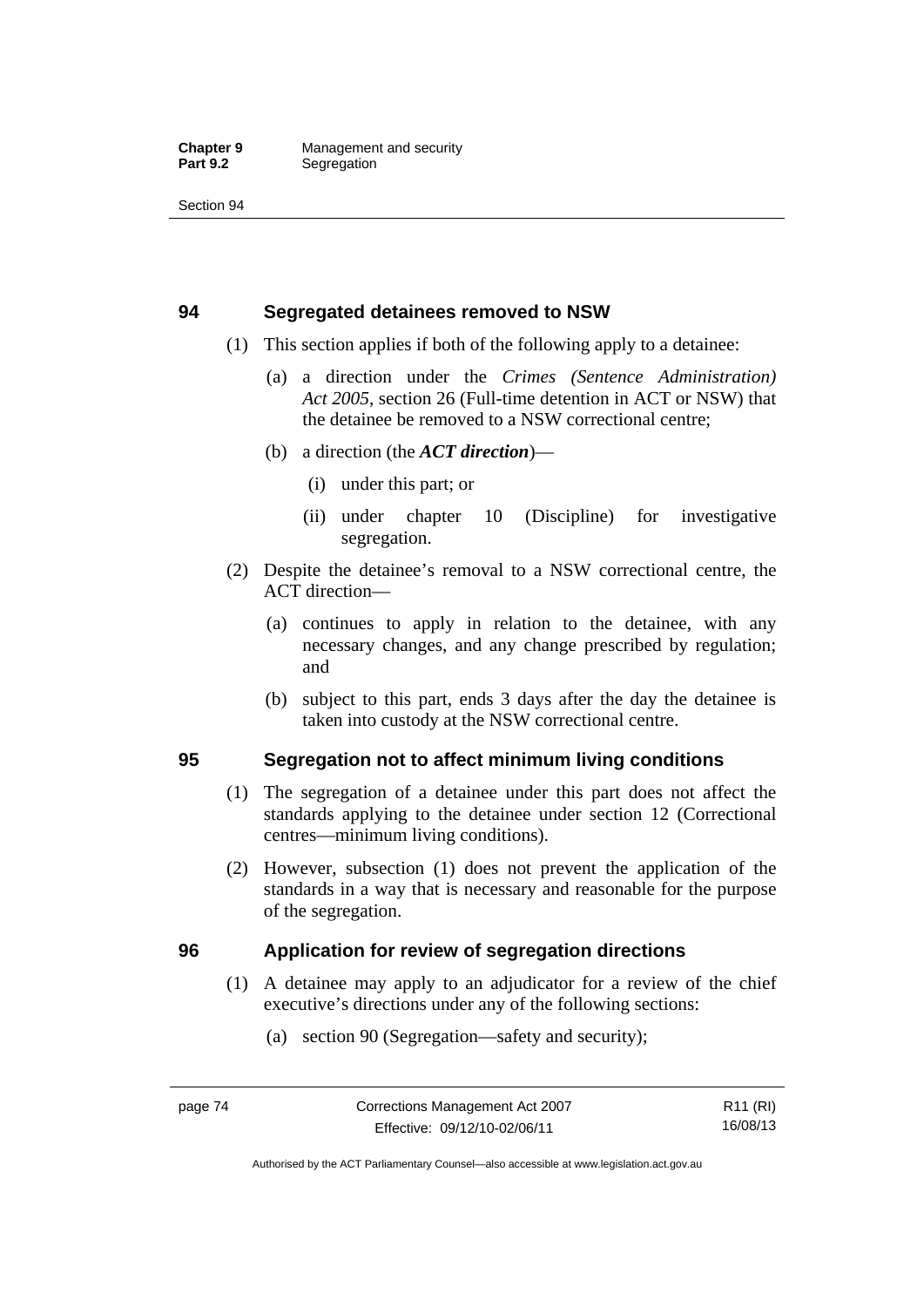## 94 Segregated detainees removed to NSW

(1) This section applies if both of the following apply to a detainee:

(a) a direction under the *Crimes (Sentence Administration) Act 2005*, section 26 (Full-time detention in ACT or NSW) that the detainee be removed to a NSW correctional centre;

(b) a direction (the ***ACT direction***)—

(i) under this part; or

(ii) under chapter 10 (Discipline) for investigative segregation.

(2) Despite the detainee's removal to a NSW correctional centre, the ACT direction—

(a) continues to apply in relation to the detainee, with any necessary changes, and any change prescribed by regulation; and

(b) subject to this part, ends 3 days after the day the detainee is taken into custody at the NSW correctional centre.

## 95 Segregation not to affect minimum living conditions

(1) The segregation of a detainee under this part does not affect the standards applying to the detainee under section 12 (Correctional centres—minimum living conditions).

(2) However, subsection (1) does not prevent the application of the standards in a way that is necessary and reasonable for the purpose of the segregation.

## 96 Application for review of segregation directions

(1) A detainee may apply to an adjudicator for a review of the chief executive's directions under any of the following sections:

(a) section 90 (Segregation—safety and security);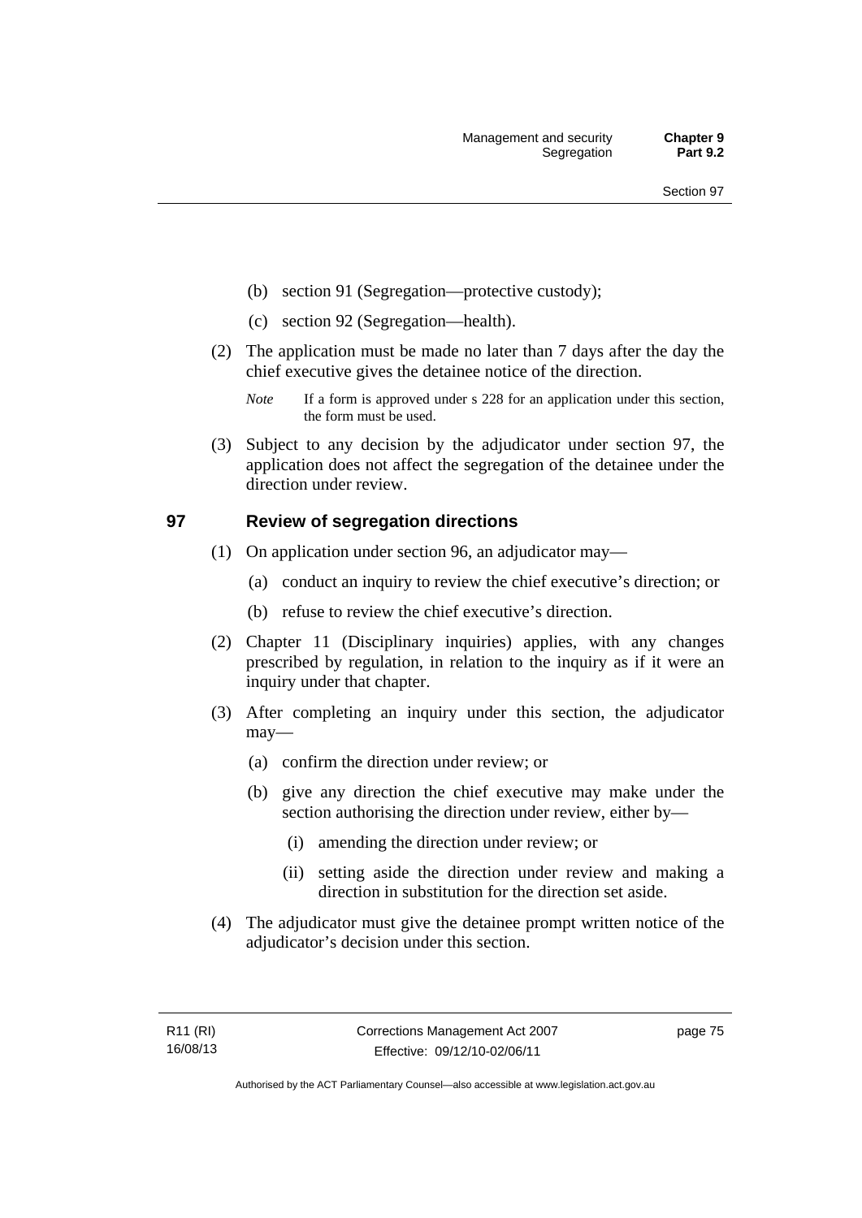(b) section 91 (Segregation—protective custody);

(c) section 92 (Segregation—health).

(2) The application must be made no later than 7 days after the day the chief executive gives the detainee notice of the direction.

*Note* If a form is approved under s 228 for an application under this section, the form must be used.

(3) Subject to any decision by the adjudicator under section 97, the application does not affect the segregation of the detainee under the direction under review.

## 97 Review of segregation directions

(1) On application under section 96, an adjudicator may—

(a) conduct an inquiry to review the chief executive's direction; or

(b) refuse to review the chief executive's direction.

(2) Chapter 11 (Disciplinary inquiries) applies, with any changes prescribed by regulation, in relation to the inquiry as if it were an inquiry under that chapter.

(3) After completing an inquiry under this section, the adjudicator may—

(a) confirm the direction under review; or

(b) give any direction the chief executive may make under the section authorising the direction under review, either by—

(i) amending the direction under review; or

(ii) setting aside the direction under review and making a direction in substitution for the direction set aside.

(4) The adjudicator must give the detainee prompt written notice of the adjudicator's decision under this section.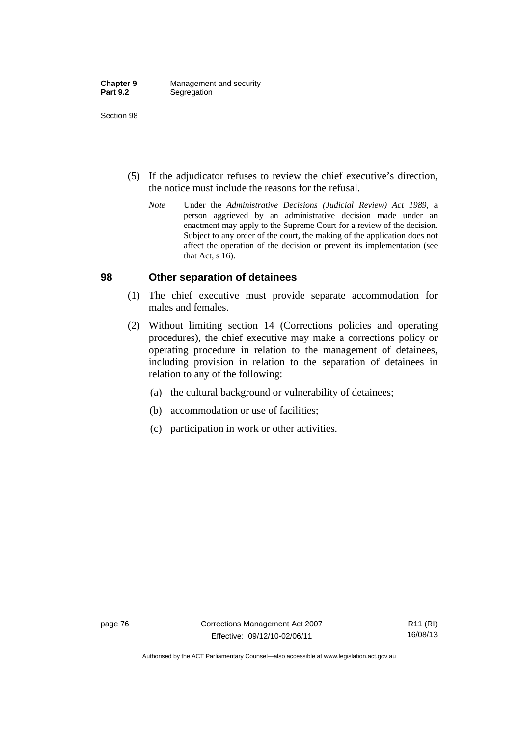(5) If the adjudicator refuses to review the chief executive's direction, the notice must include the reasons for the refusal.

*Note* Under the *Administrative Decisions (Judicial Review) Act 1989*, a person aggrieved by an administrative decision made under an enactment may apply to the Supreme Court for a review of the decision. Subject to any order of the court, the making of the application does not affect the operation of the decision or prevent its implementation (see that Act, s 16).

## 98 Other separation of detainees

(1) The chief executive must provide separate accommodation for males and females.

(2) Without limiting section 14 (Corrections policies and operating procedures), the chief executive may make a corrections policy or operating procedure in relation to the management of detainees, including provision in relation to the separation of detainees in relation to any of the following:

(a) the cultural background or vulnerability of detainees;

(b) accommodation or use of facilities;

(c) participation in work or other activities.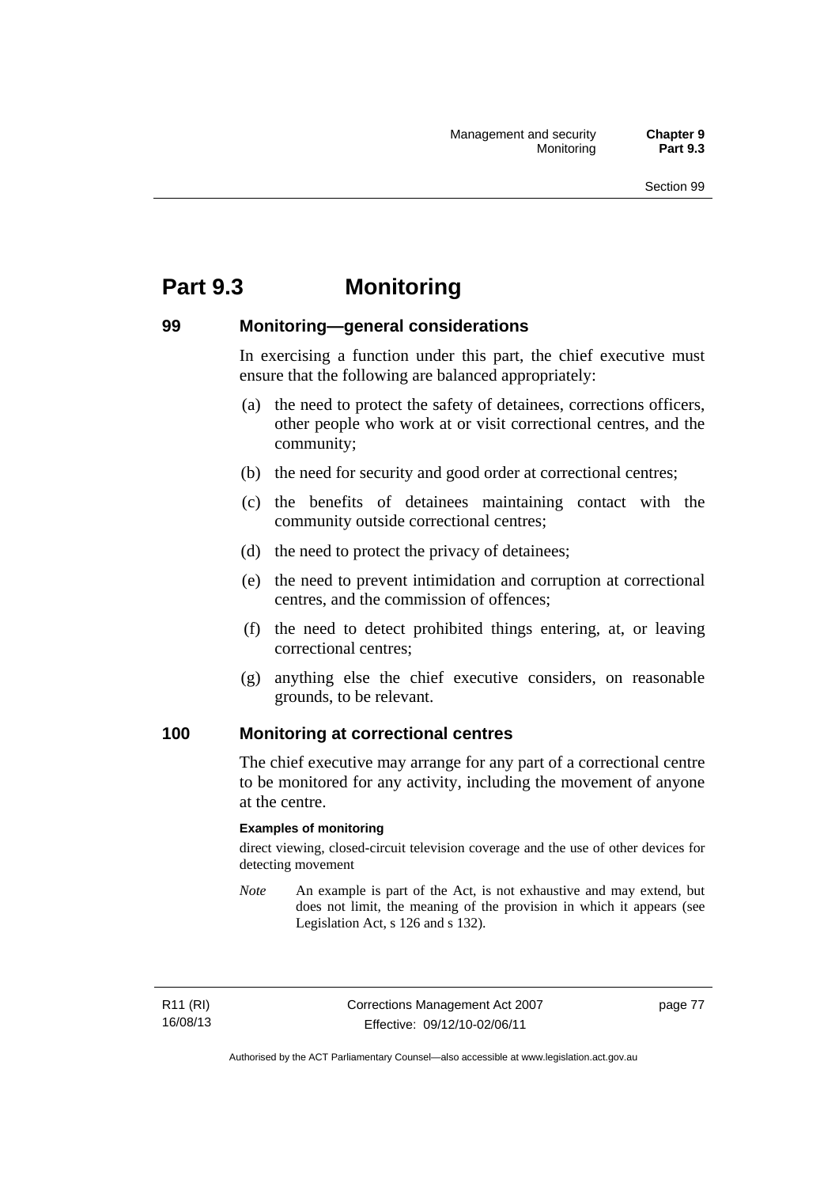# Part 9.3 Monitoring

## 99 Monitoring—general considerations

In exercising a function under this part, the chief executive must ensure that the following are balanced appropriately:

(a) the need to protect the safety of detainees, corrections officers, other people who work at or visit correctional centres, and the community;

(b) the need for security and good order at correctional centres;

(c) the benefits of detainees maintaining contact with the community outside correctional centres;

(d) the need to protect the privacy of detainees;

(e) the need to prevent intimidation and corruption at correctional centres, and the commission of offences;

(f) the need to detect prohibited things entering, at, or leaving correctional centres;

(g) anything else the chief executive considers, on reasonable grounds, to be relevant.

## 100 Monitoring at correctional centres

The chief executive may arrange for any part of a correctional centre to be monitored for any activity, including the movement of anyone at the centre.

**Examples of monitoring**

direct viewing, closed-circuit television coverage and the use of other devices for detecting movement

*Note* An example is part of the Act, is not exhaustive and may extend, but does not limit, the meaning of the provision in which it appears (see Legislation Act, s 126 and s 132).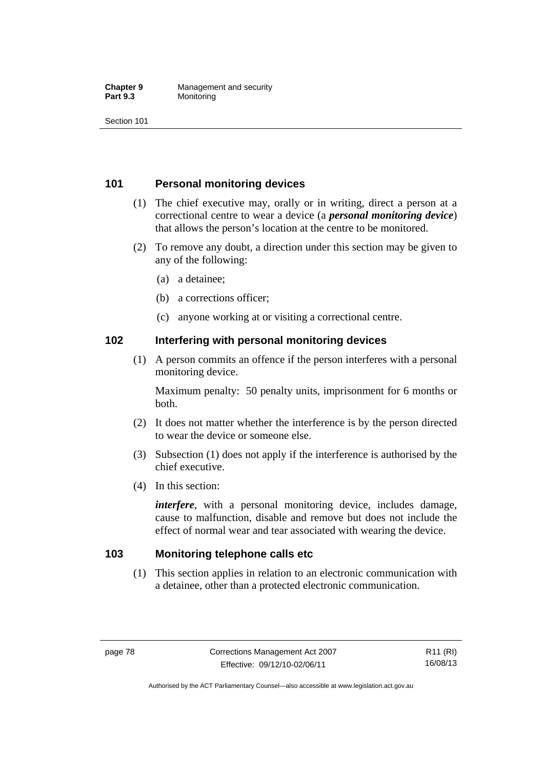## 101 Personal monitoring devices

(1) The chief executive may, orally or in writing, direct a person at a correctional centre to wear a device (a ***personal monitoring device***) that allows the person's location at the centre to be monitored.

(2) To remove any doubt, a direction under this section may be given to any of the following:

(a) a detainee;

(b) a corrections officer;

(c) anyone working at or visiting a correctional centre.

## 102 Interfering with personal monitoring devices

(1) A person commits an offence if the person interferes with a personal monitoring device.

Maximum penalty: 50 penalty units, imprisonment for 6 months or both.

(2) It does not matter whether the interference is by the person directed to wear the device or someone else.

(3) Subsection (1) does not apply if the interference is authorised by the chief executive.

(4) In this section:

***interfere***, with a personal monitoring device, includes damage, cause to malfunction, disable and remove but does not include the effect of normal wear and tear associated with wearing the device.

## 103 Monitoring telephone calls etc

(1) This section applies in relation to an electronic communication with a detainee, other than a protected electronic communication.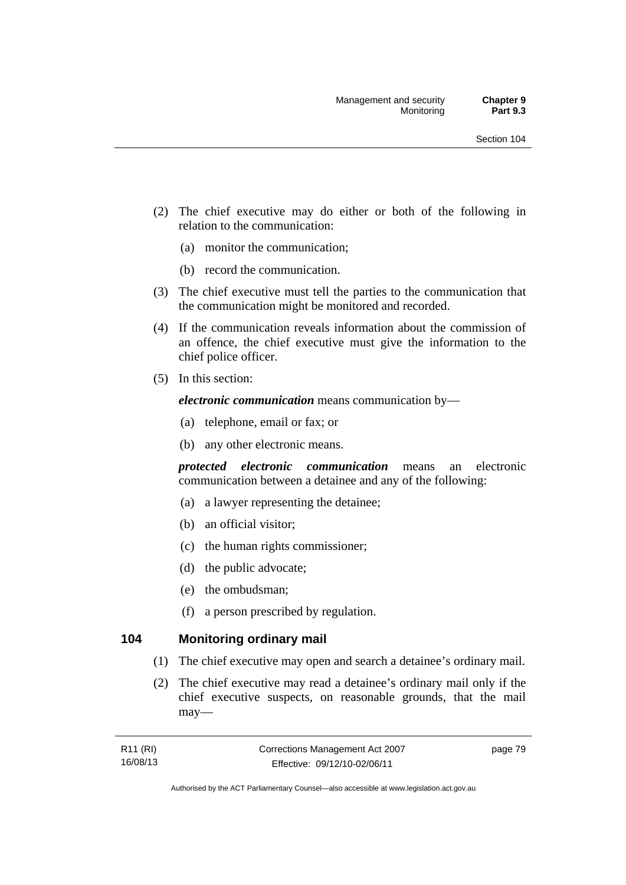(2) The chief executive may do either or both of the following in relation to the communication:

(a) monitor the communication;

(b) record the communication.

(3) The chief executive must tell the parties to the communication that the communication might be monitored and recorded.

(4) If the communication reveals information about the commission of an offence, the chief executive must give the information to the chief police officer.

(5) In this section:

***electronic communication*** means communication by—

(a) telephone, email or fax; or

(b) any other electronic means.

***protected electronic communication*** means an electronic communication between a detainee and any of the following:

(a) a lawyer representing the detainee;

(b) an official visitor;

(c) the human rights commissioner;

(d) the public advocate;

(e) the ombudsman;

(f) a person prescribed by regulation.

## 104 Monitoring ordinary mail

(1) The chief executive may open and search a detainee's ordinary mail.

(2) The chief executive may read a detainee's ordinary mail only if the chief executive suspects, on reasonable grounds, that the mail may—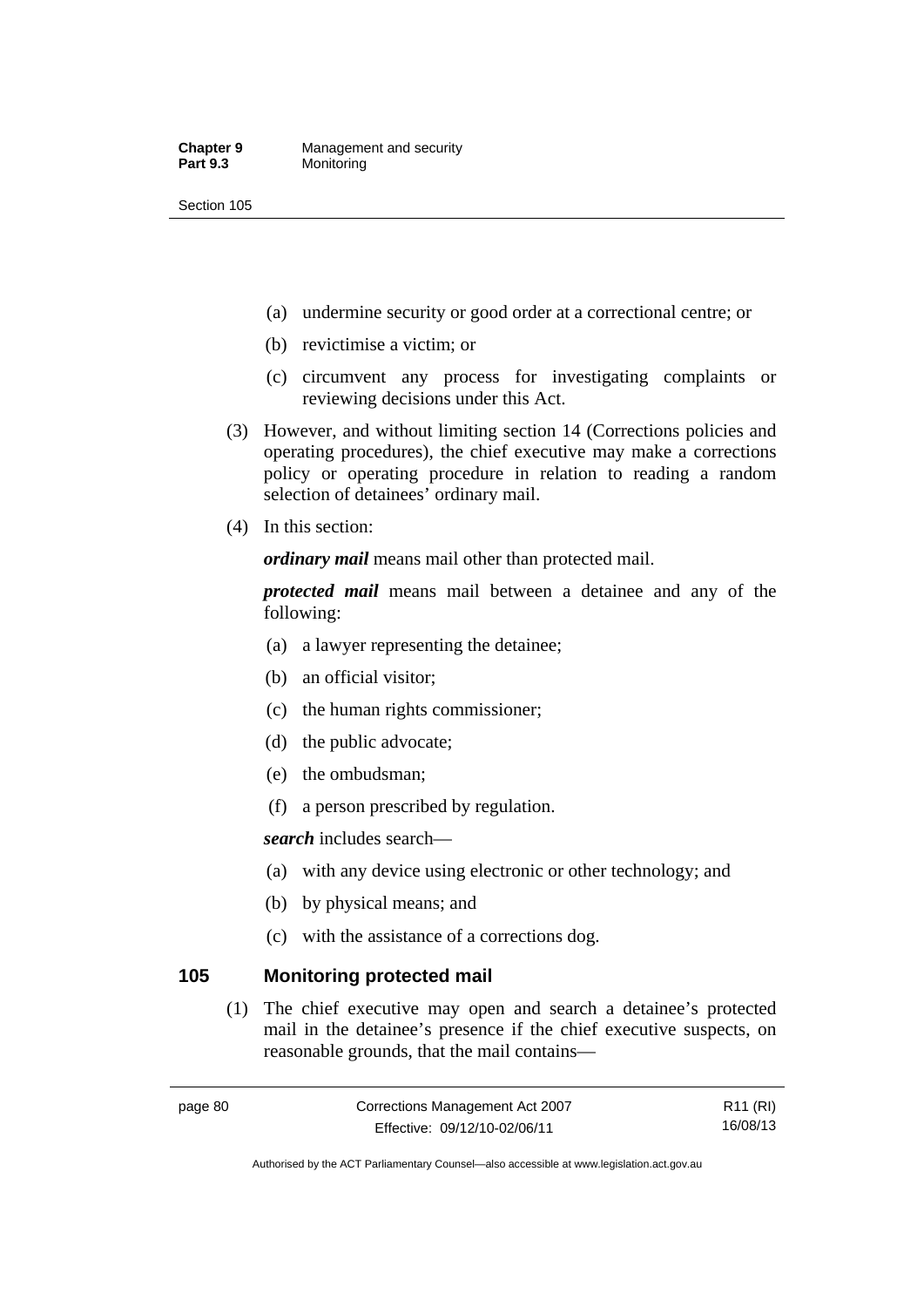- (a) undermine security or good order at a correctional centre; or
- (b) revictimise a victim; or
- (c) circumvent any process for investigating complaints or reviewing decisions under this Act.

(3) However, and without limiting section 14 (Corrections policies and operating procedures), the chief executive may make a corrections policy or operating procedure in relation to reading a random selection of detainees' ordinary mail.

(4) In this section:

***ordinary mail*** means mail other than protected mail.

***protected mail*** means mail between a detainee and any of the following:

- (a) a lawyer representing the detainee;
- (b) an official visitor;
- (c) the human rights commissioner;
- (d) the public advocate;
- (e) the ombudsman;
- (f) a person prescribed by regulation.

***search*** includes search—

- (a) with any device using electronic or other technology; and
- (b) by physical means; and
- (c) with the assistance of a corrections dog.

## 105 Monitoring protected mail

(1) The chief executive may open and search a detainee's protected mail in the detainee's presence if the chief executive suspects, on reasonable grounds, that the mail contains—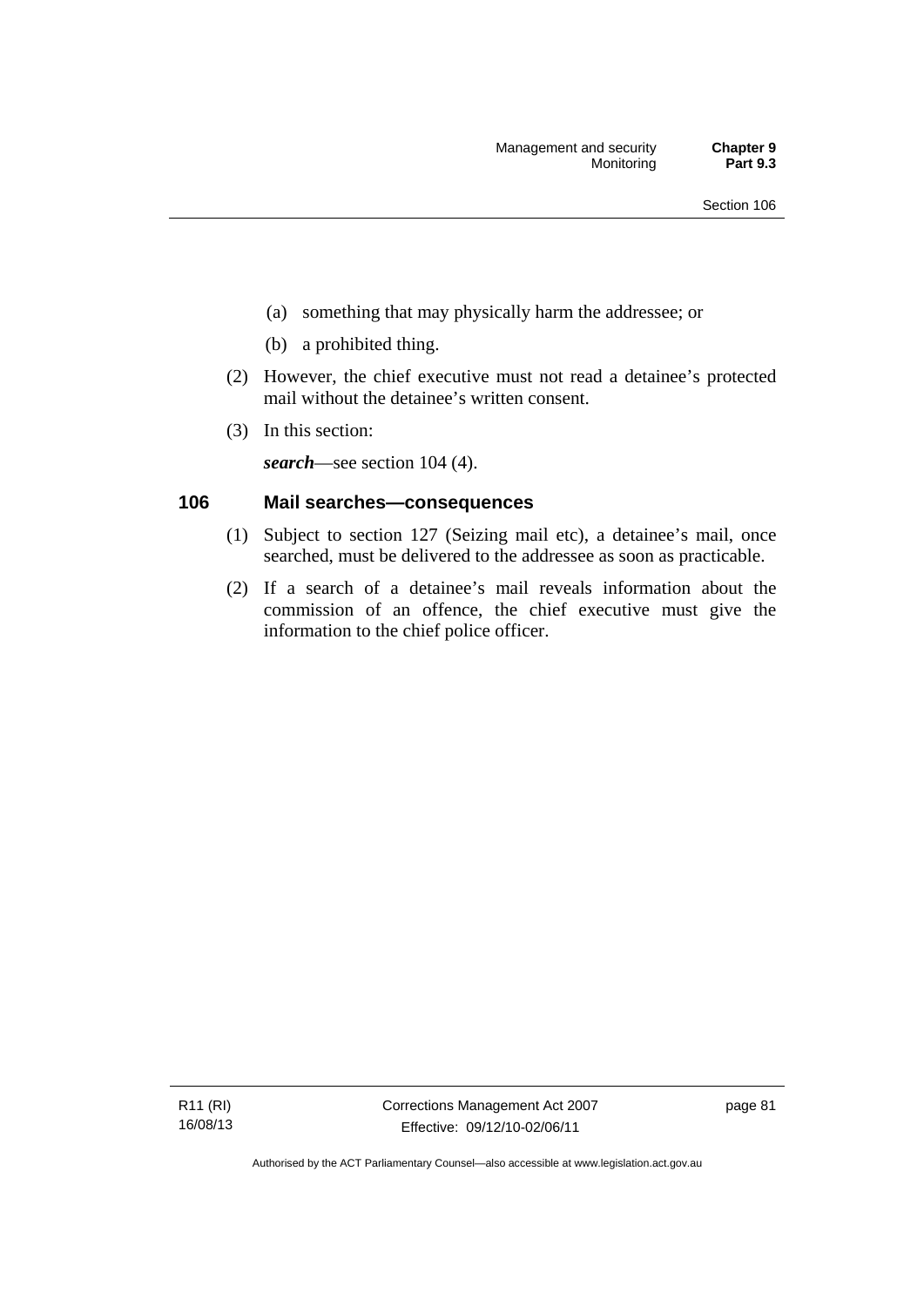(a) something that may physically harm the addressee; or

(b) a prohibited thing.

(2) However, the chief executive must not read a detainee's protected mail without the detainee's written consent.

(3) In this section:

***search***—see section 104 (4).

## 106 Mail searches—consequences

(1) Subject to section 127 (Seizing mail etc), a detainee's mail, once searched, must be delivered to the addressee as soon as practicable.

(2) If a search of a detainee's mail reveals information about the commission of an offence, the chief executive must give the information to the chief police officer.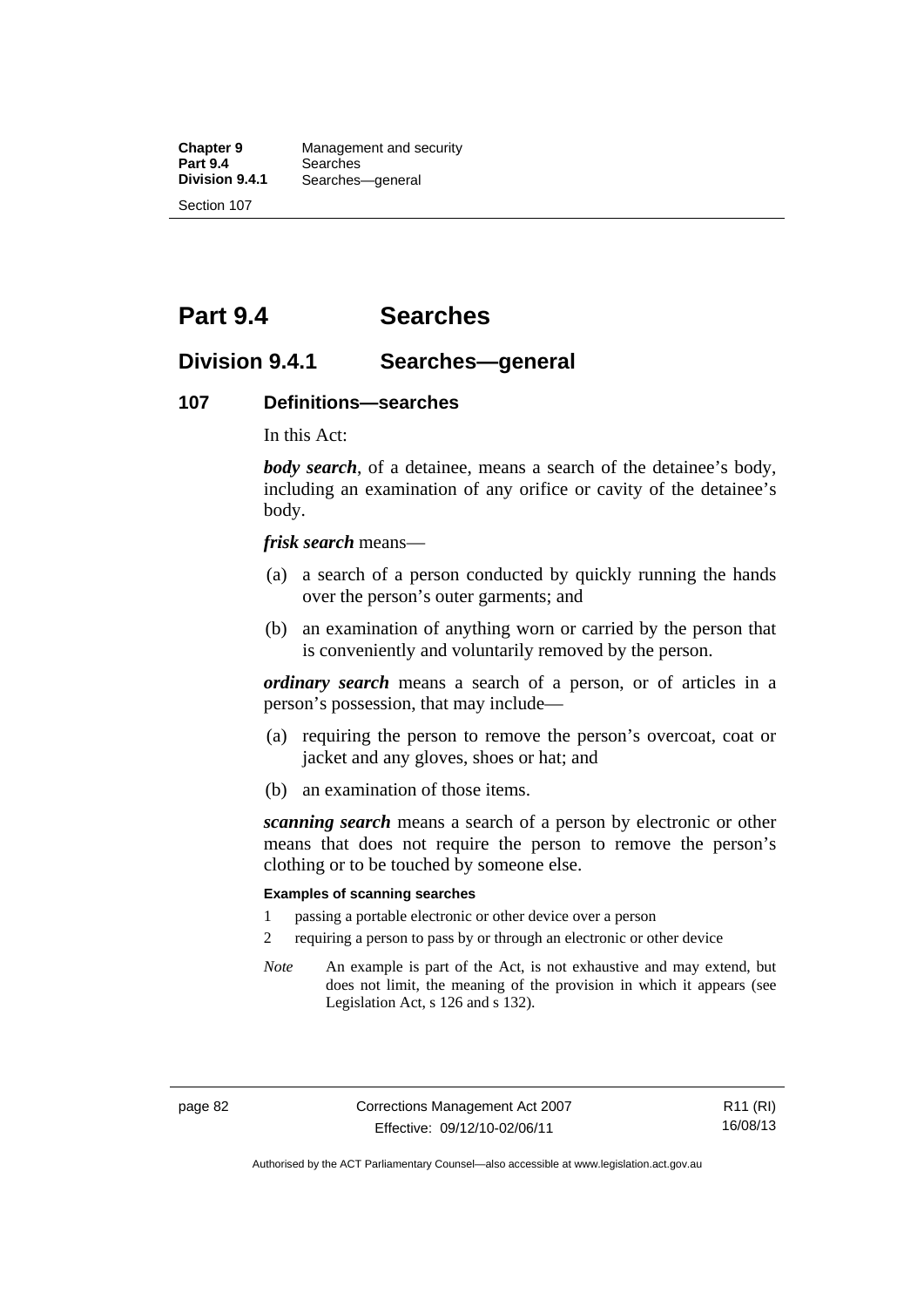# Part 9.4 Searches

## Division 9.4.1 Searches—general

### 107 Definitions—searches

In this Act:

***body search***, of a detainee, means a search of the detainee's body, including an examination of any orifice or cavity of the detainee's body.

***frisk search*** means—

(a) a search of a person conducted by quickly running the hands over the person's outer garments; and

(b) an examination of anything worn or carried by the person that is conveniently and voluntarily removed by the person.

***ordinary search*** means a search of a person, or of articles in a person's possession, that may include—

(a) requiring the person to remove the person's overcoat, coat or jacket and any gloves, shoes or hat; and

(b) an examination of those items.

***scanning search*** means a search of a person by electronic or other means that does not require the person to remove the person's clothing or to be touched by someone else.

**Examples of scanning searches**

1 passing a portable electronic or other device over a person

2 requiring a person to pass by or through an electronic or other device

*Note* An example is part of the Act, is not exhaustive and may extend, but does not limit, the meaning of the provision in which it appears (see Legislation Act, s 126 and s 132).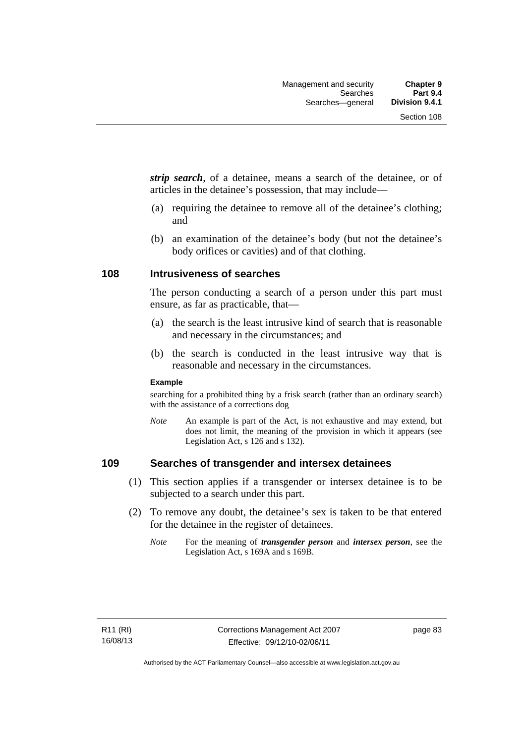***strip search***, of a detainee, means a search of the detainee, or of articles in the detainee's possession, that may include—

(a) requiring the detainee to remove all of the detainee's clothing; and

(b) an examination of the detainee's body (but not the detainee's body orifices or cavities) and of that clothing.

## 108 Intrusiveness of searches

The person conducting a search of a person under this part must ensure, as far as practicable, that—

(a) the search is the least intrusive kind of search that is reasonable and necessary in the circumstances; and

(b) the search is conducted in the least intrusive way that is reasonable and necessary in the circumstances.

**Example**

searching for a prohibited thing by a frisk search (rather than an ordinary search) with the assistance of a corrections dog

*Note* An example is part of the Act, is not exhaustive and may extend, but does not limit, the meaning of the provision in which it appears (see Legislation Act, s 126 and s 132).

## 109 Searches of transgender and intersex detainees

(1) This section applies if a transgender or intersex detainee is to be subjected to a search under this part.

(2) To remove any doubt, the detainee's sex is taken to be that entered for the detainee in the register of detainees.

*Note* For the meaning of ***transgender person*** and ***intersex person***, see the Legislation Act, s 169A and s 169B.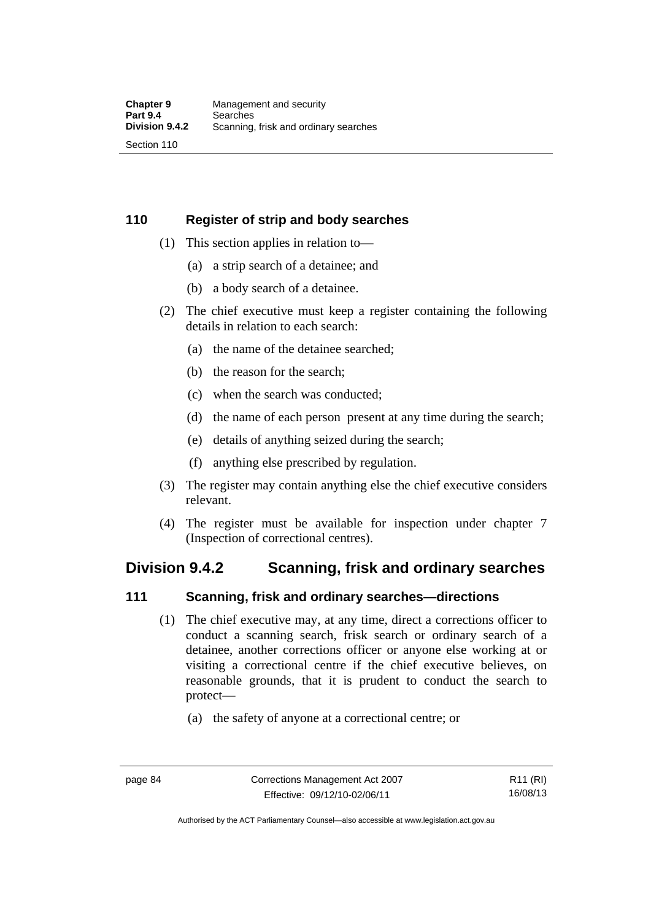### 110 Register of strip and body searches

(1) This section applies in relation to—

(a) a strip search of a detainee; and

(b) a body search of a detainee.

(2) The chief executive must keep a register containing the following details in relation to each search:

(a) the name of the detainee searched;

(b) the reason for the search;

(c) when the search was conducted;

(d) the name of each person present at any time during the search;

(e) details of anything seized during the search;

(f) anything else prescribed by regulation.

(3) The register may contain anything else the chief executive considers relevant.

(4) The register must be available for inspection under chapter 7 (Inspection of correctional centres).

## Division 9.4.2 Scanning, frisk and ordinary searches

### 111 Scanning, frisk and ordinary searches—directions

(1) The chief executive may, at any time, direct a corrections officer to conduct a scanning search, frisk search or ordinary search of a detainee, another corrections officer or anyone else working at or visiting a correctional centre if the chief executive believes, on reasonable grounds, that it is prudent to conduct the search to protect—

(a) the safety of anyone at a correctional centre; or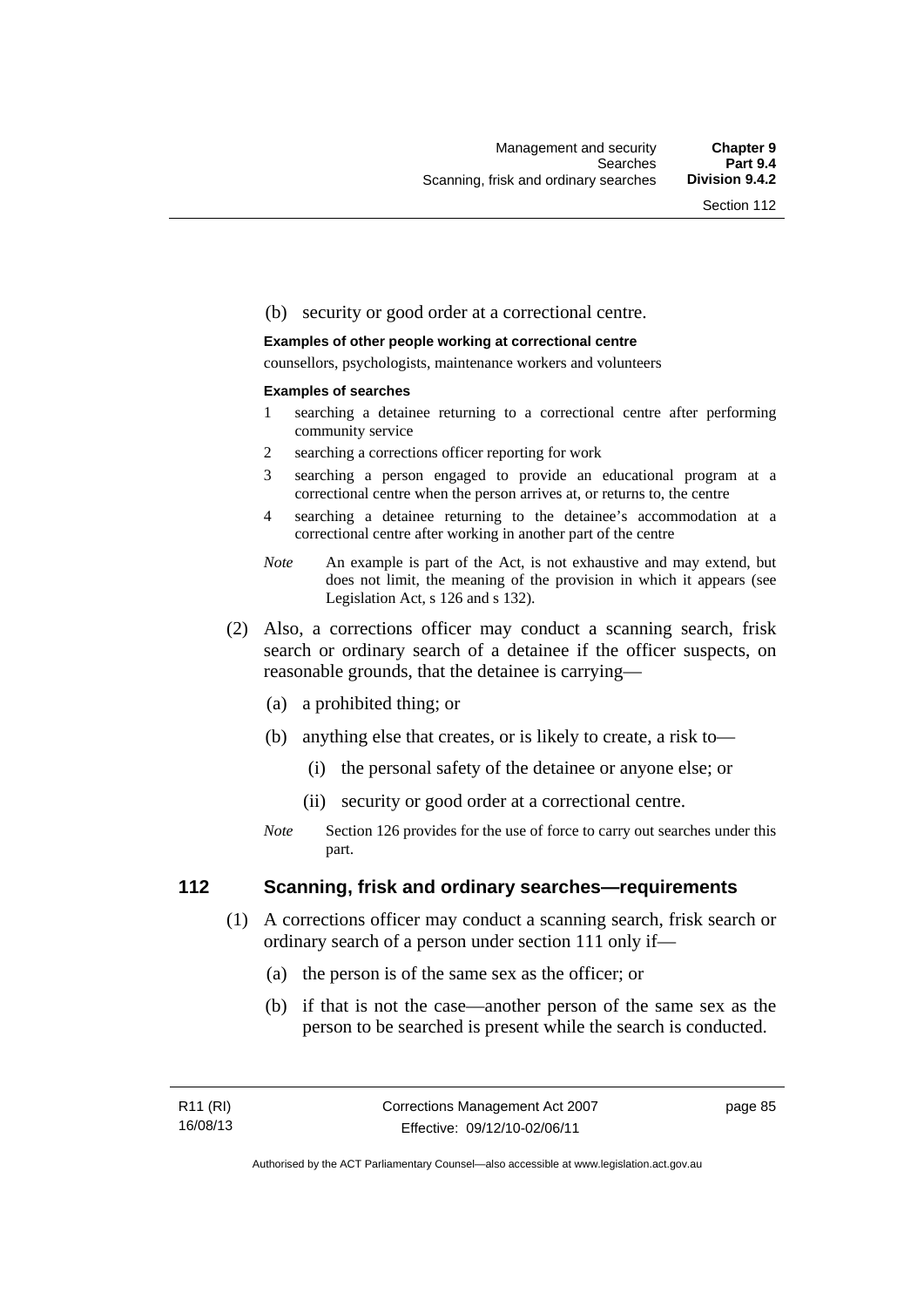(b) security or good order at a correctional centre.

**Examples of other people working at correctional centre**

counsellors, psychologists, maintenance workers and volunteers

**Examples of searches**

1 searching a detainee returning to a correctional centre after performing community service

2 searching a corrections officer reporting for work

3 searching a person engaged to provide an educational program at a correctional centre when the person arrives at, or returns to, the centre

4 searching a detainee returning to the detainee's accommodation at a correctional centre after working in another part of the centre

*Note* An example is part of the Act, is not exhaustive and may extend, but does not limit, the meaning of the provision in which it appears (see Legislation Act, s 126 and s 132).

(2) Also, a corrections officer may conduct a scanning search, frisk search or ordinary search of a detainee if the officer suspects, on reasonable grounds, that the detainee is carrying—

(a) a prohibited thing; or

(b) anything else that creates, or is likely to create, a risk to—

(i) the personal safety of the detainee or anyone else; or

(ii) security or good order at a correctional centre.

*Note* Section 126 provides for the use of force to carry out searches under this part.

## 112 Scanning, frisk and ordinary searches—requirements

(1) A corrections officer may conduct a scanning search, frisk search or ordinary search of a person under section 111 only if—

(a) the person is of the same sex as the officer; or

(b) if that is not the case—another person of the same sex as the person to be searched is present while the search is conducted.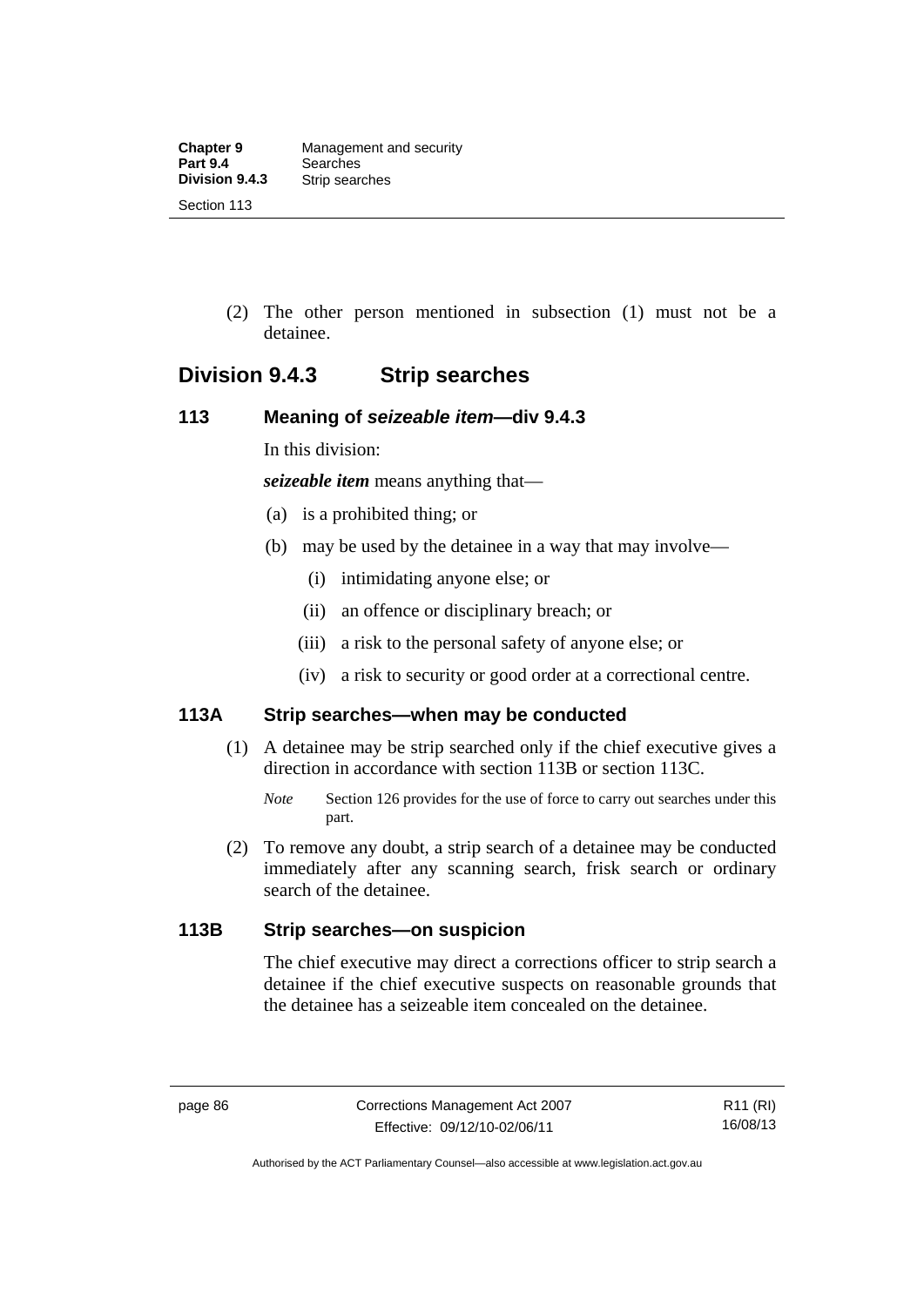(2) The other person mentioned in subsection (1) must not be a detainee.

## Division 9.4.3 Strip searches

### 113 Meaning of *seizeable item*—div 9.4.3

In this division:

***seizeable item*** means anything that—

(a) is a prohibited thing; or

(b) may be used by the detainee in a way that may involve—

(i) intimidating anyone else; or

(ii) an offence or disciplinary breach; or

(iii) a risk to the personal safety of anyone else; or

(iv) a risk to security or good order at a correctional centre.

### 113A Strip searches—when may be conducted

(1) A detainee may be strip searched only if the chief executive gives a direction in accordance with section 113B or section 113C.

*Note* Section 126 provides for the use of force to carry out searches under this part.

(2) To remove any doubt, a strip search of a detainee may be conducted immediately after any scanning search, frisk search or ordinary search of the detainee.

### 113B Strip searches—on suspicion

The chief executive may direct a corrections officer to strip search a detainee if the chief executive suspects on reasonable grounds that the detainee has a seizeable item concealed on the detainee.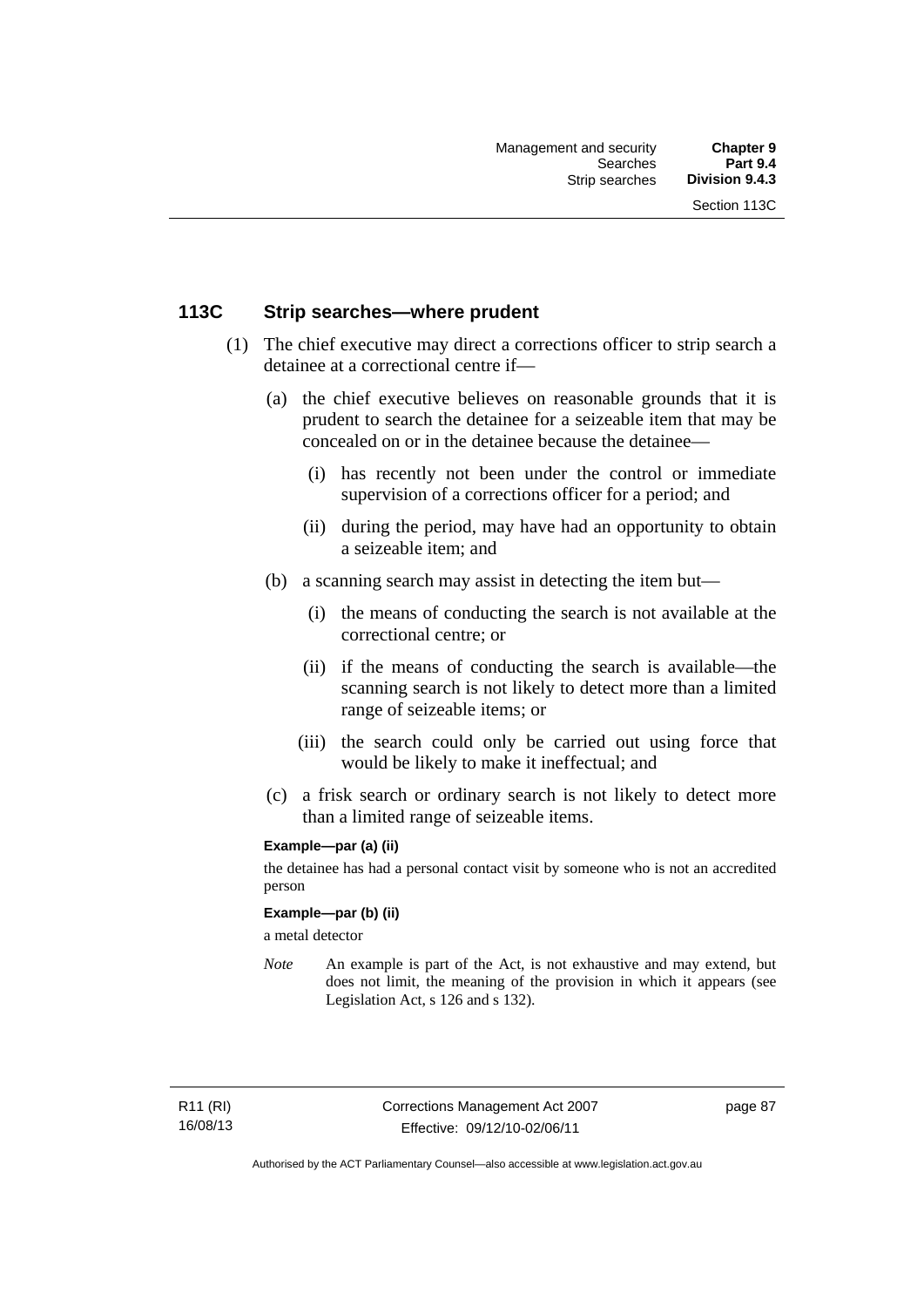### 113C Strip searches—where prudent

(1) The chief executive may direct a corrections officer to strip search a detainee at a correctional centre if—

  (a) the chief executive believes on reasonable grounds that it is prudent to search the detainee for a seizeable item that may be concealed on or in the detainee because the detainee—

    (i) has recently not been under the control or immediate supervision of a corrections officer for a period; and

    (ii) during the period, may have had an opportunity to obtain a seizeable item; and

  (b) a scanning search may assist in detecting the item but—

    (i) the means of conducting the search is not available at the correctional centre; or

    (ii) if the means of conducting the search is available—the scanning search is not likely to detect more than a limited range of seizeable items; or

    (iii) the search could only be carried out using force that would be likely to make it ineffectual; and

  (c) a frisk search or ordinary search is not likely to detect more than a limited range of seizeable items.

**Example—par (a) (ii)**

the detainee has had a personal contact visit by someone who is not an accredited person

**Example—par (b) (ii)**

a metal detector

*Note* An example is part of the Act, is not exhaustive and may extend, but does not limit, the meaning of the provision in which it appears (see Legislation Act, s 126 and s 132).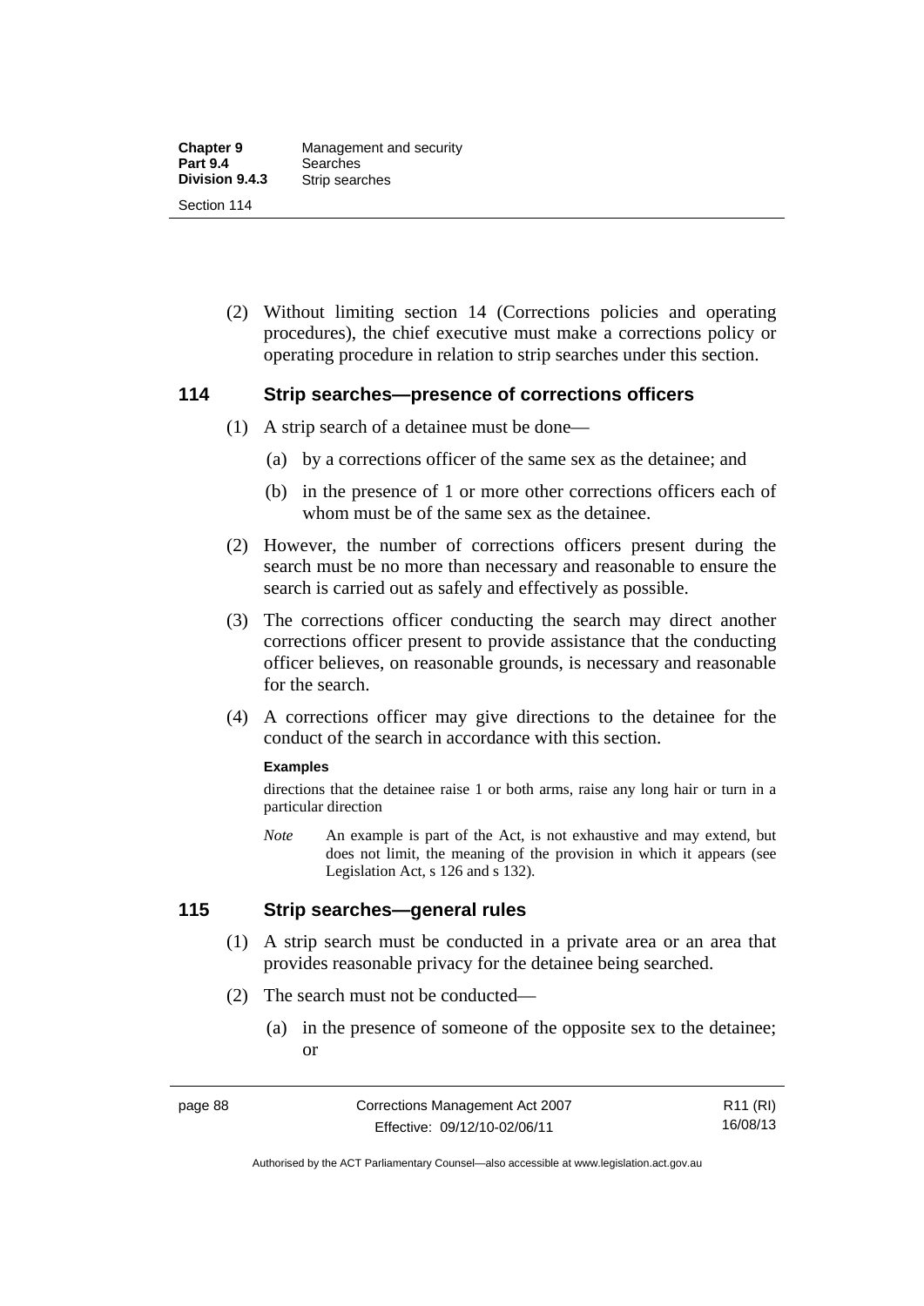(2) Without limiting section 14 (Corrections policies and operating procedures), the chief executive must make a corrections policy or operating procedure in relation to strip searches under this section.

## 114 Strip searches—presence of corrections officers

(1) A strip search of a detainee must be done—

(a) by a corrections officer of the same sex as the detainee; and

(b) in the presence of 1 or more other corrections officers each of whom must be of the same sex as the detainee.

(2) However, the number of corrections officers present during the search must be no more than necessary and reasonable to ensure the search is carried out as safely and effectively as possible.

(3) The corrections officer conducting the search may direct another corrections officer present to provide assistance that the conducting officer believes, on reasonable grounds, is necessary and reasonable for the search.

(4) A corrections officer may give directions to the detainee for the conduct of the search in accordance with this section.

**Examples**

directions that the detainee raise 1 or both arms, raise any long hair or turn in a particular direction

*Note* An example is part of the Act, is not exhaustive and may extend, but does not limit, the meaning of the provision in which it appears (see Legislation Act, s 126 and s 132).

## 115 Strip searches—general rules

(1) A strip search must be conducted in a private area or an area that provides reasonable privacy for the detainee being searched.

(2) The search must not be conducted—

(a) in the presence of someone of the opposite sex to the detainee; or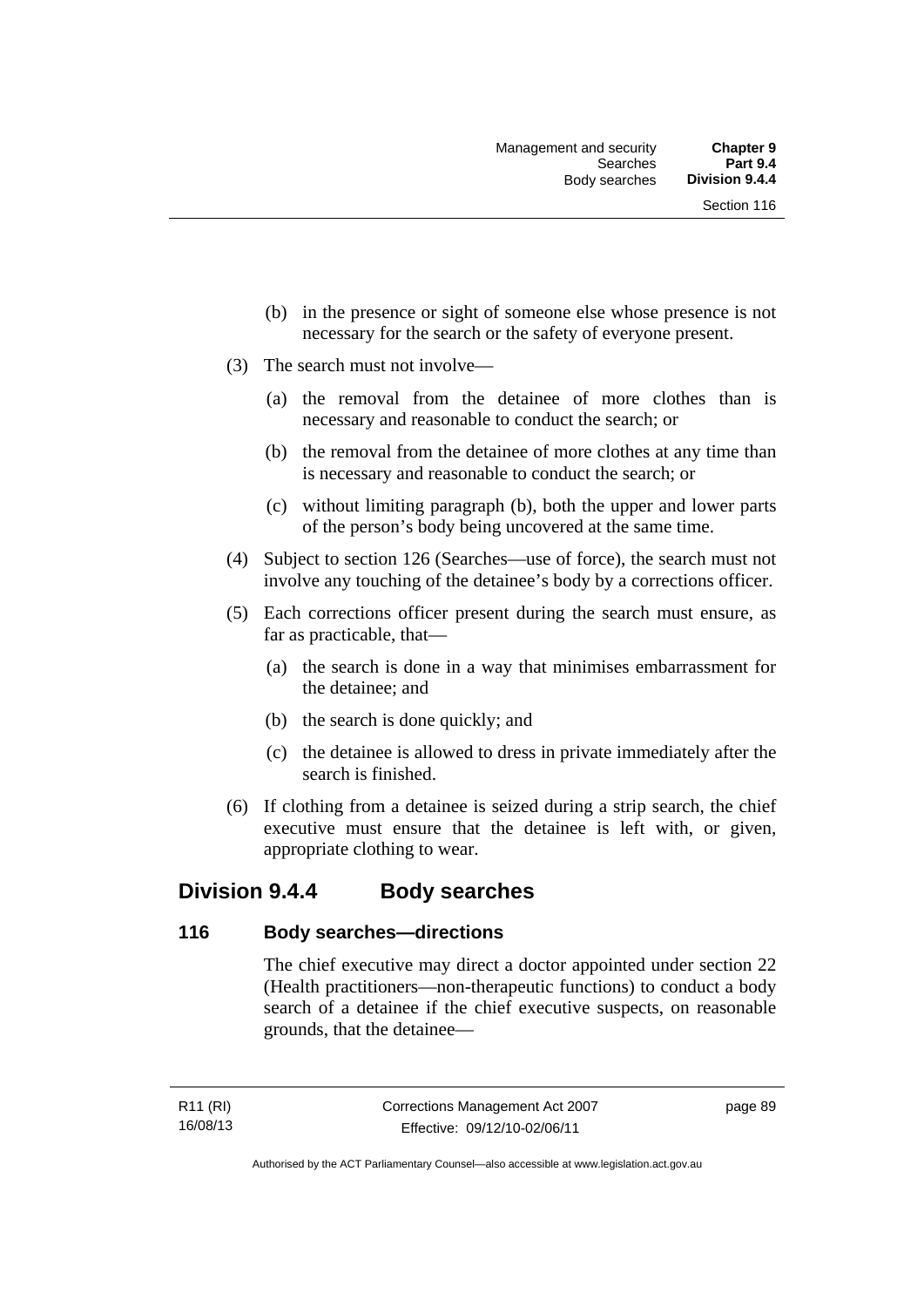(b) in the presence or sight of someone else whose presence is not necessary for the search or the safety of everyone present.

(3) The search must not involve—

(a) the removal from the detainee of more clothes than is necessary and reasonable to conduct the search; or

(b) the removal from the detainee of more clothes at any time than is necessary and reasonable to conduct the search; or

(c) without limiting paragraph (b), both the upper and lower parts of the person's body being uncovered at the same time.

(4) Subject to section 126 (Searches—use of force), the search must not involve any touching of the detainee's body by a corrections officer.

(5) Each corrections officer present during the search must ensure, as far as practicable, that—

(a) the search is done in a way that minimises embarrassment for the detainee; and

(b) the search is done quickly; and

(c) the detainee is allowed to dress in private immediately after the search is finished.

(6) If clothing from a detainee is seized during a strip search, the chief executive must ensure that the detainee is left with, or given, appropriate clothing to wear.

## Division 9.4.4 Body searches

### 116 Body searches—directions

The chief executive may direct a doctor appointed under section 22 (Health practitioners—non-therapeutic functions) to conduct a body search of a detainee if the chief executive suspects, on reasonable grounds, that the detainee—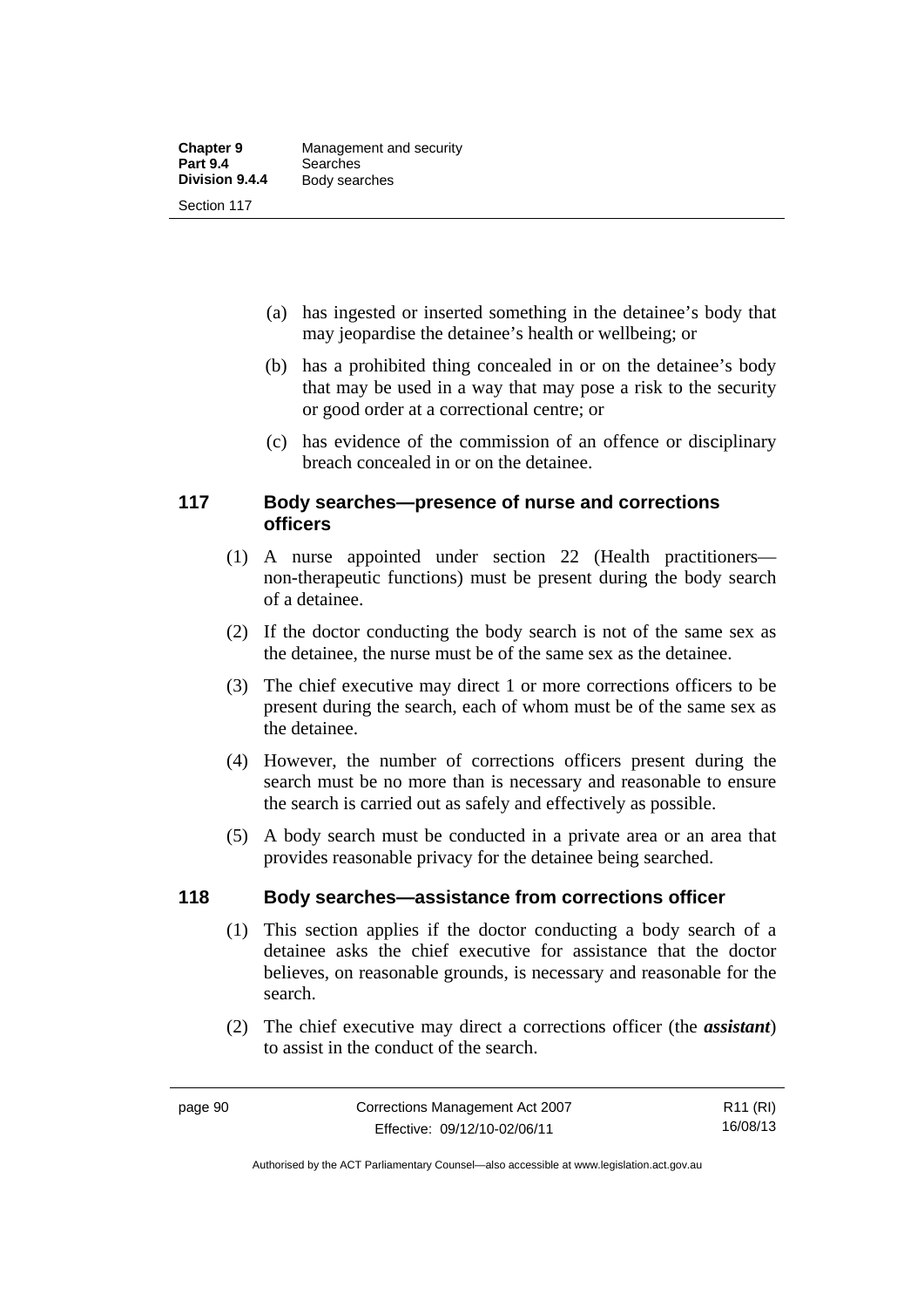(a) has ingested or inserted something in the detainee's body that may jeopardise the detainee's health or wellbeing; or

(b) has a prohibited thing concealed in or on the detainee's body that may be used in a way that may pose a risk to the security or good order at a correctional centre; or

(c) has evidence of the commission of an offence or disciplinary breach concealed in or on the detainee.

## 117 Body searches—presence of nurse and corrections officers

(1) A nurse appointed under section 22 (Health practitioners—non-therapeutic functions) must be present during the body search of a detainee.

(2) If the doctor conducting the body search is not of the same sex as the detainee, the nurse must be of the same sex as the detainee.

(3) The chief executive may direct 1 or more corrections officers to be present during the search, each of whom must be of the same sex as the detainee.

(4) However, the number of corrections officers present during the search must be no more than is necessary and reasonable to ensure the search is carried out as safely and effectively as possible.

(5) A body search must be conducted in a private area or an area that provides reasonable privacy for the detainee being searched.

## 118 Body searches—assistance from corrections officer

(1) This section applies if the doctor conducting a body search of a detainee asks the chief executive for assistance that the doctor believes, on reasonable grounds, is necessary and reasonable for the search.

(2) The chief executive may direct a corrections officer (the ***assistant***) to assist in the conduct of the search.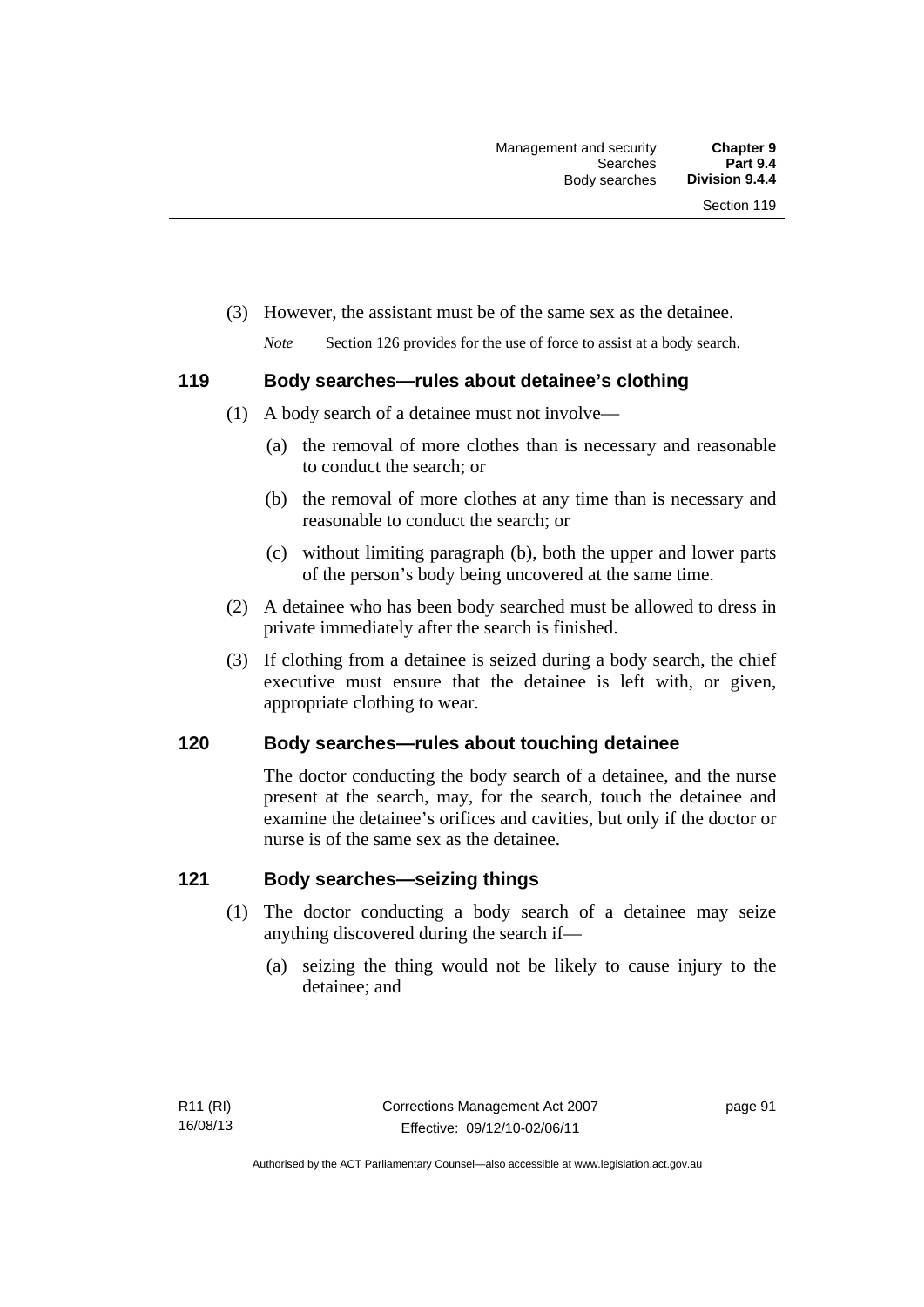(3) However, the assistant must be of the same sex as the detainee.

*Note* Section 126 provides for the use of force to assist at a body search.

### 119 Body searches—rules about detainee's clothing

(1) A body search of a detainee must not involve—

(a) the removal of more clothes than is necessary and reasonable to conduct the search; or

(b) the removal of more clothes at any time than is necessary and reasonable to conduct the search; or

(c) without limiting paragraph (b), both the upper and lower parts of the person's body being uncovered at the same time.

(2) A detainee who has been body searched must be allowed to dress in private immediately after the search is finished.

(3) If clothing from a detainee is seized during a body search, the chief executive must ensure that the detainee is left with, or given, appropriate clothing to wear.

### 120 Body searches—rules about touching detainee

The doctor conducting the body search of a detainee, and the nurse present at the search, may, for the search, touch the detainee and examine the detainee's orifices and cavities, but only if the doctor or nurse is of the same sex as the detainee.

### 121 Body searches—seizing things

(1) The doctor conducting a body search of a detainee may seize anything discovered during the search if—

(a) seizing the thing would not be likely to cause injury to the detainee; and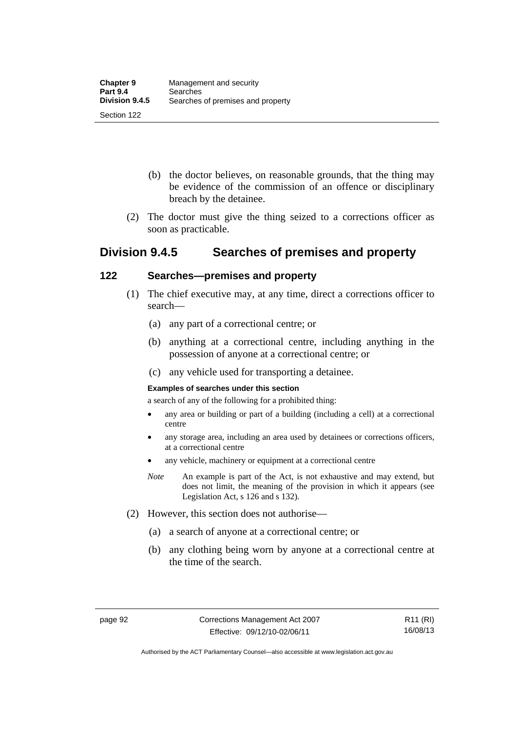(b) the doctor believes, on reasonable grounds, that the thing may be evidence of the commission of an offence or disciplinary breach by the detainee.

(2) The doctor must give the thing seized to a corrections officer as soon as practicable.

## Division 9.4.5 Searches of premises and property

### 122 Searches—premises and property

(1) The chief executive may, at any time, direct a corrections officer to search—

(a) any part of a correctional centre; or

(b) anything at a correctional centre, including anything in the possession of anyone at a correctional centre; or

(c) any vehicle used for transporting a detainee.

**Examples of searches under this section**

a search of any of the following for a prohibited thing:

- any area or building or part of a building (including a cell) at a correctional centre
- any storage area, including an area used by detainees or corrections officers, at a correctional centre
- any vehicle, machinery or equipment at a correctional centre

*Note* An example is part of the Act, is not exhaustive and may extend, but does not limit, the meaning of the provision in which it appears (see Legislation Act, s 126 and s 132).

(2) However, this section does not authorise—

(a) a search of anyone at a correctional centre; or

(b) any clothing being worn by anyone at a correctional centre at the time of the search.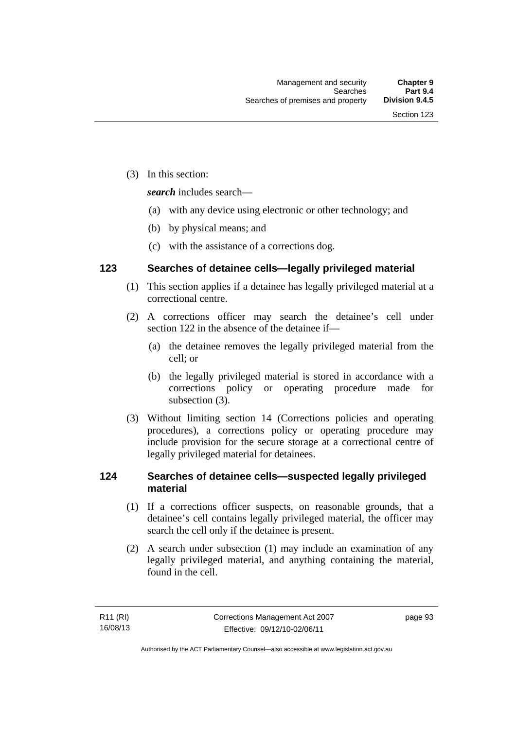(3) In this section:

***search*** includes search—

(a) with any device using electronic or other technology; and

(b) by physical means; and

(c) with the assistance of a corrections dog.

### 123 Searches of detainee cells—legally privileged material

(1) This section applies if a detainee has legally privileged material at a correctional centre.

(2) A corrections officer may search the detainee's cell under section 122 in the absence of the detainee if—

(a) the detainee removes the legally privileged material from the cell; or

(b) the legally privileged material is stored in accordance with a corrections policy or operating procedure made for subsection (3).

(3) Without limiting section 14 (Corrections policies and operating procedures), a corrections policy or operating procedure may include provision for the secure storage at a correctional centre of legally privileged material for detainees.

### 124 Searches of detainee cells—suspected legally privileged material

(1) If a corrections officer suspects, on reasonable grounds, that a detainee's cell contains legally privileged material, the officer may search the cell only if the detainee is present.

(2) A search under subsection (1) may include an examination of any legally privileged material, and anything containing the material, found in the cell.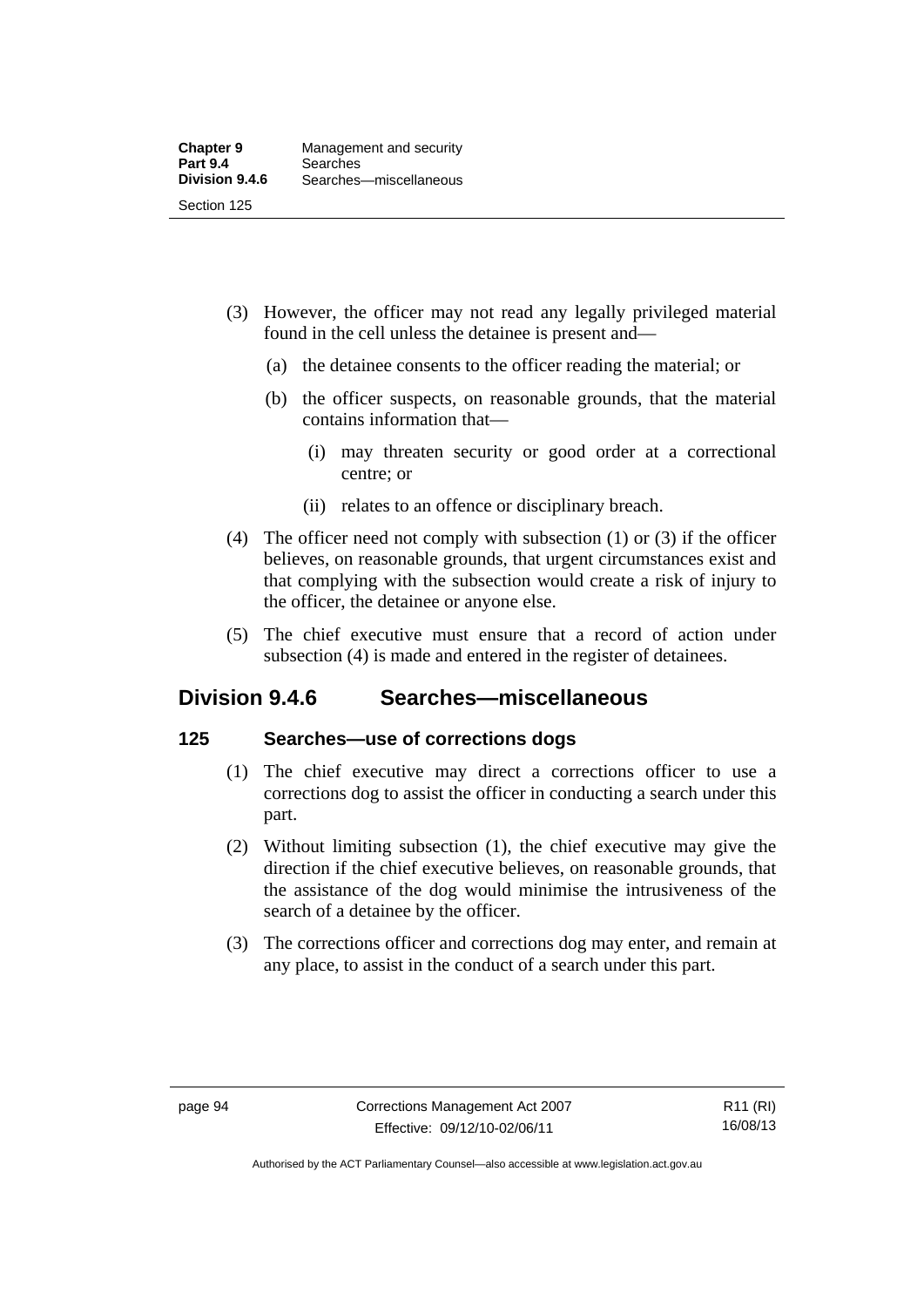(3) However, the officer may not read any legally privileged material found in the cell unless the detainee is present and—

(a) the detainee consents to the officer reading the material; or

(b) the officer suspects, on reasonable grounds, that the material contains information that—

(i) may threaten security or good order at a correctional centre; or

(ii) relates to an offence or disciplinary breach.

(4) The officer need not comply with subsection (1) or (3) if the officer believes, on reasonable grounds, that urgent circumstances exist and that complying with the subsection would create a risk of injury to the officer, the detainee or anyone else.

(5) The chief executive must ensure that a record of action under subsection (4) is made and entered in the register of detainees.

## Division 9.4.6 Searches—miscellaneous

### 125 Searches—use of corrections dogs

(1) The chief executive may direct a corrections officer to use a corrections dog to assist the officer in conducting a search under this part.

(2) Without limiting subsection (1), the chief executive may give the direction if the chief executive believes, on reasonable grounds, that the assistance of the dog would minimise the intrusiveness of the search of a detainee by the officer.

(3) The corrections officer and corrections dog may enter, and remain at any place, to assist in the conduct of a search under this part.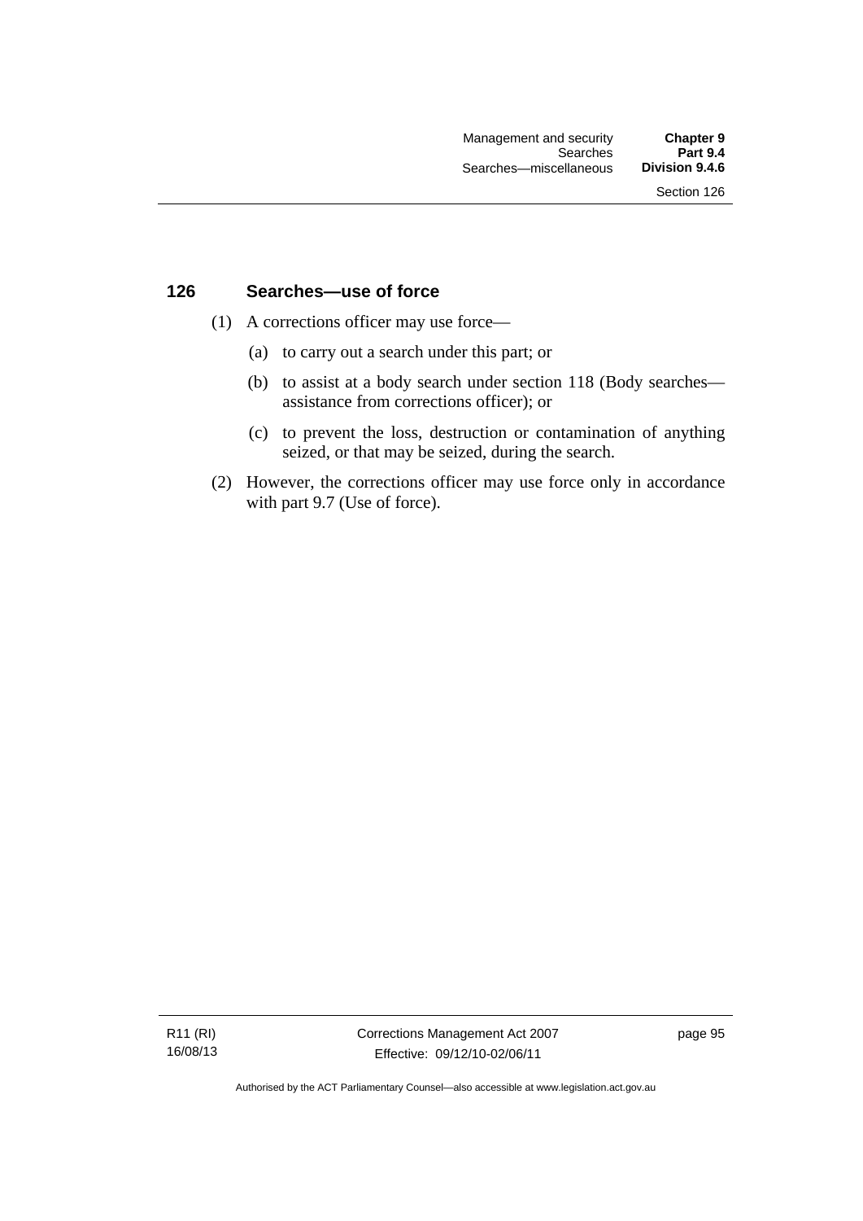## 126 Searches—use of force

(1) A corrections officer may use force—

(a) to carry out a search under this part; or

(b) to assist at a body search under section 118 (Body searches—assistance from corrections officer); or

(c) to prevent the loss, destruction or contamination of anything seized, or that may be seized, during the search.

(2) However, the corrections officer may use force only in accordance with part 9.7 (Use of force).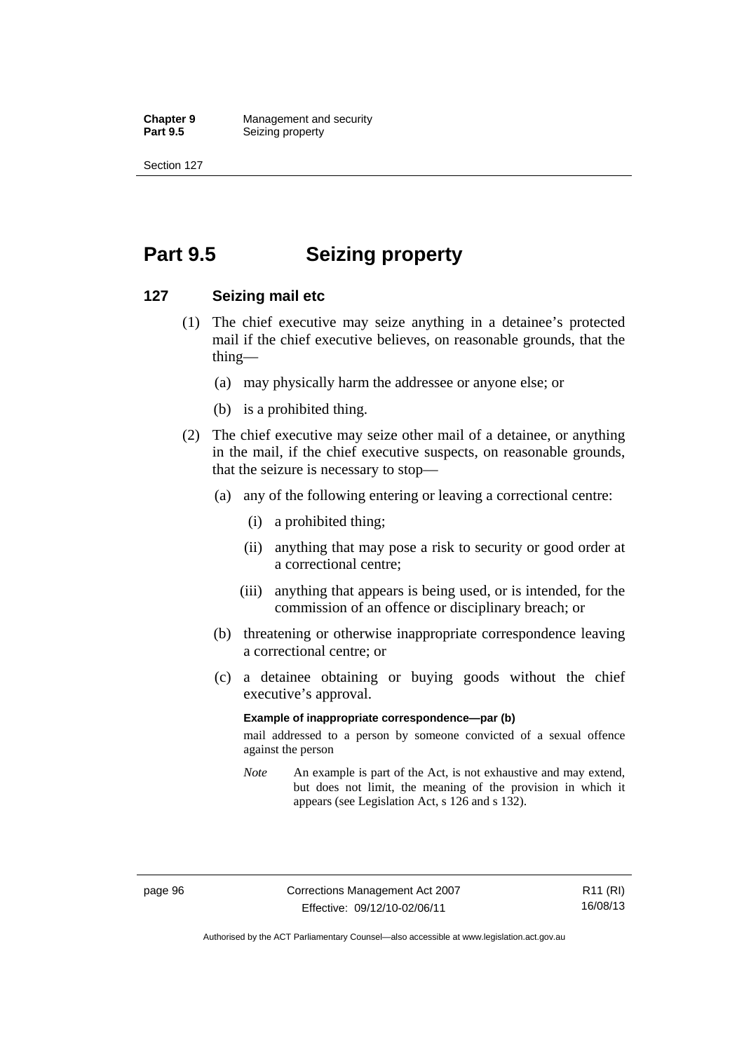# Part 9.5 Seizing property

## 127 Seizing mail etc

(1) The chief executive may seize anything in a detainee's protected mail if the chief executive believes, on reasonable grounds, that the thing—

(a) may physically harm the addressee or anyone else; or

(b) is a prohibited thing.

(2) The chief executive may seize other mail of a detainee, or anything in the mail, if the chief executive suspects, on reasonable grounds, that the seizure is necessary to stop—

(a) any of the following entering or leaving a correctional centre:

(i) a prohibited thing;

(ii) anything that may pose a risk to security or good order at a correctional centre;

(iii) anything that appears is being used, or is intended, for the commission of an offence or disciplinary breach; or

(b) threatening or otherwise inappropriate correspondence leaving a correctional centre; or

(c) a detainee obtaining or buying goods without the chief executive's approval.

**Example of inappropriate correspondence—par (b)**

mail addressed to a person by someone convicted of a sexual offence against the person

*Note* An example is part of the Act, is not exhaustive and may extend, but does not limit, the meaning of the provision in which it appears (see Legislation Act, s 126 and s 132).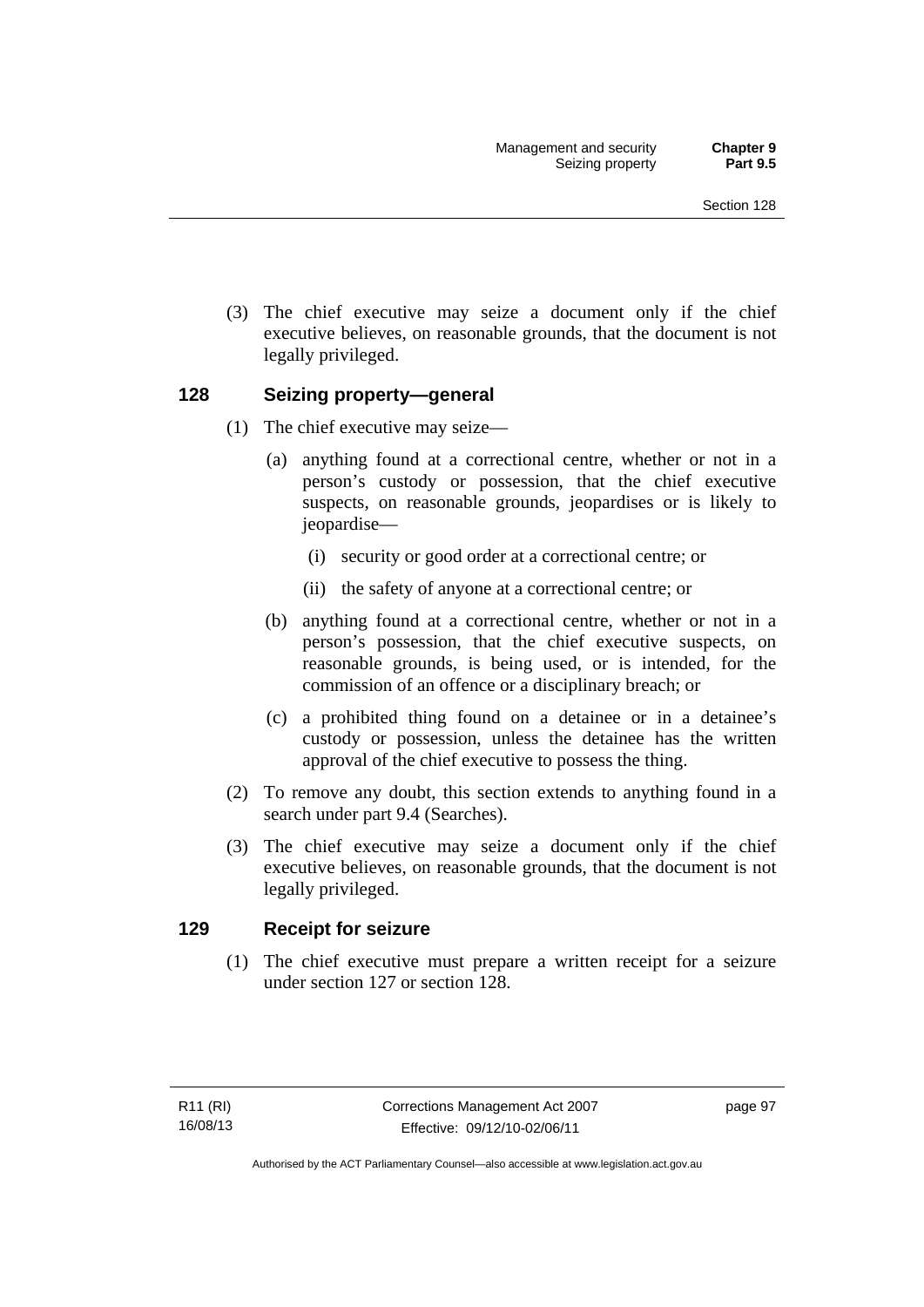(3) The chief executive may seize a document only if the chief executive believes, on reasonable grounds, that the document is not legally privileged.

## 128 Seizing property—general

(1) The chief executive may seize—

(a) anything found at a correctional centre, whether or not in a person's custody or possession, that the chief executive suspects, on reasonable grounds, jeopardises or is likely to jeopardise—

(i) security or good order at a correctional centre; or

(ii) the safety of anyone at a correctional centre; or

(b) anything found at a correctional centre, whether or not in a person's possession, that the chief executive suspects, on reasonable grounds, is being used, or is intended, for the commission of an offence or a disciplinary breach; or

(c) a prohibited thing found on a detainee or in a detainee's custody or possession, unless the detainee has the written approval of the chief executive to possess the thing.

(2) To remove any doubt, this section extends to anything found in a search under part 9.4 (Searches).

(3) The chief executive may seize a document only if the chief executive believes, on reasonable grounds, that the document is not legally privileged.

## 129 Receipt for seizure

(1) The chief executive must prepare a written receipt for a seizure under section 127 or section 128.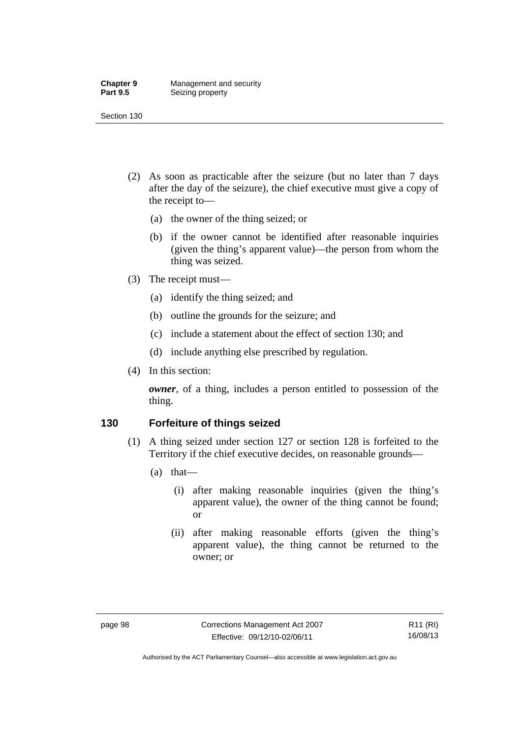(2) As soon as practicable after the seizure (but no later than 7 days after the day of the seizure), the chief executive must give a copy of the receipt to—

(a) the owner of the thing seized; or

(b) if the owner cannot be identified after reasonable inquiries (given the thing's apparent value)—the person from whom the thing was seized.

(3) The receipt must—

(a) identify the thing seized; and

(b) outline the grounds for the seizure; and

(c) include a statement about the effect of section 130; and

(d) include anything else prescribed by regulation.

(4) In this section:

***owner***, of a thing, includes a person entitled to possession of the thing.

### 130 Forfeiture of things seized

(1) A thing seized under section 127 or section 128 is forfeited to the Territory if the chief executive decides, on reasonable grounds—

(a) that—

(i) after making reasonable inquiries (given the thing's apparent value), the owner of the thing cannot be found; or

(ii) after making reasonable efforts (given the thing's apparent value), the thing cannot be returned to the owner; or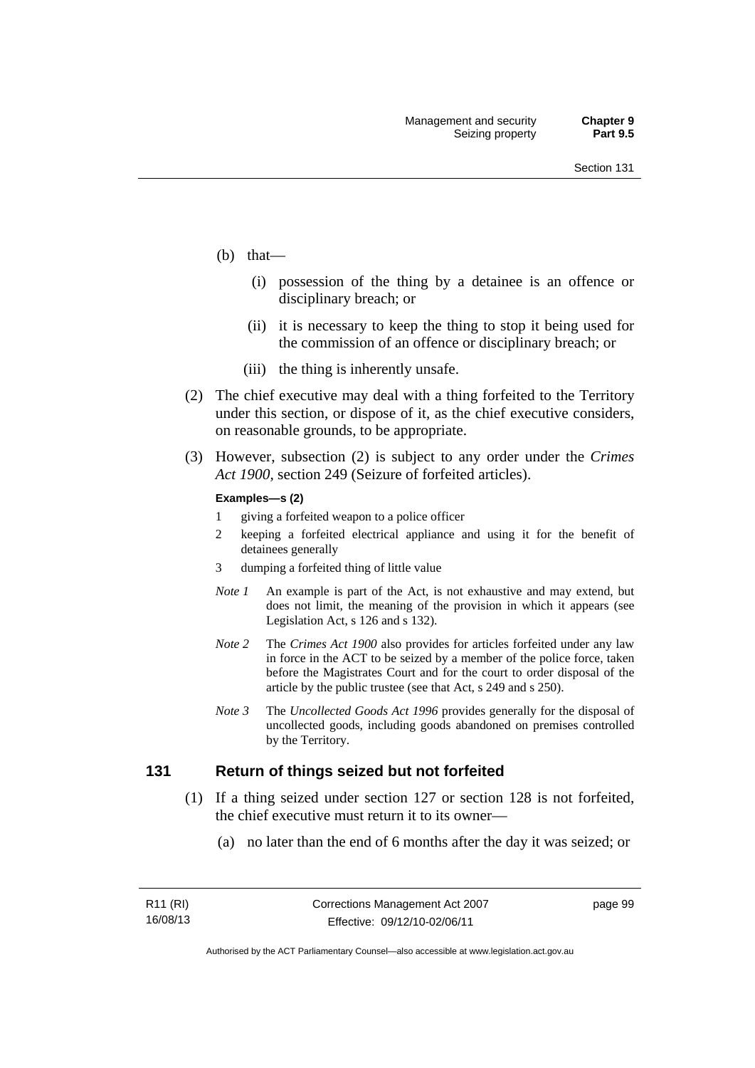(b) that—

   (i) possession of the thing by a detainee is an offence or disciplinary breach; or

   (ii) it is necessary to keep the thing to stop it being used for the commission of an offence or disciplinary breach; or

   (iii) the thing is inherently unsafe.

(2) The chief executive may deal with a thing forfeited to the Territory under this section, or dispose of it, as the chief executive considers, on reasonable grounds, to be appropriate.

(3) However, subsection (2) is subject to any order under the *Crimes Act 1900*, section 249 (Seizure of forfeited articles).

**Examples—s (2)**

1 giving a forfeited weapon to a police officer

2 keeping a forfeited electrical appliance and using it for the benefit of detainees generally

3 dumping a forfeited thing of little value

*Note 1* An example is part of the Act, is not exhaustive and may extend, but does not limit, the meaning of the provision in which it appears (see Legislation Act, s 126 and s 132).

*Note 2* The *Crimes Act 1900* also provides for articles forfeited under any law in force in the ACT to be seized by a member of the police force, taken before the Magistrates Court and for the court to order disposal of the article by the public trustee (see that Act, s 249 and s 250).

*Note 3* The *Uncollected Goods Act 1996* provides generally for the disposal of uncollected goods, including goods abandoned on premises controlled by the Territory.

## 131 Return of things seized but not forfeited

(1) If a thing seized under section 127 or section 128 is not forfeited, the chief executive must return it to its owner—

   (a) no later than the end of 6 months after the day it was seized; or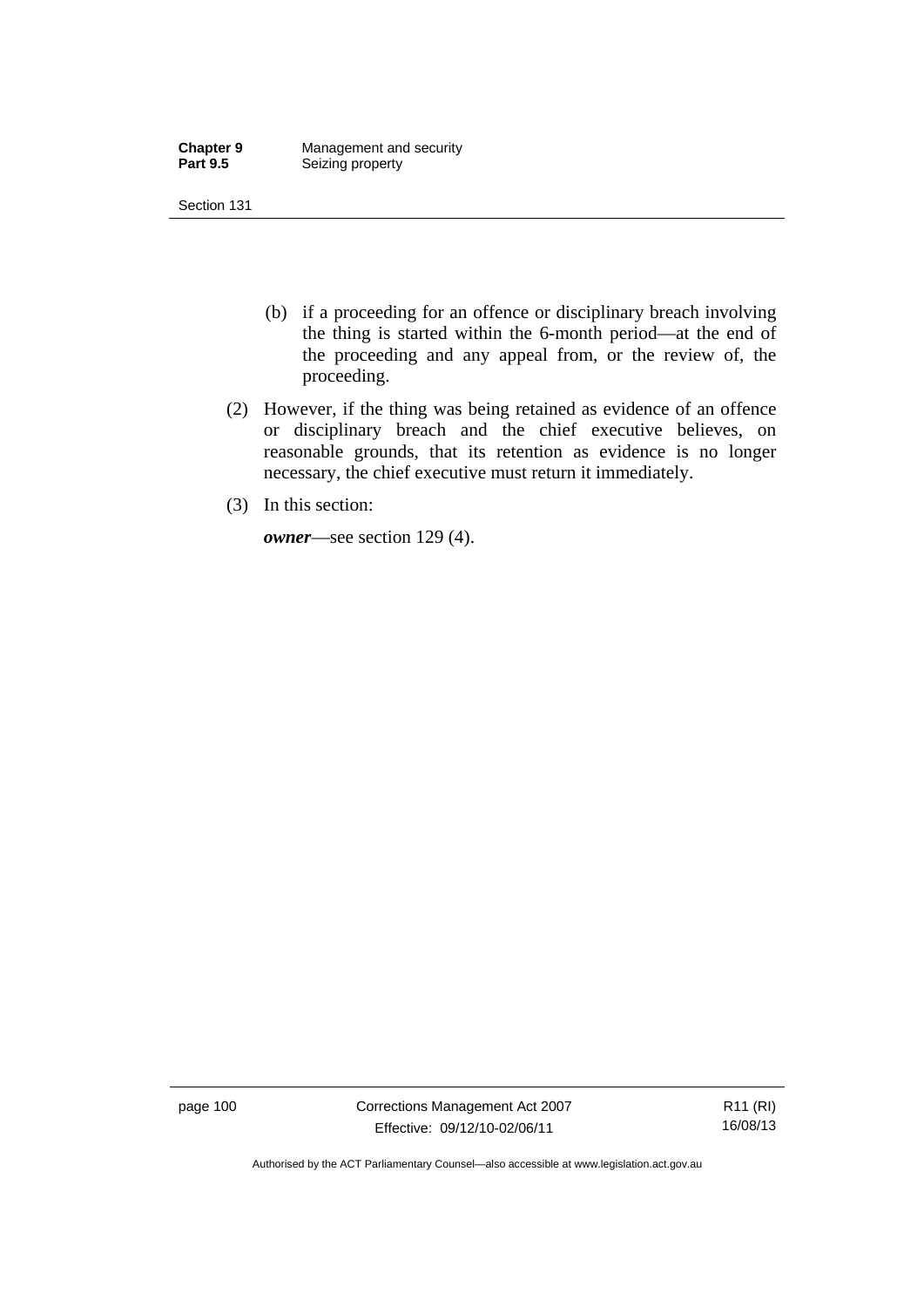(b) if a proceeding for an offence or disciplinary breach involving the thing is started within the 6-month period—at the end of the proceeding and any appeal from, or the review of, the proceeding.

(2) However, if the thing was being retained as evidence of an offence or disciplinary breach and the chief executive believes, on reasonable grounds, that its retention as evidence is no longer necessary, the chief executive must return it immediately.

(3) In this section:

***owner***—see section 129 (4).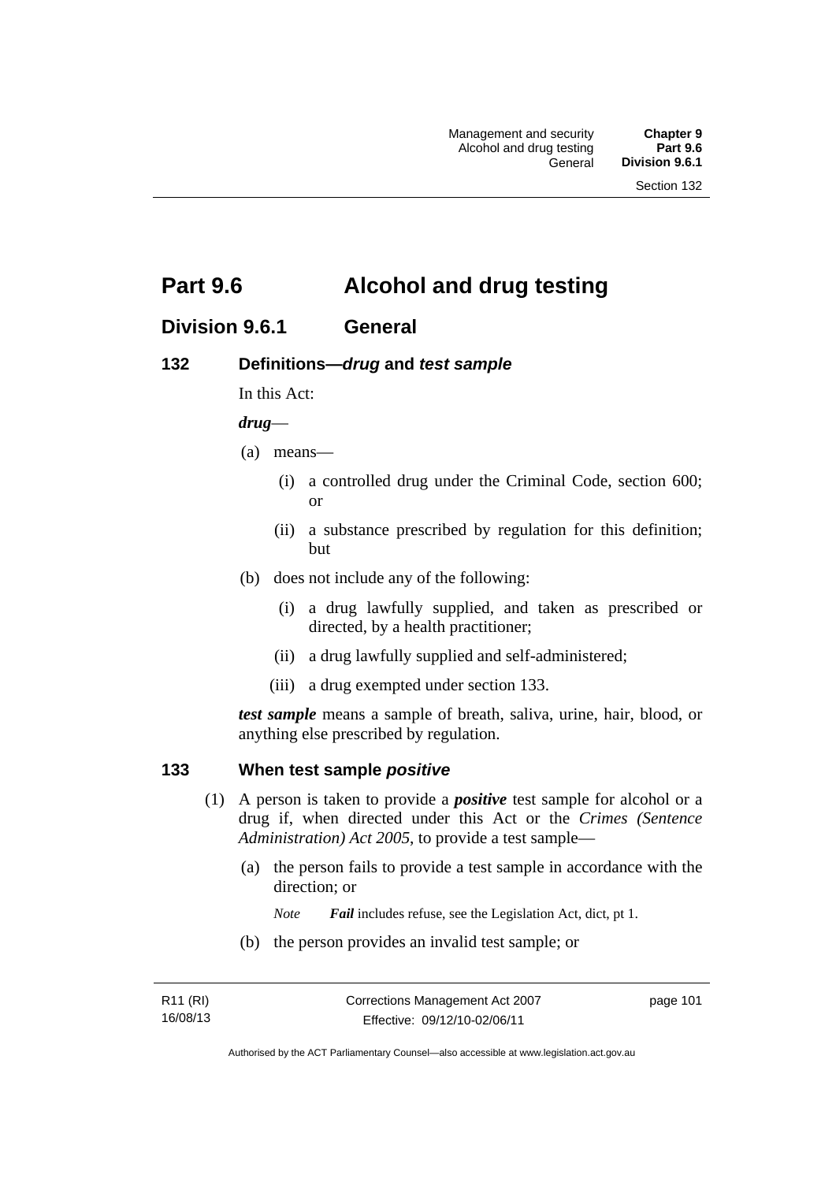# Part 9.6 Alcohol and drug testing

## Division 9.6.1 General

### 132 Definitions—*drug* and *test sample*

In this Act:

***drug***—

(a) means—

(i) a controlled drug under the Criminal Code, section 600; or

(ii) a substance prescribed by regulation for this definition; but

(b) does not include any of the following:

(i) a drug lawfully supplied, and taken as prescribed or directed, by a health practitioner;

(ii) a drug lawfully supplied and self-administered;

(iii) a drug exempted under section 133.

***test sample*** means a sample of breath, saliva, urine, hair, blood, or anything else prescribed by regulation.

### 133 When test sample *positive*

(1) A person is taken to provide a ***positive*** test sample for alcohol or a drug if, when directed under this Act or the *Crimes (Sentence Administration) Act 2005*, to provide a test sample—

(a) the person fails to provide a test sample in accordance with the direction; or

*Note* ***Fail*** includes refuse, see the Legislation Act, dict, pt 1.

(b) the person provides an invalid test sample; or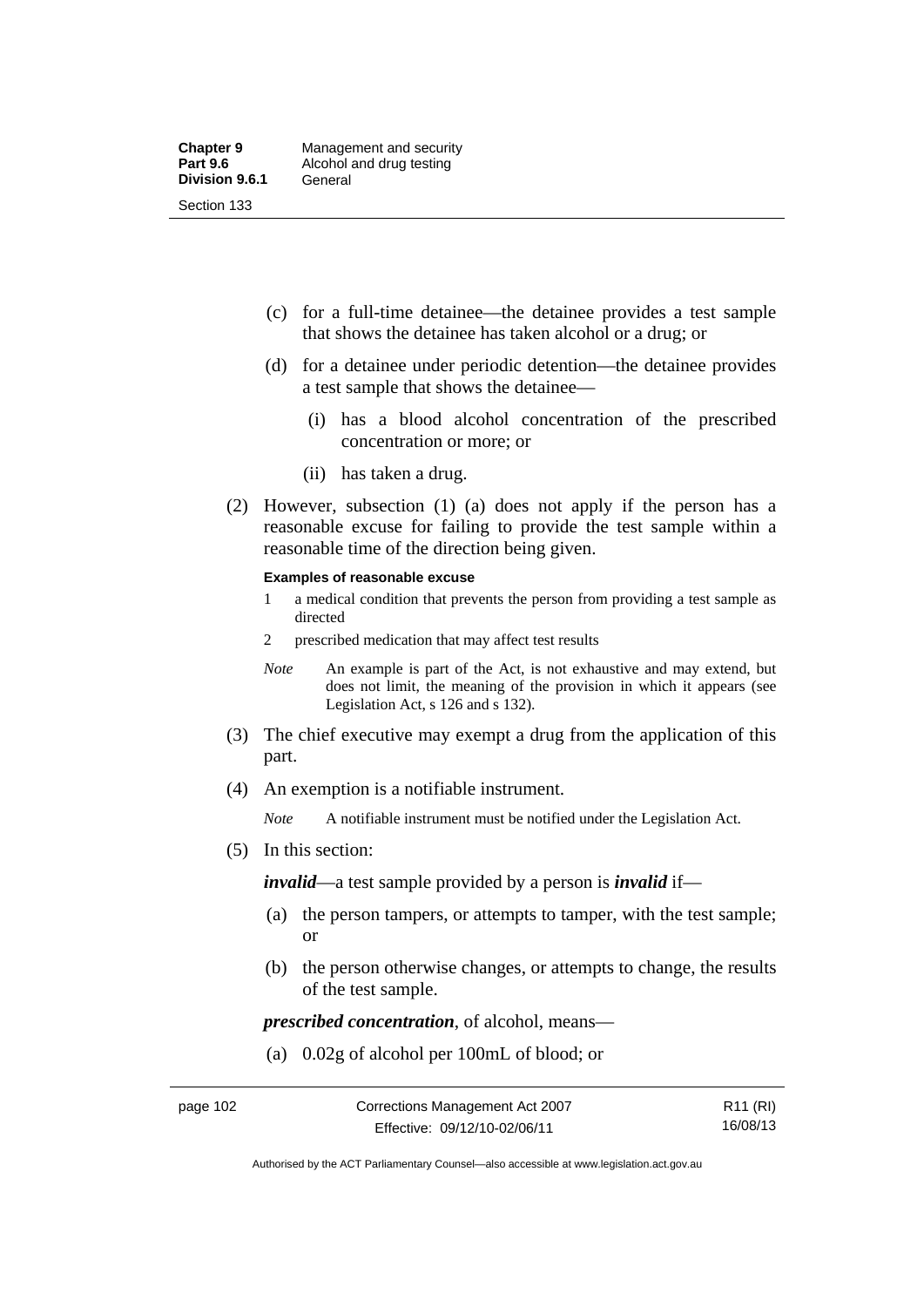(c) for a full-time detainee—the detainee provides a test sample that shows the detainee has taken alcohol or a drug; or

(d) for a detainee under periodic detention—the detainee provides a test sample that shows the detainee—

  (i) has a blood alcohol concentration of the prescribed concentration or more; or

  (ii) has taken a drug.

(2) However, subsection (1) (a) does not apply if the person has a reasonable excuse for failing to provide the test sample within a reasonable time of the direction being given.

**Examples of reasonable excuse**

1 a medical condition that prevents the person from providing a test sample as directed

2 prescribed medication that may affect test results

*Note* An example is part of the Act, is not exhaustive and may extend, but does not limit, the meaning of the provision in which it appears (see Legislation Act, s 126 and s 132).

(3) The chief executive may exempt a drug from the application of this part.

(4) An exemption is a notifiable instrument.

*Note* A notifiable instrument must be notified under the Legislation Act.

(5) In this section:

***invalid***—a test sample provided by a person is ***invalid*** if—

(a) the person tampers, or attempts to tamper, with the test sample; or

(b) the person otherwise changes, or attempts to change, the results of the test sample.

***prescribed concentration***, of alcohol, means—

(a) 0.02g of alcohol per 100mL of blood; or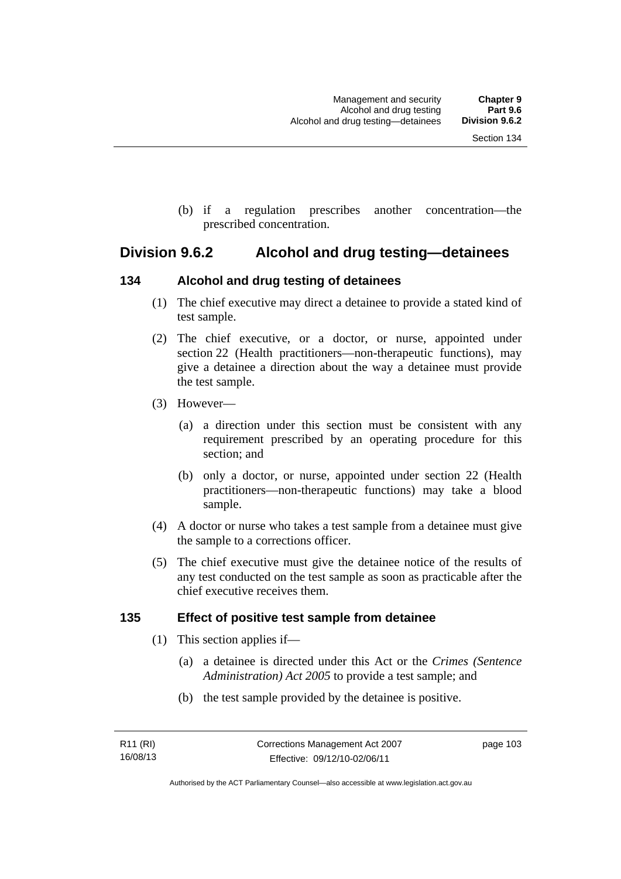(b) if a regulation prescribes another concentration—the prescribed concentration.

## Division 9.6.2 Alcohol and drug testing—detainees

### 134 Alcohol and drug testing of detainees

(1) The chief executive may direct a detainee to provide a stated kind of test sample.

(2) The chief executive, or a doctor, or nurse, appointed under section 22 (Health practitioners—non-therapeutic functions), may give a detainee a direction about the way a detainee must provide the test sample.

(3) However—

(a) a direction under this section must be consistent with any requirement prescribed by an operating procedure for this section; and

(b) only a doctor, or nurse, appointed under section 22 (Health practitioners—non-therapeutic functions) may take a blood sample.

(4) A doctor or nurse who takes a test sample from a detainee must give the sample to a corrections officer.

(5) The chief executive must give the detainee notice of the results of any test conducted on the test sample as soon as practicable after the chief executive receives them.

### 135 Effect of positive test sample from detainee

(1) This section applies if—

(a) a detainee is directed under this Act or the *Crimes (Sentence Administration) Act 2005* to provide a test sample; and

(b) the test sample provided by the detainee is positive.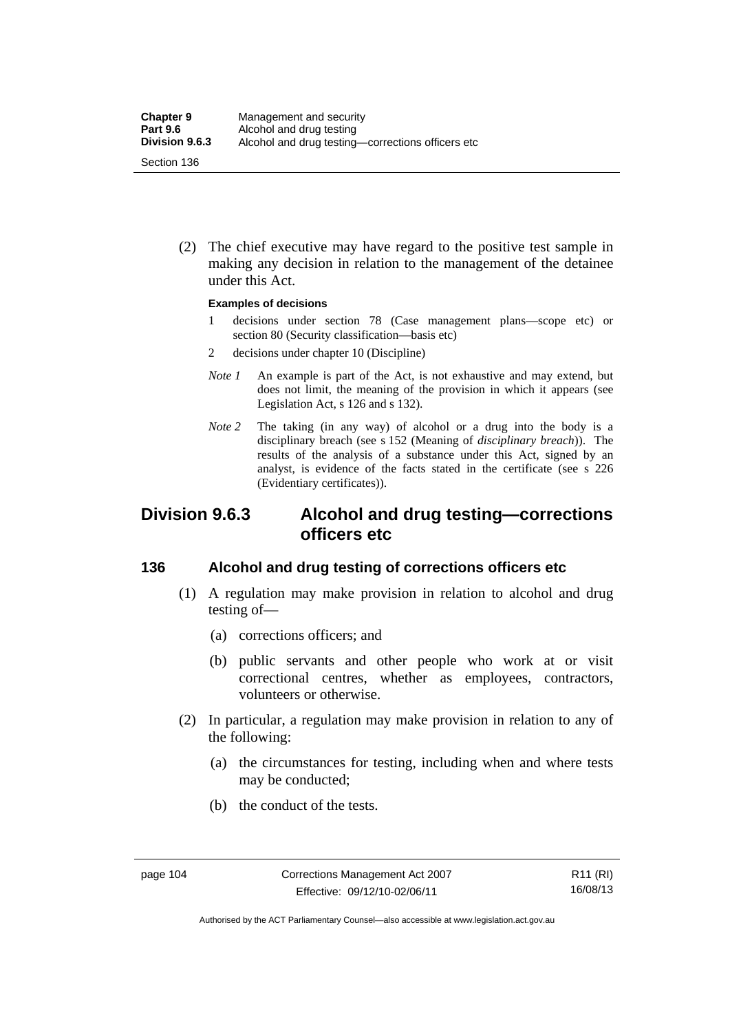(2) The chief executive may have regard to the positive test sample in making any decision in relation to the management of the detainee under this Act.

**Examples of decisions**

1 decisions under section 78 (Case management plans—scope etc) or section 80 (Security classification—basis etc)

2 decisions under chapter 10 (Discipline)

*Note 1* An example is part of the Act, is not exhaustive and may extend, but does not limit, the meaning of the provision in which it appears (see Legislation Act, s 126 and s 132).

*Note 2* The taking (in any way) of alcohol or a drug into the body is a disciplinary breach (see s 152 (Meaning of *disciplinary breach*)). The results of the analysis of a substance under this Act, signed by an analyst, is evidence of the facts stated in the certificate (see s 226 (Evidentiary certificates)).

## Division 9.6.3 Alcohol and drug testing—corrections officers etc

### 136 Alcohol and drug testing of corrections officers etc

(1) A regulation may make provision in relation to alcohol and drug testing of—

(a) corrections officers; and

(b) public servants and other people who work at or visit correctional centres, whether as employees, contractors, volunteers or otherwise.

(2) In particular, a regulation may make provision in relation to any of the following:

(a) the circumstances for testing, including when and where tests may be conducted;

(b) the conduct of the tests.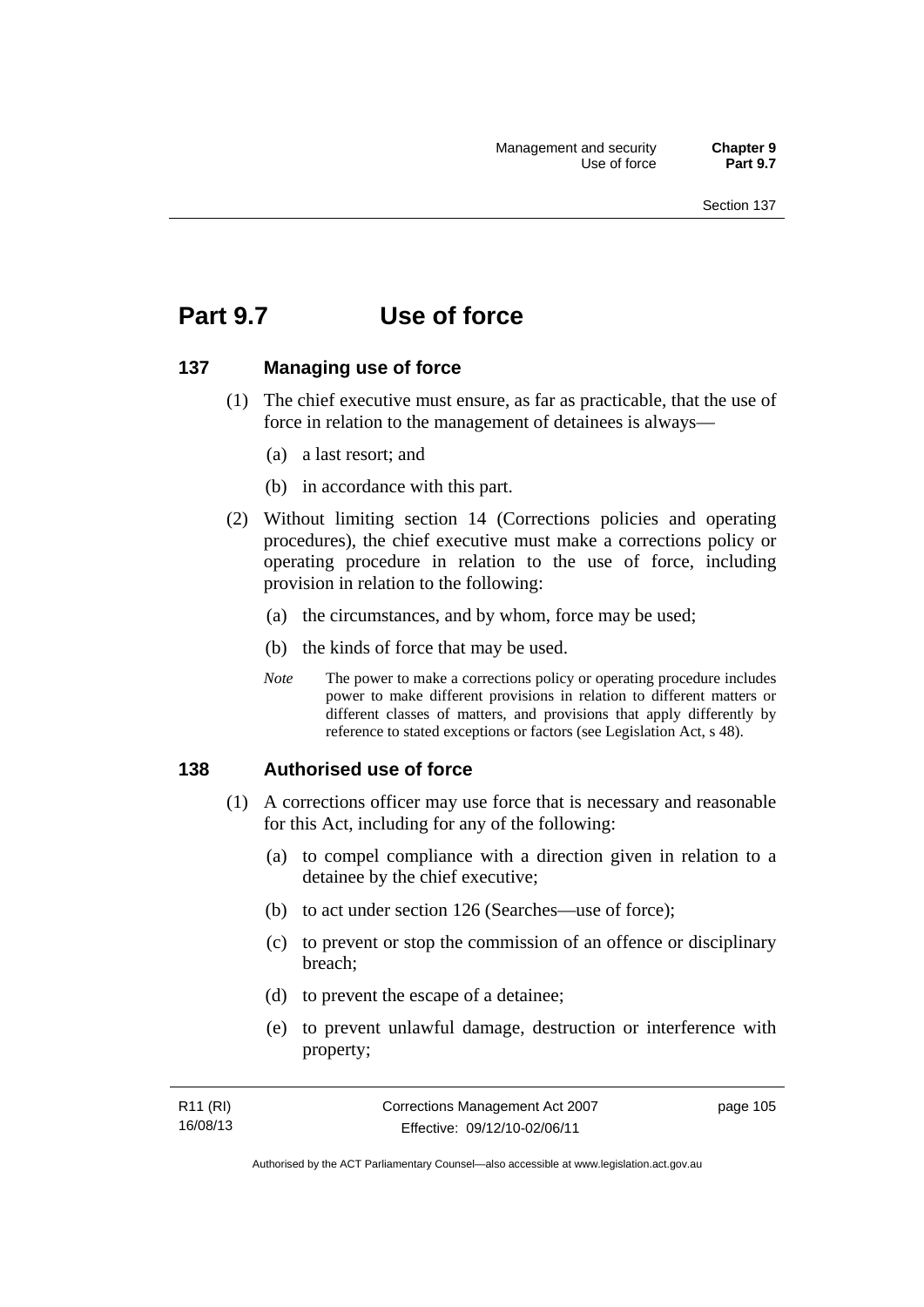# Part 9.7 Use of force

## 137 Managing use of force

(1) The chief executive must ensure, as far as practicable, that the use of force in relation to the management of detainees is always—

(a) a last resort; and

(b) in accordance with this part.

(2) Without limiting section 14 (Corrections policies and operating procedures), the chief executive must make a corrections policy or operating procedure in relation to the use of force, including provision in relation to the following:

(a) the circumstances, and by whom, force may be used;

(b) the kinds of force that may be used.

*Note* The power to make a corrections policy or operating procedure includes power to make different provisions in relation to different matters or different classes of matters, and provisions that apply differently by reference to stated exceptions or factors (see Legislation Act, s 48).

## 138 Authorised use of force

(1) A corrections officer may use force that is necessary and reasonable for this Act, including for any of the following:

(a) to compel compliance with a direction given in relation to a detainee by the chief executive;

(b) to act under section 126 (Searches—use of force);

(c) to prevent or stop the commission of an offence or disciplinary breach;

(d) to prevent the escape of a detainee;

(e) to prevent unlawful damage, destruction or interference with property;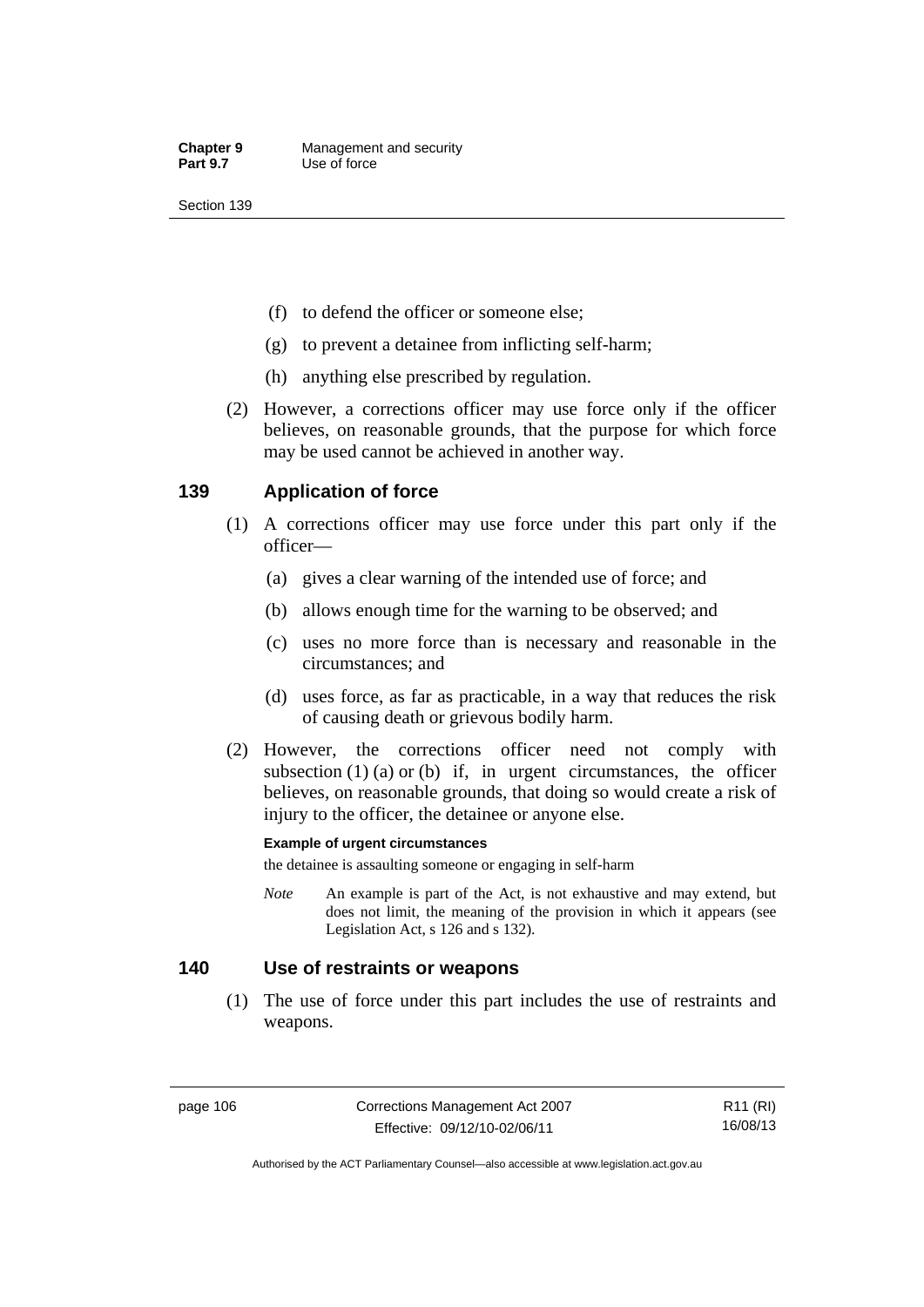(f) to defend the officer or someone else;

(g) to prevent a detainee from inflicting self-harm;

(h) anything else prescribed by regulation.

(2) However, a corrections officer may use force only if the officer believes, on reasonable grounds, that the purpose for which force may be used cannot be achieved in another way.

## 139 Application of force

(1) A corrections officer may use force under this part only if the officer—

(a) gives a clear warning of the intended use of force; and

(b) allows enough time for the warning to be observed; and

(c) uses no more force than is necessary and reasonable in the circumstances; and

(d) uses force, as far as practicable, in a way that reduces the risk of causing death or grievous bodily harm.

(2) However, the corrections officer need not comply with subsection (1) (a) or (b) if, in urgent circumstances, the officer believes, on reasonable grounds, that doing so would create a risk of injury to the officer, the detainee or anyone else.

**Example of urgent circumstances**

the detainee is assaulting someone or engaging in self-harm

*Note* An example is part of the Act, is not exhaustive and may extend, but does not limit, the meaning of the provision in which it appears (see Legislation Act, s 126 and s 132).

## 140 Use of restraints or weapons

(1) The use of force under this part includes the use of restraints and weapons.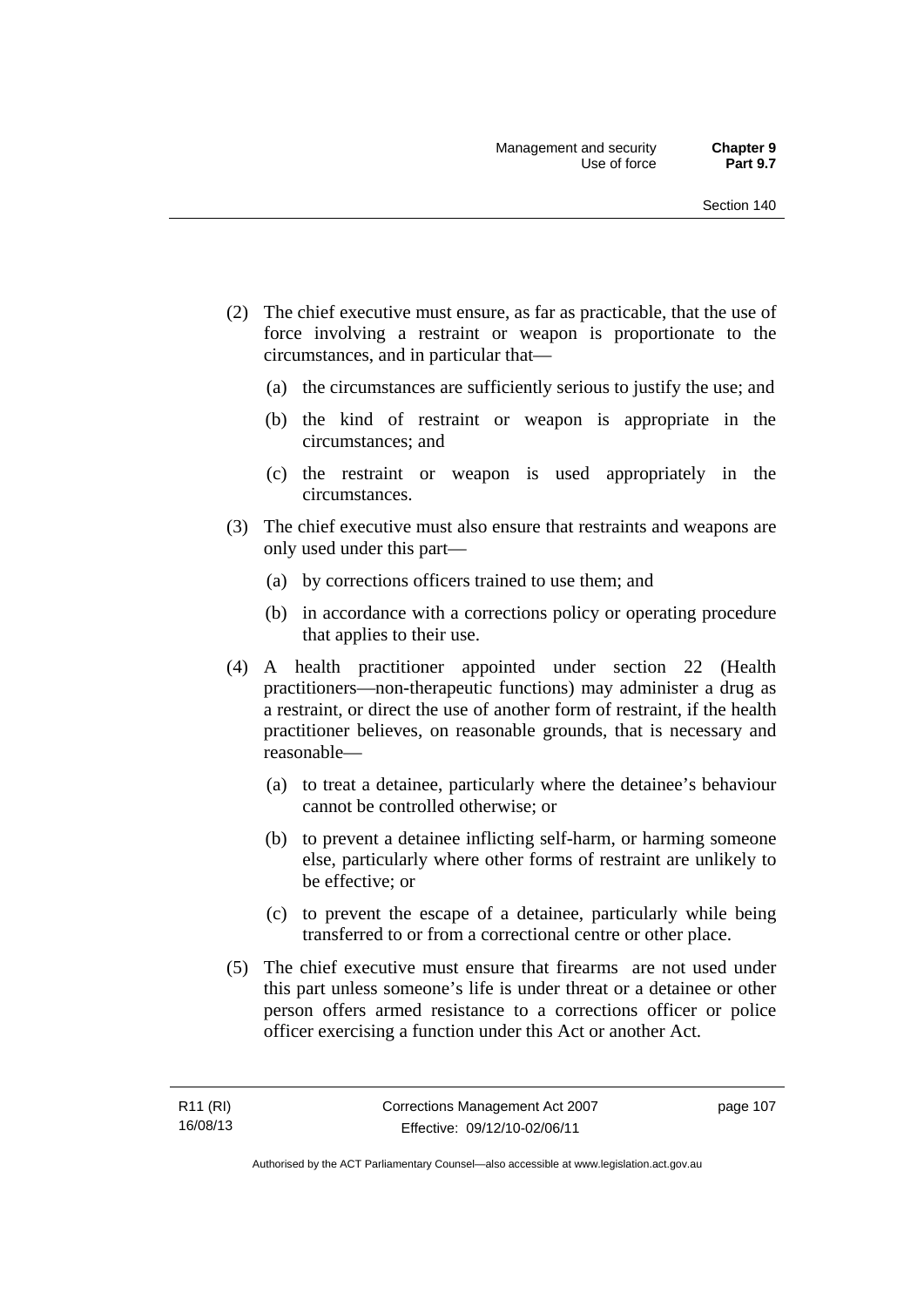(2) The chief executive must ensure, as far as practicable, that the use of force involving a restraint or weapon is proportionate to the circumstances, and in particular that—

(a) the circumstances are sufficiently serious to justify the use; and

(b) the kind of restraint or weapon is appropriate in the circumstances; and

(c) the restraint or weapon is used appropriately in the circumstances.

(3) The chief executive must also ensure that restraints and weapons are only used under this part—

(a) by corrections officers trained to use them; and

(b) in accordance with a corrections policy or operating procedure that applies to their use.

(4) A health practitioner appointed under section 22 (Health practitioners—non-therapeutic functions) may administer a drug as a restraint, or direct the use of another form of restraint, if the health practitioner believes, on reasonable grounds, that is necessary and reasonable—

(a) to treat a detainee, particularly where the detainee's behaviour cannot be controlled otherwise; or

(b) to prevent a detainee inflicting self-harm, or harming someone else, particularly where other forms of restraint are unlikely to be effective; or

(c) to prevent the escape of a detainee, particularly while being transferred to or from a correctional centre or other place.

(5) The chief executive must ensure that firearms are not used under this part unless someone's life is under threat or a detainee or other person offers armed resistance to a corrections officer or police officer exercising a function under this Act or another Act.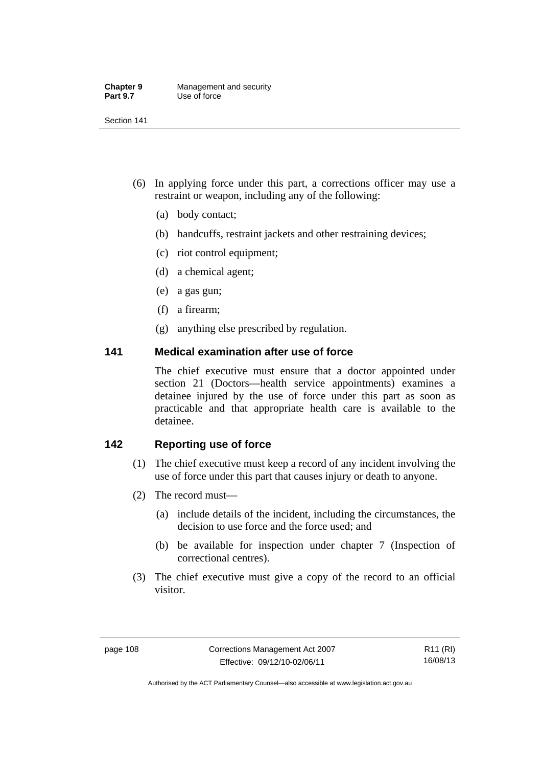(6) In applying force under this part, a corrections officer may use a restraint or weapon, including any of the following:

(a) body contact;

(b) handcuffs, restraint jackets and other restraining devices;

(c) riot control equipment;

(d) a chemical agent;

(e) a gas gun;

(f) a firearm;

(g) anything else prescribed by regulation.

### 141 Medical examination after use of force

The chief executive must ensure that a doctor appointed under section 21 (Doctors—health service appointments) examines a detainee injured by the use of force under this part as soon as practicable and that appropriate health care is available to the detainee.

### 142 Reporting use of force

(1) The chief executive must keep a record of any incident involving the use of force under this part that causes injury or death to anyone.

(2) The record must—

(a) include details of the incident, including the circumstances, the decision to use force and the force used; and

(b) be available for inspection under chapter 7 (Inspection of correctional centres).

(3) The chief executive must give a copy of the record to an official visitor.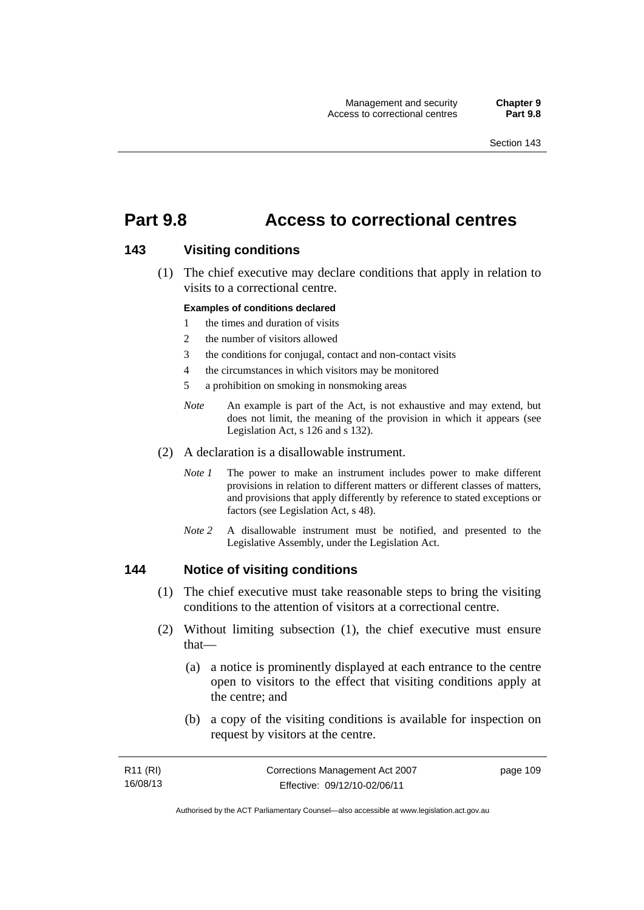# Part 9.8 Access to correctional centres

## 143 Visiting conditions

(1) The chief executive may declare conditions that apply in relation to visits to a correctional centre.

**Examples of conditions declared**

1 the times and duration of visits

2 the number of visitors allowed

3 the conditions for conjugal, contact and non-contact visits

4 the circumstances in which visitors may be monitored

5 a prohibition on smoking in nonsmoking areas

*Note* An example is part of the Act, is not exhaustive and may extend, but does not limit, the meaning of the provision in which it appears (see Legislation Act, s 126 and s 132).

(2) A declaration is a disallowable instrument.

*Note 1* The power to make an instrument includes power to make different provisions in relation to different matters or different classes of matters, and provisions that apply differently by reference to stated exceptions or factors (see Legislation Act, s 48).

*Note 2* A disallowable instrument must be notified, and presented to the Legislative Assembly, under the Legislation Act.

## 144 Notice of visiting conditions

(1) The chief executive must take reasonable steps to bring the visiting conditions to the attention of visitors at a correctional centre.

(2) Without limiting subsection (1), the chief executive must ensure that—

(a) a notice is prominently displayed at each entrance to the centre open to visitors to the effect that visiting conditions apply at the centre; and

(b) a copy of the visiting conditions is available for inspection on request by visitors at the centre.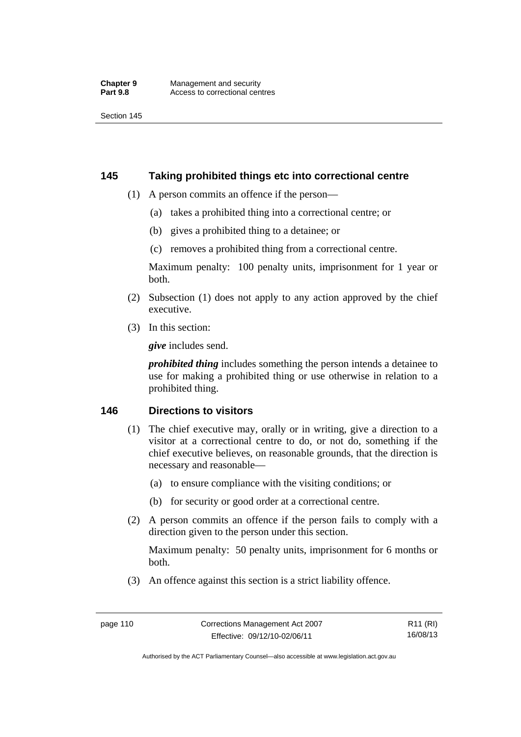## 145 Taking prohibited things etc into correctional centre

(1) A person commits an offence if the person—

(a) takes a prohibited thing into a correctional centre; or

(b) gives a prohibited thing to a detainee; or

(c) removes a prohibited thing from a correctional centre.

Maximum penalty: 100 penalty units, imprisonment for 1 year or both.

(2) Subsection (1) does not apply to any action approved by the chief executive.

(3) In this section:

***give*** includes send.

***prohibited thing*** includes something the person intends a detainee to use for making a prohibited thing or use otherwise in relation to a prohibited thing.

## 146 Directions to visitors

(1) The chief executive may, orally or in writing, give a direction to a visitor at a correctional centre to do, or not do, something if the chief executive believes, on reasonable grounds, that the direction is necessary and reasonable—

(a) to ensure compliance with the visiting conditions; or

(b) for security or good order at a correctional centre.

(2) A person commits an offence if the person fails to comply with a direction given to the person under this section.

Maximum penalty: 50 penalty units, imprisonment for 6 months or both.

(3) An offence against this section is a strict liability offence.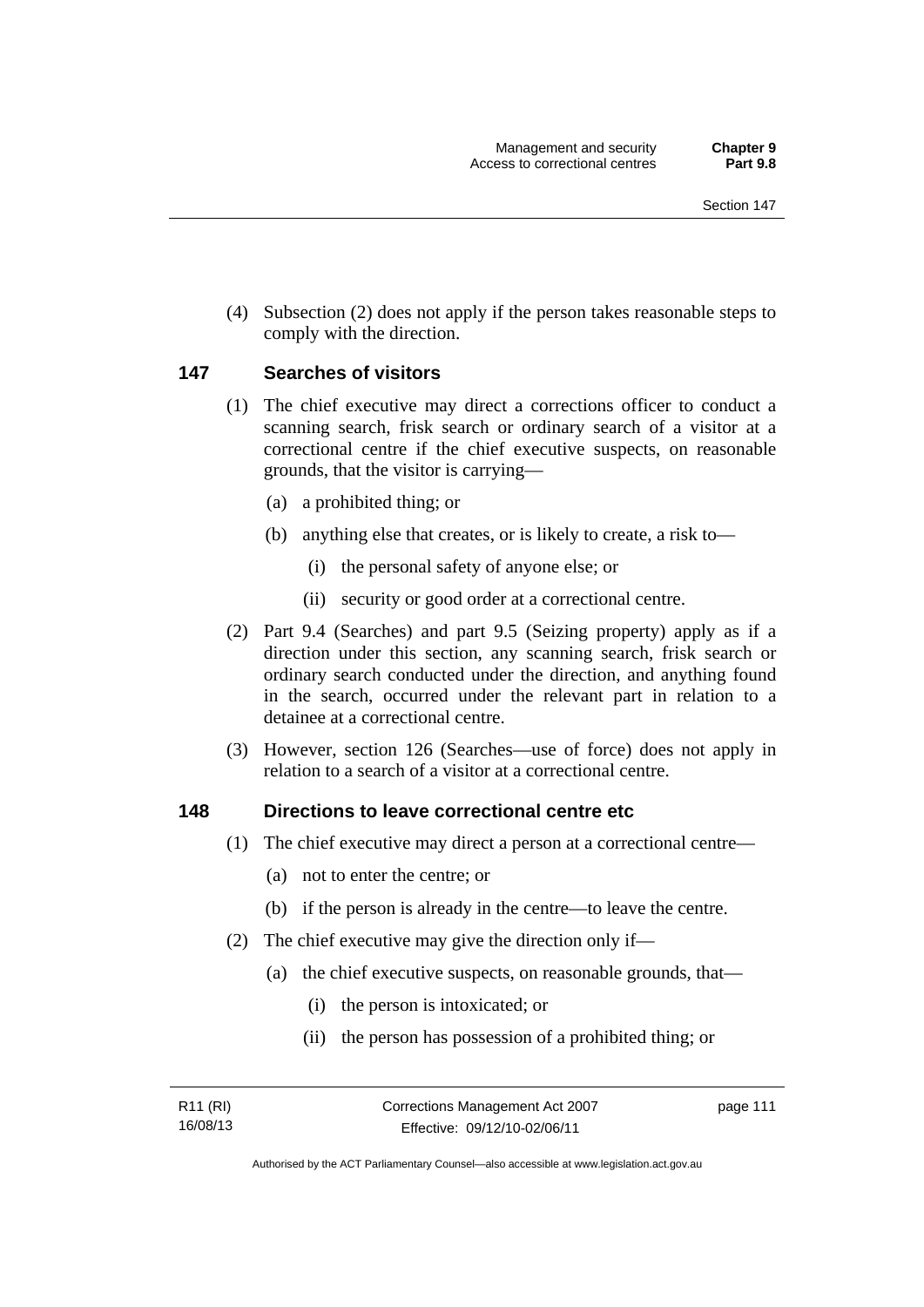(4) Subsection (2) does not apply if the person takes reasonable steps to comply with the direction.

### 147 Searches of visitors

(1) The chief executive may direct a corrections officer to conduct a scanning search, frisk search or ordinary search of a visitor at a correctional centre if the chief executive suspects, on reasonable grounds, that the visitor is carrying—

(a) a prohibited thing; or

(b) anything else that creates, or is likely to create, a risk to—

(i) the personal safety of anyone else; or

(ii) security or good order at a correctional centre.

(2) Part 9.4 (Searches) and part 9.5 (Seizing property) apply as if a direction under this section, any scanning search, frisk search or ordinary search conducted under the direction, and anything found in the search, occurred under the relevant part in relation to a detainee at a correctional centre.

(3) However, section 126 (Searches—use of force) does not apply in relation to a search of a visitor at a correctional centre.

### 148 Directions to leave correctional centre etc

(1) The chief executive may direct a person at a correctional centre—

(a) not to enter the centre; or

(b) if the person is already in the centre—to leave the centre.

(2) The chief executive may give the direction only if—

(a) the chief executive suspects, on reasonable grounds, that—

(i) the person is intoxicated; or

(ii) the person has possession of a prohibited thing; or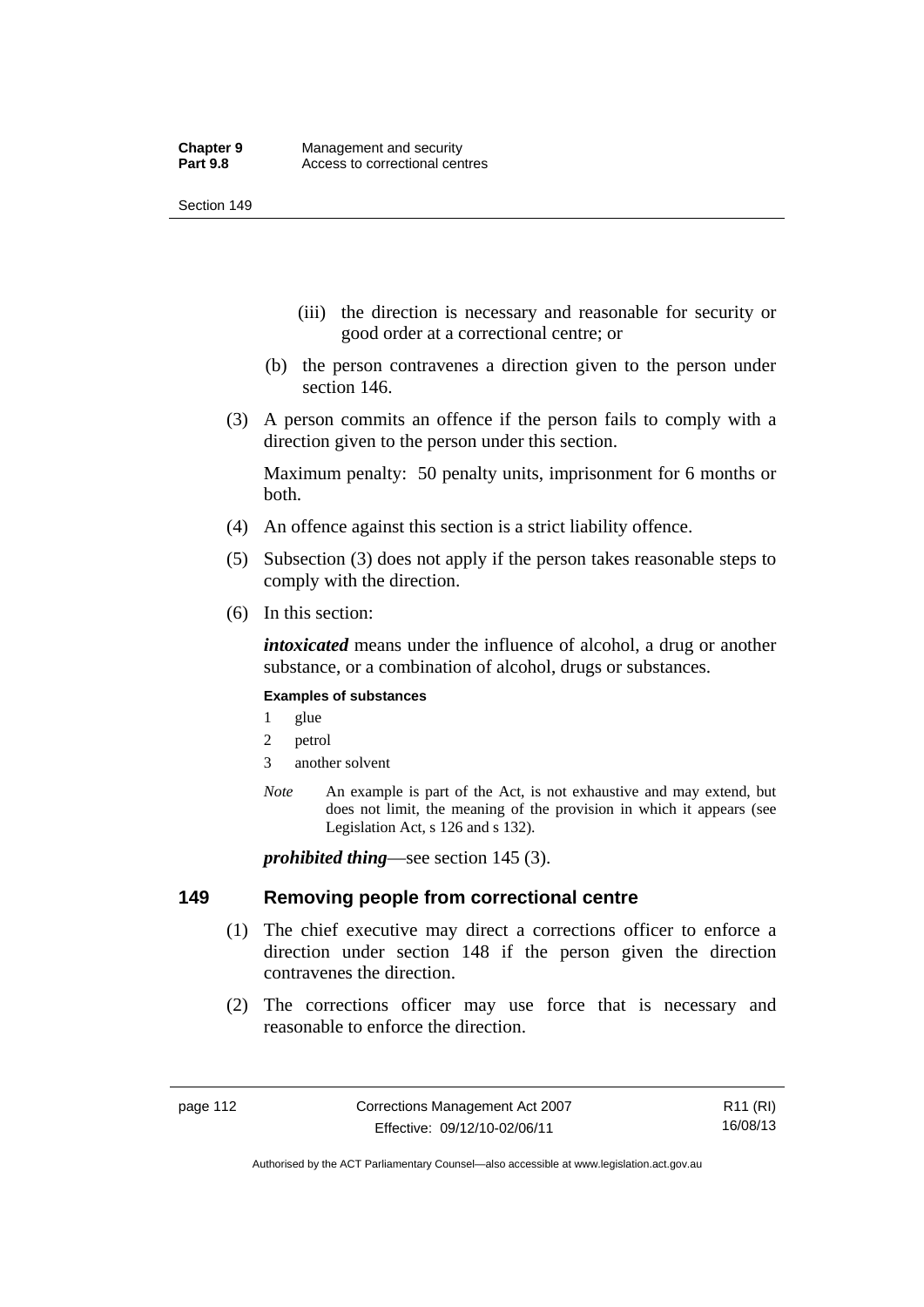(iii) the direction is necessary and reasonable for security or good order at a correctional centre; or

(b) the person contravenes a direction given to the person under section 146.

(3) A person commits an offence if the person fails to comply with a direction given to the person under this section.

Maximum penalty: 50 penalty units, imprisonment for 6 months or both.

(4) An offence against this section is a strict liability offence.

(5) Subsection (3) does not apply if the person takes reasonable steps to comply with the direction.

(6) In this section:

***intoxicated*** means under the influence of alcohol, a drug or another substance, or a combination of alcohol, drugs or substances.

**Examples of substances**

1 glue

2 petrol

3 another solvent

*Note* An example is part of the Act, is not exhaustive and may extend, but does not limit, the meaning of the provision in which it appears (see Legislation Act, s 126 and s 132).

***prohibited thing***—see section 145 (3).

## 149 Removing people from correctional centre

(1) The chief executive may direct a corrections officer to enforce a direction under section 148 if the person given the direction contravenes the direction.

(2) The corrections officer may use force that is necessary and reasonable to enforce the direction.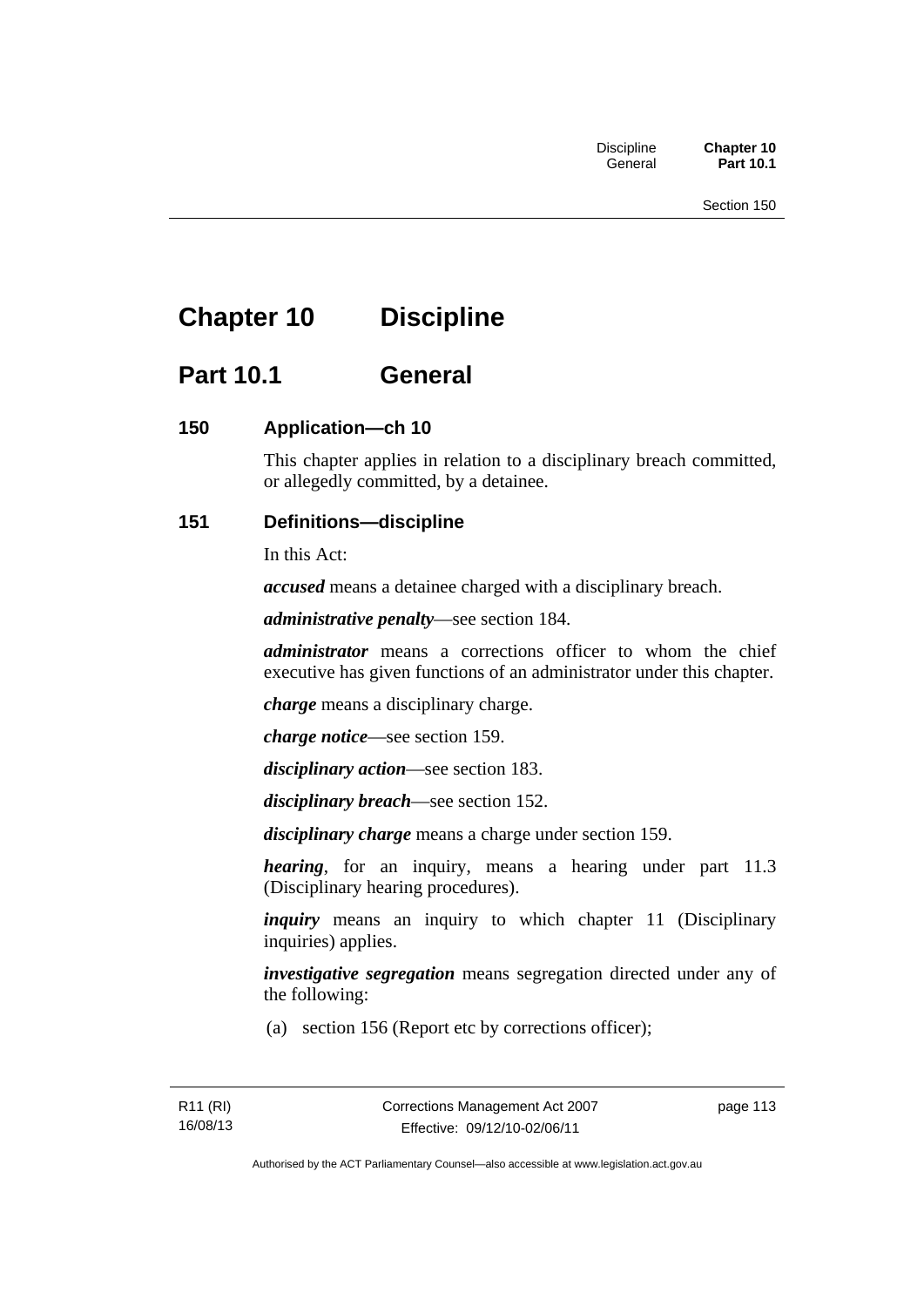# Chapter 10 Discipline

## Part 10.1 General

### 150 Application—ch 10

This chapter applies in relation to a disciplinary breach committed, or allegedly committed, by a detainee.

### 151 Definitions—discipline

In this Act:

***accused*** means a detainee charged with a disciplinary breach.

***administrative penalty***—see section 184.

***administrator*** means a corrections officer to whom the chief executive has given functions of an administrator under this chapter.

***charge*** means a disciplinary charge.

***charge notice***—see section 159.

***disciplinary action***—see section 183.

***disciplinary breach***—see section 152.

***disciplinary charge*** means a charge under section 159.

***hearing***, for an inquiry, means a hearing under part 11.3 (Disciplinary hearing procedures).

***inquiry*** means an inquiry to which chapter 11 (Disciplinary inquiries) applies.

***investigative segregation*** means segregation directed under any of the following:

(a) section 156 (Report etc by corrections officer);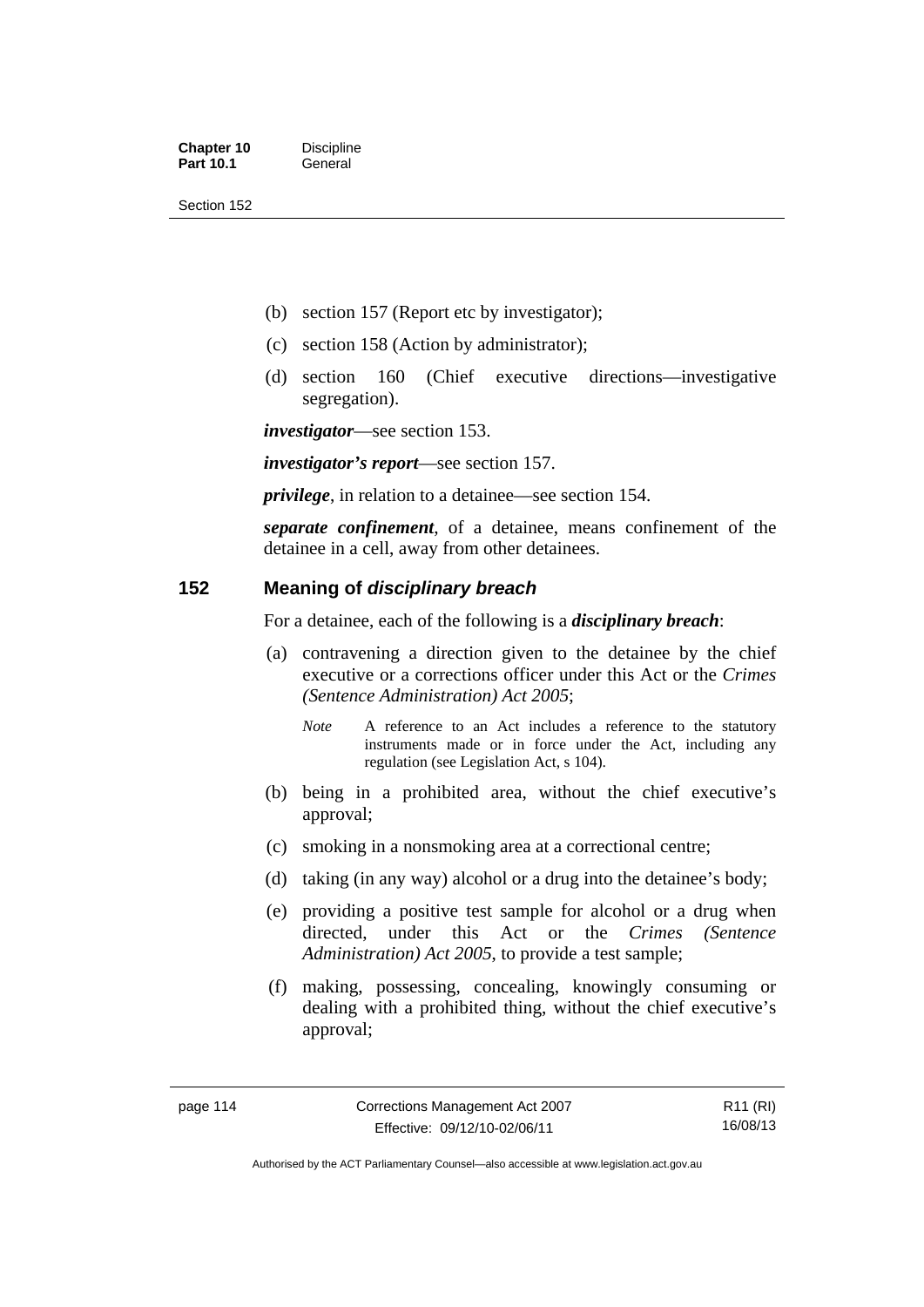(b) section 157 (Report etc by investigator);

(c) section 158 (Action by administrator);

(d) section 160 (Chief executive directions—investigative segregation).

***investigator***—see section 153.

***investigator's report***—see section 157.

***privilege***, in relation to a detainee—see section 154.

***separate confinement***, of a detainee, means confinement of the detainee in a cell, away from other detainees.

## 152 Meaning of *disciplinary breach*

For a detainee, each of the following is a ***disciplinary breach***:

(a) contravening a direction given to the detainee by the chief executive or a corrections officer under this Act or the *Crimes (Sentence Administration) Act 2005*;

*Note* A reference to an Act includes a reference to the statutory instruments made or in force under the Act, including any regulation (see Legislation Act, s 104).

(b) being in a prohibited area, without the chief executive's approval;

(c) smoking in a nonsmoking area at a correctional centre;

(d) taking (in any way) alcohol or a drug into the detainee's body;

(e) providing a positive test sample for alcohol or a drug when directed, under this Act or the *Crimes (Sentence Administration) Act 2005*, to provide a test sample;

(f) making, possessing, concealing, knowingly consuming or dealing with a prohibited thing, without the chief executive's approval;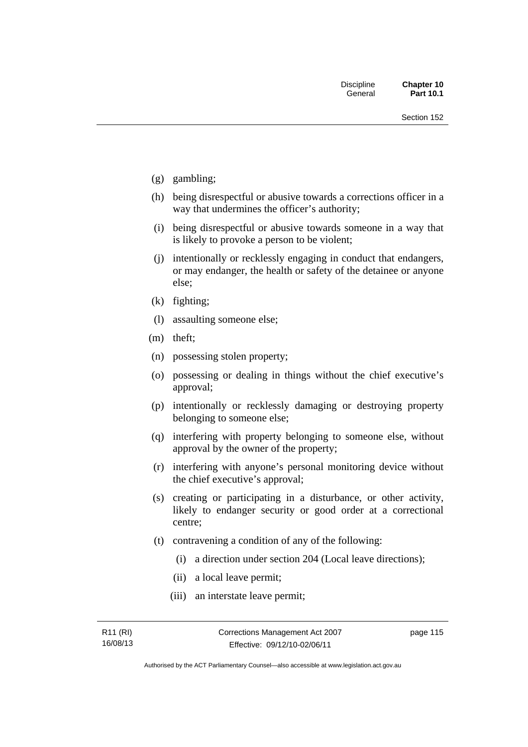(g) gambling;

(h) being disrespectful or abusive towards a corrections officer in a way that undermines the officer's authority;

(i) being disrespectful or abusive towards someone in a way that is likely to provoke a person to be violent;

(j) intentionally or recklessly engaging in conduct that endangers, or may endanger, the health or safety of the detainee or anyone else;

(k) fighting;

(l) assaulting someone else;

(m) theft;

(n) possessing stolen property;

(o) possessing or dealing in things without the chief executive's approval;

(p) intentionally or recklessly damaging or destroying property belonging to someone else;

(q) interfering with property belonging to someone else, without approval by the owner of the property;

(r) interfering with anyone's personal monitoring device without the chief executive's approval;

(s) creating or participating in a disturbance, or other activity, likely to endanger security or good order at a correctional centre;

(t) contravening a condition of any of the following:

   (i) a direction under section 204 (Local leave directions);

   (ii) a local leave permit;

   (iii) an interstate leave permit;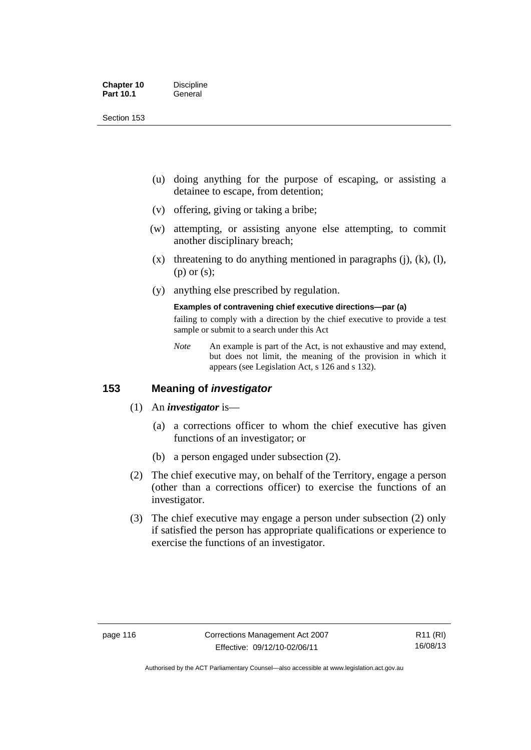(u) doing anything for the purpose of escaping, or assisting a detainee to escape, from detention;

(v) offering, giving or taking a bribe;

(w) attempting, or assisting anyone else attempting, to commit another disciplinary breach;

(x) threatening to do anything mentioned in paragraphs (j), (k), (l), (p) or (s);

(y) anything else prescribed by regulation.

**Examples of contravening chief executive directions—par (a)**

failing to comply with a direction by the chief executive to provide a test sample or submit to a search under this Act

*Note* An example is part of the Act, is not exhaustive and may extend, but does not limit, the meaning of the provision in which it appears (see Legislation Act, s 126 and s 132).

## 153 Meaning of *investigator*

(1) An ***investigator*** is—

(a) a corrections officer to whom the chief executive has given functions of an investigator; or

(b) a person engaged under subsection (2).

(2) The chief executive may, on behalf of the Territory, engage a person (other than a corrections officer) to exercise the functions of an investigator.

(3) The chief executive may engage a person under subsection (2) only if satisfied the person has appropriate qualifications or experience to exercise the functions of an investigator.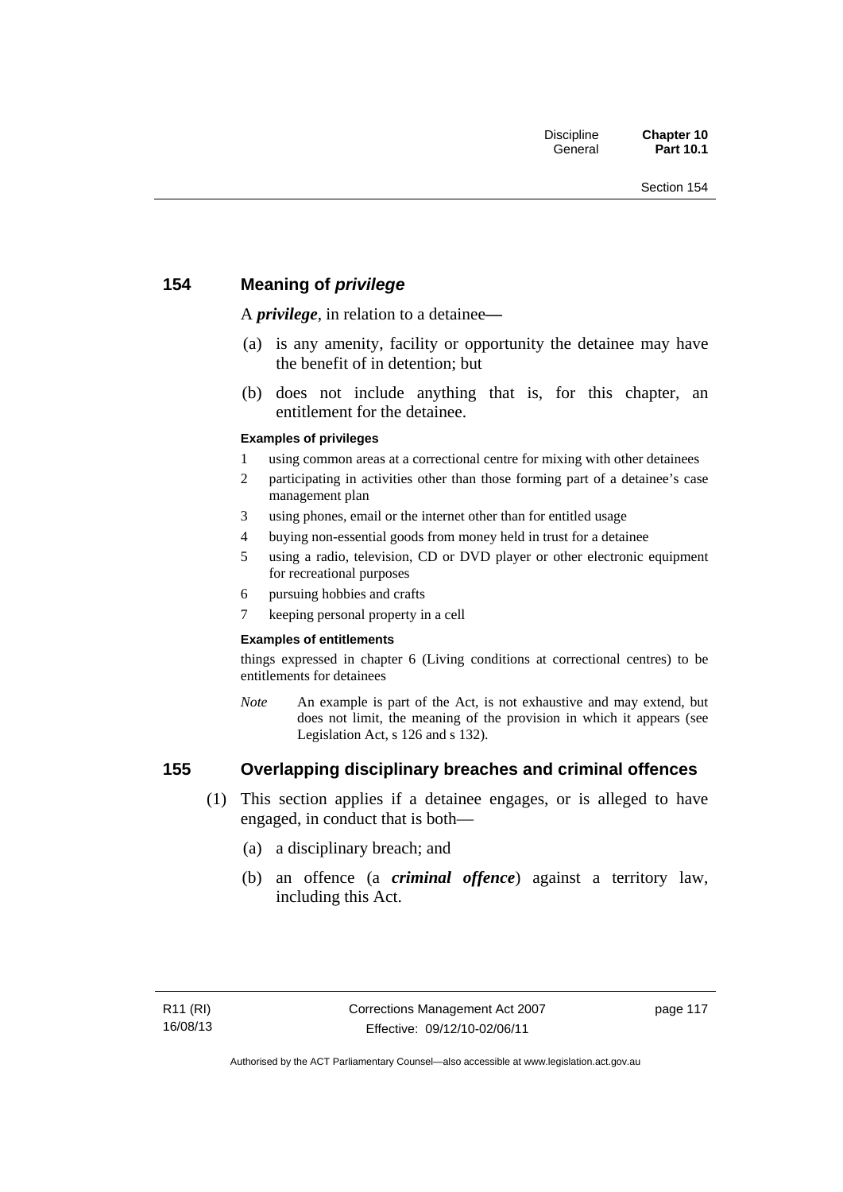## 154 Meaning of *privilege*

A ***privilege***, in relation to a detainee—

(a) is any amenity, facility or opportunity the detainee may have the benefit of in detention; but

(b) does not include anything that is, for this chapter, an entitlement for the detainee.

**Examples of privileges**

1 using common areas at a correctional centre for mixing with other detainees
2 participating in activities other than those forming part of a detainee's case management plan
3 using phones, email or the internet other than for entitled usage
4 buying non-essential goods from money held in trust for a detainee
5 using a radio, television, CD or DVD player or other electronic equipment for recreational purposes
6 pursuing hobbies and crafts
7 keeping personal property in a cell

**Examples of entitlements**

things expressed in chapter 6 (Living conditions at correctional centres) to be entitlements for detainees

*Note* An example is part of the Act, is not exhaustive and may extend, but does not limit, the meaning of the provision in which it appears (see Legislation Act, s 126 and s 132).

## 155 Overlapping disciplinary breaches and criminal offences

(1) This section applies if a detainee engages, or is alleged to have engaged, in conduct that is both—

(a) a disciplinary breach; and

(b) an offence (a ***criminal offence***) against a territory law, including this Act.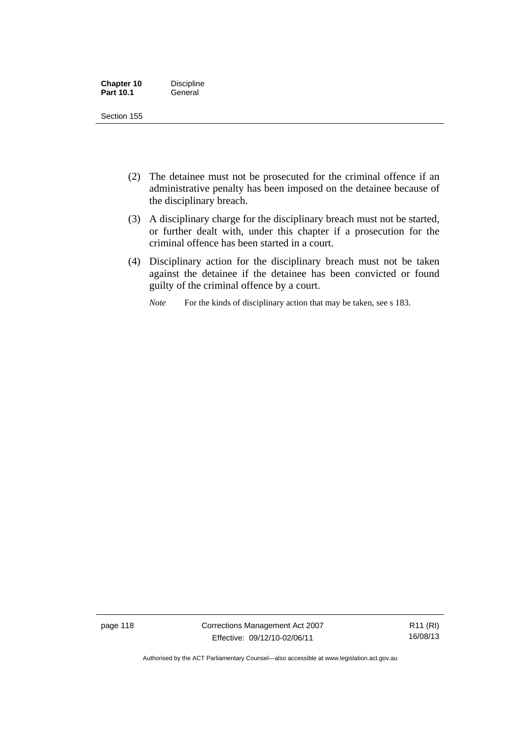(2) The detainee must not be prosecuted for the criminal offence if an administrative penalty has been imposed on the detainee because of the disciplinary breach.

(3) A disciplinary charge for the disciplinary breach must not be started, or further dealt with, under this chapter if a prosecution for the criminal offence has been started in a court.

(4) Disciplinary action for the disciplinary breach must not be taken against the detainee if the detainee has been convicted or found guilty of the criminal offence by a court.

*Note* For the kinds of disciplinary action that may be taken, see s 183.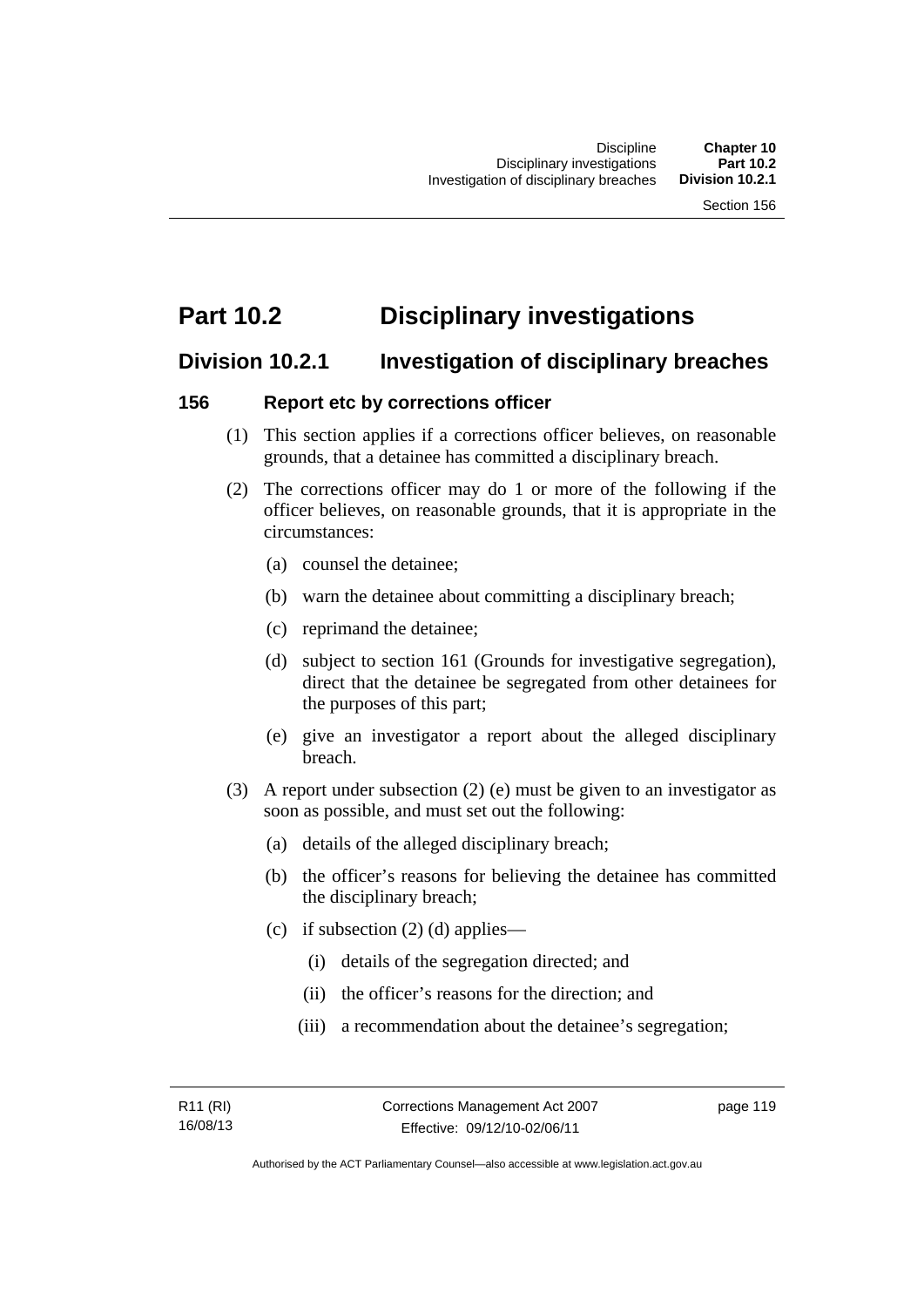# Part 10.2 Disciplinary investigations

## Division 10.2.1 Investigation of disciplinary breaches

### 156 Report etc by corrections officer

(1) This section applies if a corrections officer believes, on reasonable grounds, that a detainee has committed a disciplinary breach.

(2) The corrections officer may do 1 or more of the following if the officer believes, on reasonable grounds, that it is appropriate in the circumstances:

- (a) counsel the detainee;
- (b) warn the detainee about committing a disciplinary breach;
- (c) reprimand the detainee;
- (d) subject to section 161 (Grounds for investigative segregation), direct that the detainee be segregated from other detainees for the purposes of this part;
- (e) give an investigator a report about the alleged disciplinary breach.

(3) A report under subsection (2) (e) must be given to an investigator as soon as possible, and must set out the following:

- (a) details of the alleged disciplinary breach;
- (b) the officer's reasons for believing the detainee has committed the disciplinary breach;
- (c) if subsection (2) (d) applies—
  - (i) details of the segregation directed; and
  - (ii) the officer's reasons for the direction; and
  - (iii) a recommendation about the detainee's segregation;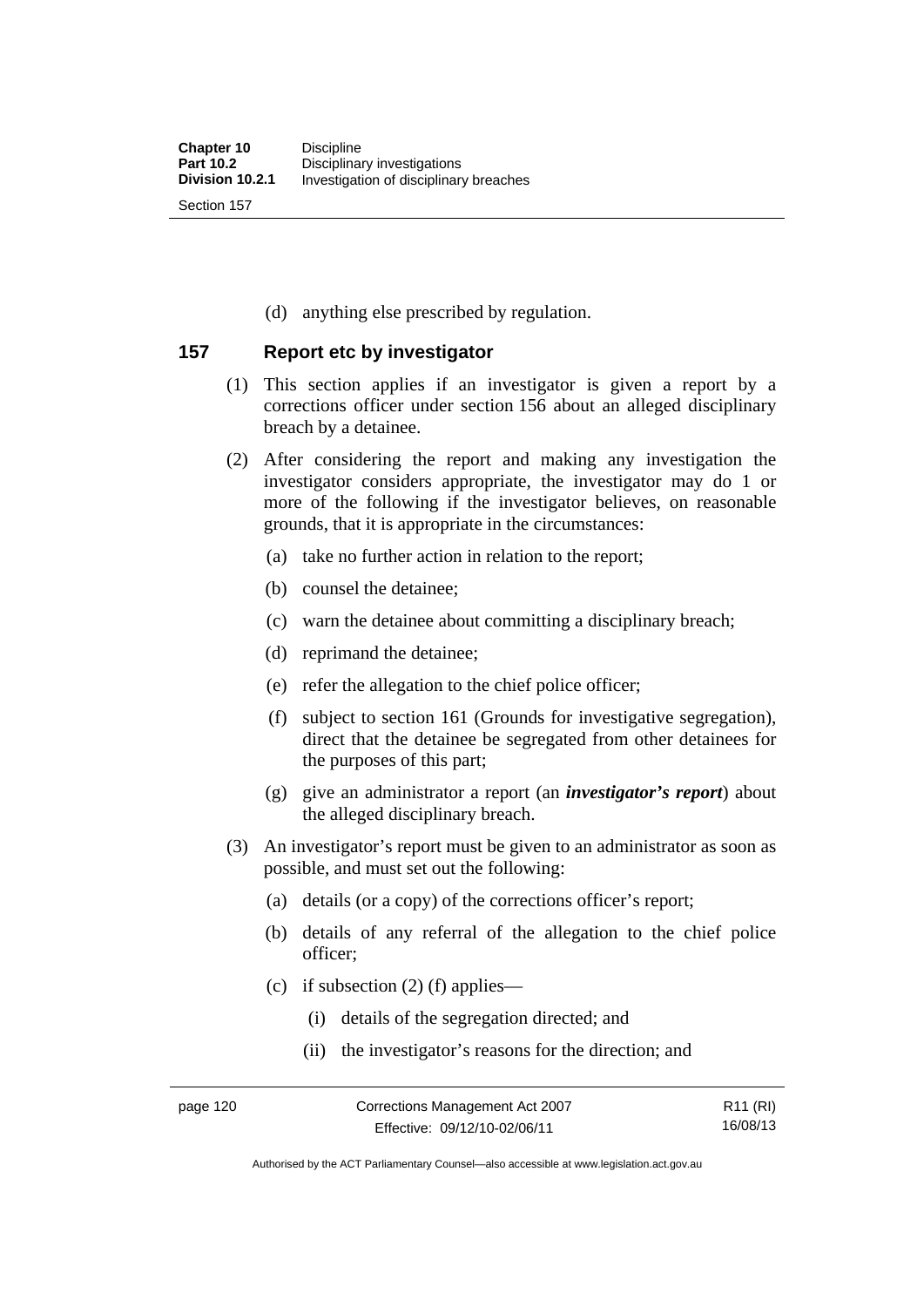(d) anything else prescribed by regulation.

## 157 Report etc by investigator

(1) This section applies if an investigator is given a report by a corrections officer under section 156 about an alleged disciplinary breach by a detainee.

(2) After considering the report and making any investigation the investigator considers appropriate, the investigator may do 1 or more of the following if the investigator believes, on reasonable grounds, that it is appropriate in the circumstances:

(a) take no further action in relation to the report;

(b) counsel the detainee;

(c) warn the detainee about committing a disciplinary breach;

(d) reprimand the detainee;

(e) refer the allegation to the chief police officer;

(f) subject to section 161 (Grounds for investigative segregation), direct that the detainee be segregated from other detainees for the purposes of this part;

(g) give an administrator a report (an ***investigator's report***) about the alleged disciplinary breach.

(3) An investigator's report must be given to an administrator as soon as possible, and must set out the following:

(a) details (or a copy) of the corrections officer's report;

(b) details of any referral of the allegation to the chief police officer;

(c) if subsection (2) (f) applies—

(i) details of the segregation directed; and

(ii) the investigator's reasons for the direction; and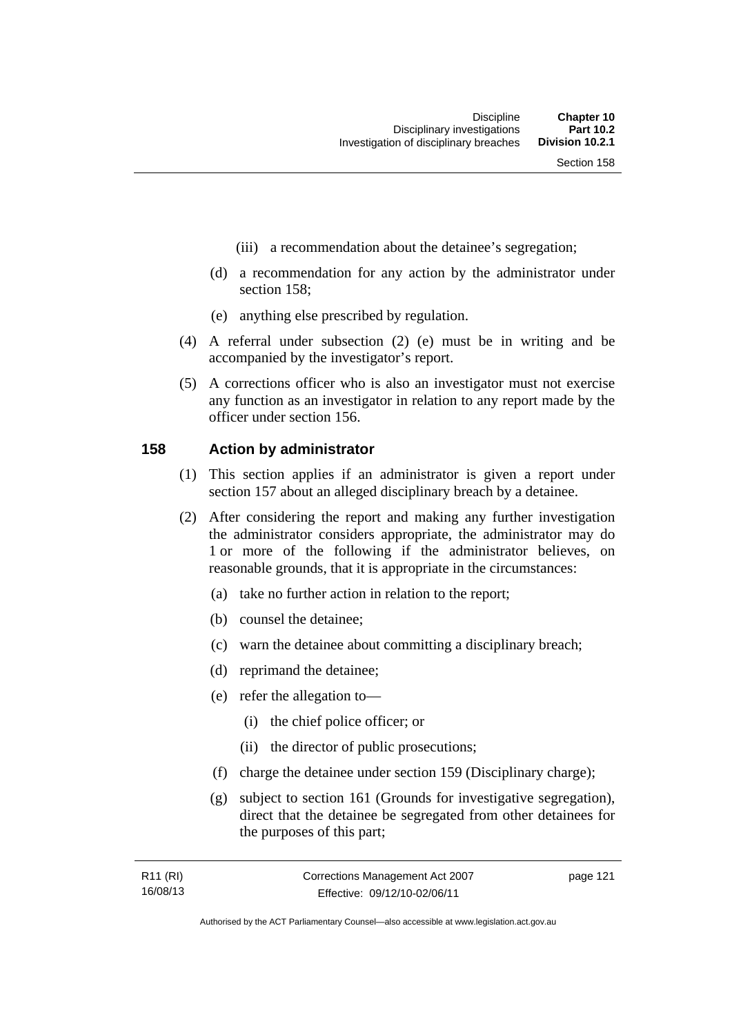(iii) a recommendation about the detainee's segregation;

(d) a recommendation for any action by the administrator under section 158;

(e) anything else prescribed by regulation.

(4) A referral under subsection (2) (e) must be in writing and be accompanied by the investigator's report.

(5) A corrections officer who is also an investigator must not exercise any function as an investigator in relation to any report made by the officer under section 156.

## 158 Action by administrator

(1) This section applies if an administrator is given a report under section 157 about an alleged disciplinary breach by a detainee.

(2) After considering the report and making any further investigation the administrator considers appropriate, the administrator may do 1 or more of the following if the administrator believes, on reasonable grounds, that it is appropriate in the circumstances:

(a) take no further action in relation to the report;

(b) counsel the detainee;

(c) warn the detainee about committing a disciplinary breach;

(d) reprimand the detainee;

(e) refer the allegation to—

(i) the chief police officer; or

(ii) the director of public prosecutions;

(f) charge the detainee under section 159 (Disciplinary charge);

(g) subject to section 161 (Grounds for investigative segregation), direct that the detainee be segregated from other detainees for the purposes of this part;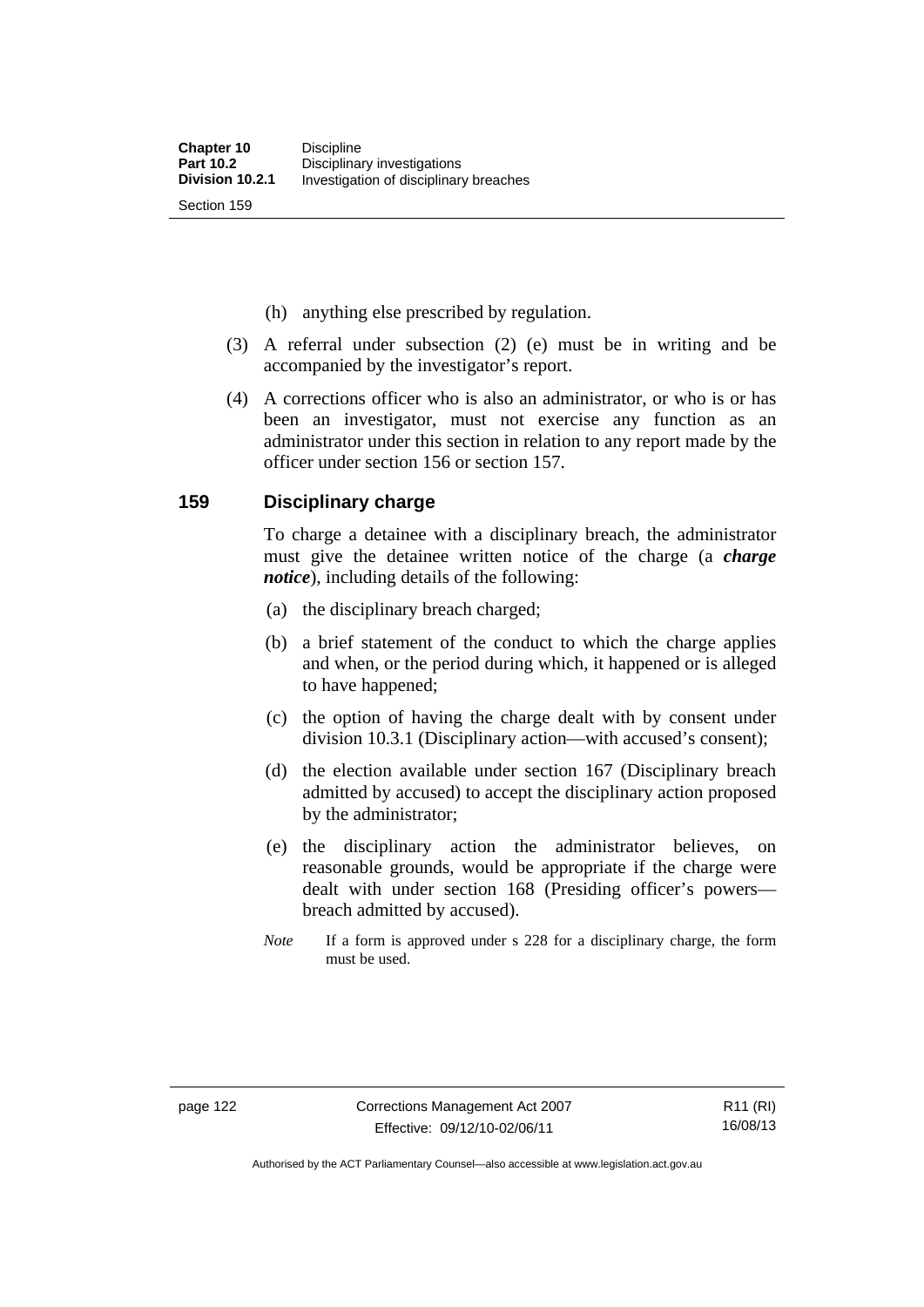(h) anything else prescribed by regulation.

(3) A referral under subsection (2) (e) must be in writing and be accompanied by the investigator's report.

(4) A corrections officer who is also an administrator, or who is or has been an investigator, must not exercise any function as an administrator under this section in relation to any report made by the officer under section 156 or section 157.

## 159 Disciplinary charge

To charge a detainee with a disciplinary breach, the administrator must give the detainee written notice of the charge (a ***charge notice***), including details of the following:

(a) the disciplinary breach charged;

(b) a brief statement of the conduct to which the charge applies and when, or the period during which, it happened or is alleged to have happened;

(c) the option of having the charge dealt with by consent under division 10.3.1 (Disciplinary action—with accused's consent);

(d) the election available under section 167 (Disciplinary breach admitted by accused) to accept the disciplinary action proposed by the administrator;

(e) the disciplinary action the administrator believes, on reasonable grounds, would be appropriate if the charge were dealt with under section 168 (Presiding officer's powers—breach admitted by accused).

*Note* If a form is approved under s 228 for a disciplinary charge, the form must be used.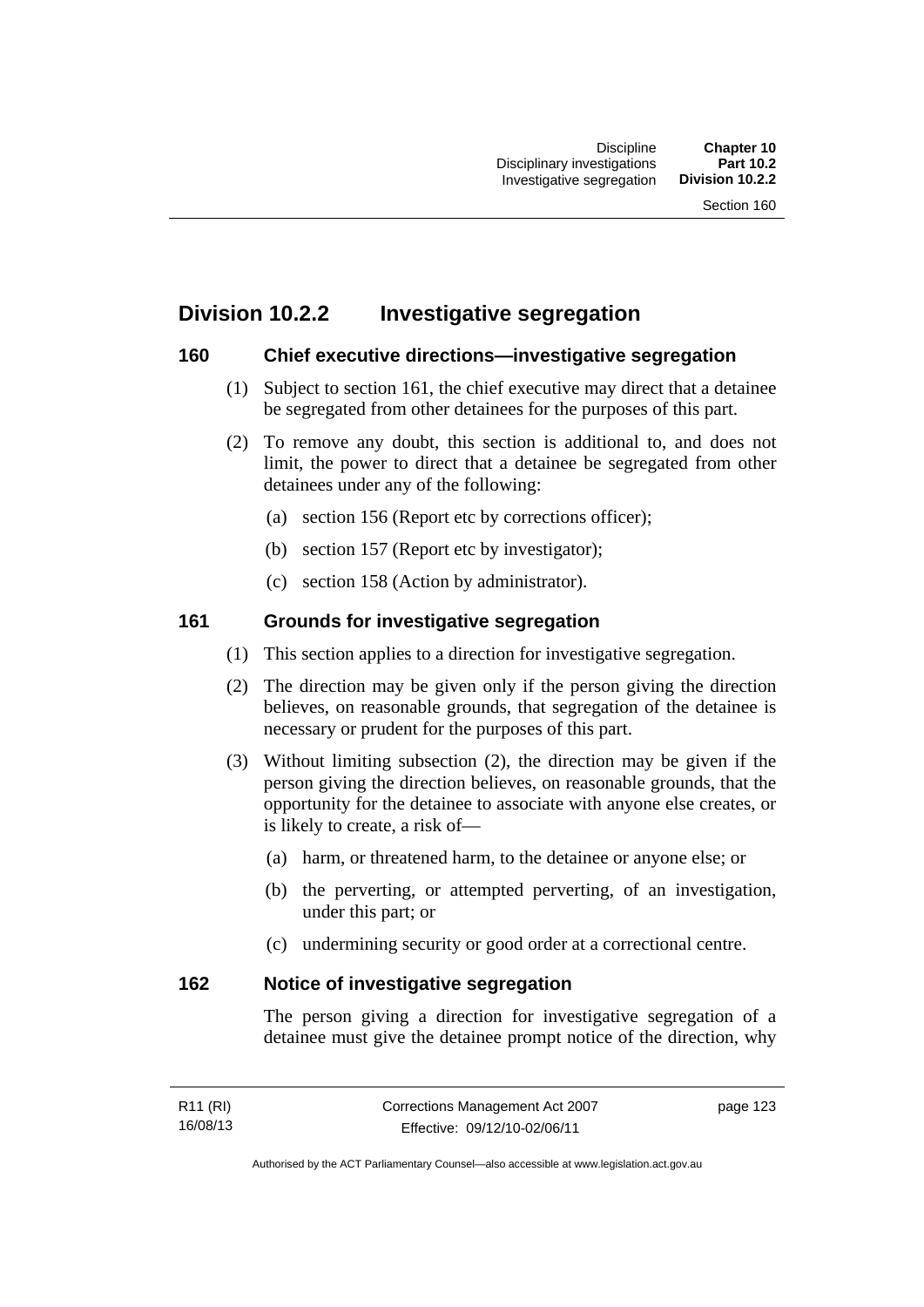## Division 10.2.2 Investigative segregation

### 160 Chief executive directions—investigative segregation

(1) Subject to section 161, the chief executive may direct that a detainee be segregated from other detainees for the purposes of this part.

(2) To remove any doubt, this section is additional to, and does not limit, the power to direct that a detainee be segregated from other detainees under any of the following:

(a) section 156 (Report etc by corrections officer);

(b) section 157 (Report etc by investigator);

(c) section 158 (Action by administrator).

### 161 Grounds for investigative segregation

(1) This section applies to a direction for investigative segregation.

(2) The direction may be given only if the person giving the direction believes, on reasonable grounds, that segregation of the detainee is necessary or prudent for the purposes of this part.

(3) Without limiting subsection (2), the direction may be given if the person giving the direction believes, on reasonable grounds, that the opportunity for the detainee to associate with anyone else creates, or is likely to create, a risk of—

(a) harm, or threatened harm, to the detainee or anyone else; or

(b) the perverting, or attempted perverting, of an investigation, under this part; or

(c) undermining security or good order at a correctional centre.

### 162 Notice of investigative segregation

The person giving a direction for investigative segregation of a detainee must give the detainee prompt notice of the direction, why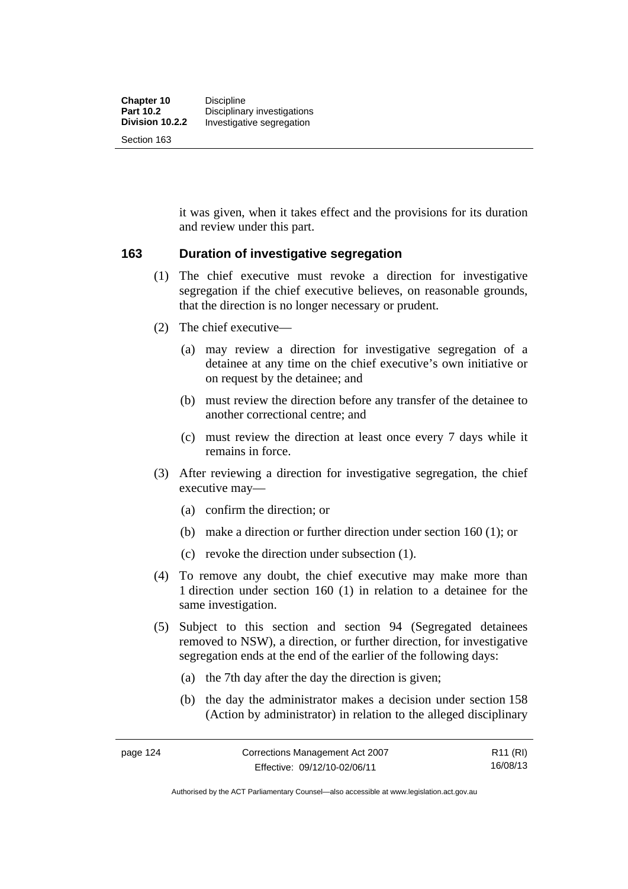it was given, when it takes effect and the provisions for its duration and review under this part.

## 163 Duration of investigative segregation

(1) The chief executive must revoke a direction for investigative segregation if the chief executive believes, on reasonable grounds, that the direction is no longer necessary or prudent.

(2) The chief executive—

(a) may review a direction for investigative segregation of a detainee at any time on the chief executive's own initiative or on request by the detainee; and

(b) must review the direction before any transfer of the detainee to another correctional centre; and

(c) must review the direction at least once every 7 days while it remains in force.

(3) After reviewing a direction for investigative segregation, the chief executive may—

(a) confirm the direction; or

(b) make a direction or further direction under section 160 (1); or

(c) revoke the direction under subsection (1).

(4) To remove any doubt, the chief executive may make more than 1 direction under section 160 (1) in relation to a detainee for the same investigation.

(5) Subject to this section and section 94 (Segregated detainees removed to NSW), a direction, or further direction, for investigative segregation ends at the end of the earlier of the following days:

(a) the 7th day after the day the direction is given;

(b) the day the administrator makes a decision under section 158 (Action by administrator) in relation to the alleged disciplinary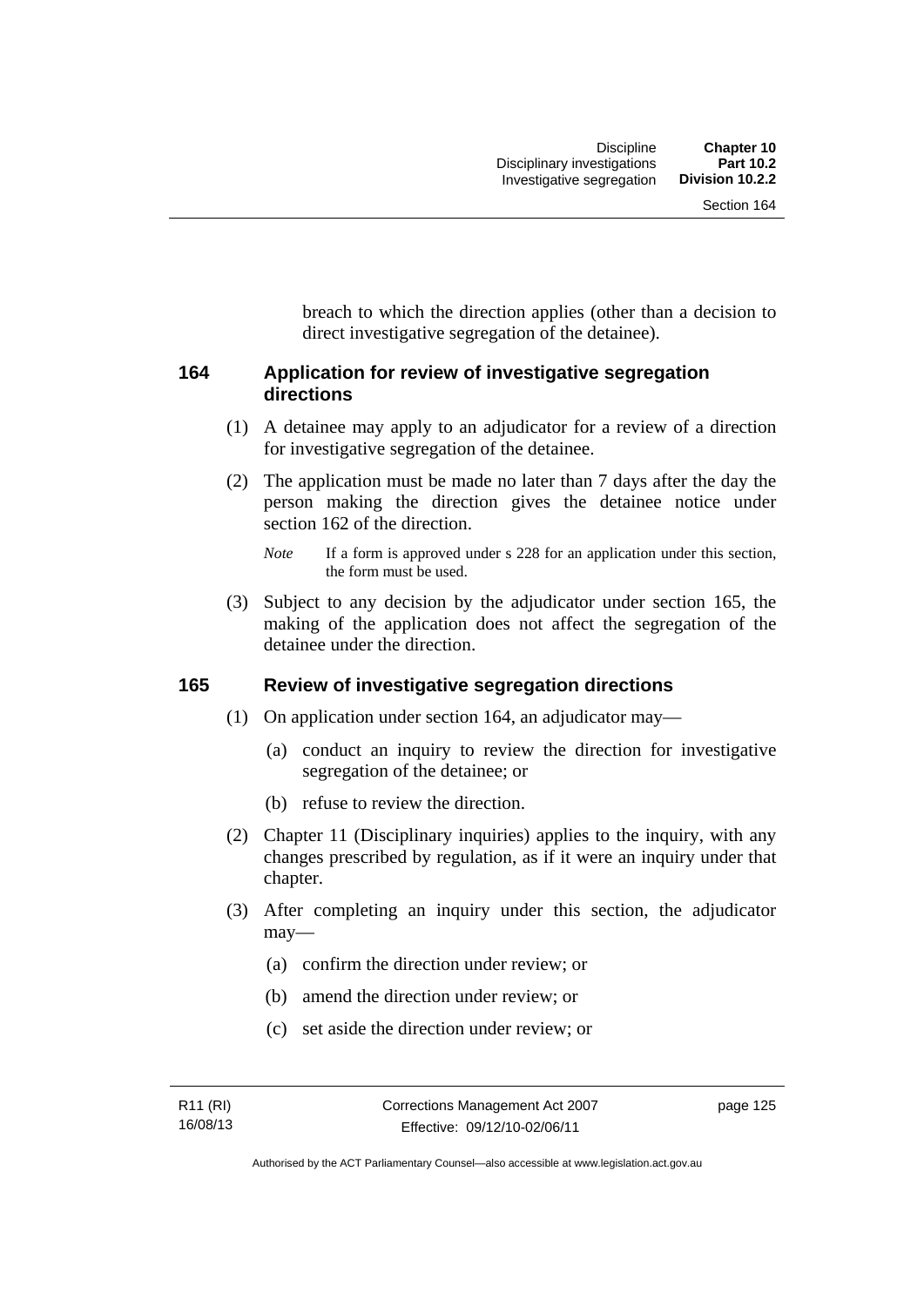breach to which the direction applies (other than a decision to direct investigative segregation of the detainee).

### 164 Application for review of investigative segregation directions

(1) A detainee may apply to an adjudicator for a review of a direction for investigative segregation of the detainee.

(2) The application must be made no later than 7 days after the day the person making the direction gives the detainee notice under section 162 of the direction.

*Note* If a form is approved under s 228 for an application under this section, the form must be used.

(3) Subject to any decision by the adjudicator under section 165, the making of the application does not affect the segregation of the detainee under the direction.

### 165 Review of investigative segregation directions

(1) On application under section 164, an adjudicator may—

(a) conduct an inquiry to review the direction for investigative segregation of the detainee; or

(b) refuse to review the direction.

(2) Chapter 11 (Disciplinary inquiries) applies to the inquiry, with any changes prescribed by regulation, as if it were an inquiry under that chapter.

(3) After completing an inquiry under this section, the adjudicator may—

(a) confirm the direction under review; or

(b) amend the direction under review; or

(c) set aside the direction under review; or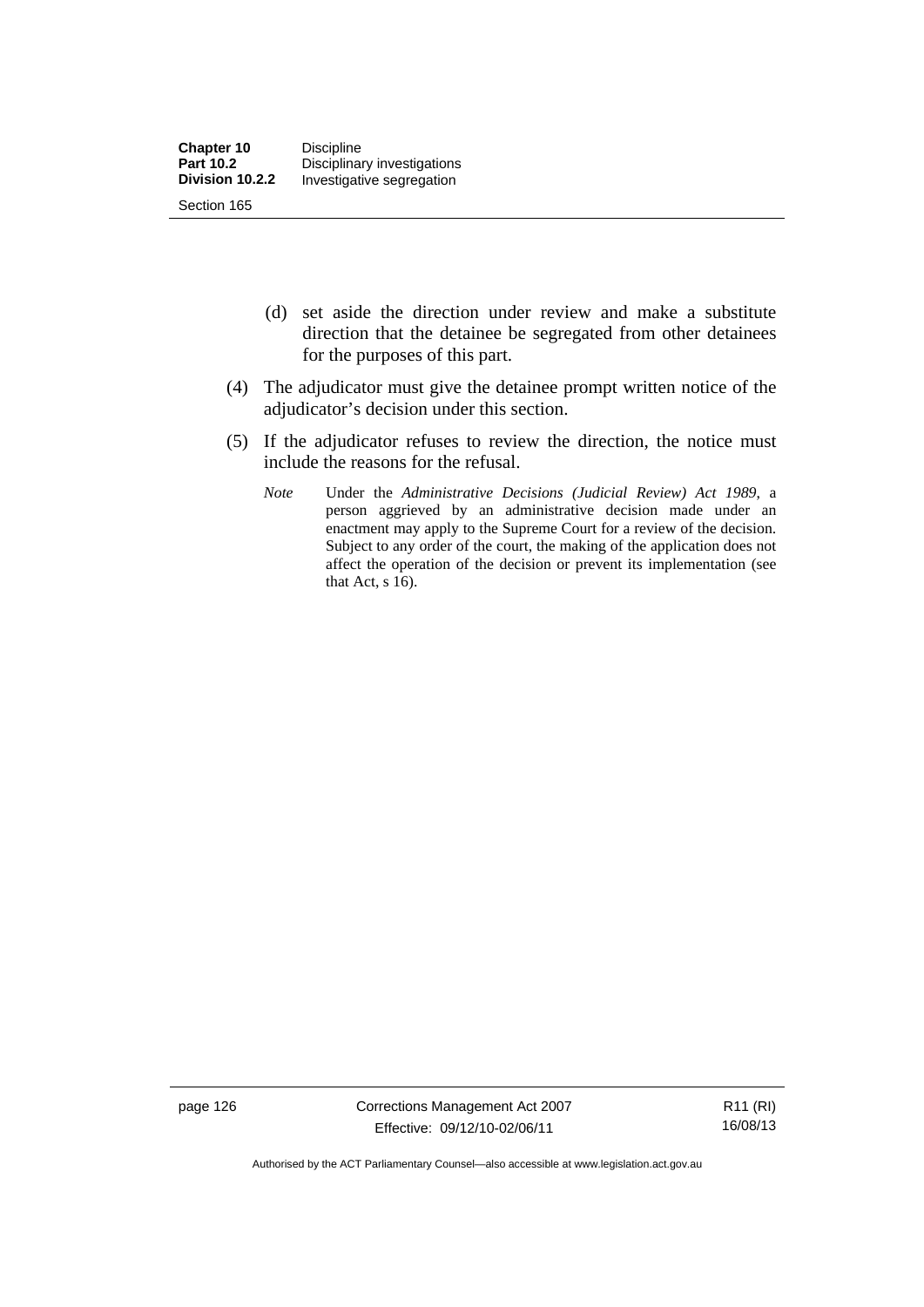(d) set aside the direction under review and make a substitute direction that the detainee be segregated from other detainees for the purposes of this part.

(4) The adjudicator must give the detainee prompt written notice of the adjudicator's decision under this section.

(5) If the adjudicator refuses to review the direction, the notice must include the reasons for the refusal.

*Note* Under the *Administrative Decisions (Judicial Review) Act 1989*, a person aggrieved by an administrative decision made under an enactment may apply to the Supreme Court for a review of the decision. Subject to any order of the court, the making of the application does not affect the operation of the decision or prevent its implementation (see that Act, s 16).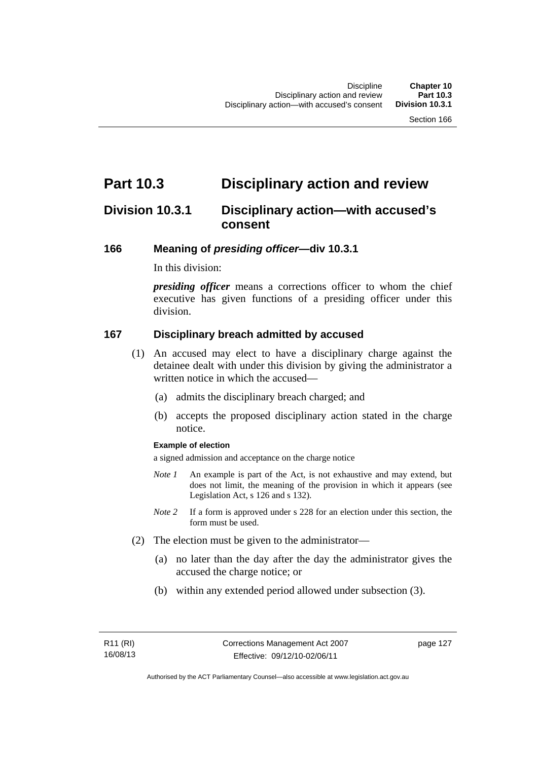# Part 10.3 Disciplinary action and review

## Division 10.3.1 Disciplinary action—with accused's consent

### 166 Meaning of *presiding officer*—div 10.3.1

In this division:

***presiding officer*** means a corrections officer to whom the chief executive has given functions of a presiding officer under this division.

### 167 Disciplinary breach admitted by accused

(1) An accused may elect to have a disciplinary charge against the detainee dealt with under this division by giving the administrator a written notice in which the accused—

(a) admits the disciplinary breach charged; and

(b) accepts the proposed disciplinary action stated in the charge notice.

**Example of election**

a signed admission and acceptance on the charge notice

*Note 1* An example is part of the Act, is not exhaustive and may extend, but does not limit, the meaning of the provision in which it appears (see Legislation Act, s 126 and s 132).

*Note 2* If a form is approved under s 228 for an election under this section, the form must be used.

(2) The election must be given to the administrator—

(a) no later than the day after the day the administrator gives the accused the charge notice; or

(b) within any extended period allowed under subsection (3).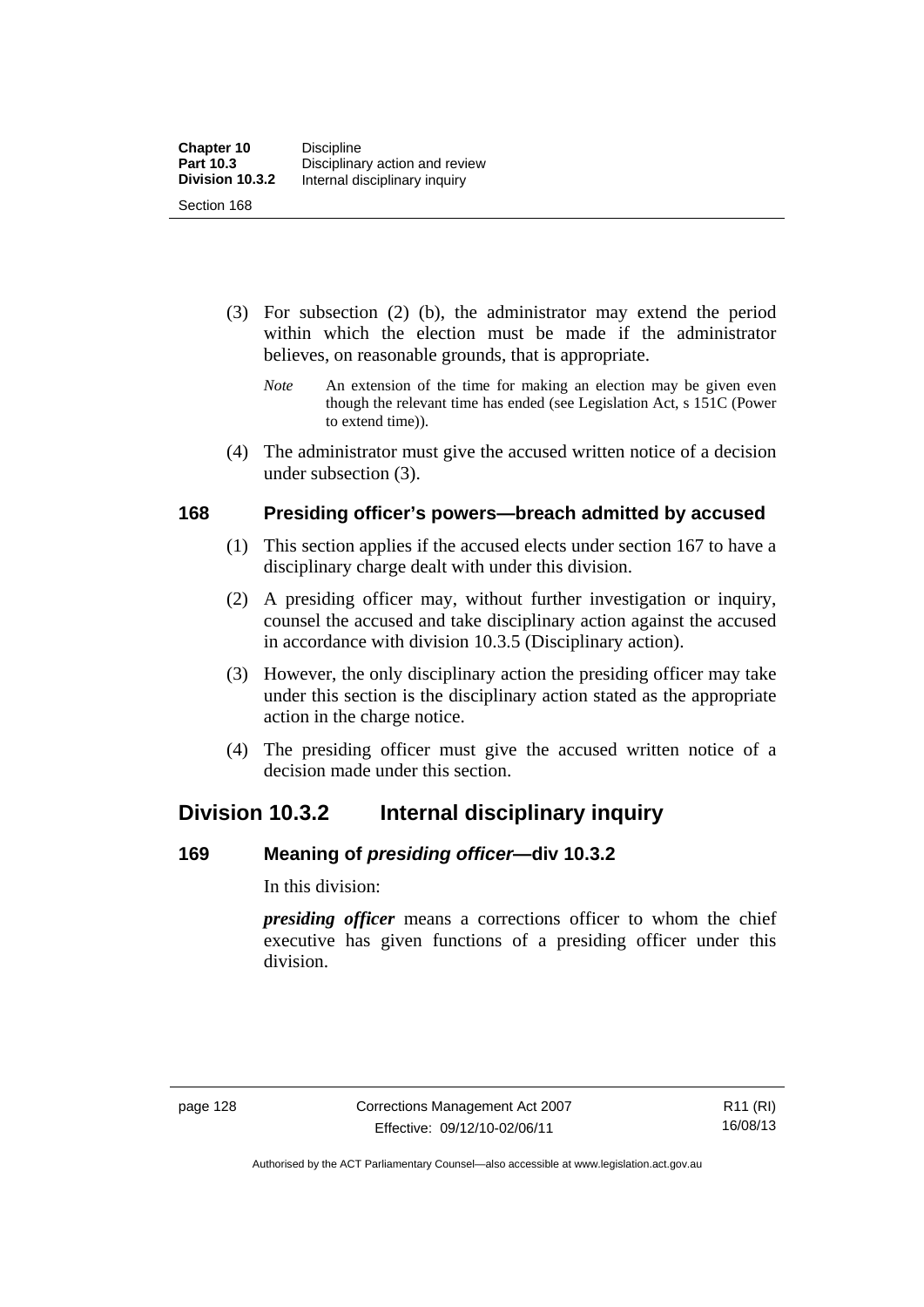(3) For subsection (2) (b), the administrator may extend the period within which the election must be made if the administrator believes, on reasonable grounds, that is appropriate.

*Note* An extension of the time for making an election may be given even though the relevant time has ended (see Legislation Act, s 151C (Power to extend time)).

(4) The administrator must give the accused written notice of a decision under subsection (3).

### 168 Presiding officer's powers—breach admitted by accused

(1) This section applies if the accused elects under section 167 to have a disciplinary charge dealt with under this division.

(2) A presiding officer may, without further investigation or inquiry, counsel the accused and take disciplinary action against the accused in accordance with division 10.3.5 (Disciplinary action).

(3) However, the only disciplinary action the presiding officer may take under this section is the disciplinary action stated as the appropriate action in the charge notice.

(4) The presiding officer must give the accused written notice of a decision made under this section.

## Division 10.3.2 Internal disciplinary inquiry

### 169 Meaning of *presiding officer*—div 10.3.2

In this division:

***presiding officer*** means a corrections officer to whom the chief executive has given functions of a presiding officer under this division.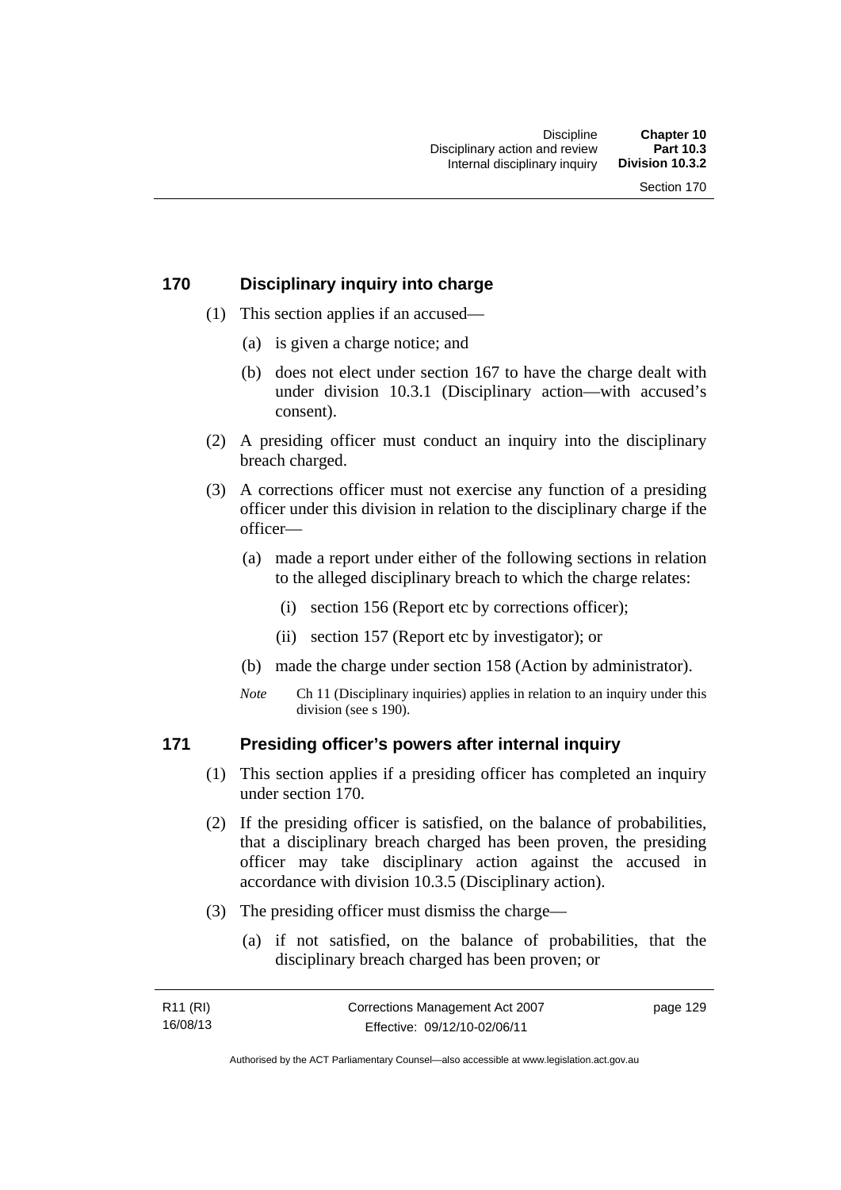## 170 Disciplinary inquiry into charge

(1) This section applies if an accused—

(a) is given a charge notice; and

(b) does not elect under section 167 to have the charge dealt with under division 10.3.1 (Disciplinary action—with accused's consent).

(2) A presiding officer must conduct an inquiry into the disciplinary breach charged.

(3) A corrections officer must not exercise any function of a presiding officer under this division in relation to the disciplinary charge if the officer—

(a) made a report under either of the following sections in relation to the alleged disciplinary breach to which the charge relates:

(i) section 156 (Report etc by corrections officer);

(ii) section 157 (Report etc by investigator); or

(b) made the charge under section 158 (Action by administrator).

*Note* Ch 11 (Disciplinary inquiries) applies in relation to an inquiry under this division (see s 190).

## 171 Presiding officer's powers after internal inquiry

(1) This section applies if a presiding officer has completed an inquiry under section 170.

(2) If the presiding officer is satisfied, on the balance of probabilities, that a disciplinary breach charged has been proven, the presiding officer may take disciplinary action against the accused in accordance with division 10.3.5 (Disciplinary action).

(3) The presiding officer must dismiss the charge—

(a) if not satisfied, on the balance of probabilities, that the disciplinary breach charged has been proven; or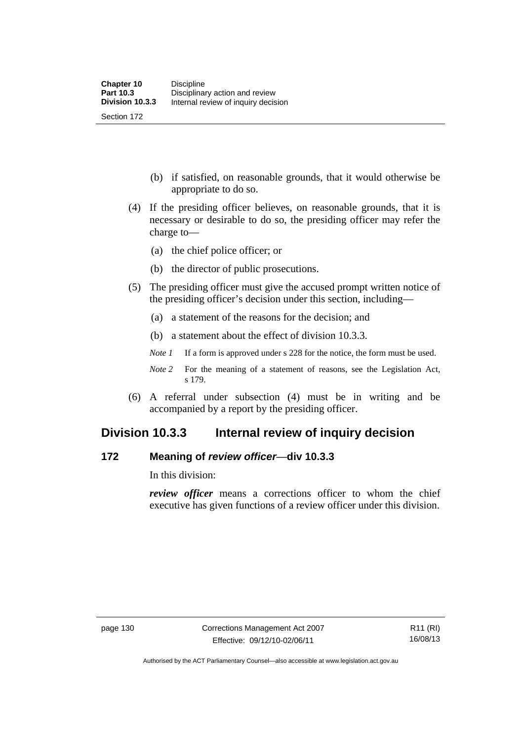(b) if satisfied, on reasonable grounds, that it would otherwise be appropriate to do so.

(4) If the presiding officer believes, on reasonable grounds, that it is necessary or desirable to do so, the presiding officer may refer the charge to—

(a) the chief police officer; or

(b) the director of public prosecutions.

(5) The presiding officer must give the accused prompt written notice of the presiding officer's decision under this section, including—

(a) a statement of the reasons for the decision; and

(b) a statement about the effect of division 10.3.3.

*Note 1* If a form is approved under s 228 for the notice, the form must be used.

*Note 2* For the meaning of a statement of reasons, see the Legislation Act, s 179.

(6) A referral under subsection (4) must be in writing and be accompanied by a report by the presiding officer.

## Division 10.3.3 Internal review of inquiry decision

### 172 Meaning of *review officer*—div 10.3.3

In this division:

***review officer*** means a corrections officer to whom the chief executive has given functions of a review officer under this division.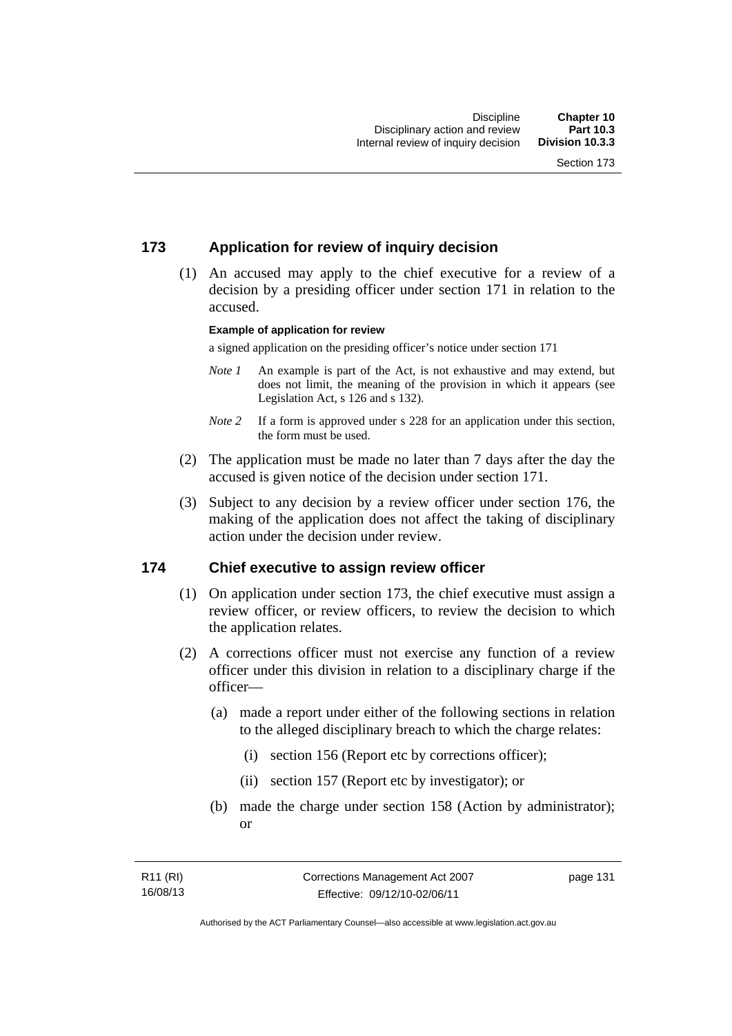## 173 Application for review of inquiry decision

(1) An accused may apply to the chief executive for a review of a decision by a presiding officer under section 171 in relation to the accused.

**Example of application for review**

a signed application on the presiding officer's notice under section 171

*Note 1* An example is part of the Act, is not exhaustive and may extend, but does not limit, the meaning of the provision in which it appears (see Legislation Act, s 126 and s 132).

*Note 2* If a form is approved under s 228 for an application under this section, the form must be used.

(2) The application must be made no later than 7 days after the day the accused is given notice of the decision under section 171.

(3) Subject to any decision by a review officer under section 176, the making of the application does not affect the taking of disciplinary action under the decision under review.

## 174 Chief executive to assign review officer

(1) On application under section 173, the chief executive must assign a review officer, or review officers, to review the decision to which the application relates.

(2) A corrections officer must not exercise any function of a review officer under this division in relation to a disciplinary charge if the officer—

(a) made a report under either of the following sections in relation to the alleged disciplinary breach to which the charge relates:

(i) section 156 (Report etc by corrections officer);

(ii) section 157 (Report etc by investigator); or

(b) made the charge under section 158 (Action by administrator); or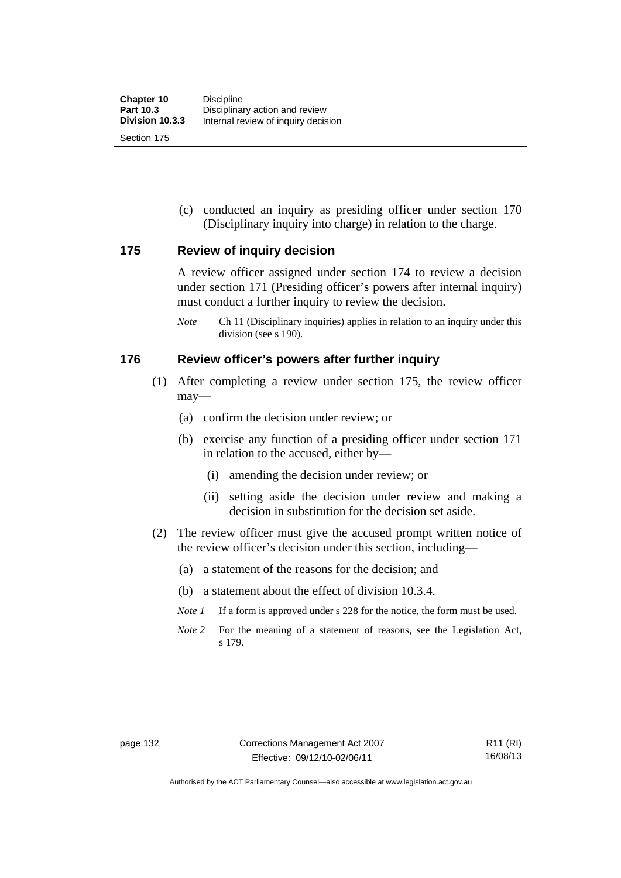(c) conducted an inquiry as presiding officer under section 170 (Disciplinary inquiry into charge) in relation to the charge.

## 175 Review of inquiry decision

A review officer assigned under section 174 to review a decision under section 171 (Presiding officer's powers after internal inquiry) must conduct a further inquiry to review the decision.

*Note* Ch 11 (Disciplinary inquiries) applies in relation to an inquiry under this division (see s 190).

## 176 Review officer's powers after further inquiry

(1) After completing a review under section 175, the review officer may—

(a) confirm the decision under review; or

(b) exercise any function of a presiding officer under section 171 in relation to the accused, either by—

(i) amending the decision under review; or

(ii) setting aside the decision under review and making a decision in substitution for the decision set aside.

(2) The review officer must give the accused prompt written notice of the review officer's decision under this section, including—

(a) a statement of the reasons for the decision; and

(b) a statement about the effect of division 10.3.4.

*Note 1* If a form is approved under s 228 for the notice, the form must be used.

*Note 2* For the meaning of a statement of reasons, see the Legislation Act, s 179.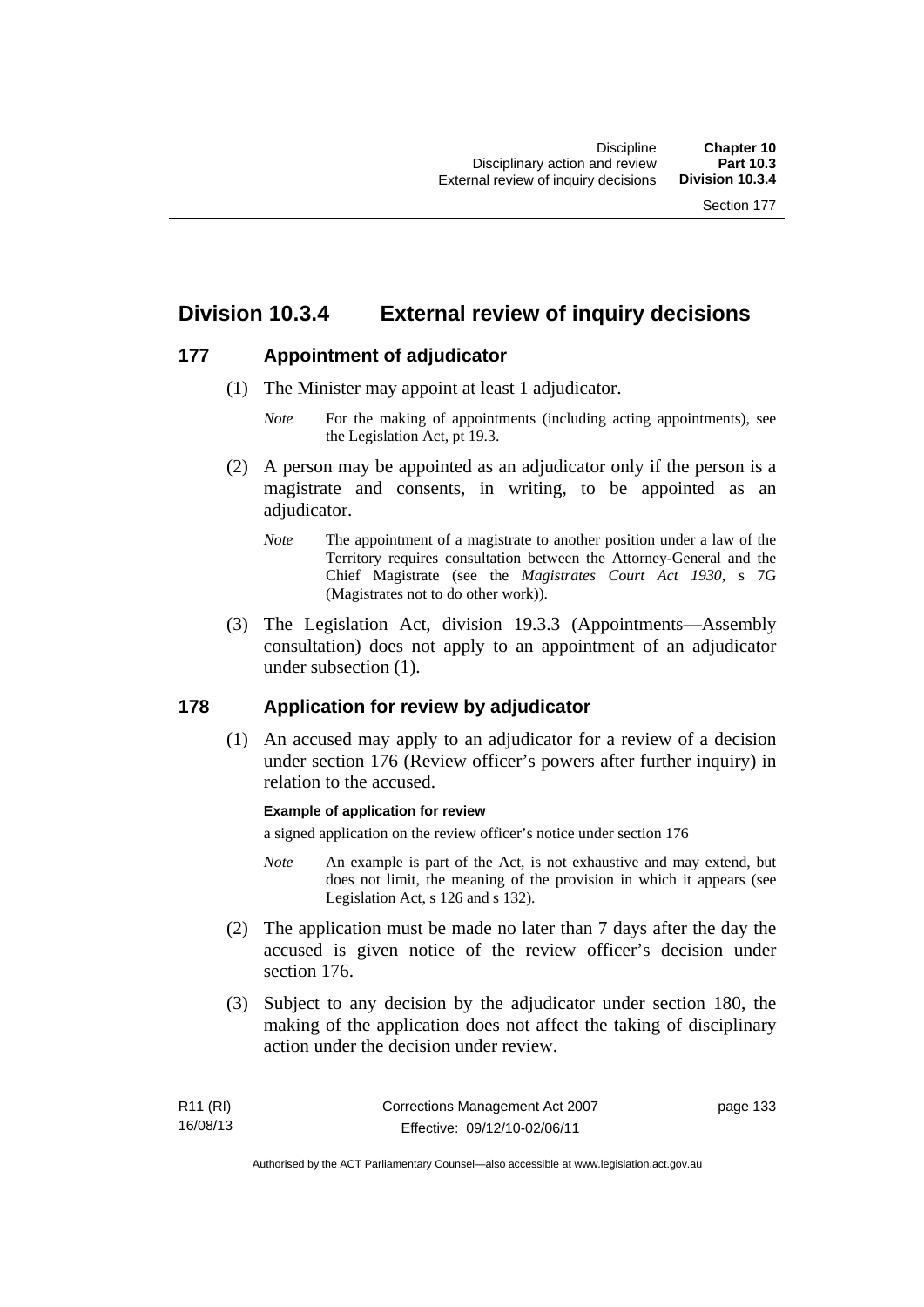## Division 10.3.4 External review of inquiry decisions

### 177 Appointment of adjudicator

(1) The Minister may appoint at least 1 adjudicator.

*Note* For the making of appointments (including acting appointments), see the Legislation Act, pt 19.3.

(2) A person may be appointed as an adjudicator only if the person is a magistrate and consents, in writing, to be appointed as an adjudicator.

*Note* The appointment of a magistrate to another position under a law of the Territory requires consultation between the Attorney-General and the Chief Magistrate (see the *Magistrates Court Act 1930*, s 7G (Magistrates not to do other work)).

(3) The Legislation Act, division 19.3.3 (Appointments—Assembly consultation) does not apply to an appointment of an adjudicator under subsection (1).

### 178 Application for review by adjudicator

(1) An accused may apply to an adjudicator for a review of a decision under section 176 (Review officer's powers after further inquiry) in relation to the accused.

**Example of application for review**

a signed application on the review officer's notice under section 176

*Note* An example is part of the Act, is not exhaustive and may extend, but does not limit, the meaning of the provision in which it appears (see Legislation Act, s 126 and s 132).

(2) The application must be made no later than 7 days after the day the accused is given notice of the review officer's decision under section 176.

(3) Subject to any decision by the adjudicator under section 180, the making of the application does not affect the taking of disciplinary action under the decision under review.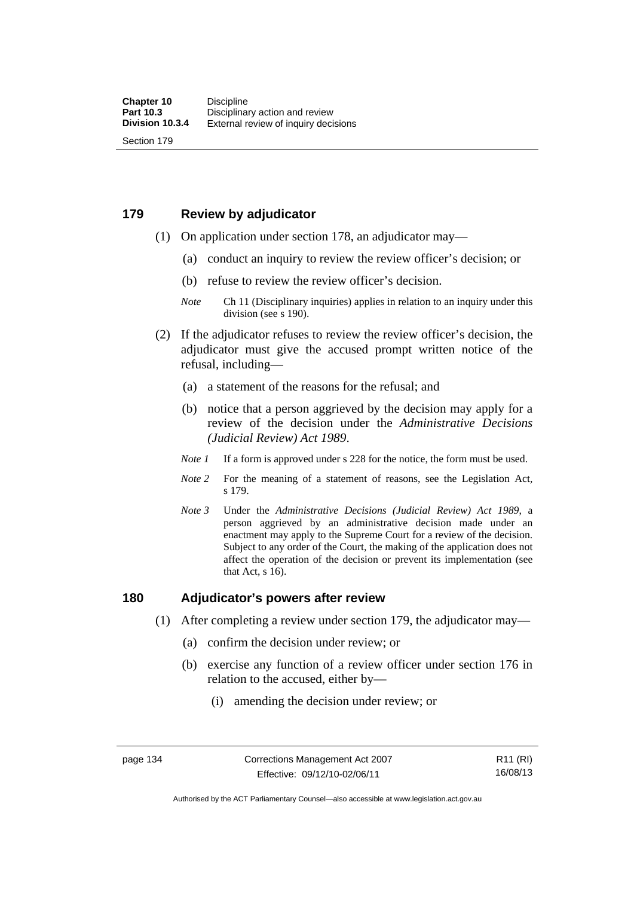## 179 Review by adjudicator

(1) On application under section 178, an adjudicator may—

(a) conduct an inquiry to review the review officer's decision; or

(b) refuse to review the review officer's decision.

*Note* Ch 11 (Disciplinary inquiries) applies in relation to an inquiry under this division (see s 190).

(2) If the adjudicator refuses to review the review officer's decision, the adjudicator must give the accused prompt written notice of the refusal, including—

(a) a statement of the reasons for the refusal; and

(b) notice that a person aggrieved by the decision may apply for a review of the decision under the *Administrative Decisions (Judicial Review) Act 1989*.

*Note 1* If a form is approved under s 228 for the notice, the form must be used.

*Note 2* For the meaning of a statement of reasons, see the Legislation Act, s 179.

*Note 3* Under the *Administrative Decisions (Judicial Review) Act 1989*, a person aggrieved by an administrative decision made under an enactment may apply to the Supreme Court for a review of the decision. Subject to any order of the Court, the making of the application does not affect the operation of the decision or prevent its implementation (see that Act, s 16).

## 180 Adjudicator's powers after review

(1) After completing a review under section 179, the adjudicator may—

(a) confirm the decision under review; or

(b) exercise any function of a review officer under section 176 in relation to the accused, either by—

(i) amending the decision under review; or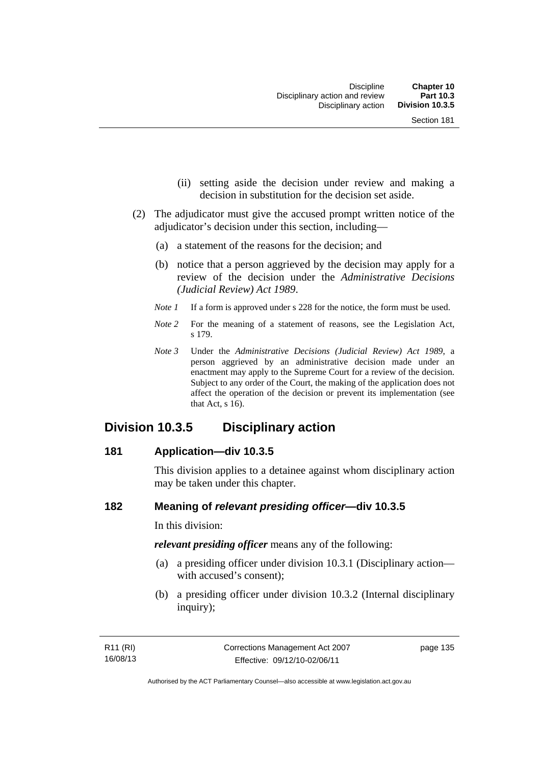(ii) setting aside the decision under review and making a decision in substitution for the decision set aside.

(2) The adjudicator must give the accused prompt written notice of the adjudicator's decision under this section, including—

(a) a statement of the reasons for the decision; and

(b) notice that a person aggrieved by the decision may apply for a review of the decision under the *Administrative Decisions (Judicial Review) Act 1989*.

*Note 1* If a form is approved under s 228 for the notice, the form must be used.

*Note 2* For the meaning of a statement of reasons, see the Legislation Act, s 179.

*Note 3* Under the *Administrative Decisions (Judicial Review) Act 1989*, a person aggrieved by an administrative decision made under an enactment may apply to the Supreme Court for a review of the decision. Subject to any order of the Court, the making of the application does not affect the operation of the decision or prevent its implementation (see that Act, s 16).

## Division 10.3.5 Disciplinary action

### 181 Application—div 10.3.5

This division applies to a detainee against whom disciplinary action may be taken under this chapter.

### 182 Meaning of *relevant presiding officer*—div 10.3.5

In this division:

***relevant presiding officer*** means any of the following:

(a) a presiding officer under division 10.3.1 (Disciplinary action—with accused's consent);

(b) a presiding officer under division 10.3.2 (Internal disciplinary inquiry);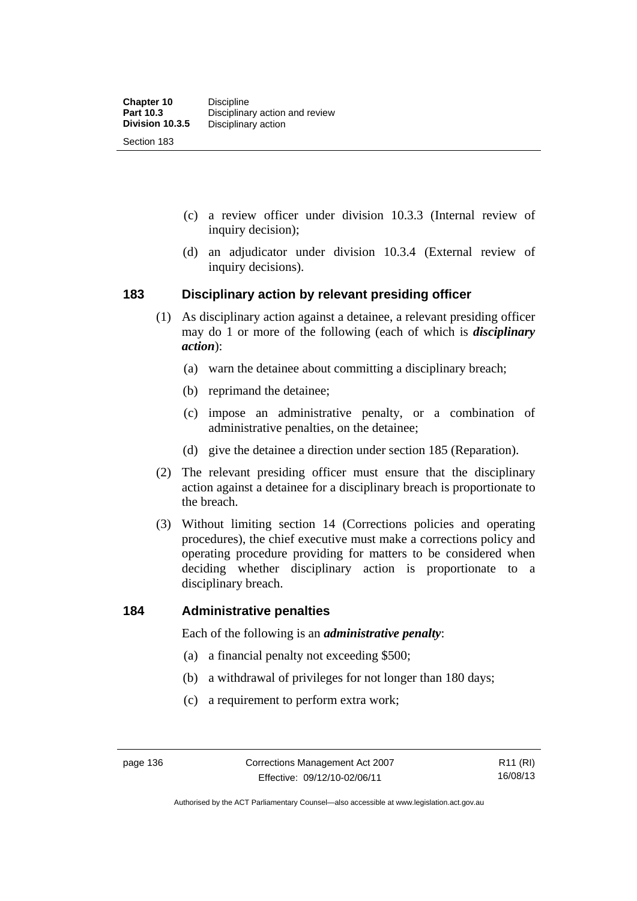(c) a review officer under division 10.3.3 (Internal review of inquiry decision);

(d) an adjudicator under division 10.3.4 (External review of inquiry decisions).

## 183 Disciplinary action by relevant presiding officer

(1) As disciplinary action against a detainee, a relevant presiding officer may do 1 or more of the following (each of which is ***disciplinary action***):

(a) warn the detainee about committing a disciplinary breach;

(b) reprimand the detainee;

(c) impose an administrative penalty, or a combination of administrative penalties, on the detainee;

(d) give the detainee a direction under section 185 (Reparation).

(2) The relevant presiding officer must ensure that the disciplinary action against a detainee for a disciplinary breach is proportionate to the breach.

(3) Without limiting section 14 (Corrections policies and operating procedures), the chief executive must make a corrections policy and operating procedure providing for matters to be considered when deciding whether disciplinary action is proportionate to a disciplinary breach.

## 184 Administrative penalties

Each of the following is an ***administrative penalty***:

(a) a financial penalty not exceeding $500;

(b) a withdrawal of privileges for not longer than 180 days;

(c) a requirement to perform extra work;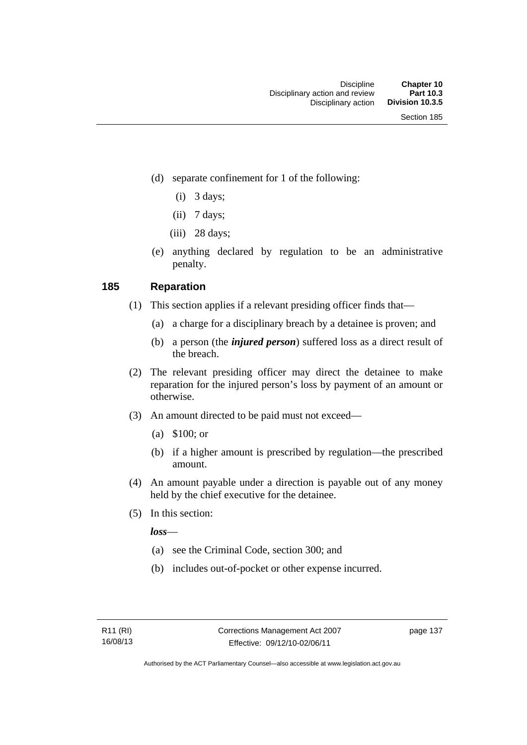(d) separate confinement for 1 of the following:

(i) 3 days;

(ii) 7 days;

(iii) 28 days;

(e) anything declared by regulation to be an administrative penalty.

## 185 Reparation

(1) This section applies if a relevant presiding officer finds that—

(a) a charge for a disciplinary breach by a detainee is proven; and

(b) a person (the ***injured person***) suffered loss as a direct result of the breach.

(2) The relevant presiding officer may direct the detainee to make reparation for the injured person's loss by payment of an amount or otherwise.

(3) An amount directed to be paid must not exceed—

(a) $100; or

(b) if a higher amount is prescribed by regulation—the prescribed amount.

(4) An amount payable under a direction is payable out of any money held by the chief executive for the detainee.

(5) In this section:

***loss***—

(a) see the Criminal Code, section 300; and

(b) includes out-of-pocket or other expense incurred.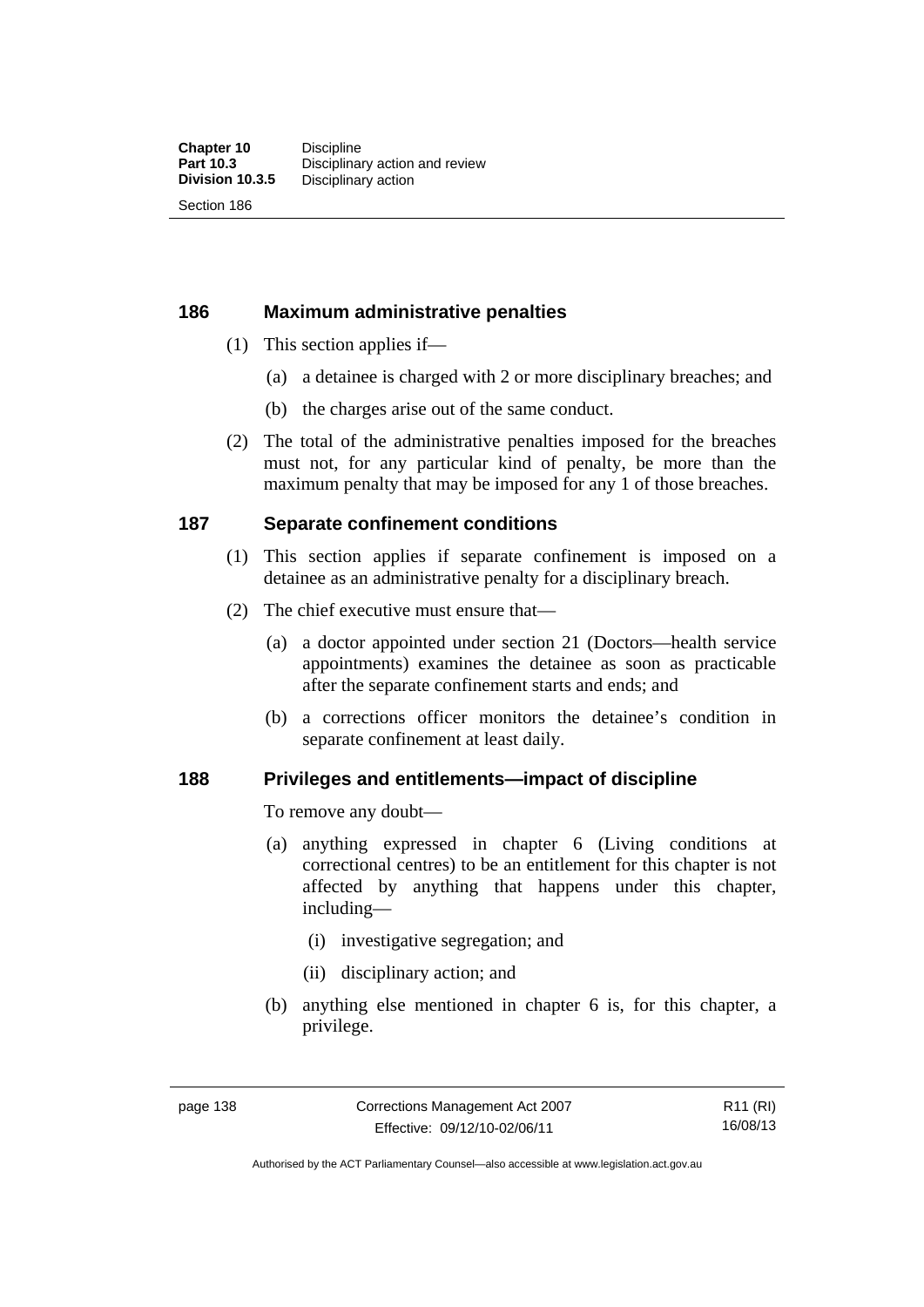## 186 Maximum administrative penalties

(1) This section applies if—

(a) a detainee is charged with 2 or more disciplinary breaches; and

(b) the charges arise out of the same conduct.

(2) The total of the administrative penalties imposed for the breaches must not, for any particular kind of penalty, be more than the maximum penalty that may be imposed for any 1 of those breaches.

## 187 Separate confinement conditions

(1) This section applies if separate confinement is imposed on a detainee as an administrative penalty for a disciplinary breach.

(2) The chief executive must ensure that—

(a) a doctor appointed under section 21 (Doctors—health service appointments) examines the detainee as soon as practicable after the separate confinement starts and ends; and

(b) a corrections officer monitors the detainee's condition in separate confinement at least daily.

## 188 Privileges and entitlements—impact of discipline

To remove any doubt—

(a) anything expressed in chapter 6 (Living conditions at correctional centres) to be an entitlement for this chapter is not affected by anything that happens under this chapter, including—

(i) investigative segregation; and

(ii) disciplinary action; and

(b) anything else mentioned in chapter 6 is, for this chapter, a privilege.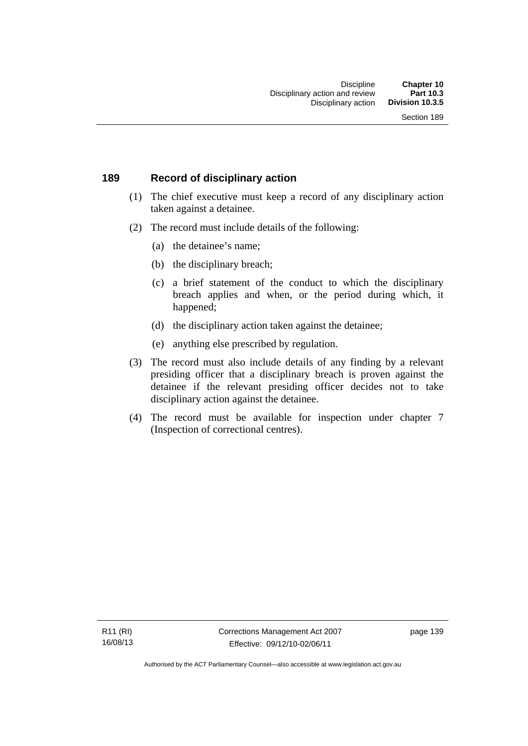## 189 Record of disciplinary action

(1) The chief executive must keep a record of any disciplinary action taken against a detainee.

(2) The record must include details of the following:

- (a) the detainee's name;
- (b) the disciplinary breach;
- (c) a brief statement of the conduct to which the disciplinary breach applies and when, or the period during which, it happened;
- (d) the disciplinary action taken against the detainee;
- (e) anything else prescribed by regulation.

(3) The record must also include details of any finding by a relevant presiding officer that a disciplinary breach is proven against the detainee if the relevant presiding officer decides not to take disciplinary action against the detainee.

(4) The record must be available for inspection under chapter 7 (Inspection of correctional centres).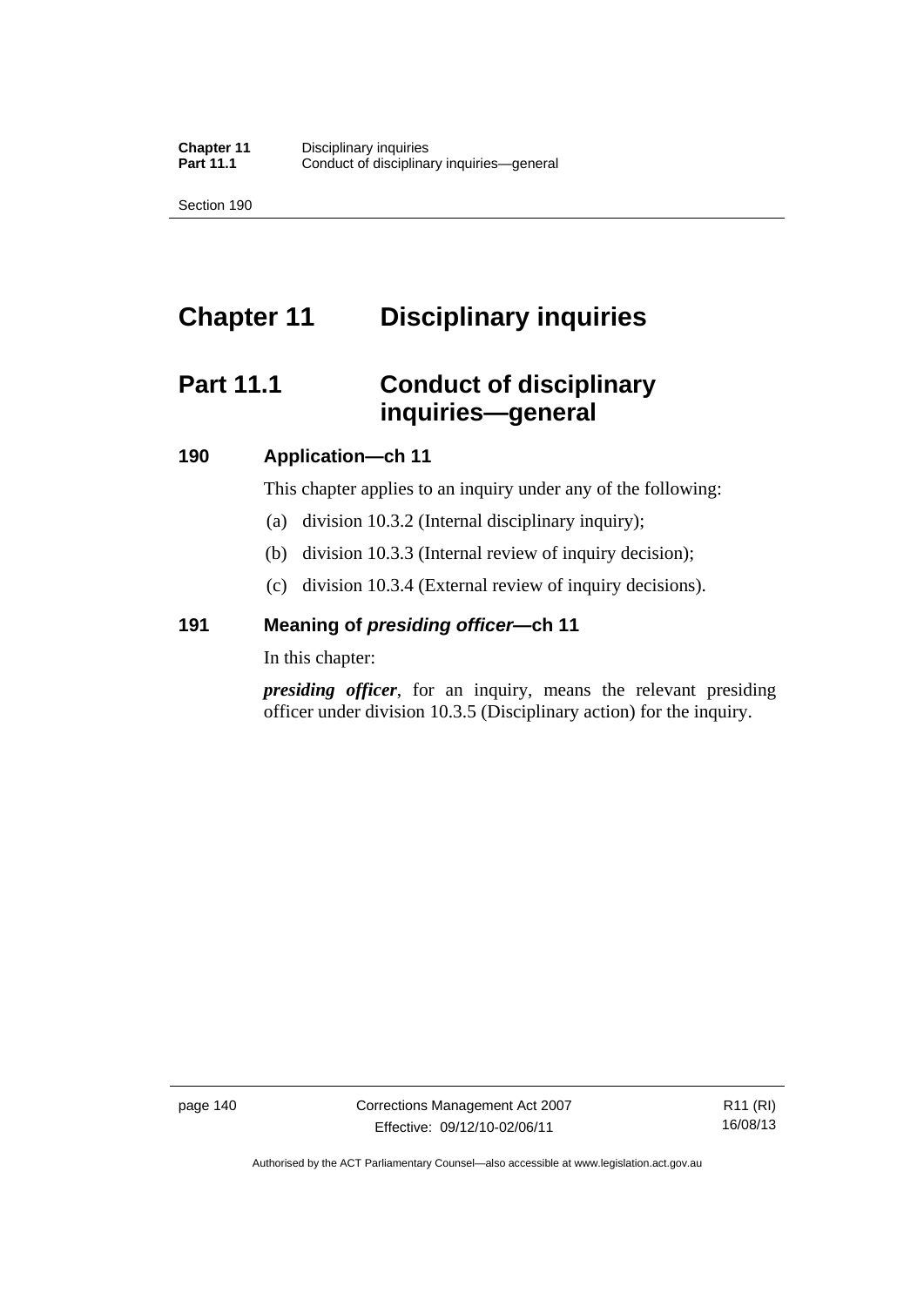# Chapter 11 Disciplinary inquiries

## Part 11.1 Conduct of disciplinary inquiries—general

### 190 Application—ch 11

This chapter applies to an inquiry under any of the following:

(a) division 10.3.2 (Internal disciplinary inquiry);

(b) division 10.3.3 (Internal review of inquiry decision);

(c) division 10.3.4 (External review of inquiry decisions).

### 191 Meaning of *presiding officer*—ch 11

In this chapter:

***presiding officer***, for an inquiry, means the relevant presiding officer under division 10.3.5 (Disciplinary action) for the inquiry.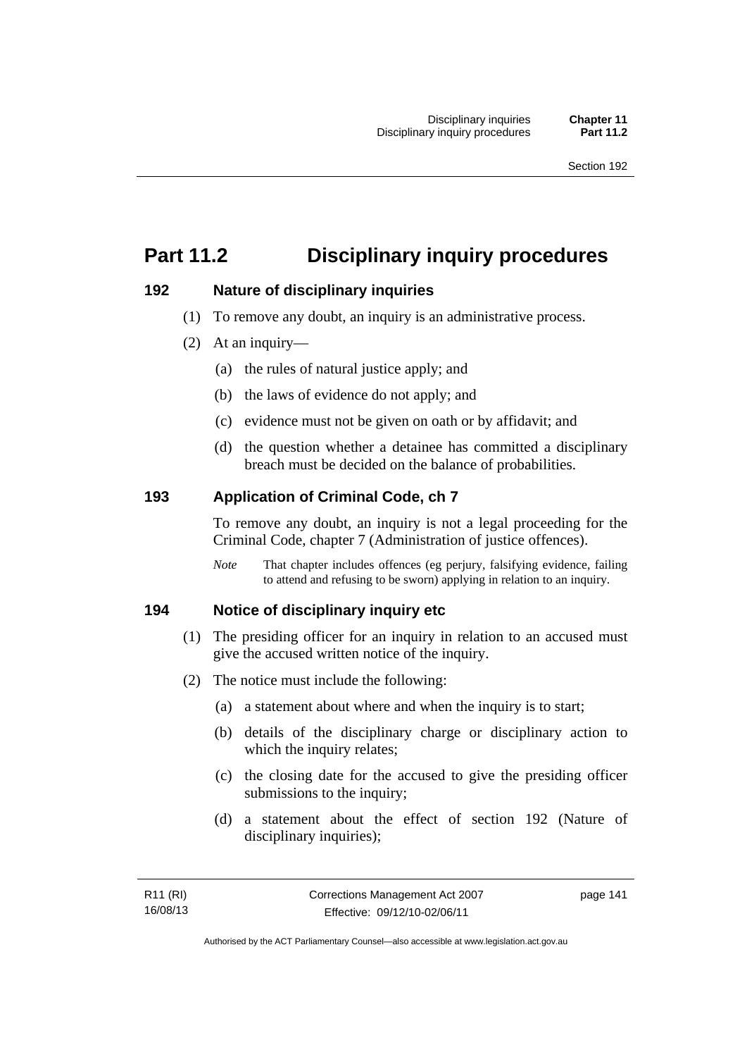# Part 11.2 Disciplinary inquiry procedures

### 192 Nature of disciplinary inquiries

(1) To remove any doubt, an inquiry is an administrative process.

(2) At an inquiry—

(a) the rules of natural justice apply; and

(b) the laws of evidence do not apply; and

(c) evidence must not be given on oath or by affidavit; and

(d) the question whether a detainee has committed a disciplinary breach must be decided on the balance of probabilities.

### 193 Application of Criminal Code, ch 7

To remove any doubt, an inquiry is not a legal proceeding for the Criminal Code, chapter 7 (Administration of justice offences).

*Note* That chapter includes offences (eg perjury, falsifying evidence, failing to attend and refusing to be sworn) applying in relation to an inquiry.

### 194 Notice of disciplinary inquiry etc

(1) The presiding officer for an inquiry in relation to an accused must give the accused written notice of the inquiry.

(2) The notice must include the following:

(a) a statement about where and when the inquiry is to start;

(b) details of the disciplinary charge or disciplinary action to which the inquiry relates;

(c) the closing date for the accused to give the presiding officer submissions to the inquiry;

(d) a statement about the effect of section 192 (Nature of disciplinary inquiries);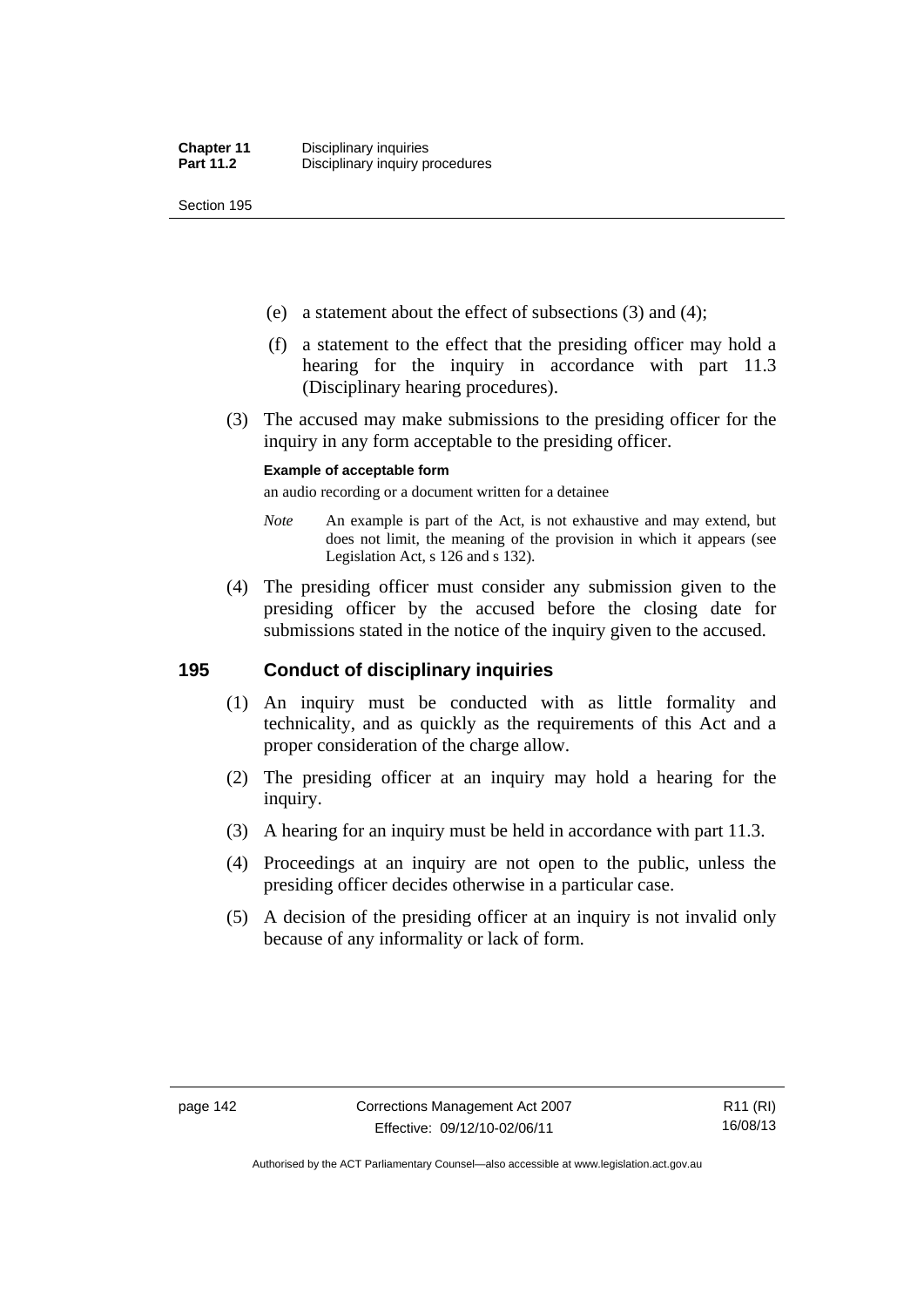(e) a statement about the effect of subsections (3) and (4);

(f) a statement to the effect that the presiding officer may hold a hearing for the inquiry in accordance with part 11.3 (Disciplinary hearing procedures).

(3) The accused may make submissions to the presiding officer for the inquiry in any form acceptable to the presiding officer.

**Example of acceptable form**

an audio recording or a document written for a detainee

*Note* An example is part of the Act, is not exhaustive and may extend, but does not limit, the meaning of the provision in which it appears (see Legislation Act, s 126 and s 132).

(4) The presiding officer must consider any submission given to the presiding officer by the accused before the closing date for submissions stated in the notice of the inquiry given to the accused.

## 195 Conduct of disciplinary inquiries

(1) An inquiry must be conducted with as little formality and technicality, and as quickly as the requirements of this Act and a proper consideration of the charge allow.

(2) The presiding officer at an inquiry may hold a hearing for the inquiry.

(3) A hearing for an inquiry must be held in accordance with part 11.3.

(4) Proceedings at an inquiry are not open to the public, unless the presiding officer decides otherwise in a particular case.

(5) A decision of the presiding officer at an inquiry is not invalid only because of any informality or lack of form.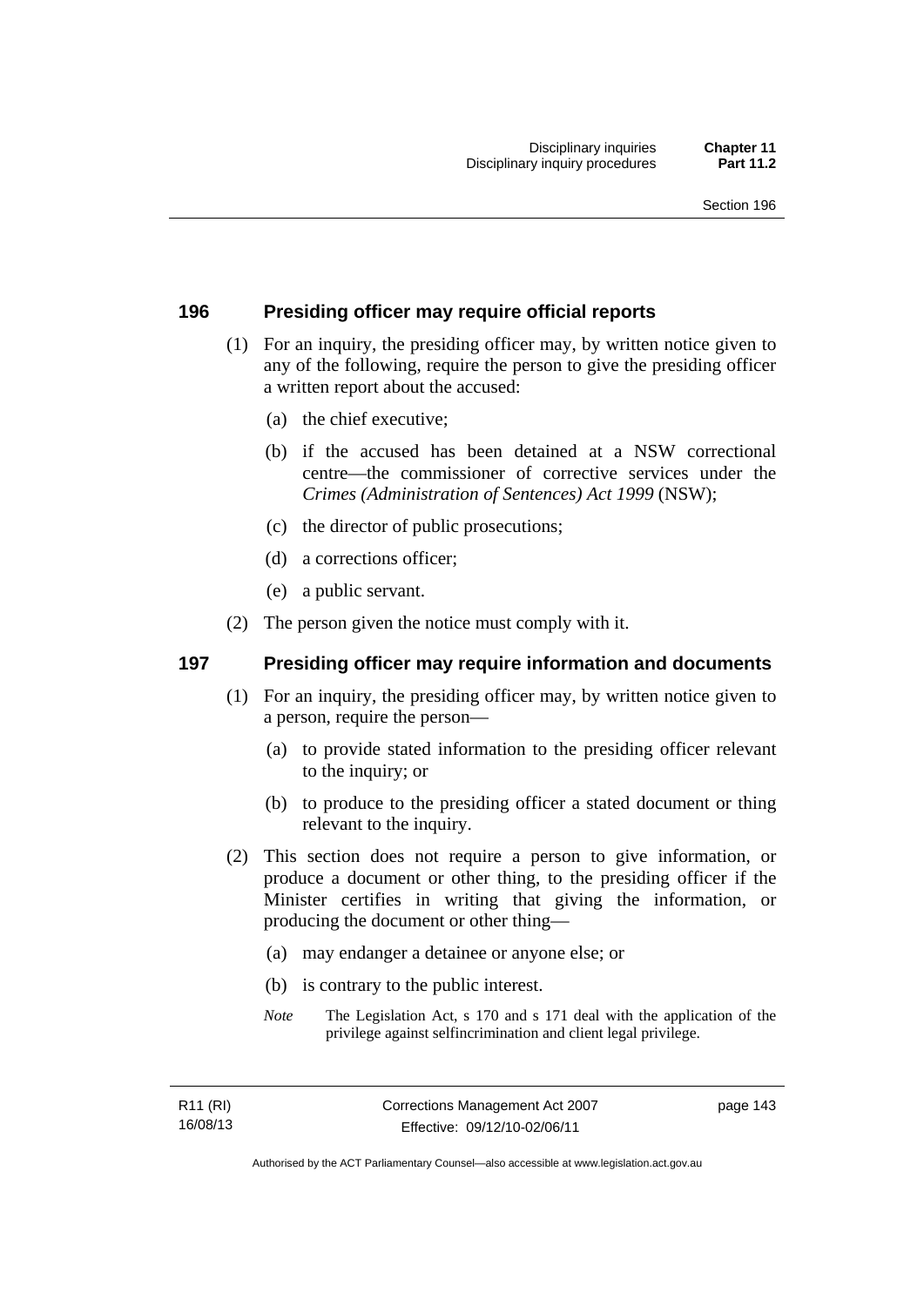## 196 Presiding officer may require official reports

(1) For an inquiry, the presiding officer may, by written notice given to any of the following, require the person to give the presiding officer a written report about the accused:

- (a) the chief executive;
- (b) if the accused has been detained at a NSW correctional centre—the commissioner of corrective services under the *Crimes (Administration of Sentences) Act 1999* (NSW);
- (c) the director of public prosecutions;
- (d) a corrections officer;
- (e) a public servant.

(2) The person given the notice must comply with it.

## 197 Presiding officer may require information and documents

(1) For an inquiry, the presiding officer may, by written notice given to a person, require the person—

- (a) to provide stated information to the presiding officer relevant to the inquiry; or
- (b) to produce to the presiding officer a stated document or thing relevant to the inquiry.

(2) This section does not require a person to give information, or produce a document or other thing, to the presiding officer if the Minister certifies in writing that giving the information, or producing the document or other thing—

- (a) may endanger a detainee or anyone else; or
- (b) is contrary to the public interest.

*Note* The Legislation Act, s 170 and s 171 deal with the application of the privilege against selfincrimination and client legal privilege.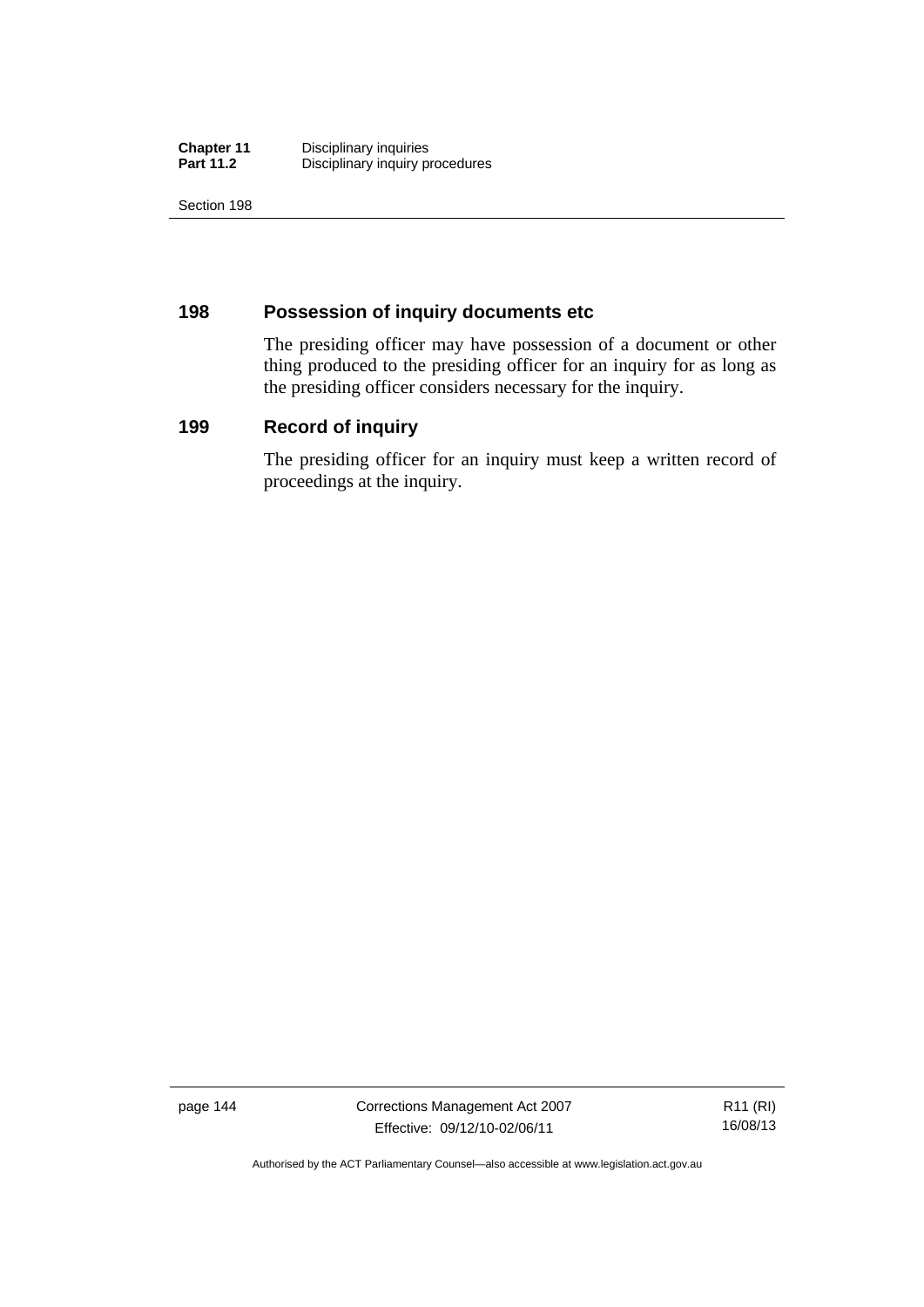## 198 Possession of inquiry documents etc

The presiding officer may have possession of a document or other thing produced to the presiding officer for an inquiry for as long as the presiding officer considers necessary for the inquiry.

## 199 Record of inquiry

The presiding officer for an inquiry must keep a written record of proceedings at the inquiry.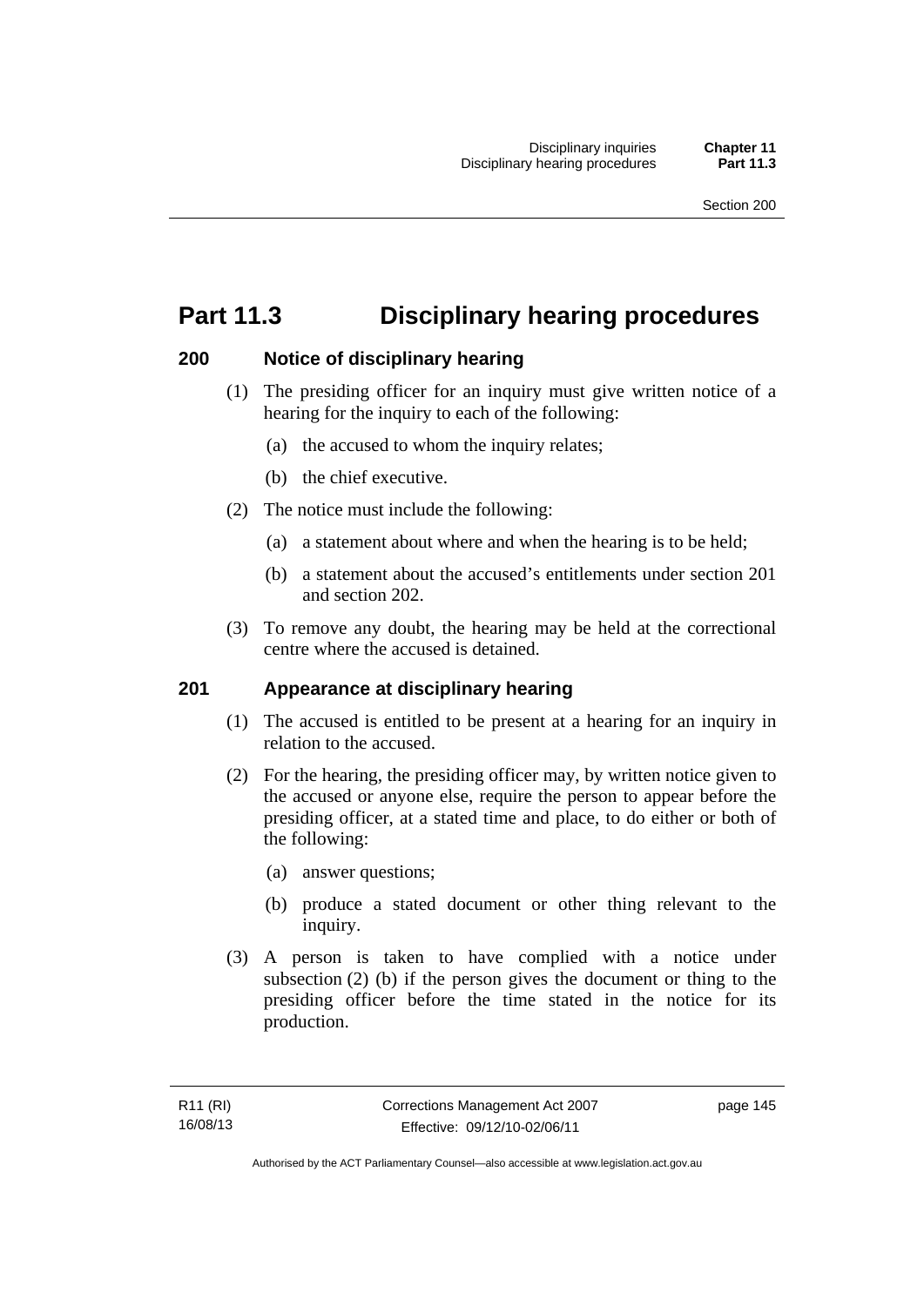# Part 11.3 Disciplinary hearing procedures

## 200 Notice of disciplinary hearing

(1) The presiding officer for an inquiry must give written notice of a hearing for the inquiry to each of the following:

(a) the accused to whom the inquiry relates;

(b) the chief executive.

(2) The notice must include the following:

(a) a statement about where and when the hearing is to be held;

(b) a statement about the accused's entitlements under section 201 and section 202.

(3) To remove any doubt, the hearing may be held at the correctional centre where the accused is detained.

## 201 Appearance at disciplinary hearing

(1) The accused is entitled to be present at a hearing for an inquiry in relation to the accused.

(2) For the hearing, the presiding officer may, by written notice given to the accused or anyone else, require the person to appear before the presiding officer, at a stated time and place, to do either or both of the following:

(a) answer questions;

(b) produce a stated document or other thing relevant to the inquiry.

(3) A person is taken to have complied with a notice under subsection (2) (b) if the person gives the document or thing to the presiding officer before the time stated in the notice for its production.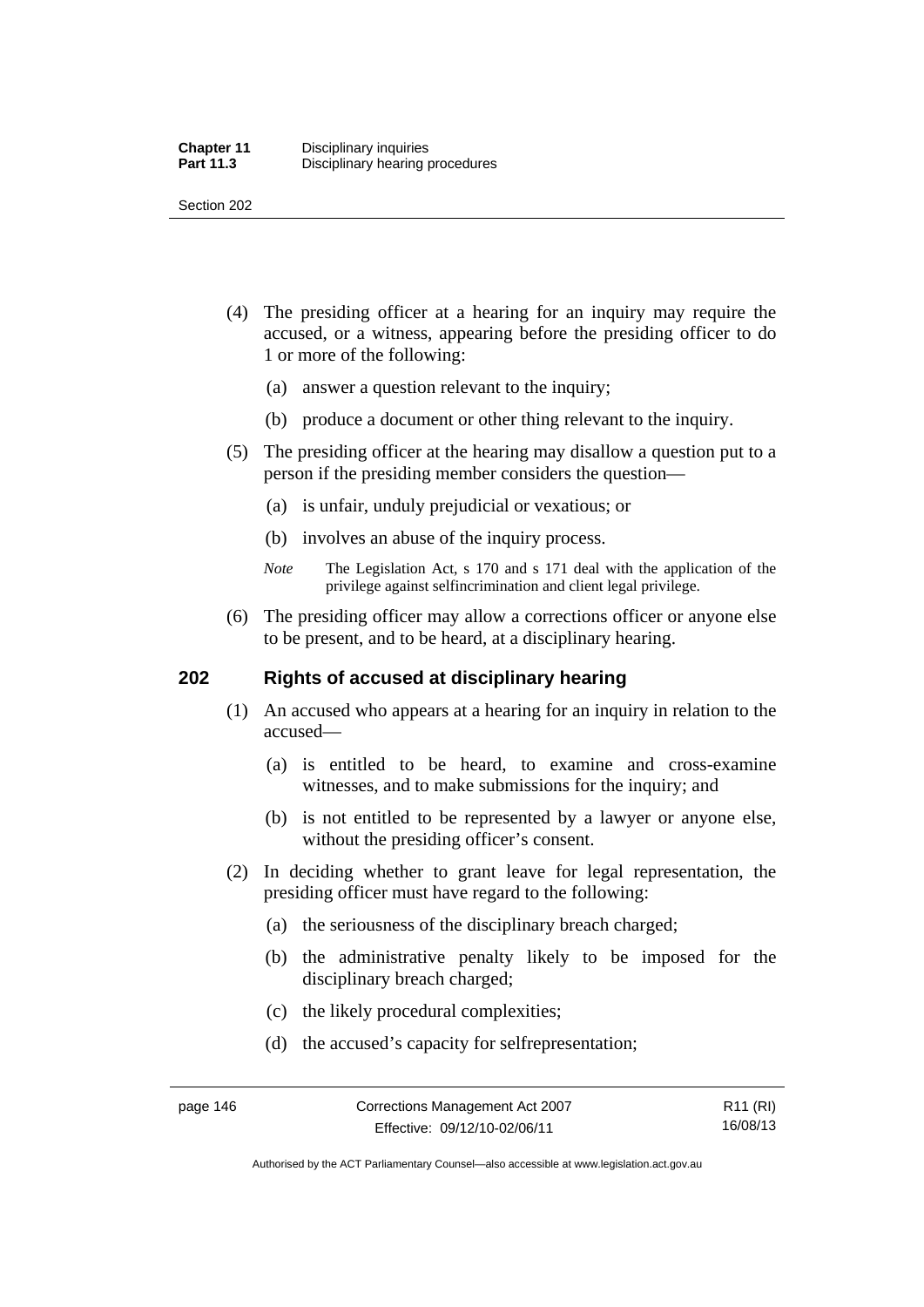(4) The presiding officer at a hearing for an inquiry may require the accused, or a witness, appearing before the presiding officer to do 1 or more of the following:

  (a) answer a question relevant to the inquiry;

  (b) produce a document or other thing relevant to the inquiry.

(5) The presiding officer at the hearing may disallow a question put to a person if the presiding member considers the question—

  (a) is unfair, unduly prejudicial or vexatious; or

  (b) involves an abuse of the inquiry process.

*Note* The Legislation Act, s 170 and s 171 deal with the application of the privilege against selfincrimination and client legal privilege.

(6) The presiding officer may allow a corrections officer or anyone else to be present, and to be heard, at a disciplinary hearing.

## 202 Rights of accused at disciplinary hearing

(1) An accused who appears at a hearing for an inquiry in relation to the accused—

  (a) is entitled to be heard, to examine and cross-examine witnesses, and to make submissions for the inquiry; and

  (b) is not entitled to be represented by a lawyer or anyone else, without the presiding officer's consent.

(2) In deciding whether to grant leave for legal representation, the presiding officer must have regard to the following:

  (a) the seriousness of the disciplinary breach charged;

  (b) the administrative penalty likely to be imposed for the disciplinary breach charged;

  (c) the likely procedural complexities;

  (d) the accused's capacity for selfrepresentation;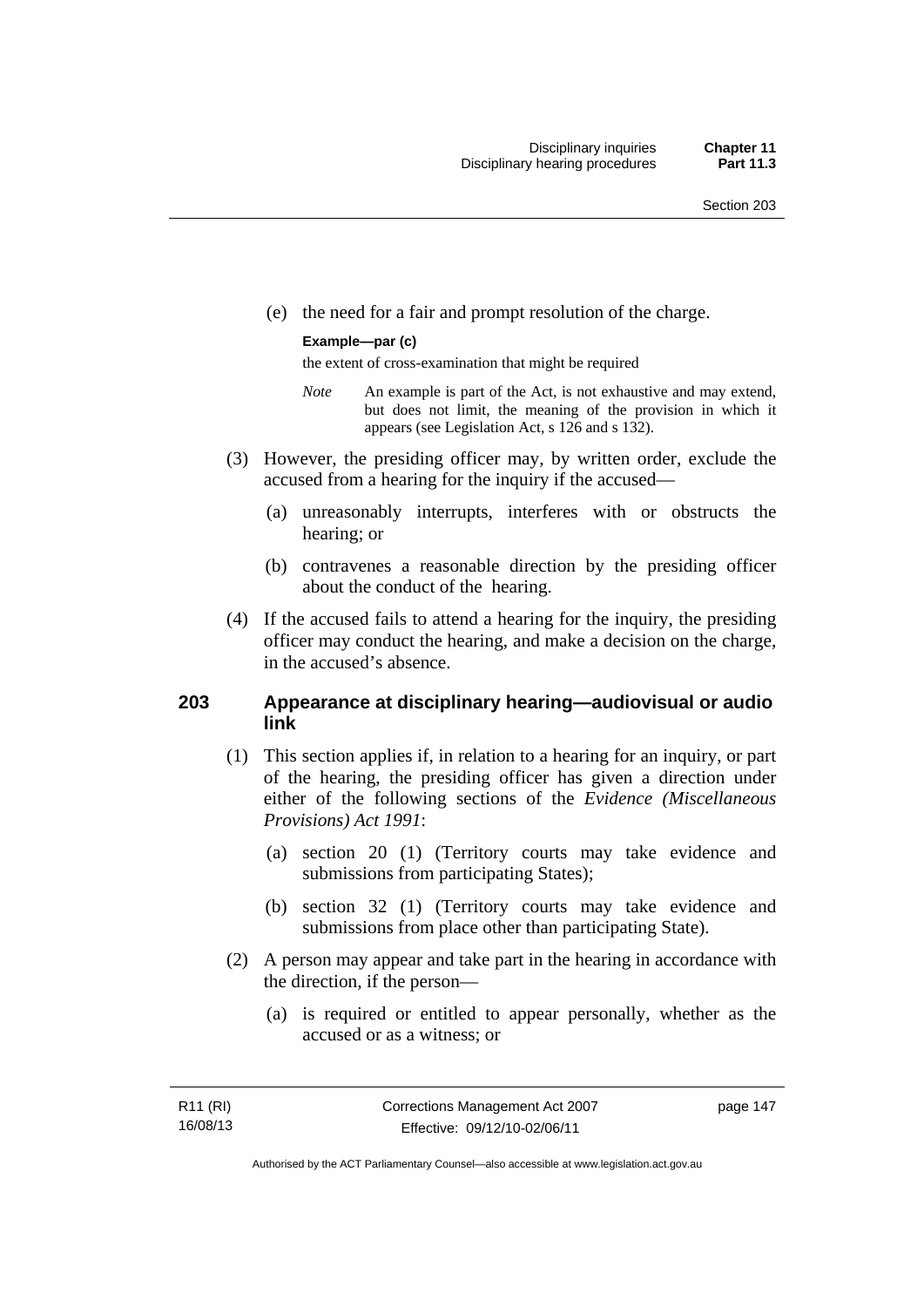(e) the need for a fair and prompt resolution of the charge.

**Example—par (c)**

the extent of cross-examination that might be required

*Note* An example is part of the Act, is not exhaustive and may extend, but does not limit, the meaning of the provision in which it appears (see Legislation Act, s 126 and s 132).

(3) However, the presiding officer may, by written order, exclude the accused from a hearing for the inquiry if the accused—

(a) unreasonably interrupts, interferes with or obstructs the hearing; or

(b) contravenes a reasonable direction by the presiding officer about the conduct of the hearing.

(4) If the accused fails to attend a hearing for the inquiry, the presiding officer may conduct the hearing, and make a decision on the charge, in the accused's absence.

## 203 Appearance at disciplinary hearing—audiovisual or audio link

(1) This section applies if, in relation to a hearing for an inquiry, or part of the hearing, the presiding officer has given a direction under either of the following sections of the *Evidence (Miscellaneous Provisions) Act 1991*:

(a) section 20 (1) (Territory courts may take evidence and submissions from participating States);

(b) section 32 (1) (Territory courts may take evidence and submissions from place other than participating State).

(2) A person may appear and take part in the hearing in accordance with the direction, if the person—

(a) is required or entitled to appear personally, whether as the accused or as a witness; or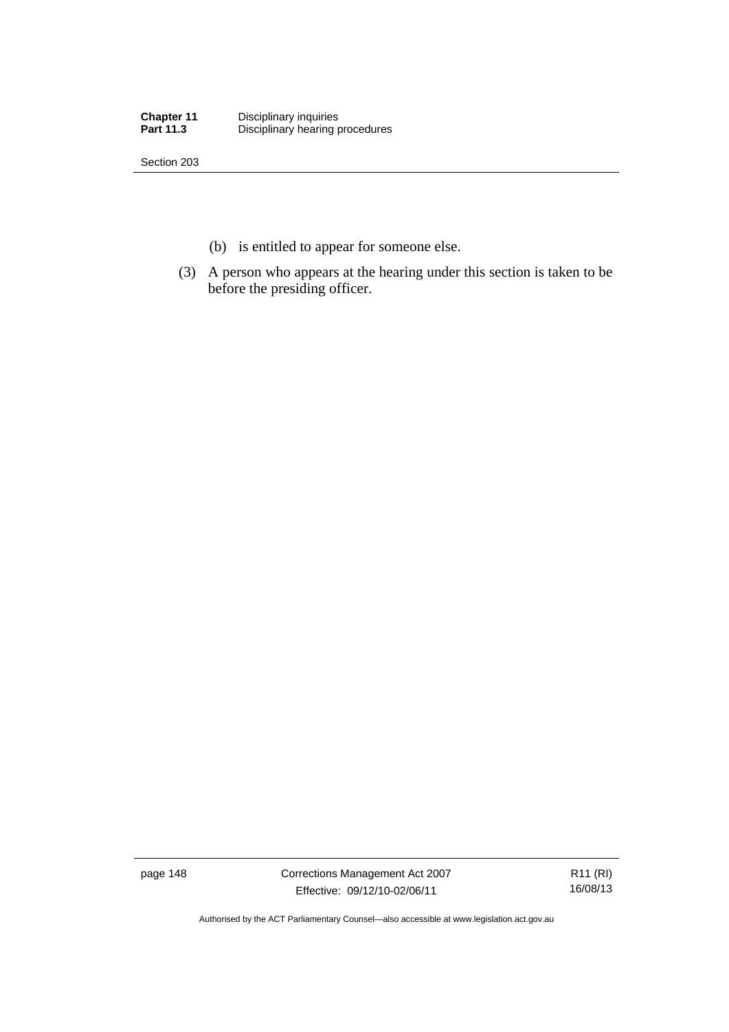(b) is entitled to appear for someone else.

(3) A person who appears at the hearing under this section is taken to be before the presiding officer.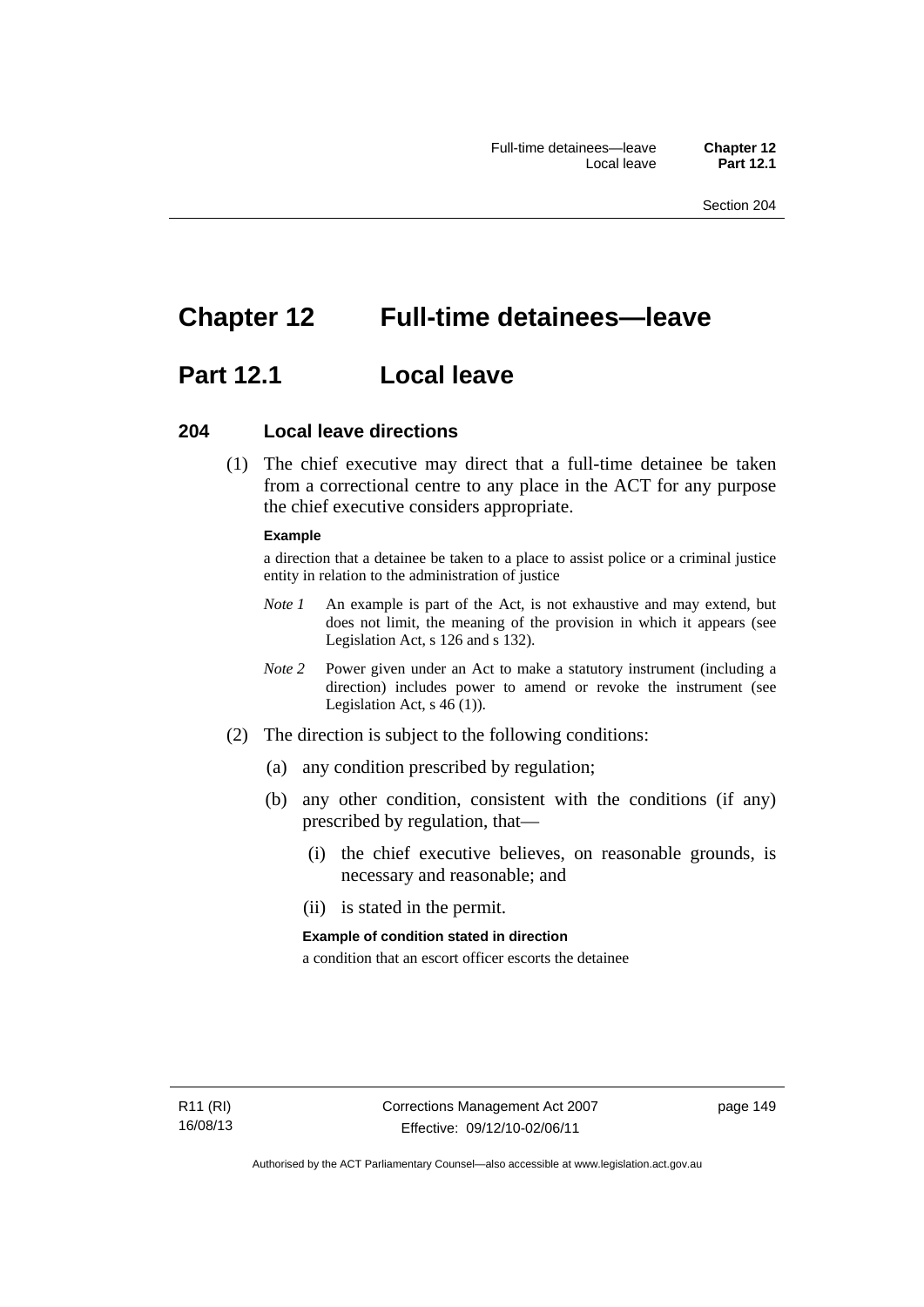# Chapter 12 Full-time detainees—leave

## Part 12.1 Local leave

### 204 Local leave directions

(1) The chief executive may direct that a full-time detainee be taken from a correctional centre to any place in the ACT for any purpose the chief executive considers appropriate.

**Example**

a direction that a detainee be taken to a place to assist police or a criminal justice entity in relation to the administration of justice

*Note 1* An example is part of the Act, is not exhaustive and may extend, but does not limit, the meaning of the provision in which it appears (see Legislation Act, s 126 and s 132).

*Note 2* Power given under an Act to make a statutory instrument (including a direction) includes power to amend or revoke the instrument (see Legislation Act, s 46 (1)).

(2) The direction is subject to the following conditions:

(a) any condition prescribed by regulation;

(b) any other condition, consistent with the conditions (if any) prescribed by regulation, that—

(i) the chief executive believes, on reasonable grounds, is necessary and reasonable; and

(ii) is stated in the permit.

**Example of condition stated in direction**

a condition that an escort officer escorts the detainee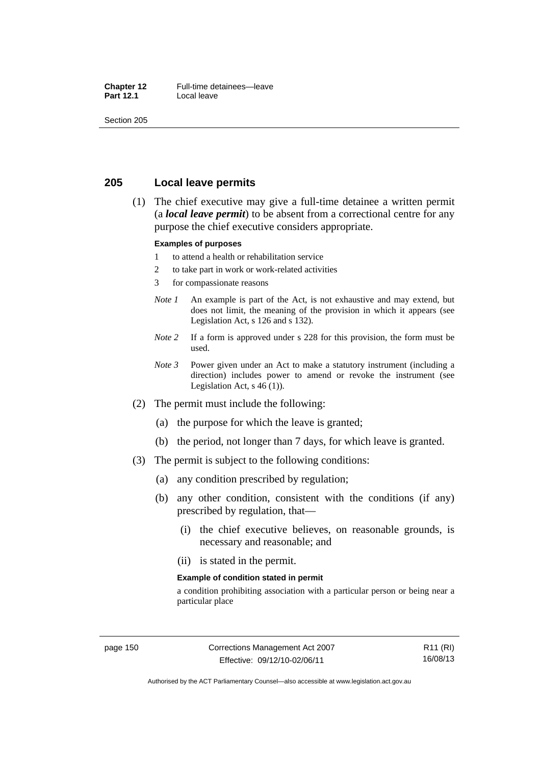## 205 Local leave permits

(1) The chief executive may give a full-time detainee a written permit (a ***local leave permit***) to be absent from a correctional centre for any purpose the chief executive considers appropriate.

**Examples of purposes**

1 to attend a health or rehabilitation service

2 to take part in work or work-related activities

3 for compassionate reasons

*Note 1* An example is part of the Act, is not exhaustive and may extend, but does not limit, the meaning of the provision in which it appears (see Legislation Act, s 126 and s 132).

*Note 2* If a form is approved under s 228 for this provision, the form must be used.

*Note 3* Power given under an Act to make a statutory instrument (including a direction) includes power to amend or revoke the instrument (see Legislation Act, s 46 (1)).

(2) The permit must include the following:

(a) the purpose for which the leave is granted;

(b) the period, not longer than 7 days, for which leave is granted.

(3) The permit is subject to the following conditions:

(a) any condition prescribed by regulation;

(b) any other condition, consistent with the conditions (if any) prescribed by regulation, that—

(i) the chief executive believes, on reasonable grounds, is necessary and reasonable; and

(ii) is stated in the permit.

**Example of condition stated in permit**

a condition prohibiting association with a particular person or being near a particular place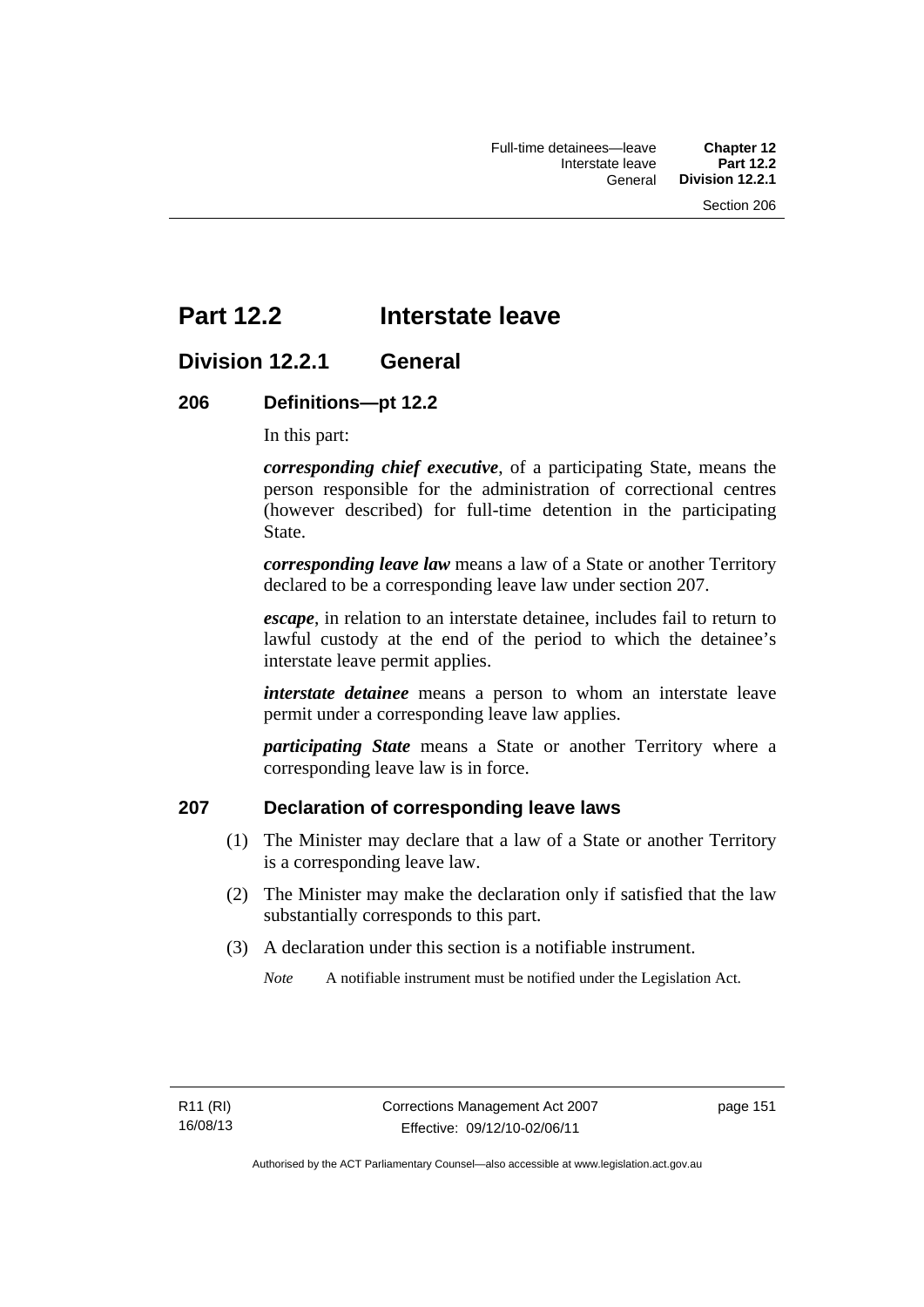# Part 12.2 Interstate leave

## Division 12.2.1 General

### 206 Definitions—pt 12.2

In this part:

***corresponding chief executive***, of a participating State, means the person responsible for the administration of correctional centres (however described) for full-time detention in the participating State.

***corresponding leave law*** means a law of a State or another Territory declared to be a corresponding leave law under section 207.

***escape***, in relation to an interstate detainee, includes fail to return to lawful custody at the end of the period to which the detainee's interstate leave permit applies.

***interstate detainee*** means a person to whom an interstate leave permit under a corresponding leave law applies.

***participating State*** means a State or another Territory where a corresponding leave law is in force.

### 207 Declaration of corresponding leave laws

(1) The Minister may declare that a law of a State or another Territory is a corresponding leave law.

(2) The Minister may make the declaration only if satisfied that the law substantially corresponds to this part.

(3) A declaration under this section is a notifiable instrument.

*Note* A notifiable instrument must be notified under the Legislation Act.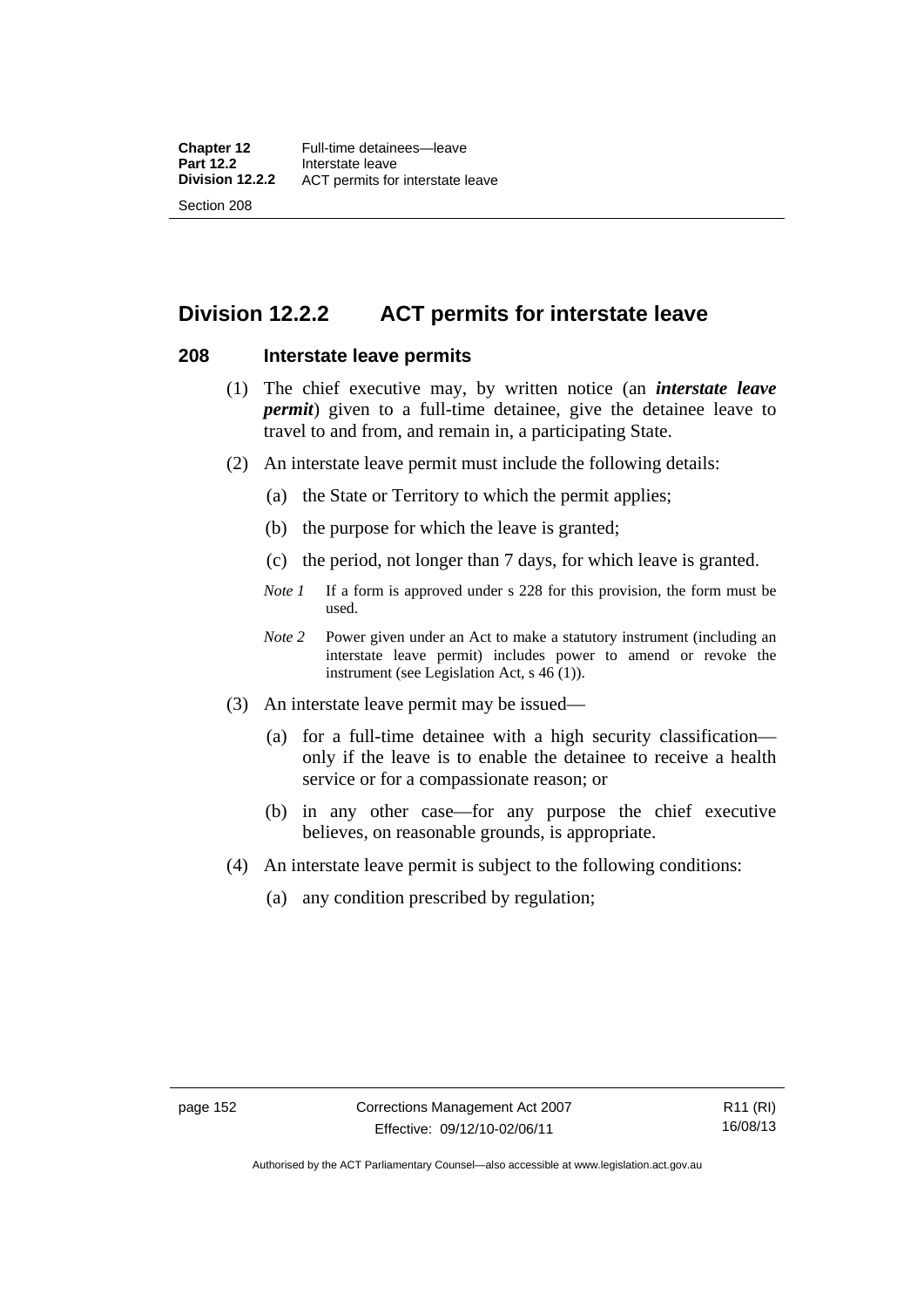## Division 12.2.2 ACT permits for interstate leave

### 208 Interstate leave permits

(1) The chief executive may, by written notice (an ***interstate leave permit***) given to a full-time detainee, give the detainee leave to travel to and from, and remain in, a participating State.

(2) An interstate leave permit must include the following details:

(a) the State or Territory to which the permit applies;

(b) the purpose for which the leave is granted;

(c) the period, not longer than 7 days, for which leave is granted.

*Note 1* If a form is approved under s 228 for this provision, the form must be used.

*Note 2* Power given under an Act to make a statutory instrument (including an interstate leave permit) includes power to amend or revoke the instrument (see Legislation Act, s 46 (1)).

(3) An interstate leave permit may be issued—

(a) for a full-time detainee with a high security classification—only if the leave is to enable the detainee to receive a health service or for a compassionate reason; or

(b) in any other case—for any purpose the chief executive believes, on reasonable grounds, is appropriate.

(4) An interstate leave permit is subject to the following conditions:

(a) any condition prescribed by regulation;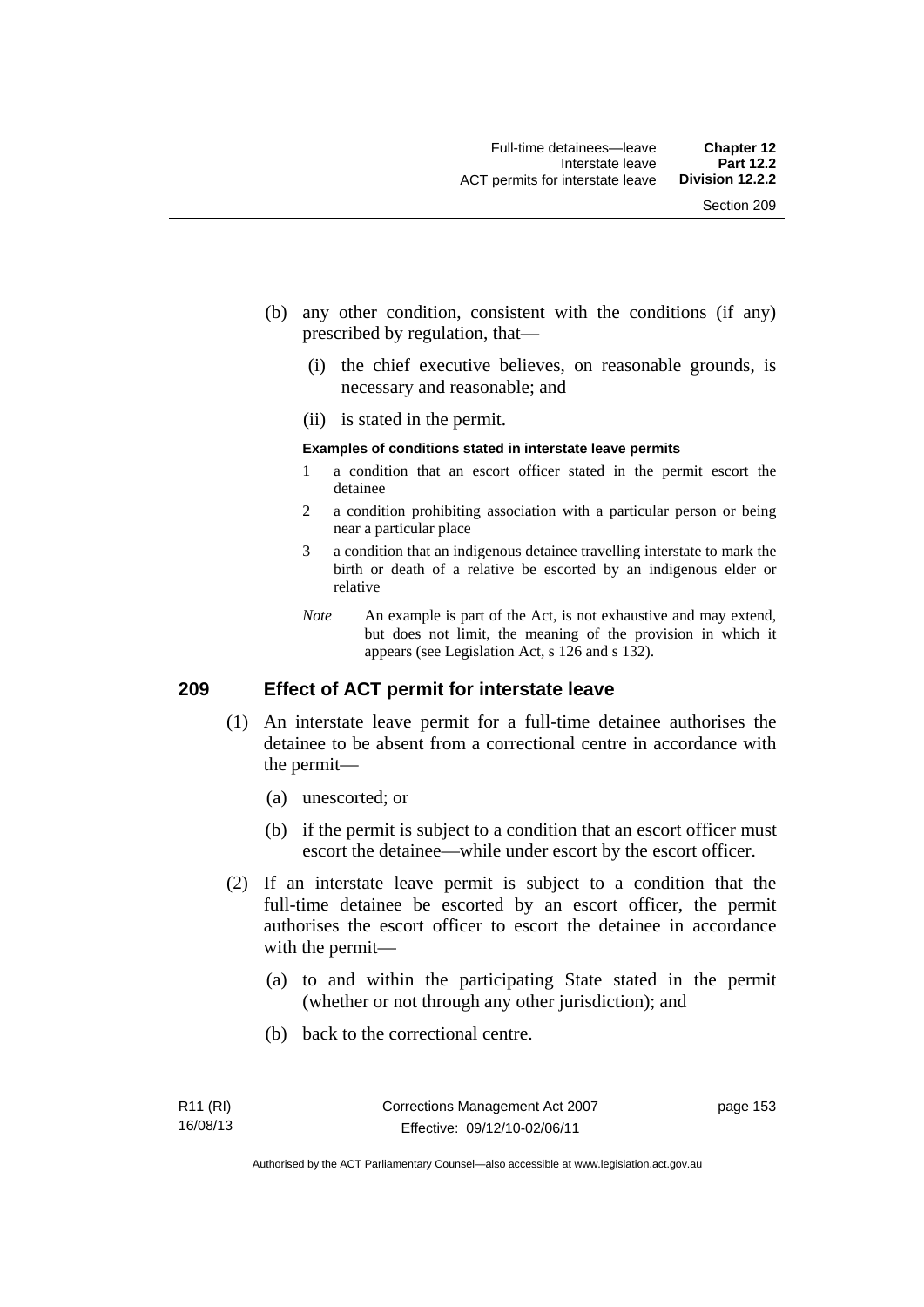(b) any other condition, consistent with the conditions (if any) prescribed by regulation, that—

  (i) the chief executive believes, on reasonable grounds, is necessary and reasonable; and

  (ii) is stated in the permit.

**Examples of conditions stated in interstate leave permits**

1 a condition that an escort officer stated in the permit escort the detainee

2 a condition prohibiting association with a particular person or being near a particular place

3 a condition that an indigenous detainee travelling interstate to mark the birth or death of a relative be escorted by an indigenous elder or relative

*Note* An example is part of the Act, is not exhaustive and may extend, but does not limit, the meaning of the provision in which it appears (see Legislation Act, s 126 and s 132).

## 209 Effect of ACT permit for interstate leave

(1) An interstate leave permit for a full-time detainee authorises the detainee to be absent from a correctional centre in accordance with the permit—

  (a) unescorted; or

  (b) if the permit is subject to a condition that an escort officer must escort the detainee—while under escort by the escort officer.

(2) If an interstate leave permit is subject to a condition that the full-time detainee be escorted by an escort officer, the permit authorises the escort officer to escort the detainee in accordance with the permit—

  (a) to and within the participating State stated in the permit (whether or not through any other jurisdiction); and

  (b) back to the correctional centre.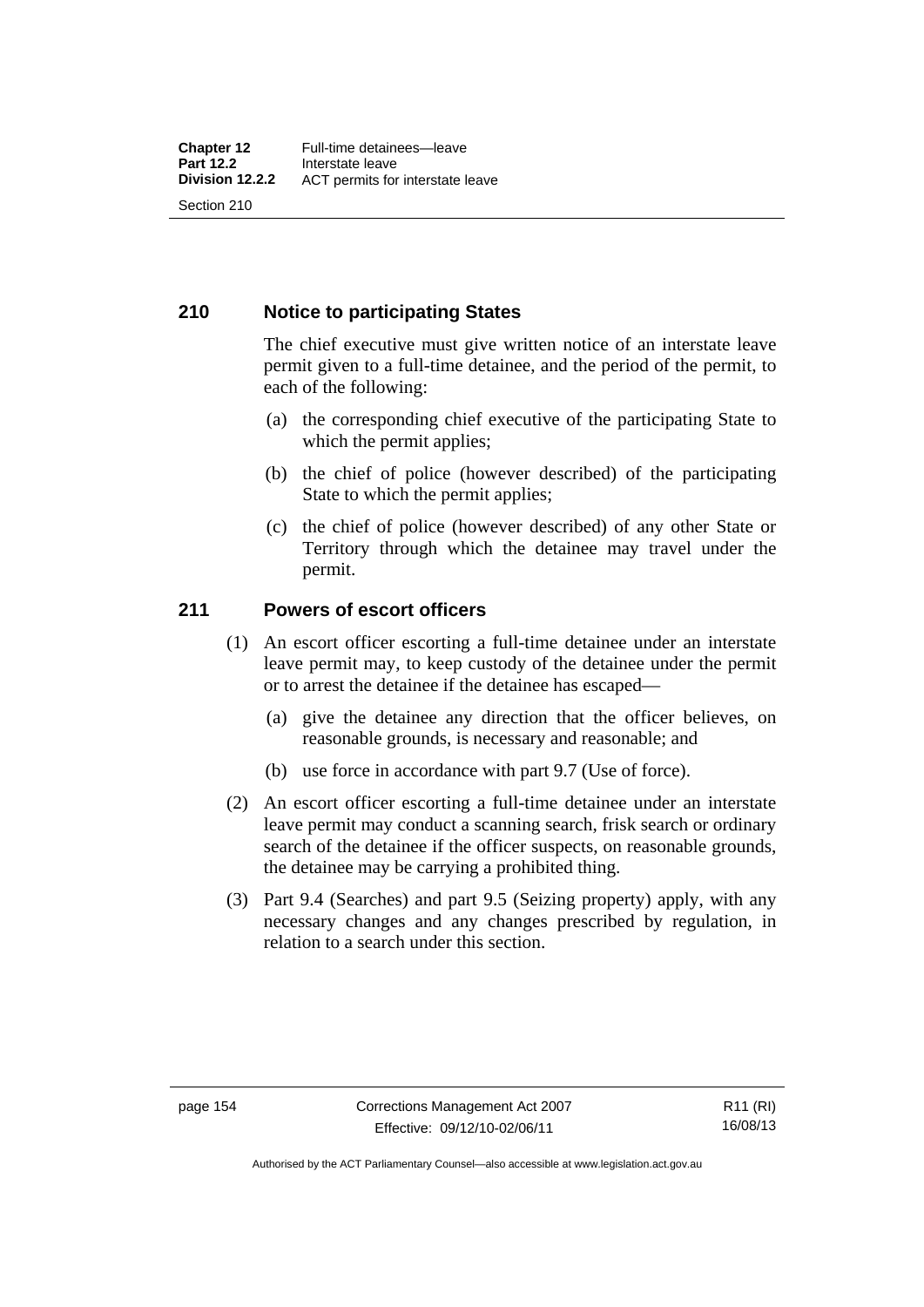## 210 Notice to participating States

The chief executive must give written notice of an interstate leave permit given to a full-time detainee, and the period of the permit, to each of the following:

(a) the corresponding chief executive of the participating State to which the permit applies;

(b) the chief of police (however described) of the participating State to which the permit applies;

(c) the chief of police (however described) of any other State or Territory through which the detainee may travel under the permit.

## 211 Powers of escort officers

(1) An escort officer escorting a full-time detainee under an interstate leave permit may, to keep custody of the detainee under the permit or to arrest the detainee if the detainee has escaped—

(a) give the detainee any direction that the officer believes, on reasonable grounds, is necessary and reasonable; and

(b) use force in accordance with part 9.7 (Use of force).

(2) An escort officer escorting a full-time detainee under an interstate leave permit may conduct a scanning search, frisk search or ordinary search of the detainee if the officer suspects, on reasonable grounds, the detainee may be carrying a prohibited thing.

(3) Part 9.4 (Searches) and part 9.5 (Seizing property) apply, with any necessary changes and any changes prescribed by regulation, in relation to a search under this section.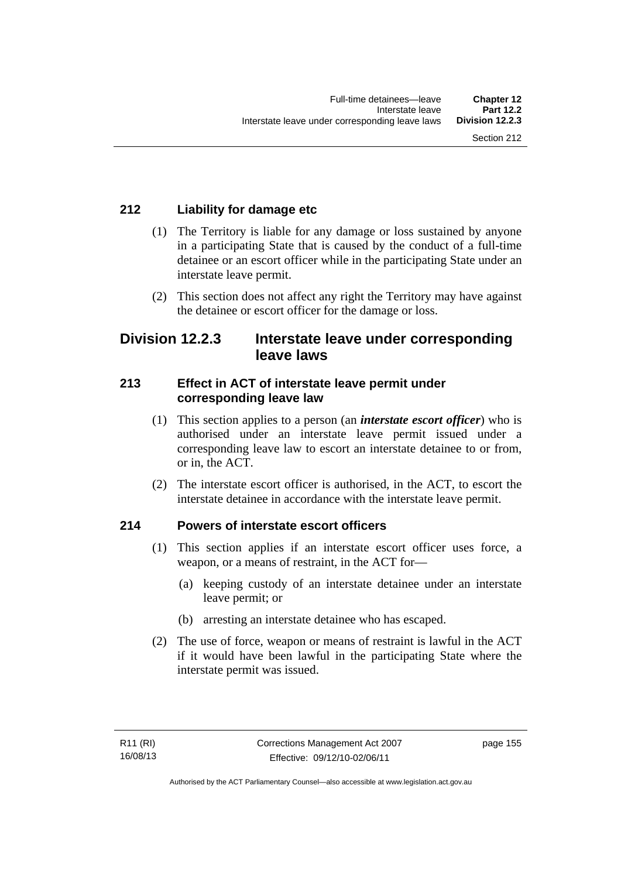### 212 Liability for damage etc

(1) The Territory is liable for any damage or loss sustained by anyone in a participating State that is caused by the conduct of a full-time detainee or an escort officer while in the participating State under an interstate leave permit.

(2) This section does not affect any right the Territory may have against the detainee or escort officer for the damage or loss.

## Division 12.2.3 Interstate leave under corresponding leave laws

### 213 Effect in ACT of interstate leave permit under corresponding leave law

(1) This section applies to a person (an ***interstate escort officer***) who is authorised under an interstate leave permit issued under a corresponding leave law to escort an interstate detainee to or from, or in, the ACT.

(2) The interstate escort officer is authorised, in the ACT, to escort the interstate detainee in accordance with the interstate leave permit.

### 214 Powers of interstate escort officers

(1) This section applies if an interstate escort officer uses force, a weapon, or a means of restraint, in the ACT for—

(a) keeping custody of an interstate detainee under an interstate leave permit; or

(b) arresting an interstate detainee who has escaped.

(2) The use of force, weapon or means of restraint is lawful in the ACT if it would have been lawful in the participating State where the interstate permit was issued.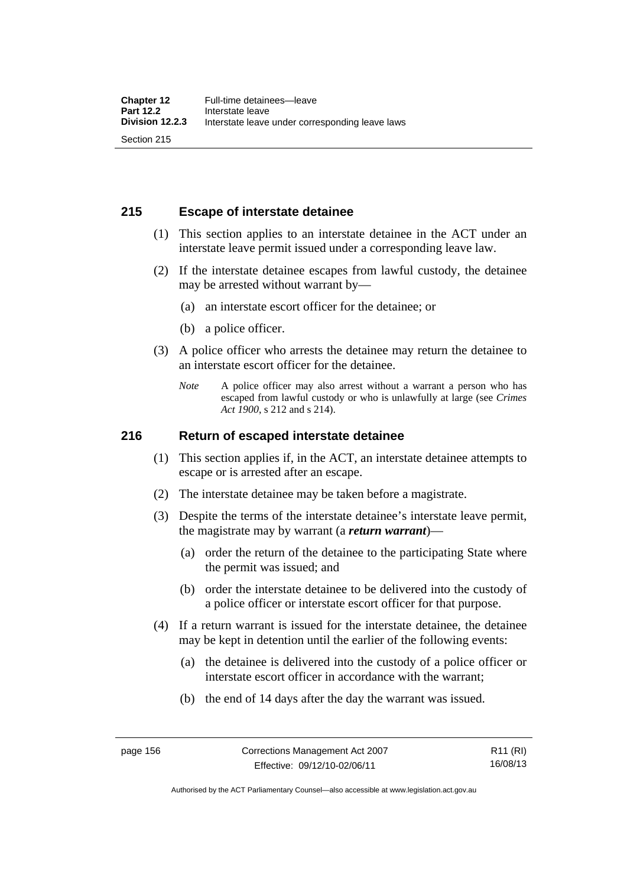## 215 Escape of interstate detainee

(1) This section applies to an interstate detainee in the ACT under an interstate leave permit issued under a corresponding leave law.

(2) If the interstate detainee escapes from lawful custody, the detainee may be arrested without warrant by—

(a) an interstate escort officer for the detainee; or

(b) a police officer.

(3) A police officer who arrests the detainee may return the detainee to an interstate escort officer for the detainee.

*Note* A police officer may also arrest without a warrant a person who has escaped from lawful custody or who is unlawfully at large (see *Crimes Act 1900*, s 212 and s 214).

## 216 Return of escaped interstate detainee

(1) This section applies if, in the ACT, an interstate detainee attempts to escape or is arrested after an escape.

(2) The interstate detainee may be taken before a magistrate.

(3) Despite the terms of the interstate detainee's interstate leave permit, the magistrate may by warrant (a ***return warrant***)—

(a) order the return of the detainee to the participating State where the permit was issued; and

(b) order the interstate detainee to be delivered into the custody of a police officer or interstate escort officer for that purpose.

(4) If a return warrant is issued for the interstate detainee, the detainee may be kept in detention until the earlier of the following events:

(a) the detainee is delivered into the custody of a police officer or interstate escort officer in accordance with the warrant;

(b) the end of 14 days after the day the warrant was issued.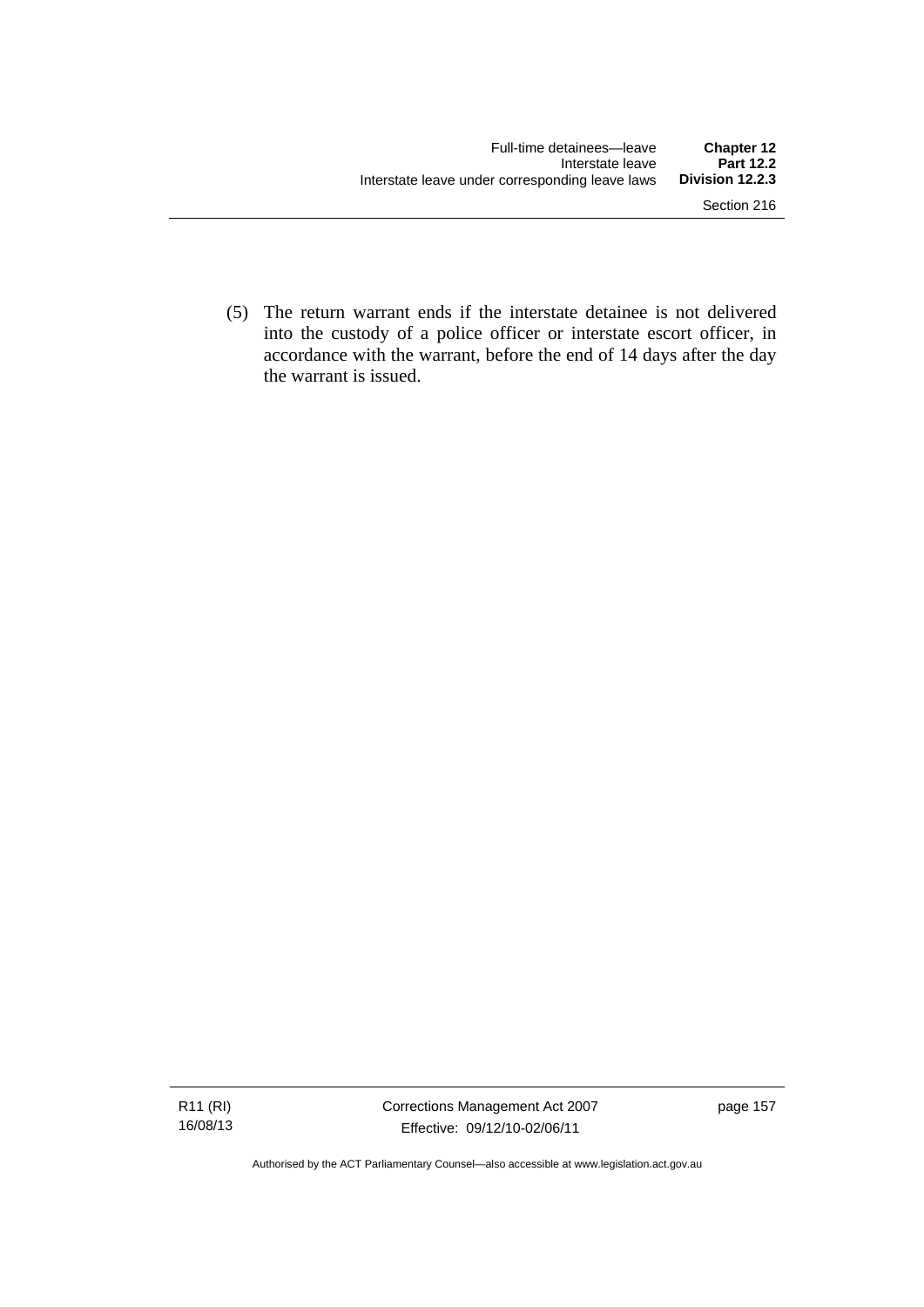(5) The return warrant ends if the interstate detainee is not delivered into the custody of a police officer or interstate escort officer, in accordance with the warrant, before the end of 14 days after the day the warrant is issued.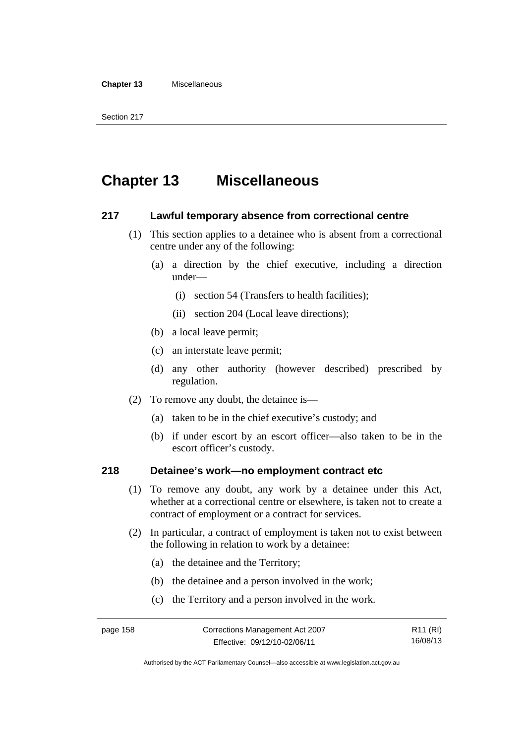# Chapter 13 Miscellaneous

## 217 Lawful temporary absence from correctional centre

(1) This section applies to a detainee who is absent from a correctional centre under any of the following:

- (a) a direction by the chief executive, including a direction under—
  - (i) section 54 (Transfers to health facilities);
  - (ii) section 204 (Local leave directions);
- (b) a local leave permit;
- (c) an interstate leave permit;
- (d) any other authority (however described) prescribed by regulation.

(2) To remove any doubt, the detainee is—

- (a) taken to be in the chief executive's custody; and
- (b) if under escort by an escort officer—also taken to be in the escort officer's custody.

## 218 Detainee's work—no employment contract etc

(1) To remove any doubt, any work by a detainee under this Act, whether at a correctional centre or elsewhere, is taken not to create a contract of employment or a contract for services.

(2) In particular, a contract of employment is taken not to exist between the following in relation to work by a detainee:

- (a) the detainee and the Territory;
- (b) the detainee and a person involved in the work;
- (c) the Territory and a person involved in the work.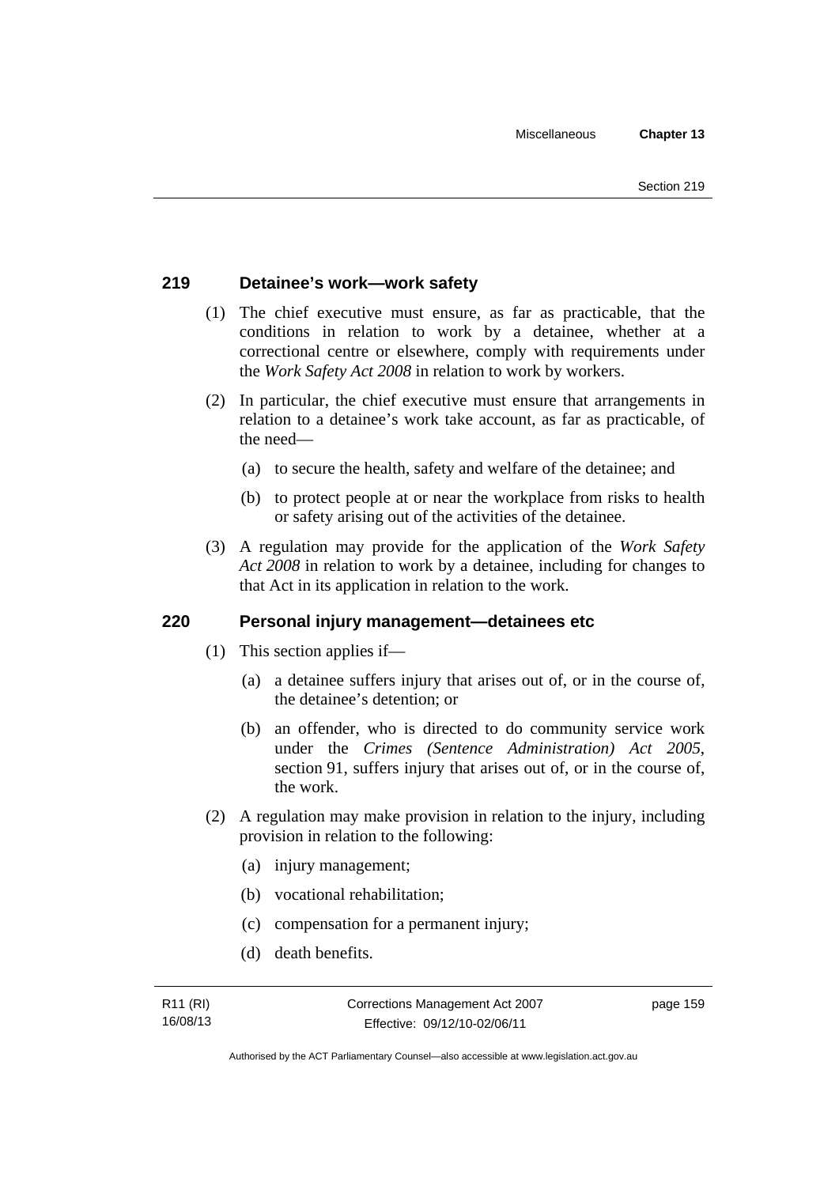## 219 Detainee's work—work safety

(1) The chief executive must ensure, as far as practicable, that the conditions in relation to work by a detainee, whether at a correctional centre or elsewhere, comply with requirements under the *Work Safety Act 2008* in relation to work by workers.

(2) In particular, the chief executive must ensure that arrangements in relation to a detainee's work take account, as far as practicable, of the need—

(a) to secure the health, safety and welfare of the detainee; and

(b) to protect people at or near the workplace from risks to health or safety arising out of the activities of the detainee.

(3) A regulation may provide for the application of the *Work Safety Act 2008* in relation to work by a detainee, including for changes to that Act in its application in relation to the work.

## 220 Personal injury management—detainees etc

(1) This section applies if—

(a) a detainee suffers injury that arises out of, or in the course of, the detainee's detention; or

(b) an offender, who is directed to do community service work under the *Crimes (Sentence Administration) Act 2005*, section 91, suffers injury that arises out of, or in the course of, the work.

(2) A regulation may make provision in relation to the injury, including provision in relation to the following:

(a) injury management;

(b) vocational rehabilitation;

(c) compensation for a permanent injury;

(d) death benefits.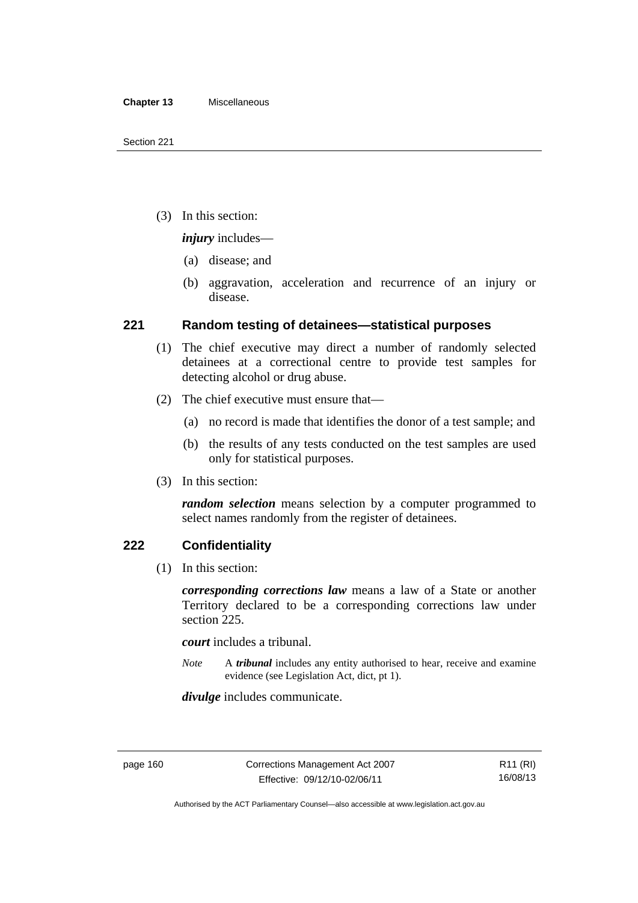(3) In this section:

***injury*** includes—

(a) disease; and

(b) aggravation, acceleration and recurrence of an injury or disease.

## 221 Random testing of detainees—statistical purposes

(1) The chief executive may direct a number of randomly selected detainees at a correctional centre to provide test samples for detecting alcohol or drug abuse.

(2) The chief executive must ensure that—

(a) no record is made that identifies the donor of a test sample; and

(b) the results of any tests conducted on the test samples are used only for statistical purposes.

(3) In this section:

***random selection*** means selection by a computer programmed to select names randomly from the register of detainees.

## 222 Confidentiality

(1) In this section:

***corresponding corrections law*** means a law of a State or another Territory declared to be a corresponding corrections law under section 225.

***court*** includes a tribunal.

*Note* A ***tribunal*** includes any entity authorised to hear, receive and examine evidence (see Legislation Act, dict, pt 1).

***divulge*** includes communicate.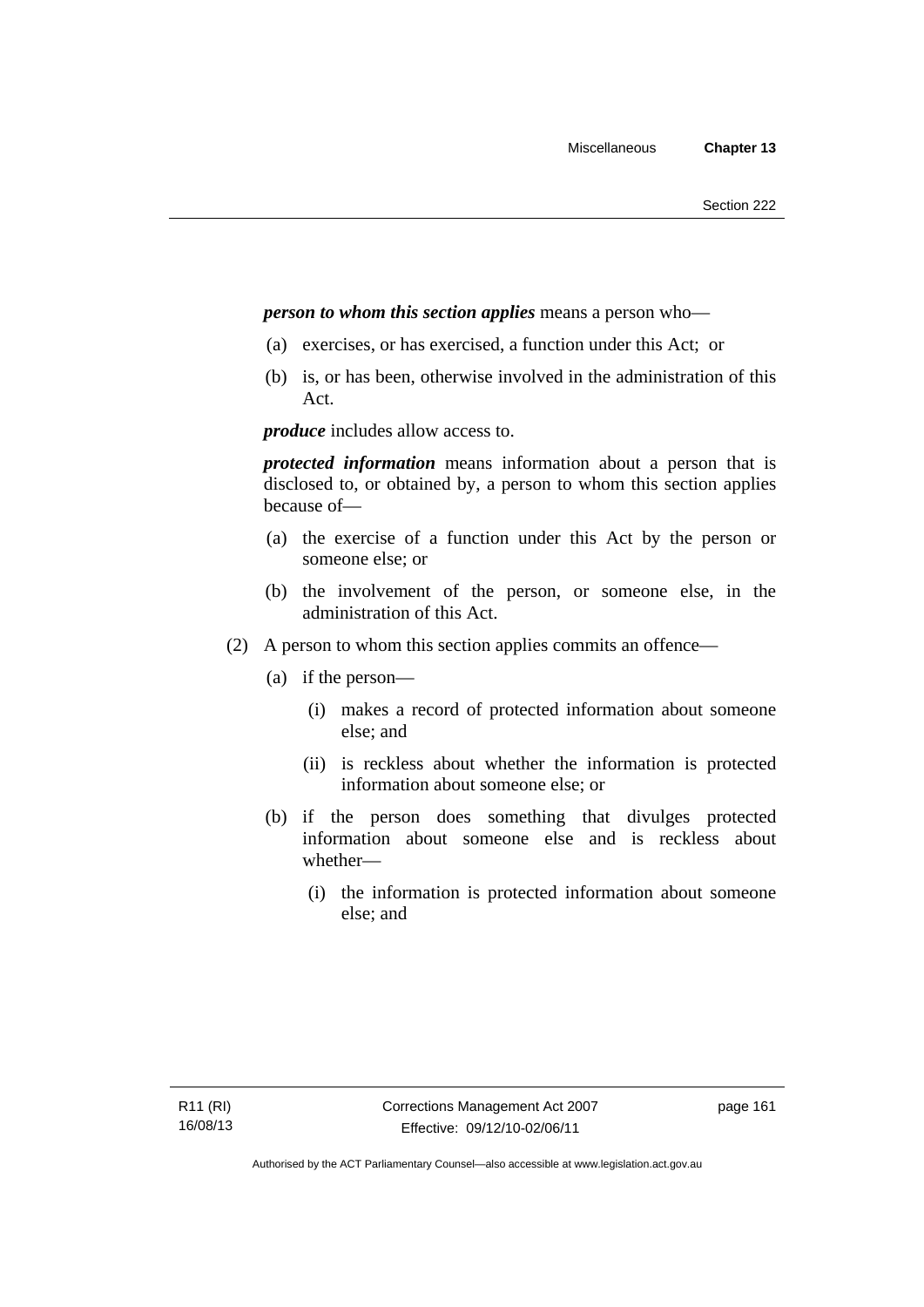***person to whom this section applies*** means a person who—

(a) exercises, or has exercised, a function under this Act; or

(b) is, or has been, otherwise involved in the administration of this Act.

***produce*** includes allow access to.

***protected information*** means information about a person that is disclosed to, or obtained by, a person to whom this section applies because of—

(a) the exercise of a function under this Act by the person or someone else; or

(b) the involvement of the person, or someone else, in the administration of this Act.

(2) A person to whom this section applies commits an offence—

(a) if the person—

(i) makes a record of protected information about someone else; and

(ii) is reckless about whether the information is protected information about someone else; or

(b) if the person does something that divulges protected information about someone else and is reckless about whether—

(i) the information is protected information about someone else; and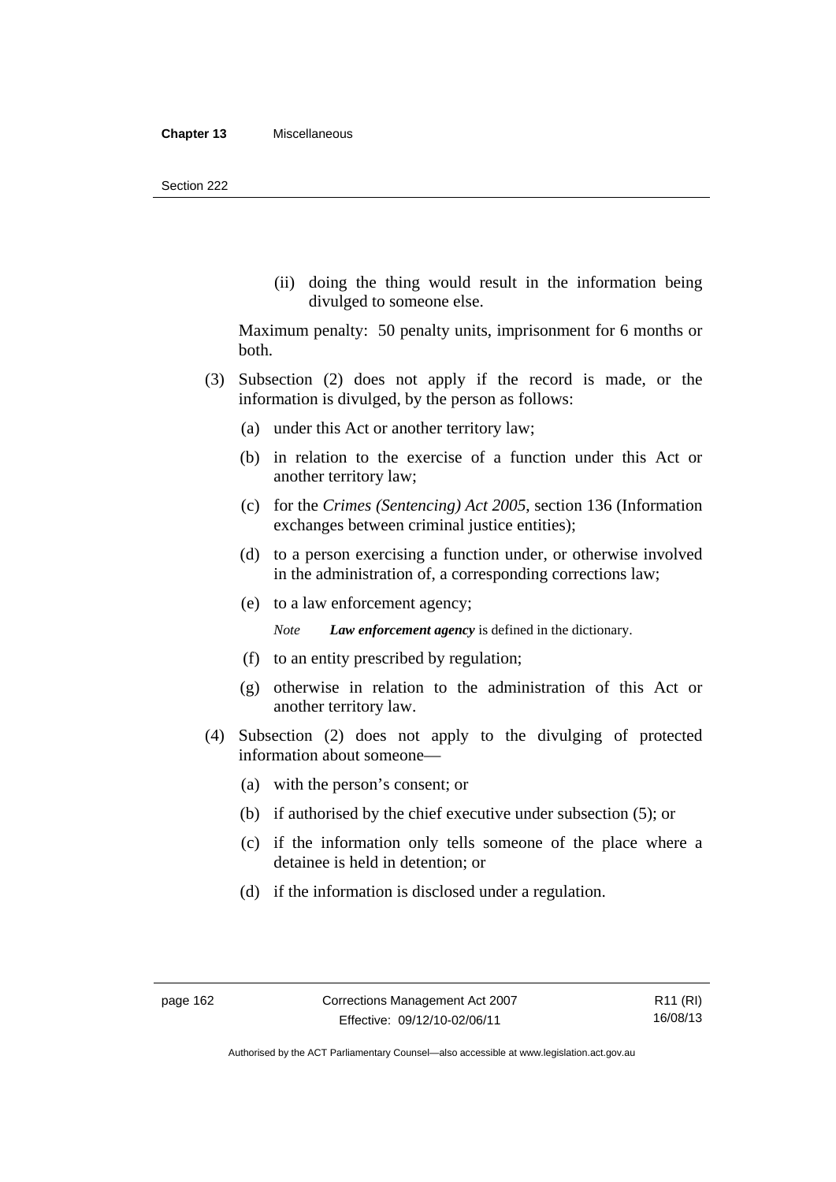(ii) doing the thing would result in the information being divulged to someone else.

Maximum penalty: 50 penalty units, imprisonment for 6 months or both.

(3) Subsection (2) does not apply if the record is made, or the information is divulged, by the person as follows:

(a) under this Act or another territory law;

(b) in relation to the exercise of a function under this Act or another territory law;

(c) for the *Crimes (Sentencing) Act 2005*, section 136 (Information exchanges between criminal justice entities);

(d) to a person exercising a function under, or otherwise involved in the administration of, a corresponding corrections law;

(e) to a law enforcement agency;

*Note* ***Law enforcement agency*** is defined in the dictionary.

(f) to an entity prescribed by regulation;

(g) otherwise in relation to the administration of this Act or another territory law.

(4) Subsection (2) does not apply to the divulging of protected information about someone—

(a) with the person's consent; or

(b) if authorised by the chief executive under subsection (5); or

(c) if the information only tells someone of the place where a detainee is held in detention; or

(d) if the information is disclosed under a regulation.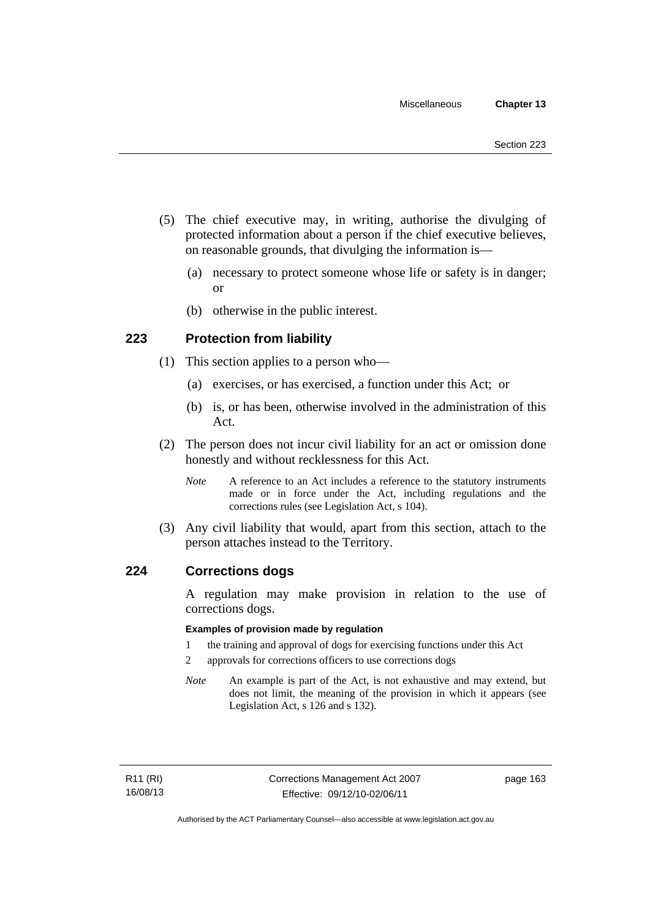(5) The chief executive may, in writing, authorise the divulging of protected information about a person if the chief executive believes, on reasonable grounds, that divulging the information is—

(a) necessary to protect someone whose life or safety is in danger; or

(b) otherwise in the public interest.

## 223 Protection from liability

(1) This section applies to a person who—

(a) exercises, or has exercised, a function under this Act; or

(b) is, or has been, otherwise involved in the administration of this Act.

(2) The person does not incur civil liability for an act or omission done honestly and without recklessness for this Act.

*Note* A reference to an Act includes a reference to the statutory instruments made or in force under the Act, including regulations and the corrections rules (see Legislation Act, s 104).

(3) Any civil liability that would, apart from this section, attach to the person attaches instead to the Territory.

## 224 Corrections dogs

A regulation may make provision in relation to the use of corrections dogs.

**Examples of provision made by regulation**

1 the training and approval of dogs for exercising functions under this Act

2 approvals for corrections officers to use corrections dogs

*Note* An example is part of the Act, is not exhaustive and may extend, but does not limit, the meaning of the provision in which it appears (see Legislation Act, s 126 and s 132).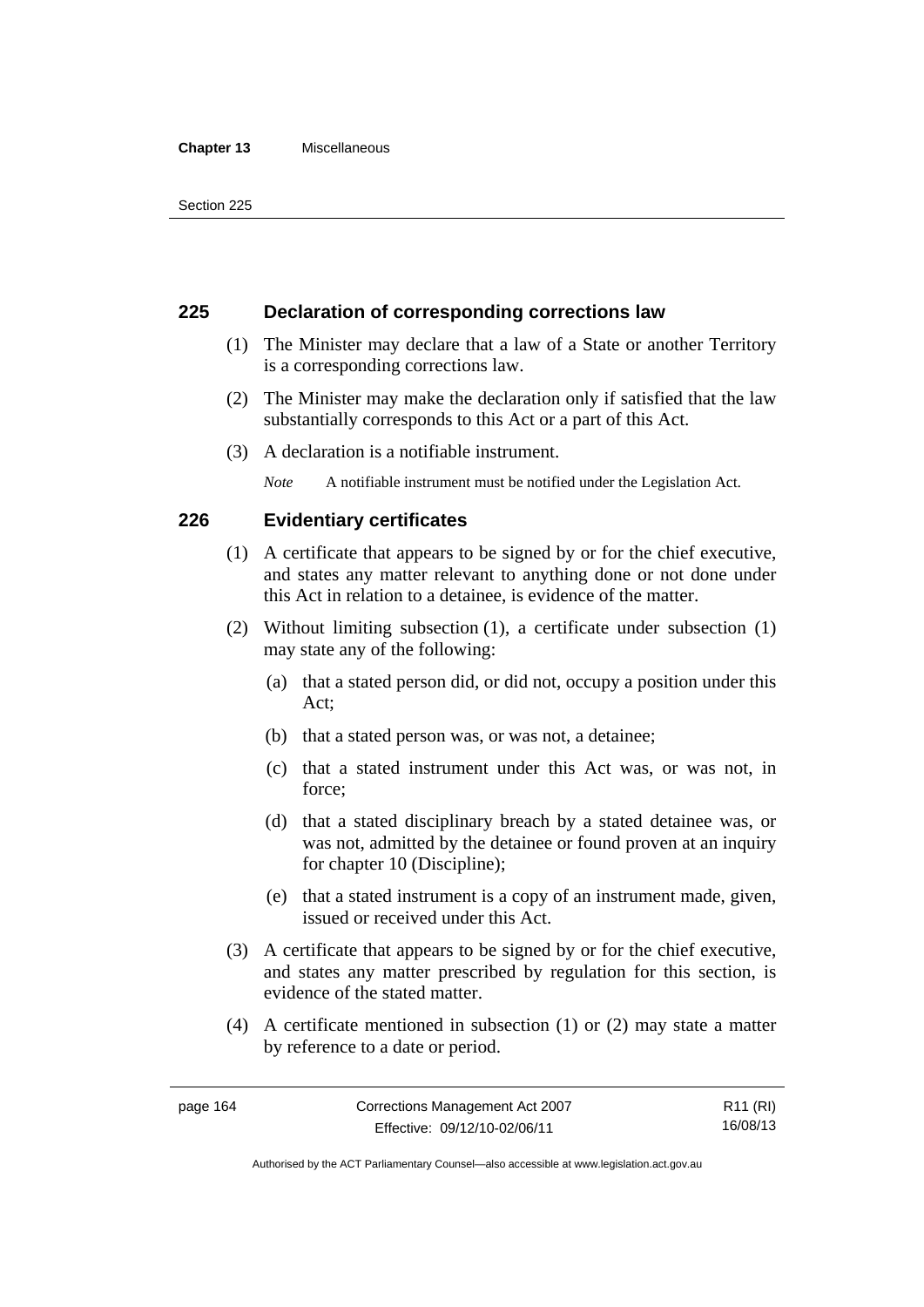### 225 Declaration of corresponding corrections law

(1) The Minister may declare that a law of a State or another Territory is a corresponding corrections law.

(2) The Minister may make the declaration only if satisfied that the law substantially corresponds to this Act or a part of this Act.

(3) A declaration is a notifiable instrument.

*Note* A notifiable instrument must be notified under the Legislation Act.

### 226 Evidentiary certificates

(1) A certificate that appears to be signed by or for the chief executive, and states any matter relevant to anything done or not done under this Act in relation to a detainee, is evidence of the matter.

(2) Without limiting subsection (1), a certificate under subsection (1) may state any of the following:

(a) that a stated person did, or did not, occupy a position under this Act;

(b) that a stated person was, or was not, a detainee;

(c) that a stated instrument under this Act was, or was not, in force;

(d) that a stated disciplinary breach by a stated detainee was, or was not, admitted by the detainee or found proven at an inquiry for chapter 10 (Discipline);

(e) that a stated instrument is a copy of an instrument made, given, issued or received under this Act.

(3) A certificate that appears to be signed by or for the chief executive, and states any matter prescribed by regulation for this section, is evidence of the stated matter.

(4) A certificate mentioned in subsection (1) or (2) may state a matter by reference to a date or period.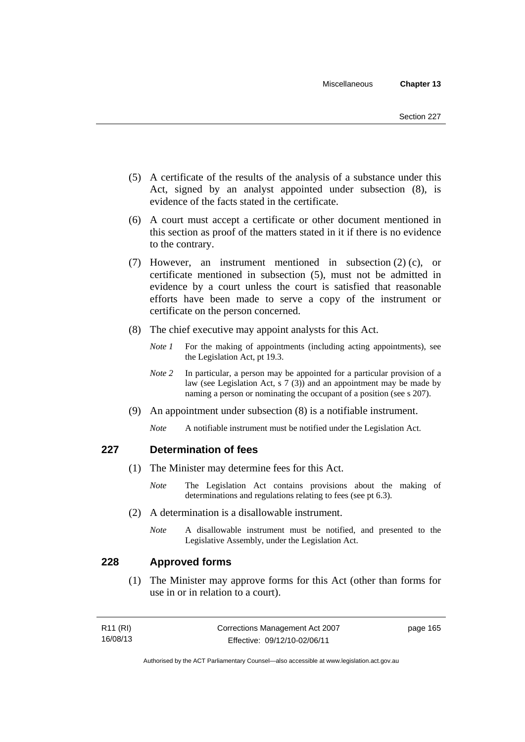(5) A certificate of the results of the analysis of a substance under this Act, signed by an analyst appointed under subsection (8), is evidence of the facts stated in the certificate.

(6) A court must accept a certificate or other document mentioned in this section as proof of the matters stated in it if there is no evidence to the contrary.

(7) However, an instrument mentioned in subsection (2) (c), or certificate mentioned in subsection (5), must not be admitted in evidence by a court unless the court is satisfied that reasonable efforts have been made to serve a copy of the instrument or certificate on the person concerned.

(8) The chief executive may appoint analysts for this Act.

*Note 1* For the making of appointments (including acting appointments), see the Legislation Act, pt 19.3.

*Note 2* In particular, a person may be appointed for a particular provision of a law (see Legislation Act, s 7 (3)) and an appointment may be made by naming a person or nominating the occupant of a position (see s 207).

(9) An appointment under subsection (8) is a notifiable instrument.

*Note* A notifiable instrument must be notified under the Legislation Act.

## 227 Determination of fees

(1) The Minister may determine fees for this Act.

*Note* The Legislation Act contains provisions about the making of determinations and regulations relating to fees (see pt 6.3).

(2) A determination is a disallowable instrument.

*Note* A disallowable instrument must be notified, and presented to the Legislative Assembly, under the Legislation Act.

## 228 Approved forms

(1) The Minister may approve forms for this Act (other than forms for use in or in relation to a court).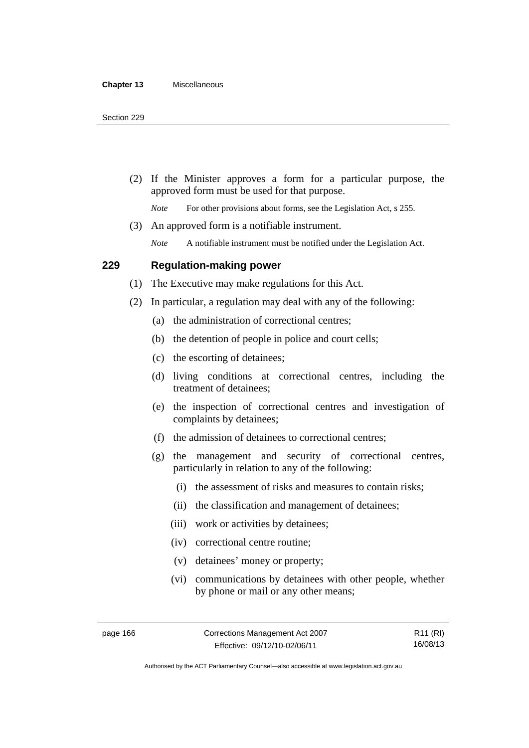(2) If the Minister approves a form for a particular purpose, the approved form must be used for that purpose.

*Note* For other provisions about forms, see the Legislation Act, s 255.

(3) An approved form is a notifiable instrument.

*Note* A notifiable instrument must be notified under the Legislation Act.

## 229 Regulation-making power

(1) The Executive may make regulations for this Act.

(2) In particular, a regulation may deal with any of the following:

(a) the administration of correctional centres;

(b) the detention of people in police and court cells;

(c) the escorting of detainees;

(d) living conditions at correctional centres, including the treatment of detainees;

(e) the inspection of correctional centres and investigation of complaints by detainees;

(f) the admission of detainees to correctional centres;

(g) the management and security of correctional centres, particularly in relation to any of the following:

(i) the assessment of risks and measures to contain risks;

(ii) the classification and management of detainees;

(iii) work or activities by detainees;

(iv) correctional centre routine;

(v) detainees' money or property;

(vi) communications by detainees with other people, whether by phone or mail or any other means;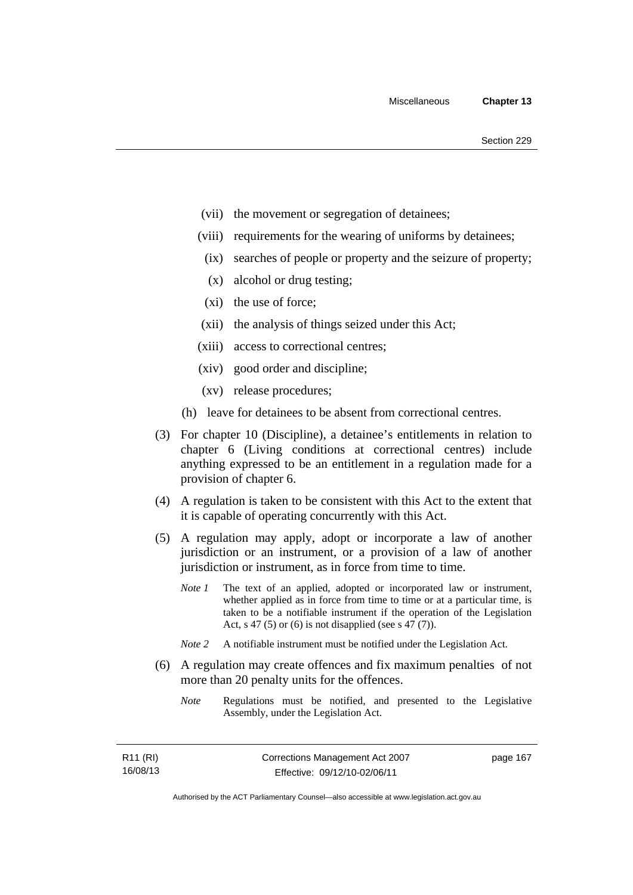(vii) the movement or segregation of detainees;

(viii) requirements for the wearing of uniforms by detainees;

(ix) searches of people or property and the seizure of property;

(x) alcohol or drug testing;

(xi) the use of force;

(xii) the analysis of things seized under this Act;

(xiii) access to correctional centres;

(xiv) good order and discipline;

(xv) release procedures;

(h) leave for detainees to be absent from correctional centres.

(3) For chapter 10 (Discipline), a detainee's entitlements in relation to chapter 6 (Living conditions at correctional centres) include anything expressed to be an entitlement in a regulation made for a provision of chapter 6.

(4) A regulation is taken to be consistent with this Act to the extent that it is capable of operating concurrently with this Act.

(5) A regulation may apply, adopt or incorporate a law of another jurisdiction or an instrument, or a provision of a law of another jurisdiction or instrument, as in force from time to time.

*Note 1* The text of an applied, adopted or incorporated law or instrument, whether applied as in force from time to time or at a particular time, is taken to be a notifiable instrument if the operation of the Legislation Act, s 47 (5) or (6) is not disapplied (see s 47 (7)).

*Note 2* A notifiable instrument must be notified under the Legislation Act.

(6) A regulation may create offences and fix maximum penalties of not more than 20 penalty units for the offences.

*Note* Regulations must be notified, and presented to the Legislative Assembly, under the Legislation Act.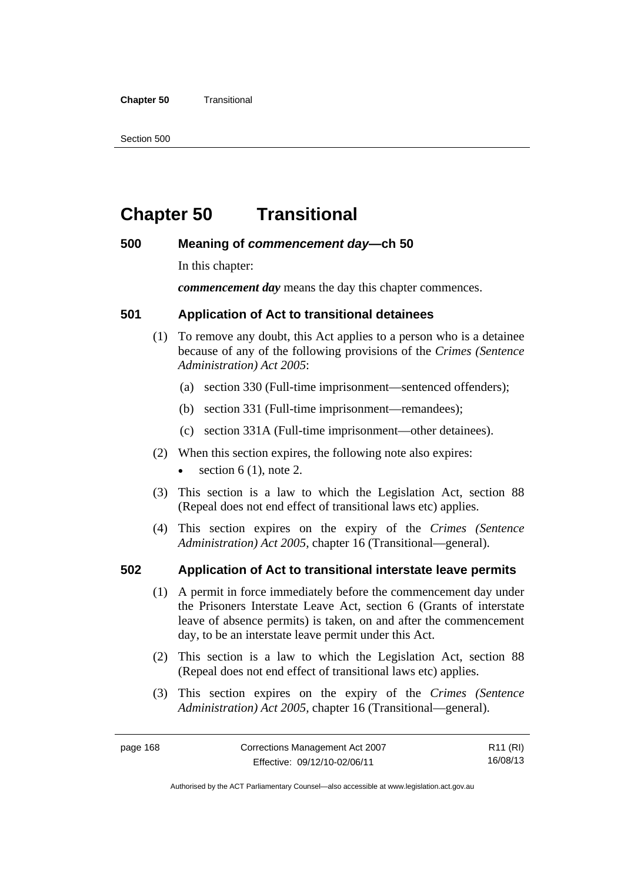# Chapter 50 Transitional

## 500 Meaning of *commencement day*—ch 50

In this chapter:

***commencement day*** means the day this chapter commences.

## 501 Application of Act to transitional detainees

(1) To remove any doubt, this Act applies to a person who is a detainee because of any of the following provisions of the *Crimes (Sentence Administration) Act 2005*:

(a) section 330 (Full-time imprisonment—sentenced offenders);

(b) section 331 (Full-time imprisonment—remandees);

(c) section 331A (Full-time imprisonment—other detainees).

(2) When this section expires, the following note also expires:

- section 6 (1), note 2.

(3) This section is a law to which the Legislation Act, section 88 (Repeal does not end effect of transitional laws etc) applies.

(4) This section expires on the expiry of the *Crimes (Sentence Administration) Act 2005,* chapter 16 (Transitional—general).

## 502 Application of Act to transitional interstate leave permits

(1) A permit in force immediately before the commencement day under the Prisoners Interstate Leave Act, section 6 (Grants of interstate leave of absence permits) is taken, on and after the commencement day, to be an interstate leave permit under this Act.

(2) This section is a law to which the Legislation Act, section 88 (Repeal does not end effect of transitional laws etc) applies.

(3) This section expires on the expiry of the *Crimes (Sentence Administration) Act 2005,* chapter 16 (Transitional—general).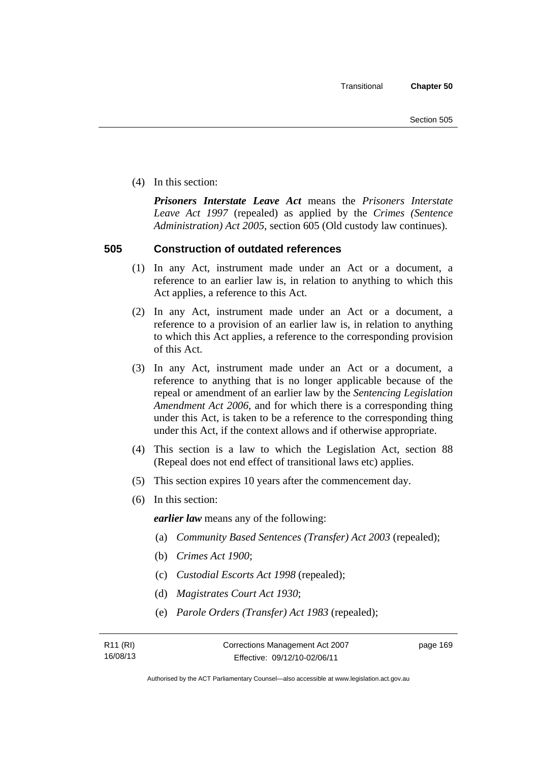(4) In this section:

***Prisoners Interstate Leave Act*** means the *Prisoners Interstate Leave Act 1997* (repealed) as applied by the *Crimes (Sentence Administration) Act 2005*, section 605 (Old custody law continues).

## 505 Construction of outdated references

(1) In any Act, instrument made under an Act or a document, a reference to an earlier law is, in relation to anything to which this Act applies, a reference to this Act.

(2) In any Act, instrument made under an Act or a document, a reference to a provision of an earlier law is, in relation to anything to which this Act applies, a reference to the corresponding provision of this Act.

(3) In any Act, instrument made under an Act or a document, a reference to anything that is no longer applicable because of the repeal or amendment of an earlier law by the *Sentencing Legislation Amendment Act 2006*, and for which there is a corresponding thing under this Act, is taken to be a reference to the corresponding thing under this Act, if the context allows and if otherwise appropriate.

(4) This section is a law to which the Legislation Act, section 88 (Repeal does not end effect of transitional laws etc) applies.

(5) This section expires 10 years after the commencement day.

(6) In this section:

***earlier law*** means any of the following:

(a) *Community Based Sentences (Transfer) Act 2003* (repealed);

(b) *Crimes Act 1900*;

(c) *Custodial Escorts Act 1998* (repealed);

(d) *Magistrates Court Act 1930*;

(e) *Parole Orders (Transfer) Act 1983* (repealed);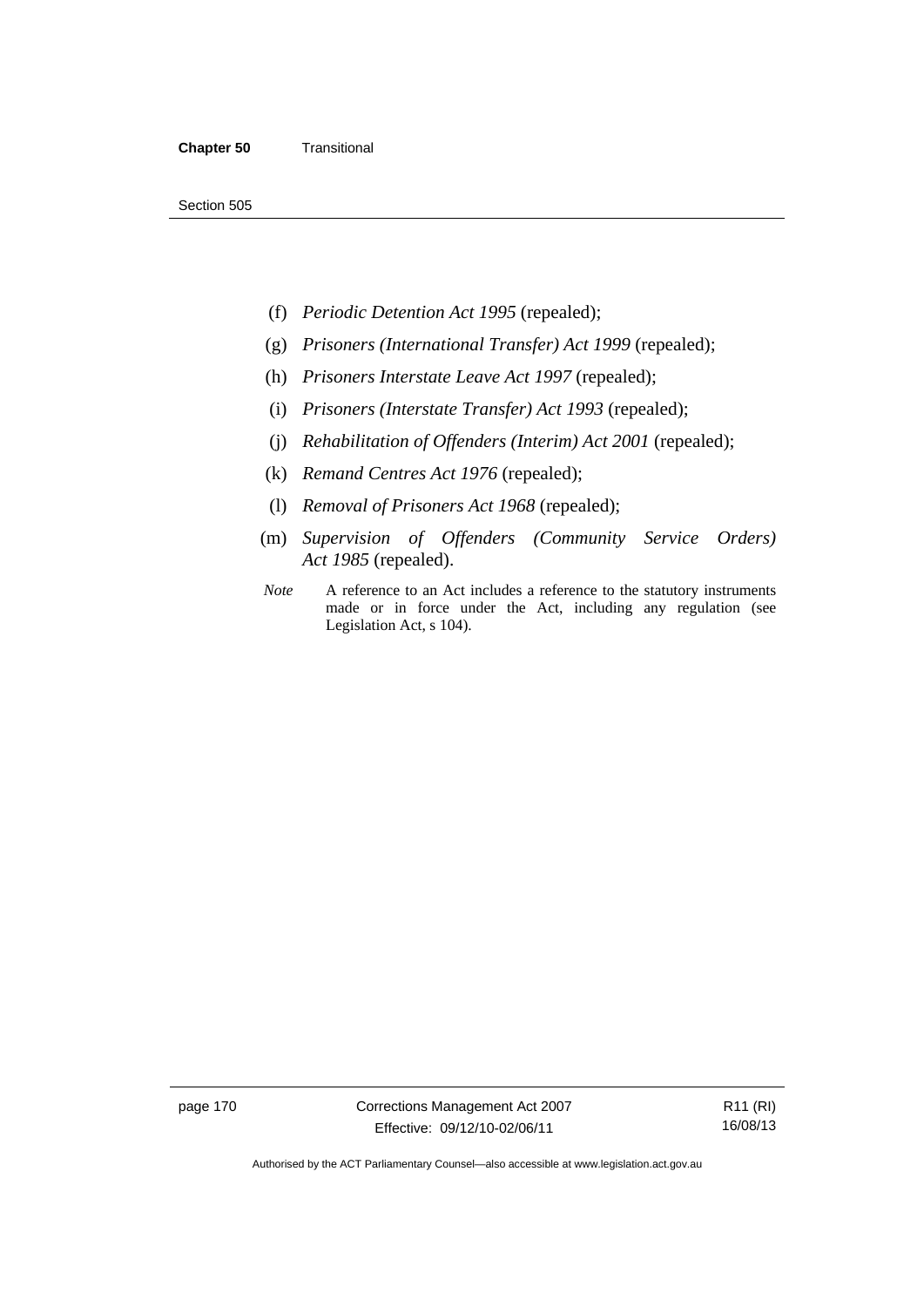(f) *Periodic Detention Act 1995* (repealed);

(g) *Prisoners (International Transfer) Act 1999* (repealed);

(h) *Prisoners Interstate Leave Act 1997* (repealed);

(i) *Prisoners (Interstate Transfer) Act 1993* (repealed);

(j) *Rehabilitation of Offenders (Interim) Act 2001* (repealed);

(k) *Remand Centres Act 1976* (repealed);

(l) *Removal of Prisoners Act 1968* (repealed);

(m) *Supervision of Offenders (Community Service Orders) Act 1985* (repealed).

*Note* A reference to an Act includes a reference to the statutory instruments made or in force under the Act, including any regulation (see Legislation Act, s 104).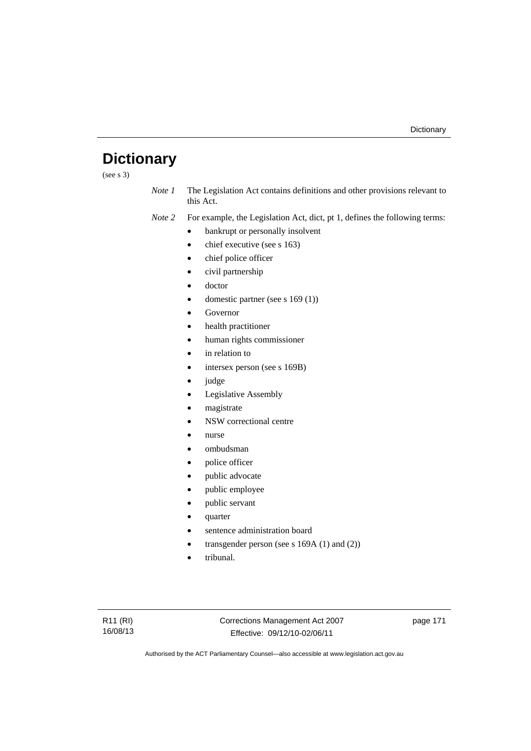# Dictionary

(see s 3)

*Note 1* The Legislation Act contains definitions and other provisions relevant to this Act.

*Note 2* For example, the Legislation Act, dict, pt 1, defines the following terms:

- bankrupt or personally insolvent
- chief executive (see s 163)
- chief police officer
- civil partnership
- doctor
- domestic partner (see s 169 (1))
- Governor
- health practitioner
- human rights commissioner
- in relation to
- intersex person (see s 169B)
- judge
- Legislative Assembly
- magistrate
- NSW correctional centre
- nurse
- ombudsman
- police officer
- public advocate
- public employee
- public servant
- quarter
- sentence administration board
- transgender person (see s 169A (1) and (2))
- tribunal.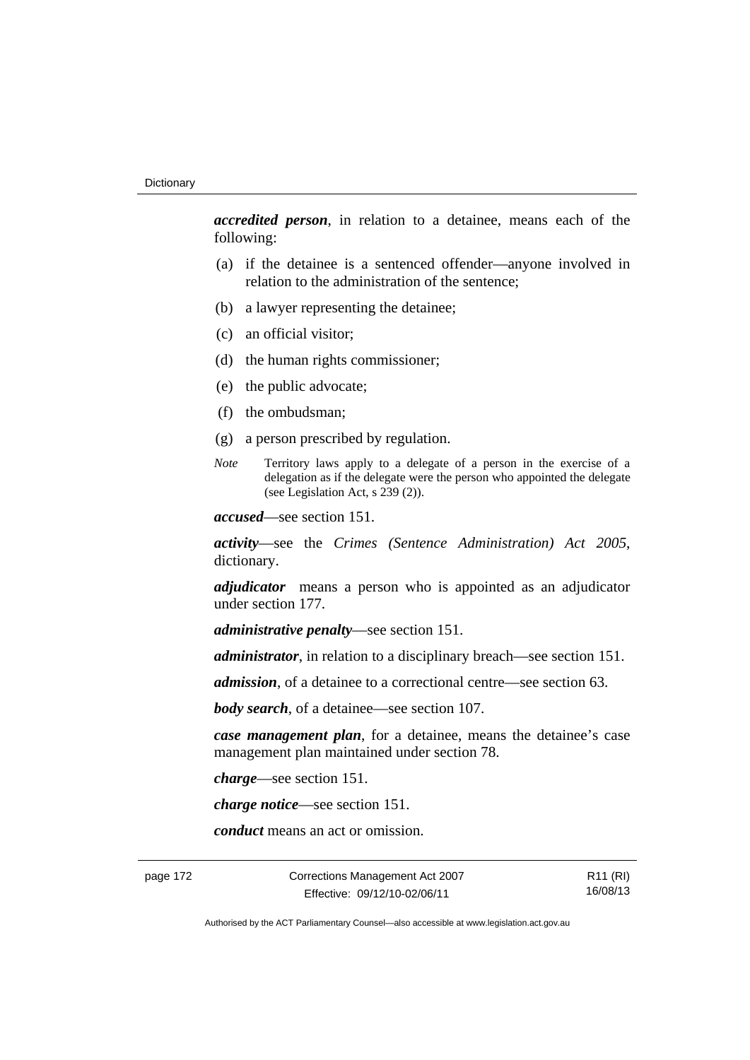***accredited person***, in relation to a detainee, means each of the following:

(a) if the detainee is a sentenced offender—anyone involved in relation to the administration of the sentence;

(b) a lawyer representing the detainee;

(c) an official visitor;

(d) the human rights commissioner;

(e) the public advocate;

(f) the ombudsman;

(g) a person prescribed by regulation.

*Note* Territory laws apply to a delegate of a person in the exercise of a delegation as if the delegate were the person who appointed the delegate (see Legislation Act, s 239 (2)).

***accused***—see section 151.

***activity***—see the *Crimes (Sentence Administration) Act 2005*, dictionary.

***adjudicator*** means a person who is appointed as an adjudicator under section 177.

***administrative penalty***—see section 151.

***administrator***, in relation to a disciplinary breach—see section 151.

***admission***, of a detainee to a correctional centre—see section 63.

***body search***, of a detainee—see section 107.

***case management plan***, for a detainee, means the detainee's case management plan maintained under section 78.

***charge***—see section 151.

***charge notice***—see section 151.

***conduct*** means an act or omission.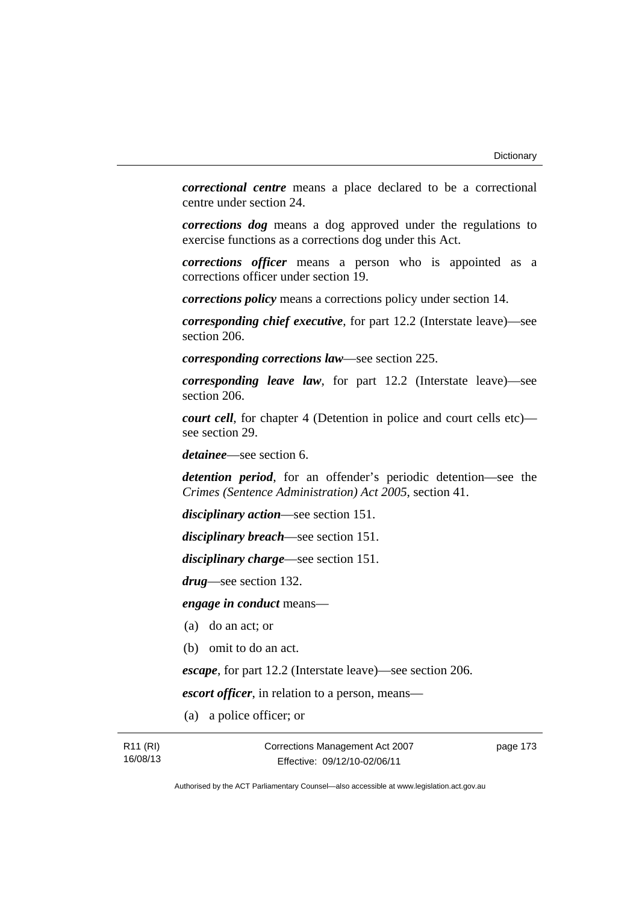***correctional centre*** means a place declared to be a correctional centre under section 24.

***corrections dog*** means a dog approved under the regulations to exercise functions as a corrections dog under this Act.

***corrections officer*** means a person who is appointed as a corrections officer under section 19.

***corrections policy*** means a corrections policy under section 14.

***corresponding chief executive***, for part 12.2 (Interstate leave)—see section 206.

***corresponding corrections law***—see section 225.

***corresponding leave law***, for part 12.2 (Interstate leave)—see section 206.

***court cell***, for chapter 4 (Detention in police and court cells etc)—see section 29.

***detainee***—see section 6.

***detention period***, for an offender's periodic detention—see the *Crimes (Sentence Administration) Act 2005*, section 41.

***disciplinary action***—see section 151.

***disciplinary breach***—see section 151.

***disciplinary charge***—see section 151.

***drug***—see section 132.

***engage in conduct*** means—

(a) do an act; or

(b) omit to do an act.

***escape***, for part 12.2 (Interstate leave)—see section 206.

***escort officer***, in relation to a person, means—

(a) a police officer; or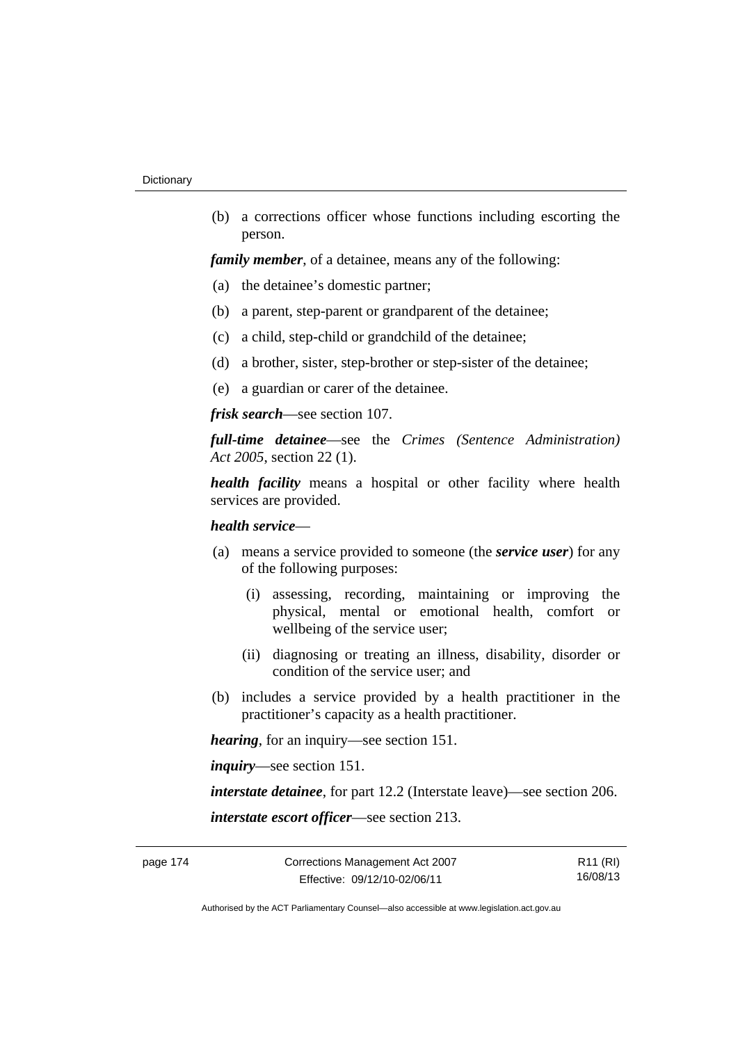(b) a corrections officer whose functions including escorting the person.

***family member***, of a detainee, means any of the following:

(a) the detainee's domestic partner;

(b) a parent, step-parent or grandparent of the detainee;

(c) a child, step-child or grandchild of the detainee;

(d) a brother, sister, step-brother or step-sister of the detainee;

(e) a guardian or carer of the detainee.

***frisk search***—see section 107.

***full-time detainee***—see the *Crimes (Sentence Administration) Act 2005*, section 22 (1).

***health facility*** means a hospital or other facility where health services are provided.

***health service***—

(a) means a service provided to someone (the ***service user***) for any of the following purposes:

  (i) assessing, recording, maintaining or improving the physical, mental or emotional health, comfort or wellbeing of the service user;

  (ii) diagnosing or treating an illness, disability, disorder or condition of the service user; and

(b) includes a service provided by a health practitioner in the practitioner's capacity as a health practitioner.

***hearing***, for an inquiry—see section 151.

***inquiry***—see section 151.

***interstate detainee***, for part 12.2 (Interstate leave)—see section 206.

***interstate escort officer***—see section 213.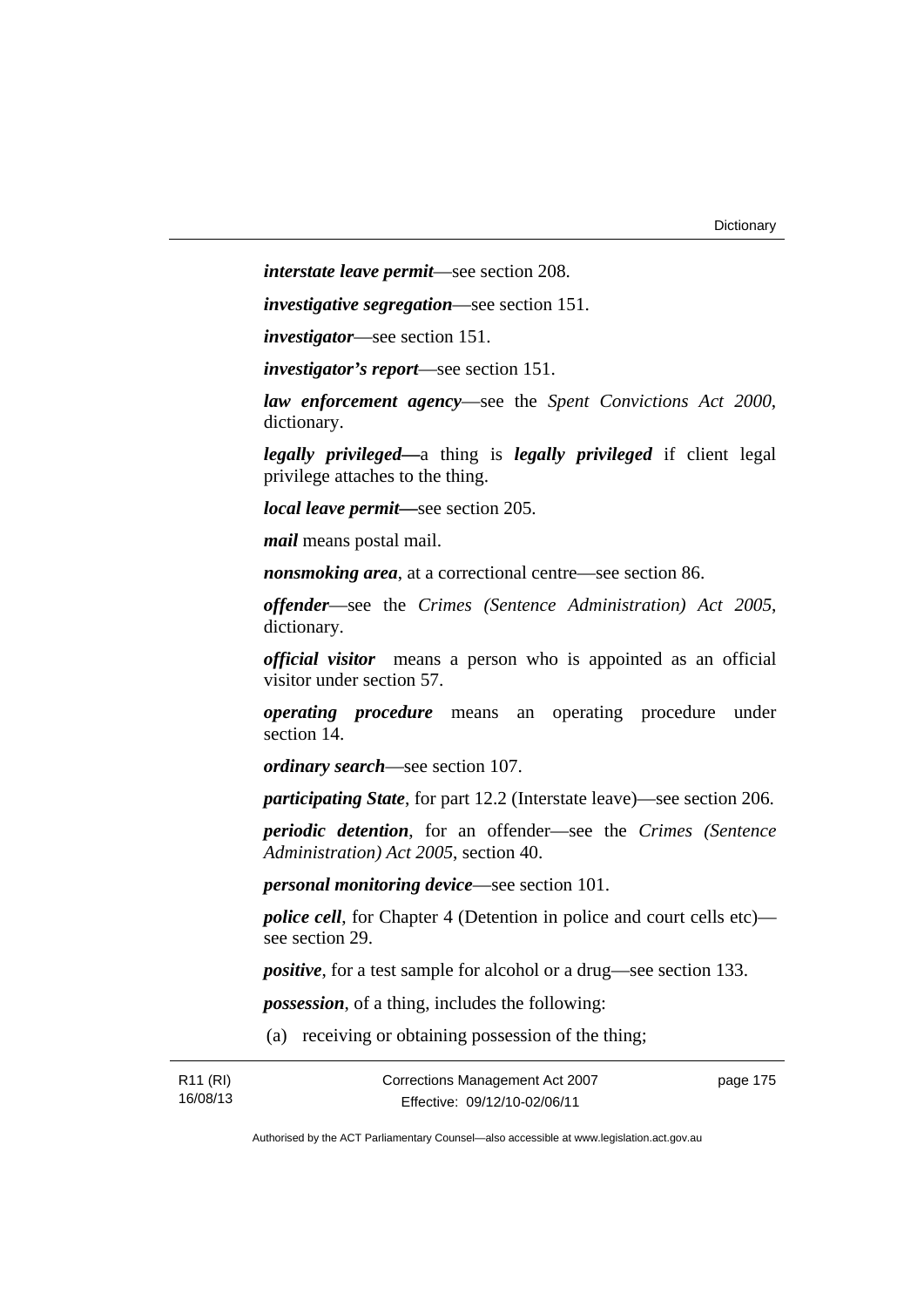***interstate leave permit***—see section 208.

***investigative segregation***—see section 151.

***investigator***—see section 151.

***investigator's report***—see section 151.

***law enforcement agency***—see the *Spent Convictions Act 2000*, dictionary.

***legally privileged***—a thing is ***legally privileged*** if client legal privilege attaches to the thing.

***local leave permit***—see section 205.

***mail*** means postal mail.

***nonsmoking area***, at a correctional centre—see section 86.

***offender***—see the *Crimes (Sentence Administration) Act 2005*, dictionary.

***official visitor*** means a person who is appointed as an official visitor under section 57.

***operating procedure*** means an operating procedure under section 14.

***ordinary search***—see section 107.

***participating State***, for part 12.2 (Interstate leave)—see section 206.

***periodic detention***, for an offender—see the *Crimes (Sentence Administration) Act 2005*, section 40.

***personal monitoring device***—see section 101.

***police cell***, for Chapter 4 (Detention in police and court cells etc)—see section 29.

***positive***, for a test sample for alcohol or a drug—see section 133.

***possession***, of a thing, includes the following:

(a) receiving or obtaining possession of the thing;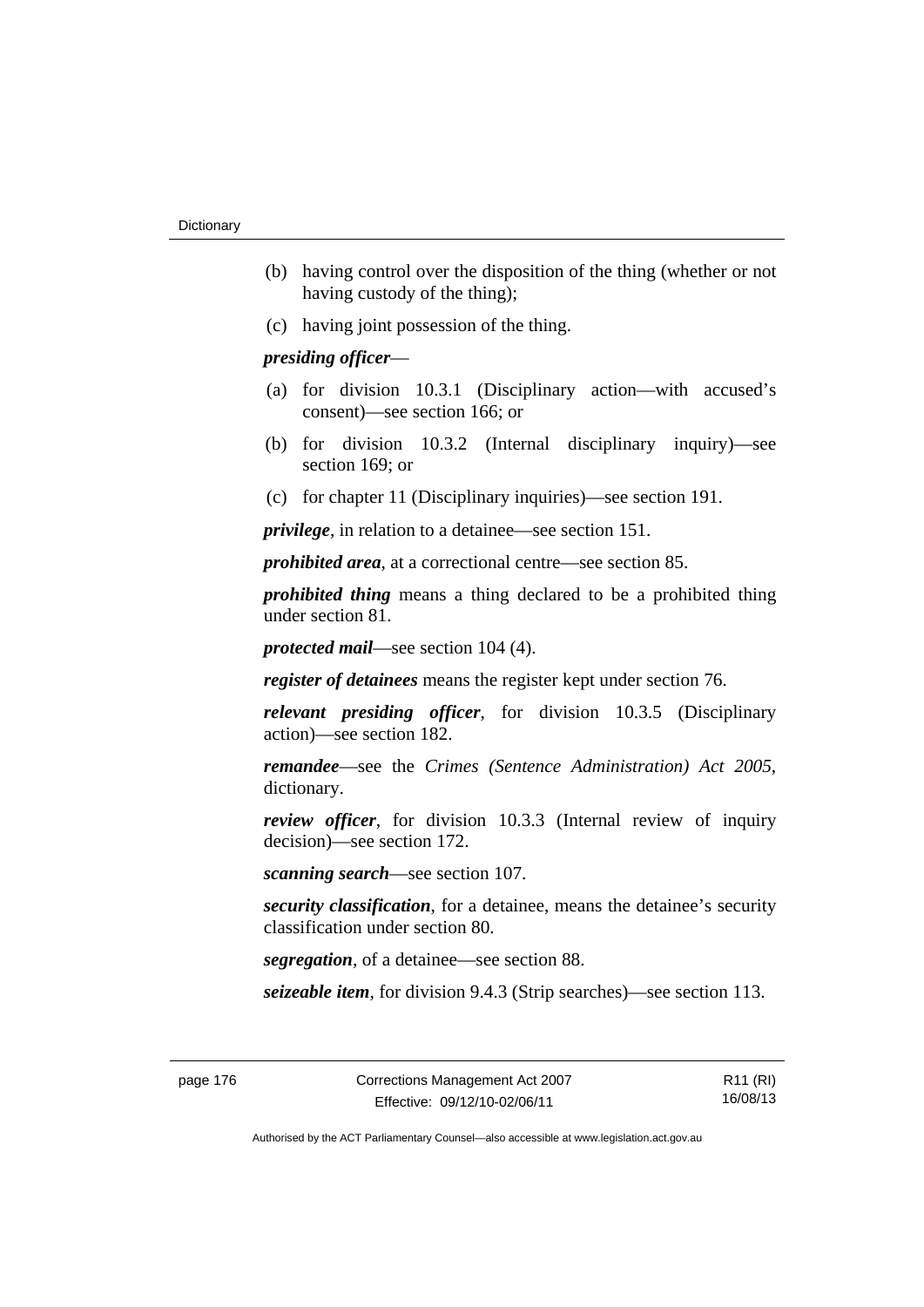(b) having control over the disposition of the thing (whether or not having custody of the thing);

(c) having joint possession of the thing.

***presiding officer***—

(a) for division 10.3.1 (Disciplinary action—with accused's consent)—see section 166; or

(b) for division 10.3.2 (Internal disciplinary inquiry)—see section 169; or

(c) for chapter 11 (Disciplinary inquiries)—see section 191.

***privilege***, in relation to a detainee—see section 151.

***prohibited area***, at a correctional centre—see section 85.

***prohibited thing*** means a thing declared to be a prohibited thing under section 81.

***protected mail***—see section 104 (4).

***register of detainees*** means the register kept under section 76.

***relevant presiding officer***, for division 10.3.5 (Disciplinary action)—see section 182.

***remandee***—see the *Crimes (Sentence Administration) Act 2005*, dictionary.

***review officer***, for division 10.3.3 (Internal review of inquiry decision)—see section 172.

***scanning search***—see section 107.

***security classification***, for a detainee, means the detainee's security classification under section 80.

***segregation***, of a detainee—see section 88.

***seizeable item***, for division 9.4.3 (Strip searches)—see section 113.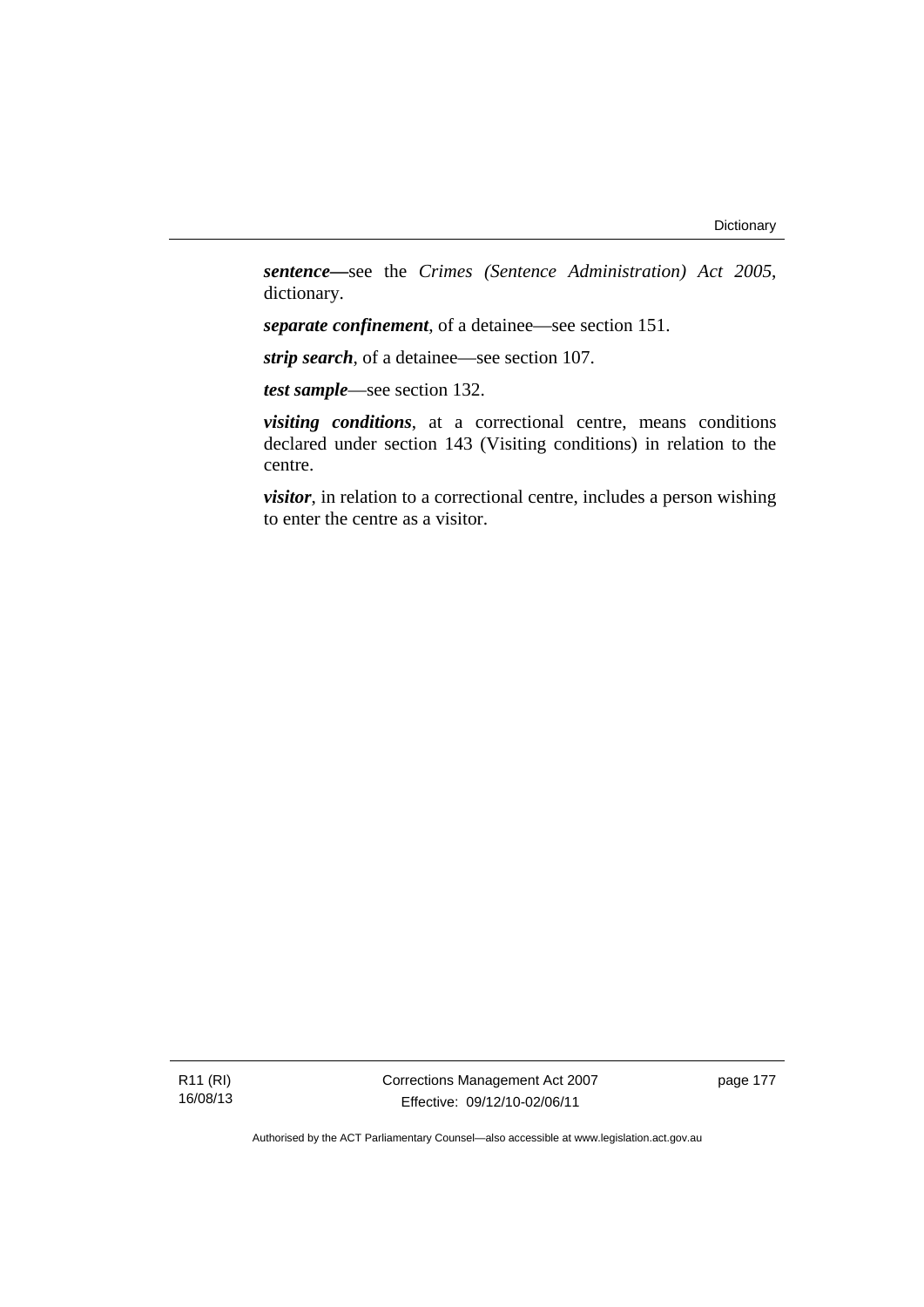***sentence***—see the *Crimes (Sentence Administration) Act 2005*, dictionary.

***separate confinement***, of a detainee—see section 151.

***strip search***, of a detainee—see section 107.

***test sample***—see section 132.

***visiting conditions***, at a correctional centre, means conditions declared under section 143 (Visiting conditions) in relation to the centre.

***visitor***, in relation to a correctional centre, includes a person wishing to enter the centre as a visitor.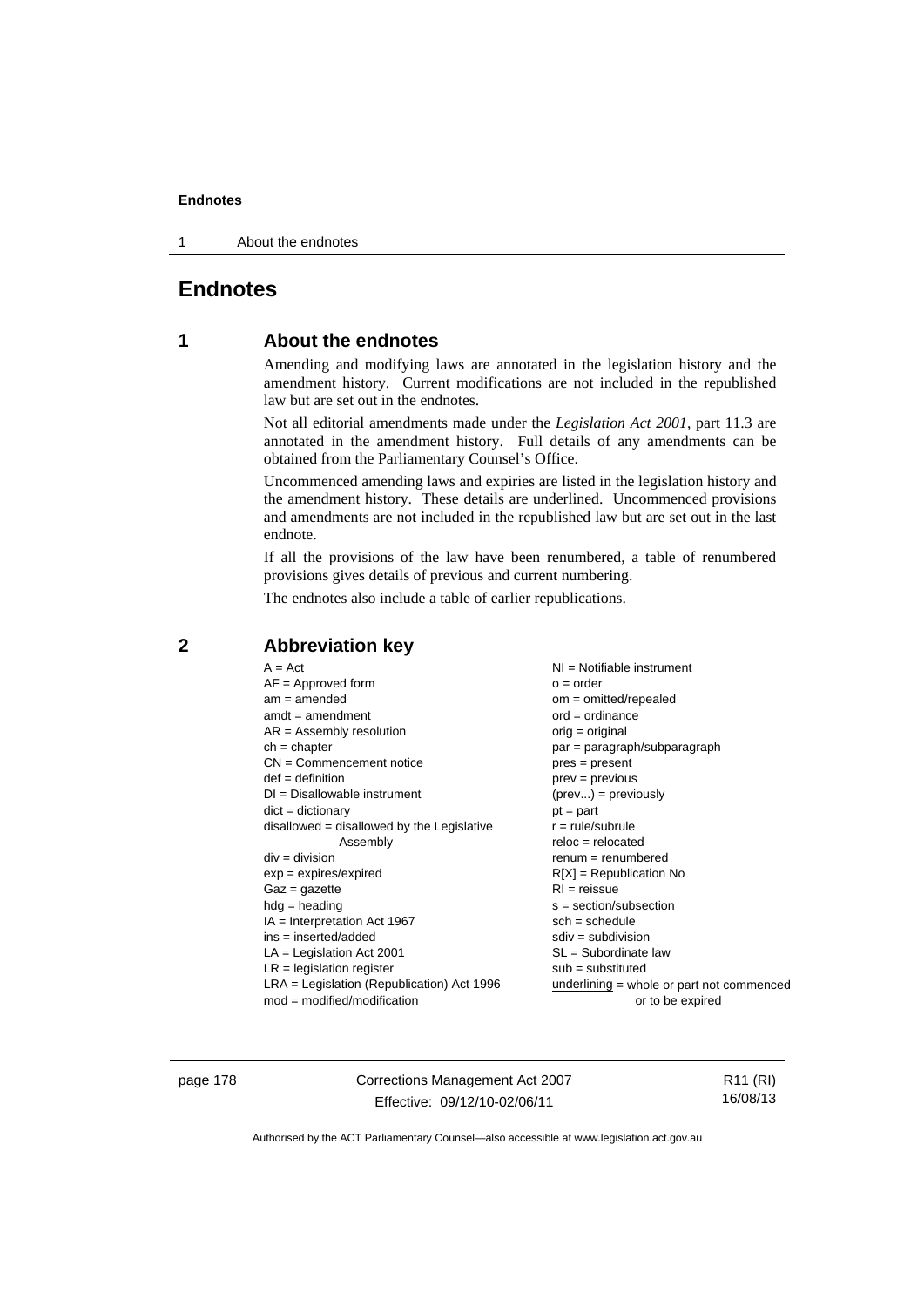# Endnotes

## 1 About the endnotes

Amending and modifying laws are annotated in the legislation history and the amendment history. Current modifications are not included in the republished law but are set out in the endnotes.

Not all editorial amendments made under the *Legislation Act 2001*, part 11.3 are annotated in the amendment history. Full details of any amendments can be obtained from the Parliamentary Counsel's Office.

Uncommenced amending laws and expiries are listed in the legislation history and the amendment history. These details are underlined. Uncommenced provisions and amendments are not included in the republished law but are set out in the last endnote.

If all the provisions of the law have been renumbered, a table of renumbered provisions gives details of previous and current numbering.

The endnotes also include a table of earlier republications.

## 2 Abbreviation key

A = Act
AF = Approved form
am = amended
amdt = amendment
AR = Assembly resolution
ch = chapter
CN = Commencement notice
def = definition
DI = Disallowable instrument
dict = dictionary
disallowed = disallowed by the Legislative Assembly
div = division
exp = expires/expired
Gaz = gazette
hdg = heading
IA = Interpretation Act 1967
ins = inserted/added
LA = Legislation Act 2001
LR = legislation register
LRA = Legislation (Republication) Act 1996
mod = modified/modification
NI = Notifiable instrument
o = order
om = omitted/repealed
ord = ordinance
orig = original
par = paragraph/subparagraph
pres = present
prev = previous
(prev...) = previously
pt = part
r = rule/subrule
reloc = relocated
renum = renumbered
R[X] = Republication No
RI = reissue
s = section/subsection
sch = schedule
sdiv = subdivision
SL = Subordinate law
sub = substituted
underlining = whole or part not commenced or to be expired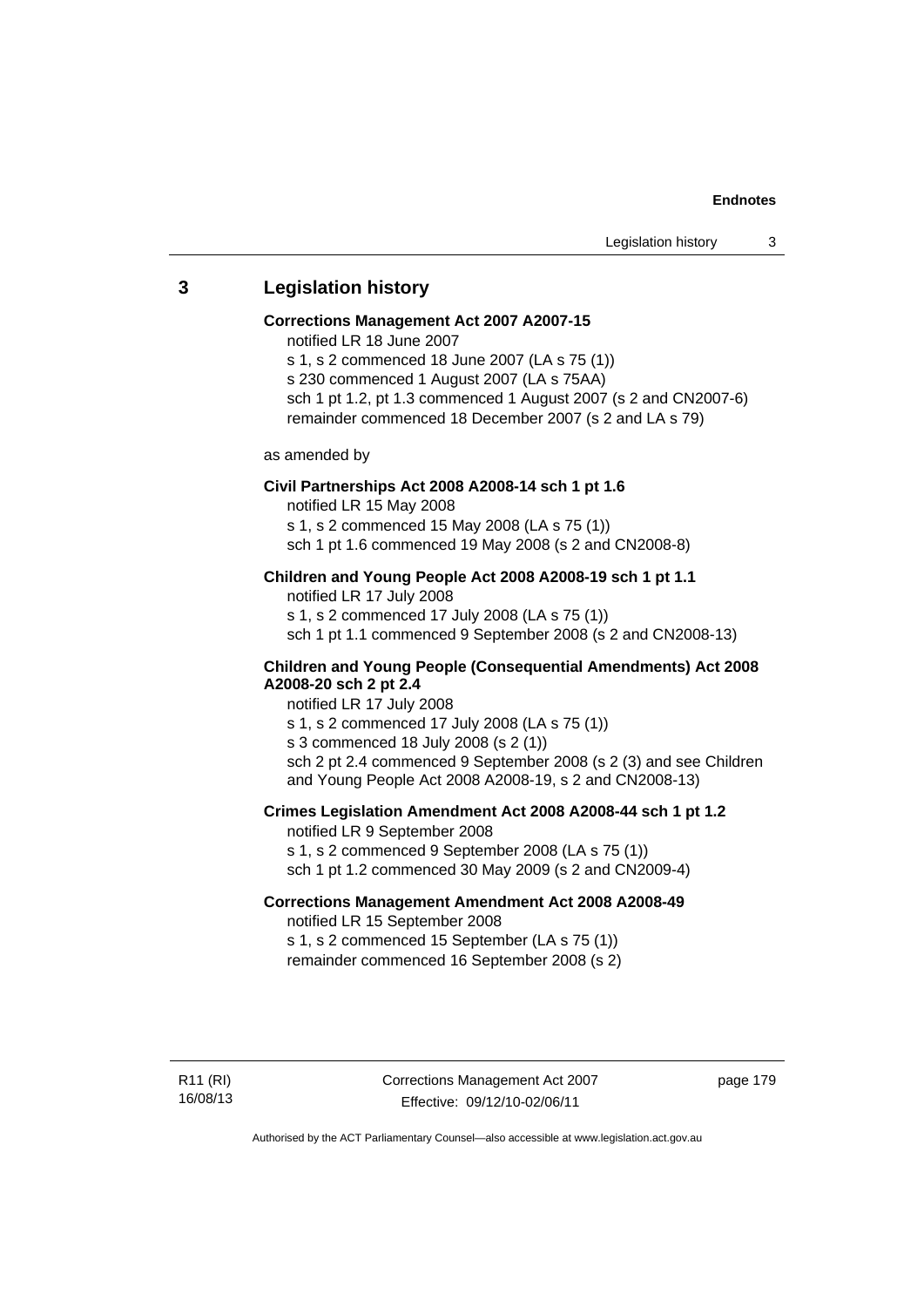## 3 Legislation history

**Corrections Management Act 2007 A2007-15**

notified LR 18 June 2007

s 1, s 2 commenced 18 June 2007 (LA s 75 (1))

s 230 commenced 1 August 2007 (LA s 75AA)

sch 1 pt 1.2, pt 1.3 commenced 1 August 2007 (s 2 and CN2007-6)

remainder commenced 18 December 2007 (s 2 and LA s 79)

as amended by

**Civil Partnerships Act 2008 A2008-14 sch 1 pt 1.6**

notified LR 15 May 2008

s 1, s 2 commenced 15 May 2008 (LA s 75 (1))

sch 1 pt 1.6 commenced 19 May 2008 (s 2 and CN2008-8)

**Children and Young People Act 2008 A2008-19 sch 1 pt 1.1**

notified LR 17 July 2008

s 1, s 2 commenced 17 July 2008 (LA s 75 (1))

sch 1 pt 1.1 commenced 9 September 2008 (s 2 and CN2008-13)

**Children and Young People (Consequential Amendments) Act 2008 A2008-20 sch 2 pt 2.4**

notified LR 17 July 2008

s 1, s 2 commenced 17 July 2008 (LA s 75 (1))

s 3 commenced 18 July 2008 (s 2 (1))

sch 2 pt 2.4 commenced 9 September 2008 (s 2 (3) and see Children and Young People Act 2008 A2008-19, s 2 and CN2008-13)

**Crimes Legislation Amendment Act 2008 A2008-44 sch 1 pt 1.2**

notified LR 9 September 2008

s 1, s 2 commenced 9 September 2008 (LA s 75 (1))

sch 1 pt 1.2 commenced 30 May 2009 (s 2 and CN2009-4)

**Corrections Management Amendment Act 2008 A2008-49**

notified LR 15 September 2008

s 1, s 2 commenced 15 September (LA s 75 (1))

remainder commenced 16 September 2008 (s 2)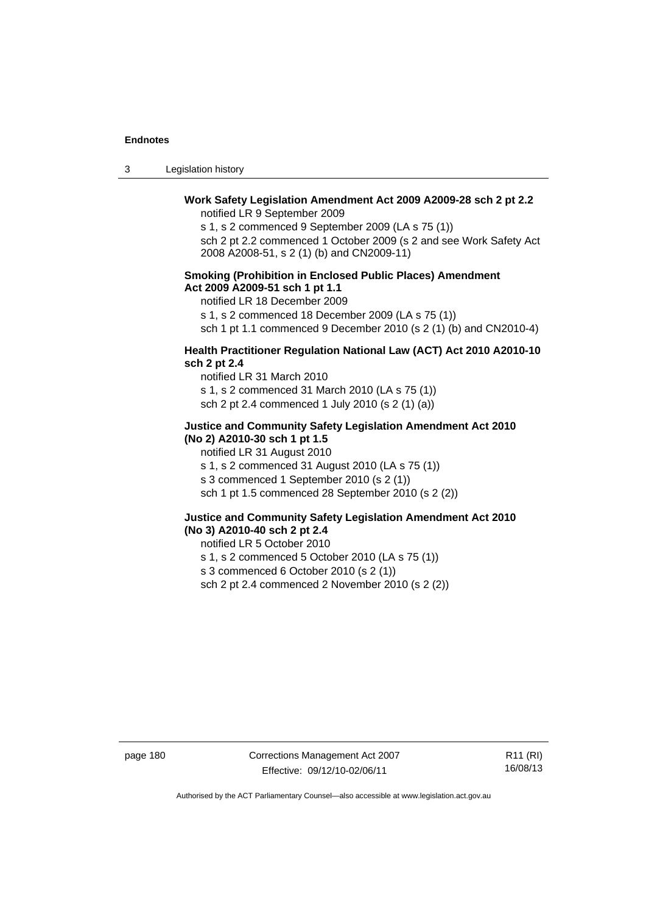**Work Safety Legislation Amendment Act 2009 A2009-28 sch 2 pt 2.2**

notified LR 9 September 2009

s 1, s 2 commenced 9 September 2009 (LA s 75 (1))

sch 2 pt 2.2 commenced 1 October 2009 (s 2 and see Work Safety Act 2008 A2008-51, s 2 (1) (b) and CN2009-11)

**Smoking (Prohibition in Enclosed Public Places) Amendment Act 2009 A2009-51 sch 1 pt 1.1**

notified LR 18 December 2009

s 1, s 2 commenced 18 December 2009 (LA s 75 (1))

sch 1 pt 1.1 commenced 9 December 2010 (s 2 (1) (b) and CN2010-4)

**Health Practitioner Regulation National Law (ACT) Act 2010 A2010-10 sch 2 pt 2.4**

notified LR 31 March 2010

s 1, s 2 commenced 31 March 2010 (LA s 75 (1))

sch 2 pt 2.4 commenced 1 July 2010 (s 2 (1) (a))

**Justice and Community Safety Legislation Amendment Act 2010 (No 2) A2010-30 sch 1 pt 1.5**

notified LR 31 August 2010

s 1, s 2 commenced 31 August 2010 (LA s 75 (1))

s 3 commenced 1 September 2010 (s 2 (1))

sch 1 pt 1.5 commenced 28 September 2010 (s 2 (2))

**Justice and Community Safety Legislation Amendment Act 2010 (No 3) A2010-40 sch 2 pt 2.4**

notified LR 5 October 2010

s 1, s 2 commenced 5 October 2010 (LA s 75 (1))

s 3 commenced 6 October 2010 (s 2 (1))

sch 2 pt 2.4 commenced 2 November 2010 (s 2 (2))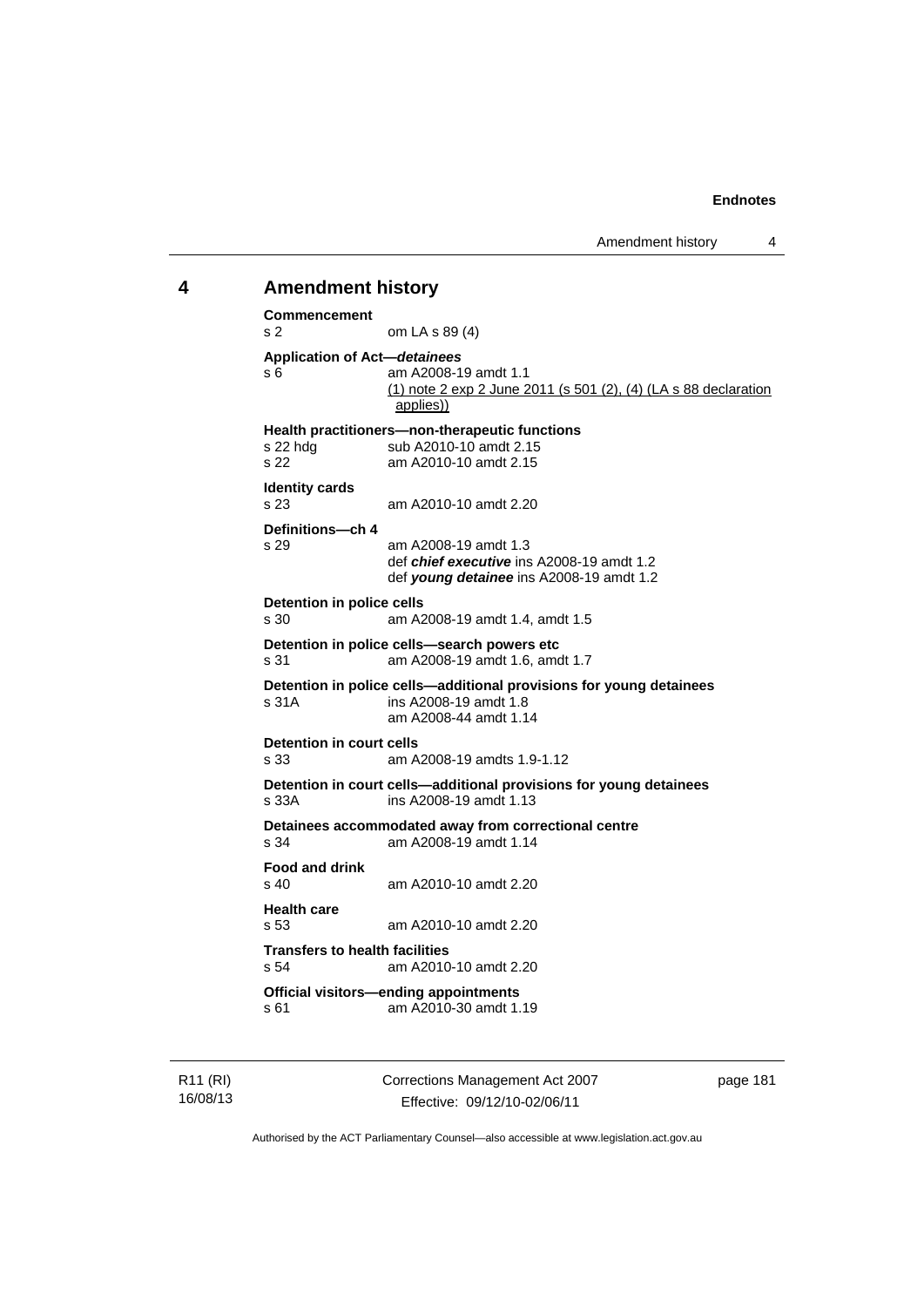# 4 Amendment history

**Commencement**
s 2 om LA s 89 (4)

**Application of Act—*detainees***
s 6 am A2008-19 amdt 1.1
(1) note 2 exp 2 June 2011 (s 501 (2), (4) (LA s 88 declaration applies))

**Health practitioners—non-therapeutic functions**
s 22 hdg sub A2010-10 amdt 2.15
s 22 am A2010-10 amdt 2.15

**Identity cards**
s 23 am A2010-10 amdt 2.20

**Definitions—ch 4**
s 29 am A2008-19 amdt 1.3
def ***chief executive*** ins A2008-19 amdt 1.2
def ***young detainee*** ins A2008-19 amdt 1.2

**Detention in police cells**
s 30 am A2008-19 amdt 1.4, amdt 1.5

**Detention in police cells—search powers etc**
s 31 am A2008-19 amdt 1.6, amdt 1.7

**Detention in police cells—additional provisions for young detainees**
s 31A ins A2008-19 amdt 1.8
am A2008-44 amdt 1.14

**Detention in court cells**
s 33 am A2008-19 amdts 1.9-1.12

**Detention in court cells—additional provisions for young detainees**
s 33A ins A2008-19 amdt 1.13

**Detainees accommodated away from correctional centre**
s 34 am A2008-19 amdt 1.14

**Food and drink**
s 40 am A2010-10 amdt 2.20

**Health care**
s 53 am A2010-10 amdt 2.20

**Transfers to health facilities**
s 54 am A2010-10 amdt 2.20

**Official visitors—ending appointments**
s 61 am A2010-30 amdt 1.19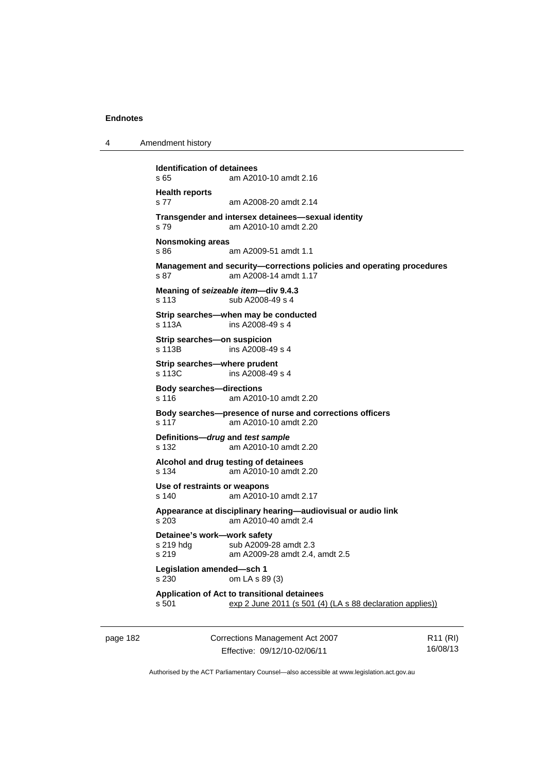**Identification of detainees**
s 65 am A2010-10 amdt 2.16

**Health reports**
s 77 am A2008-20 amdt 2.14

**Transgender and intersex detainees—sexual identity**
s 79 am A2010-10 amdt 2.20

**Nonsmoking areas**
s 86 am A2009-51 amdt 1.1

**Management and security—corrections policies and operating procedures**
s 87 am A2008-14 amdt 1.17

**Meaning of *seizeable item*—div 9.4.3**
s 113 sub A2008-49 s 4

**Strip searches—when may be conducted**
s 113A ins A2008-49 s 4

**Strip searches—on suspicion**
s 113B ins A2008-49 s 4

**Strip searches—where prudent**
s 113C ins A2008-49 s 4

**Body searches—directions**
s 116 am A2010-10 amdt 2.20

**Body searches—presence of nurse and corrections officers**
s 117 am A2010-10 amdt 2.20

**Definitions—*drug* and *test sample***
s 132 am A2010-10 amdt 2.20

**Alcohol and drug testing of detainees**
s 134 am A2010-10 amdt 2.20

**Use of restraints or weapons**
s 140 am A2010-10 amdt 2.17

**Appearance at disciplinary hearing—audiovisual or audio link**
s 203 am A2010-40 amdt 2.4

**Detainee's work—work safety**
s 219 hdg sub A2009-28 amdt 2.3
s 219 am A2009-28 amdt 2.4, amdt 2.5

**Legislation amended—sch 1**
s 230 om LA s 89 (3)

**Application of Act to transitional detainees**
s 501 exp 2 June 2011 (s 501 (4) (LA s 88 declaration applies))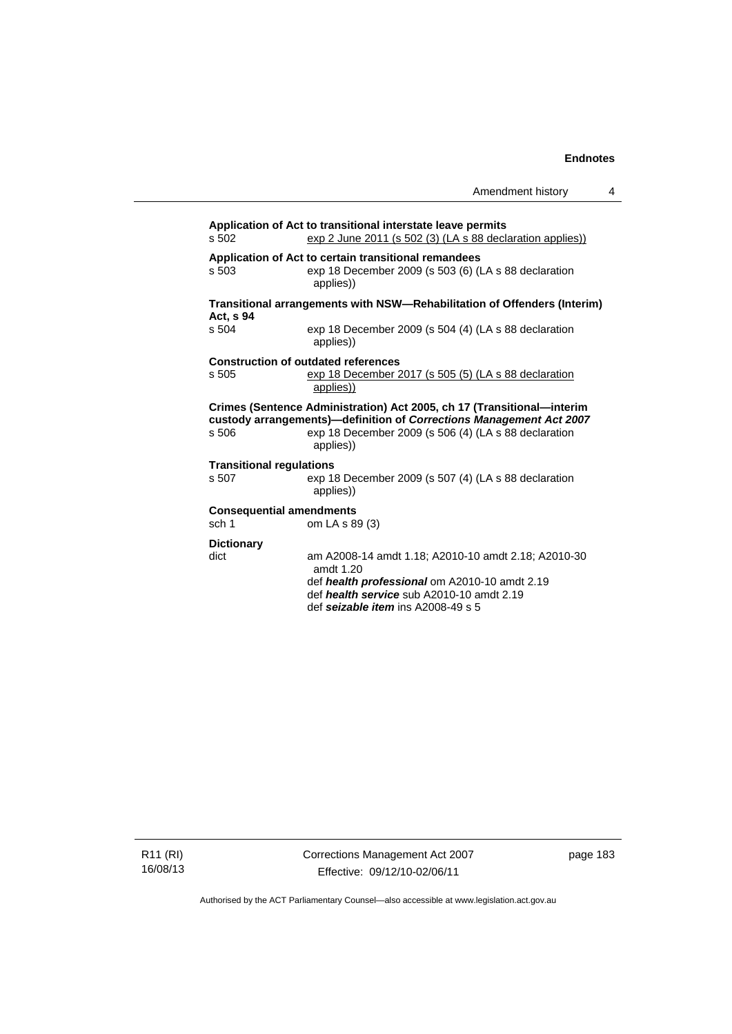**Application of Act to transitional interstate leave permits**

s 502 — exp 2 June 2011 (s 502 (3) (LA s 88 declaration applies))

**Application of Act to certain transitional remandees**

s 503 — exp 18 December 2009 (s 503 (6) (LA s 88 declaration applies))

**Transitional arrangements with NSW—Rehabilitation of Offenders (Interim) Act, s 94**

s 504 — exp 18 December 2009 (s 504 (4) (LA s 88 declaration applies))

**Construction of outdated references**

s 505 — exp 18 December 2017 (s 505 (5) (LA s 88 declaration applies))

**Crimes (Sentence Administration) Act 2005, ch 17 (Transitional—interim custody arrangements)—definition of *Corrections Management Act 2007***

s 506 — exp 18 December 2009 (s 506 (4) (LA s 88 declaration applies))

**Transitional regulations**

s 507 — exp 18 December 2009 (s 507 (4) (LA s 88 declaration applies))

**Consequential amendments**

sch 1 — om LA s 89 (3)

**Dictionary**

dict — am A2008-14 amdt 1.18; A2010-10 amdt 2.18; A2010-30 amdt 1.20

def ***health professional*** om A2010-10 amdt 2.19

def ***health service*** sub A2010-10 amdt 2.19

def ***seizable item*** ins A2008-49 s 5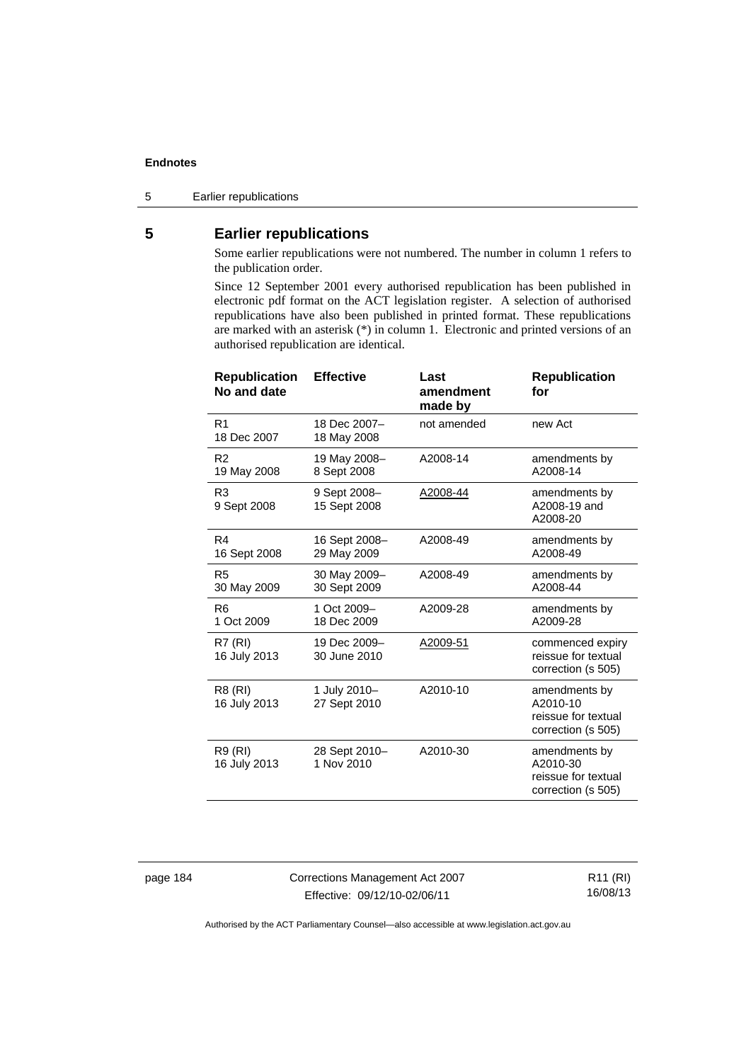## 5 Earlier republications

Some earlier republications were not numbered. The number in column 1 refers to the publication order.

Since 12 September 2001 every authorised republication has been published in electronic pdf format on the ACT legislation register. A selection of authorised republications have also been published in printed format. These republications are marked with an asterisk (*) in column 1. Electronic and printed versions of an authorised republication are identical.

| Republication No and date | Effective | Last amendment made by | Republication for |
|---|---|---|---|
| R1<br>18 Dec 2007 | 18 Dec 2007–<br>18 May 2008 | not amended | new Act |
| R2<br>19 May 2008 | 19 May 2008–<br>8 Sept 2008 | A2008-14 | amendments by A2008-14 |
| R3<br>9 Sept 2008 | 9 Sept 2008–<br>15 Sept 2008 | A2008-44 | amendments by A2008-19 and A2008-20 |
| R4<br>16 Sept 2008 | 16 Sept 2008–<br>29 May 2009 | A2008-49 | amendments by A2008-49 |
| R5<br>30 May 2009 | 30 May 2009–<br>30 Sept 2009 | A2008-49 | amendments by A2008-44 |
| R6<br>1 Oct 2009 | 1 Oct 2009–<br>18 Dec 2009 | A2009-28 | amendments by A2009-28 |
| R7 (RI)<br>16 July 2013 | 19 Dec 2009–<br>30 June 2010 | A2009-51 | commenced expiry reissue for textual correction (s 505) |
| R8 (RI)<br>16 July 2013 | 1 July 2010–<br>27 Sept 2010 | A2010-10 | amendments by A2010-10 reissue for textual correction (s 505) |
| R9 (RI)<br>16 July 2013 | 28 Sept 2010–<br>1 Nov 2010 | A2010-30 | amendments by A2010-30 reissue for textual correction (s 505) |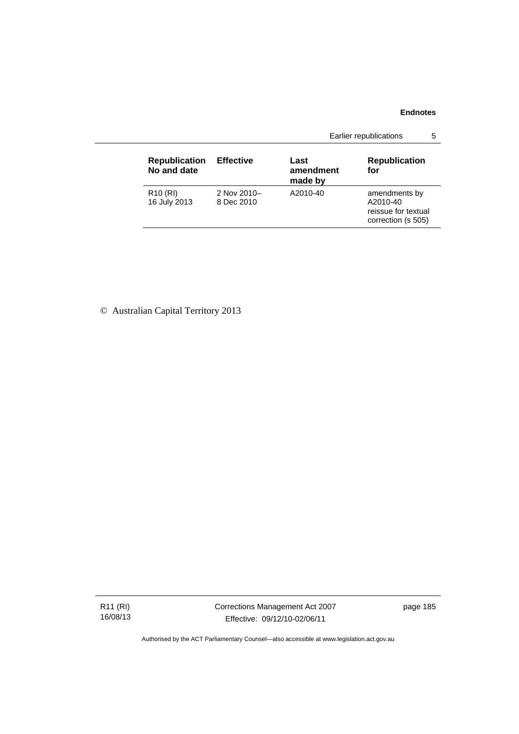| Republication No and date | Effective | Last amendment made by | Republication for |
|---|---|---|---|
| R10 (RI) 16 July 2013 | 2 Nov 2010– 8 Dec 2010 | A2010-40 | amendments by A2010-40 reissue for textual correction (s 505) |

© Australian Capital Territory 2013